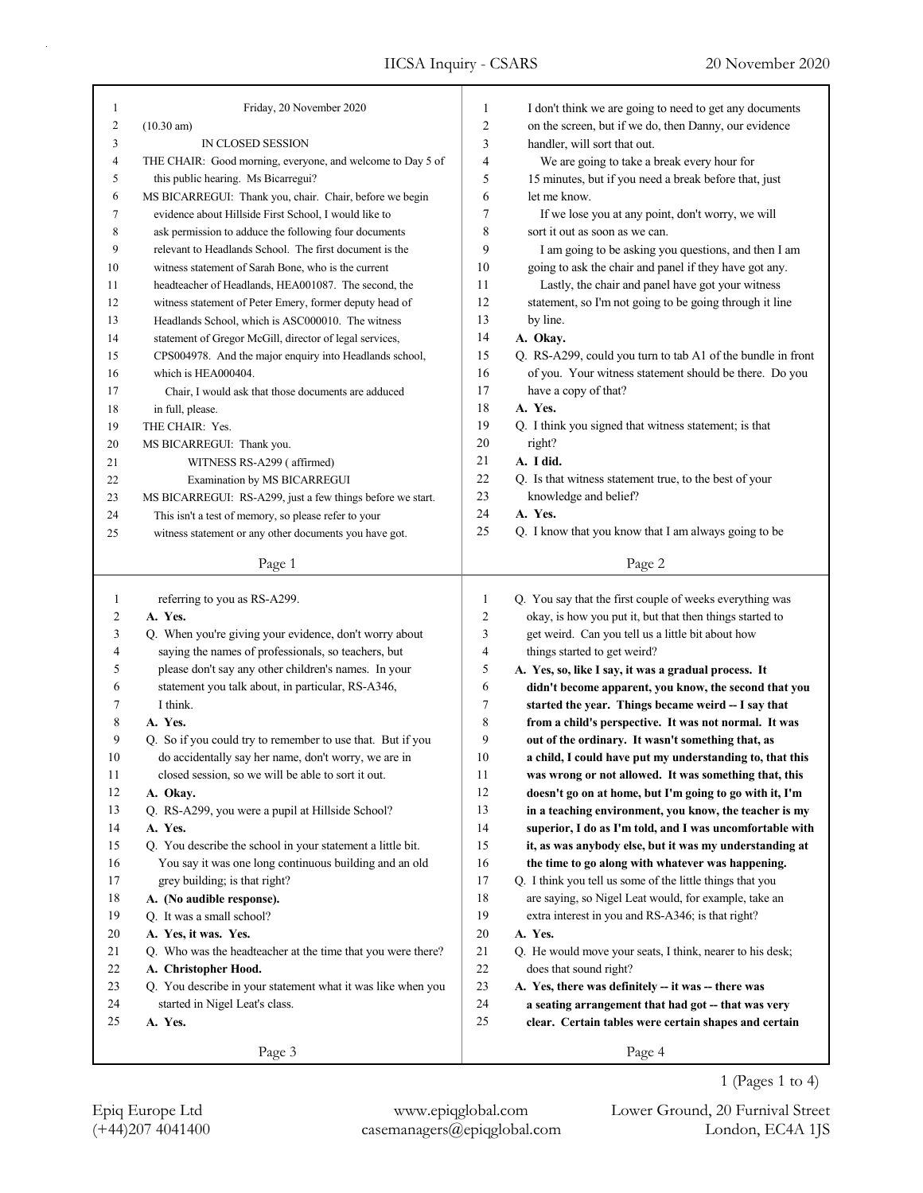Friday, 20 November 2020

(10.30 am)

IN CLOSED SESSION

THE CHAIR: Good morning, everyone, and welcome to Day 5 of this public hearing. Ms Bicarregui?

MS BICARREGUI: Thank you, chair. Chair, before we begin evidence about Hillside First School, I would like to ask permission to adduce the following four documents relevant to Headlands School. The first document is the witness statement of Sarah Bone, who is the current headteacher of Headlands, HEA001087. The second, the witness statement of Peter Emery, former deputy head of Headlands School, which is ASC000010. The witness statement of Gregor McGill, director of legal services, CPS004978. And the major enquiry into Headlands school, which is HEA000404.

Chair, I would ask that those documents are adduced in full, please.

THE CHAIR: Yes.

MS BICARREGUI: Thank you.

WITNESS RS-A299 ( affirmed)

Examination by MS BICARREGUI

MS BICARREGUI: RS-A299, just a few things before we start. This isn't a test of memory, so please refer to your witness statement or any other documents you have got.

I don't think we are going to need to get any documents on the screen, but if we do, then Danny, our evidence handler, will sort that out.

We are going to take a break every hour for 15 minutes, but if you need a break before that, just let me know.

If we lose you at any point, don't worry, we will sort it out as soon as we can.

I am going to be asking you questions, and then I am going to ask the chair and panel if they have got any.

Lastly, the chair and panel have got your witness statement, so I'm not going to be going through it line by line.

**A. Okay.**

Q. RS-A299, could you turn to tab A1 of the bundle in front of you. Your witness statement should be there. Do you have a copy of that?

**A. Yes.**

Q. I think you signed that witness statement; is that right?

**A. I did.**

Q. Is that witness statement true, to the best of your knowledge and belief?

**A. Yes.**

Q. I know that you know that I am always going to be referring to you as RS-A299.

**A. Yes.**

Q. When you're giving your evidence, don't worry about saying the names of professionals, so teachers, but please don't say any other children's names. In your statement you talk about, in particular, RS-A346, I think.

**A. Yes.**

Q. So if you could try to remember to use that. But if you do accidentally say her name, don't worry, we are in closed session, so we will be able to sort it out.

**A. Okay.**

Q. RS-A299, you were a pupil at Hillside School?

**A. Yes.**

Q. You describe the school in your statement a little bit. You say it was one long continuous building and an old grey building; is that right?

**A. (No audible response).**

Q. It was a small school?

**A. Yes, it was. Yes.**

Q. Who was the headteacher at the time that you were there?

**A. Christopher Hood.**

Q. You describe in your statement what it was like when you started in Nigel Leat's class.

**A. Yes.**

Q. You say that the first couple of weeks everything was okay, is how you put it, but that then things started to get weird. Can you tell us a little bit about how things started to get weird?

**A. Yes, so, like I say, it was a gradual process. It didn't become apparent, you know, the second that you started the year. Things became weird -- I say that from a child's perspective. It was not normal. It was out of the ordinary. It wasn't something that, as a child, I could have put my understanding to, that this was wrong or not allowed. It was something that, this doesn't go on at home, but I'm going to go with it, I'm in a teaching environment, you know, the teacher is my superior, I do as I'm told, and I was uncomfortable with it, as was anybody else, but it was my understanding at the time to go along with whatever was happening.**

Q. I think you tell us some of the little things that you are saying, so Nigel Leat would, for example, take an extra interest in you and RS-A346; is that right?

**A. Yes.**

Q. He would move your seats, I think, nearer to his desk; does that sound right?

**A. Yes, there was definitely -- it was -- there was a seating arrangement that had got -- that was very clear. Certain tables were certain shapes and certain**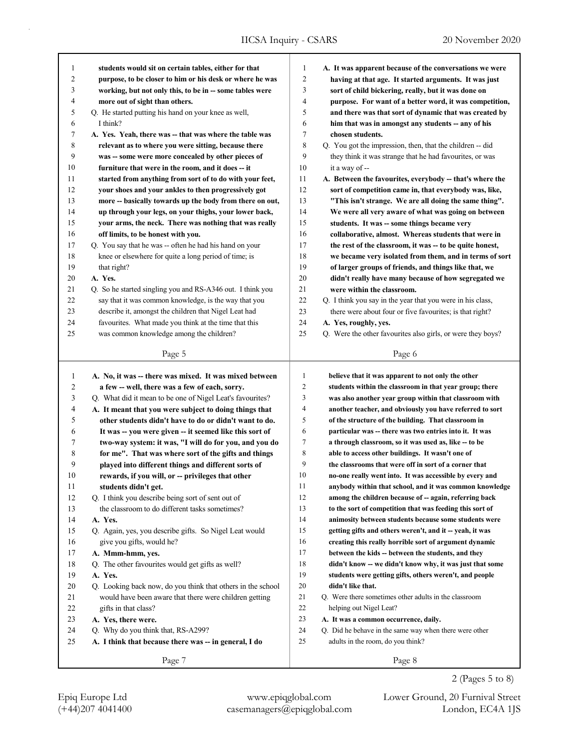students would sit on certain tables, either for that purpose, to be closer to him or his desk or where he was working, but not only this, to be in -- some tables were more out of sight than others.

Q. He started putting his hand on your knee as well, I think?

**A. Yes. Yeah, there was -- that was where the table was relevant as to where you were sitting, because there was -- some were more concealed by other pieces of furniture that were in the room, and it does -- it started from anything from sort of to do with your feet, your shoes and your ankles to then progressively got more -- basically towards up the body from there on out, up through your legs, on your thighs, your lower back, your arms, the neck. There was nothing that was really off limits, to be honest with you.**

Q. You say that he was -- often he had his hand on your knee or elsewhere for quite a long period of time; is that right?

**A. Yes.**

Q. So he started singling you and RS-A346 out. I think you say that it was common knowledge, is the way that you describe it, amongst the children that Nigel Leat had favourites. What made you think at the time that this was common knowledge among the children?

**A. It was apparent because of the conversations we were having at that age. It started arguments. It was just sort of child bickering, really, but it was done on purpose. For want of a better word, it was competition, and there was that sort of dynamic that was created by him that was in amongst any students -- any of his chosen students.**

Q. You got the impression, then, that the children -- did they think it was strange that he had favourites, or was it a way of --

**A. Between the favourites, everybody -- that's where the sort of competition came in, that everybody was, like, "This isn't strange. We are all doing the same thing". We were all very aware of what was going on between students. It was -- some things became very collaborative, almost. Whereas students that were in the rest of the classroom, it was -- to be quite honest, we became very isolated from them, and in terms of sort of larger groups of friends, and things like that, we didn't really have many because of how segregated we were within the classroom.**

Q. I think you say in the year that you were in his class, there were about four or five favourites; is that right?

**A. Yes, roughly, yes.**

Q. Were the other favourites also girls, or were they boys?

**A. No, it was -- there was mixed. It was mixed between a few -- well, there was a few of each, sorry.**

Q. What did it mean to be one of Nigel Leat's favourites?

**A. It meant that you were subject to doing things that other students didn't have to do or didn't want to do. It was -- you were given -- it seemed like this sort of two-way system: it was, "I will do for you, and you do for me". That was where sort of the gifts and things played into different things and different sorts of rewards, if you will, or -- privileges that other students didn't get.**

Q. I think you describe being sort of sent out of the classroom to do different tasks sometimes?

**A. Yes.**

Q. Again, yes, you describe gifts. So Nigel Leat would give you gifts, would he?

**A. Mmm-hmm, yes.**

Q. The other favourites would get gifts as well?

**A. Yes.**

Q. Looking back now, do you think that others in the school would have been aware that there were children getting gifts in that class?

**A. Yes, there were.**

Q. Why do you think that, RS-A299?

**A. I think that because there was -- in general, I do believe that it was apparent to not only the other students within the classroom in that year group; there was also another year group within that classroom with another teacher, and obviously you have referred to sort of the structure of the building. That classroom in particular was -- there was two entries into it. It was a through classroom, so it was used as, like -- to be able to access other buildings. It wasn't one of the classrooms that were off in sort of a corner that no-one really went into. It was accessible by every and anybody within that school, and it was common knowledge among the children because of -- again, referring back to the sort of competition that was feeding this sort of animosity between students because some students were getting gifts and others weren't, and it -- yeah, it was creating this really horrible sort of argument dynamic between the kids -- between the students, and they didn't know -- we didn't know why, it was just that some students were getting gifts, others weren't, and people didn't like that.**

Q. Were there sometimes other adults in the classroom helping out Nigel Leat?

**A. It was a common occurrence, daily.**

Q. Did he behave in the same way when there were other adults in the room, do you think?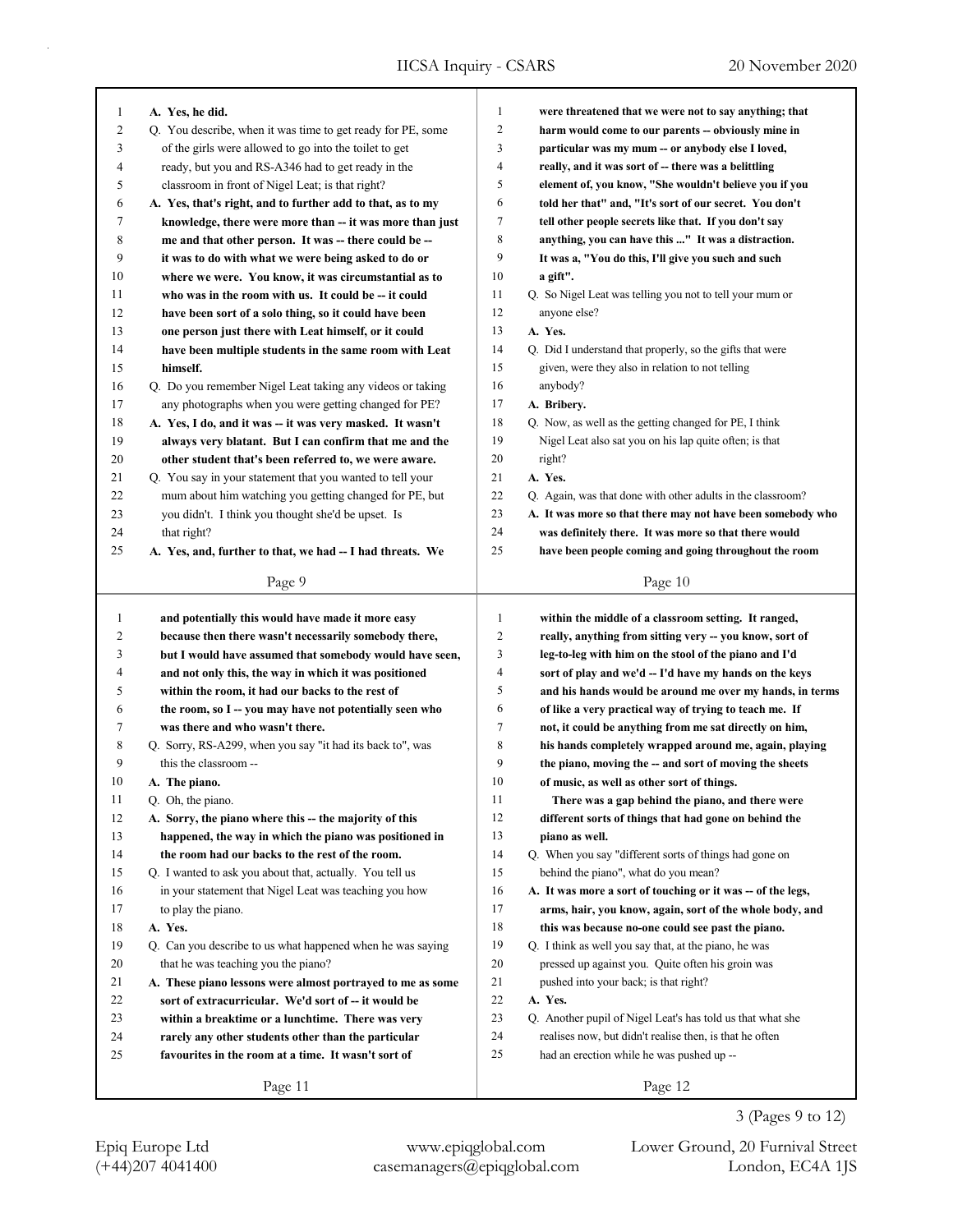A. Yes, he did.

Q. You describe, when it was time to get ready for PE, some of the girls were allowed to go into the toilet to get ready, but you and RS-A346 had to get ready in the classroom in front of Nigel Leat; is that right?

**A. Yes, that's right, and to further add to that, as to my knowledge, there were more than -- it was more than just me and that other person. It was -- there could be -- it was to do with what we were being asked to do or where we were. You know, it was circumstantial as to who was in the room with us. It could be -- it could have been sort of a solo thing, so it could have been one person just there with Leat himself, or it could have been multiple students in the same room with Leat himself.**

Q. Do you remember Nigel Leat taking any videos or taking any photographs when you were getting changed for PE?

**A. Yes, I do, and it was -- it was very masked. It wasn't always very blatant. But I can confirm that me and the other student that's been referred to, we were aware.**

Q. You say in your statement that you wanted to tell your mum about him watching you getting changed for PE, but you didn't. I think you thought she'd be upset. Is that right?

**A. Yes, and, further to that, we had -- I had threats. We were threatened that we were not to say anything; that harm would come to our parents -- obviously mine in particular was my mum -- or anybody else I loved, really, and it was sort of -- there was a belittling element of, you know, "She wouldn't believe you if you told her that" and, "It's sort of our secret. You don't tell other people secrets like that. If you don't say anything, you can have this ..." It was a distraction. It was a, "You do this, I'll give you such and such a gift".**

Q. So Nigel Leat was telling you not to tell your mum or anyone else?

**A. Yes.**

Q. Did I understand that properly, so the gifts that were given, were they also in relation to not telling anybody?

**A. Bribery.**

Q. Now, as well as the getting changed for PE, I think Nigel Leat also sat you on his lap quite often; is that right?

**A. Yes.**

Q. Again, was that done with other adults in the classroom?

**A. It was more so that there may not have been somebody who was definitely there. It was more so that there would have been people coming and going throughout the room and potentially this would have made it more easy because then there wasn't necessarily somebody there, but I would have assumed that somebody would have seen, and not only this, the way in which it was positioned within the room, it had our backs to the rest of the room, so I -- you may have not potentially seen who was there and who wasn't there.**

Q. Sorry, RS-A299, when you say "it had its back to", was this the classroom --

**A. The piano.**

Q. Oh, the piano.

**A. Sorry, the piano where this -- the majority of this happened, the way in which the piano was positioned in the room had our backs to the rest of the room.**

Q. I wanted to ask you about that, actually. You tell us in your statement that Nigel Leat was teaching you how to play the piano.

**A. Yes.**

Q. Can you describe to us what happened when he was saying that he was teaching you the piano?

**A. These piano lessons were almost portrayed to me as some sort of extracurricular. We'd sort of -- it would be within a breaktime or a lunchtime. There was very rarely any other students other than the particular favourites in the room at a time. It wasn't sort of within the middle of a classroom setting. It ranged, really, anything from sitting very -- you know, sort of leg-to-leg with him on the stool of the piano and I'd sort of play and we'd -- I'd have my hands on the keys and his hands would be around me over my hands, in terms of like a very practical way of trying to teach me. If not, it could be anything from me sat directly on him, his hands completely wrapped around me, again, playing the piano, moving the -- and sort of moving the sheets of music, as well as other sort of things.**

**There was a gap behind the piano, and there were different sorts of things that had gone on behind the piano as well.**

Q. When you say "different sorts of things had gone on behind the piano", what do you mean?

**A. It was more a sort of touching or it was -- of the legs, arms, hair, you know, again, sort of the whole body, and this was because no-one could see past the piano.**

Q. I think as well you say that, at the piano, he was pressed up against you. Quite often his groin was pushed into your back; is that right?

**A. Yes.**

Q. Another pupil of Nigel Leat's has told us that what she realises now, but didn't realise then, is that he often had an erection while he was pushed up --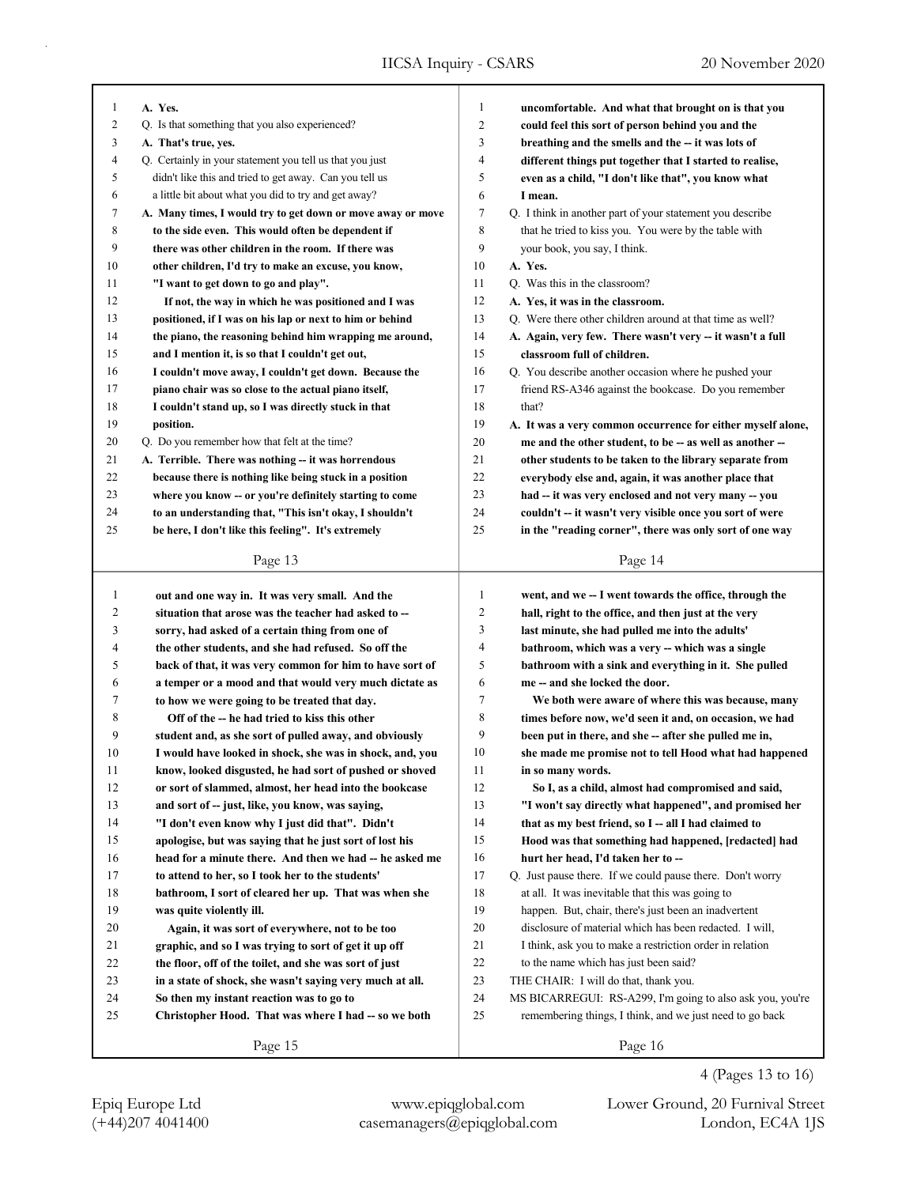**Page 13**

1 **A. Yes.**
2 Q. Is that something that you also experienced?
3 **A. That's true, yes.**
4 Q. Certainly in your statement you tell us that you just
5 didn't like this and tried to get away. Can you tell us
6 a little bit about what you did to try and get away?
7 **A. Many times, I would try to get down or move away or move**
8 **to the side even. This would often be dependent if**
9 **there was other children in the room. If there was**
10 **other children, I'd try to make an excuse, you know,**
11 **"I want to get down to go and play".**
12 **If not, the way in which he was positioned and I was**
13 **positioned, if I was on his lap or next to him or behind**
14 **the piano, the reasoning behind him wrapping me around,**
15 **and I mention it, is so that I couldn't get out,**
16 **I couldn't move away, I couldn't get down. Because the**
17 **piano chair was so close to the actual piano itself,**
18 **I couldn't stand up, so I was directly stuck in that**
19 **position.**
20 Q. Do you remember how that felt at the time?
21 **A. Terrible. There was nothing -- it was horrendous**
22 **because there is nothing like being stuck in a position**
23 **where you know -- or you're definitely starting to come**
24 **to an understanding that, "This isn't okay, I shouldn't**
25 **be here, I don't like this feeling". It's extremely**

**Page 14**

1 **uncomfortable. And what that brought on is that you**
2 **could feel this sort of person behind you and the**
3 **breathing and the smells and the -- it was lots of**
4 **different things put together that I started to realise,**
5 **even as a child, "I don't like that", you know what**
6 **I mean.**
7 Q. I think in another part of your statement you describe
8 that he tried to kiss you. You were by the table with
9 your book, you say, I think.
10 **A. Yes.**
11 Q. Was this in the classroom?
12 **A. Yes, it was in the classroom.**
13 Q. Were there other children around at that time as well?
14 **A. Again, very few. There wasn't very -- it wasn't a full**
15 **classroom full of children.**
16 Q. You describe another occasion where he pushed your
17 friend RS-A346 against the bookcase. Do you remember
18 that?
19 **A. It was a very common occurrence for either myself alone,**
20 **me and the other student, to be -- as well as another --**
21 **other students to be taken to the library separate from**
22 **everybody else and, again, it was another place that**
23 **had -- it was very enclosed and not very many -- you**
24 **couldn't -- it wasn't very visible once you sort of were**
25 **in the "reading corner", there was only sort of one way**

**Page 15**

1 **out and one way in. It was very small. And the**
2 **situation that arose was the teacher had asked to --**
3 **sorry, had asked of a certain thing from one of**
4 **the other students, and she had refused. So off the**
5 **back of that, it was very common for him to have sort of**
6 **a temper or a mood and that would very much dictate as**
7 **to how we were going to be treated that day.**
8 **Off of the -- he had tried to kiss this other**
9 **student and, as she sort of pulled away, and obviously**
10 **I would have looked in shock, she was in shock, and, you**
11 **know, looked disgusted, he had sort of pushed or shoved**
12 **or sort of slammed, almost, her head into the bookcase**
13 **and sort of -- just, like, you know, was saying,**
14 **"I don't even know why I just did that". Didn't**
15 **apologise, but was saying that he just sort of lost his**
16 **head for a minute there. And then we had -- he asked me**
17 **to attend to her, so I took her to the students'**
18 **bathroom, I sort of cleared her up. That was when she**
19 **was quite violently ill.**
20 **Again, it was sort of everywhere, not to be too**
21 **graphic, and so I was trying to sort of get it up off**
22 **the floor, off of the toilet, and she was sort of just**
23 **in a state of shock, she wasn't saying very much at all.**
24 **So then my instant reaction was to go to**
25 **Christopher Hood. That was where I had -- so we both**

**Page 16**

1 **went, and we -- I went towards the office, through the**
2 **hall, right to the office, and then just at the very**
3 **last minute, she had pulled me into the adults'**
4 **bathroom, which was a very -- which was a single**
5 **bathroom with a sink and everything in it. She pulled**
6 **me -- and she locked the door.**
7 **We both were aware of where this was because, many**
8 **times before now, we'd seen it and, on occasion, we had**
9 **been put in there, and she -- after she pulled me in,**
10 **she made me promise not to tell Hood what had happened**
11 **in so many words.**
12 **So I, as a child, almost had compromised and said,**
13 **"I won't say directly what happened", and promised her**
14 **that as my best friend, so I -- all I had claimed to**
15 **Hood was that something had happened, [redacted] had**
16 **hurt her head, I'd taken her to --**
17 Q. Just pause there. If we could pause there. Don't worry
18 at all. It was inevitable that this was going to
19 happen. But, chair, there's just been an inadvertent
20 disclosure of material which has been redacted. I will,
21 I think, ask you to make a restriction order in relation
22 to the name which has just been said?
23 THE CHAIR: I will do that, thank you.
24 MS BICARREGUI: RS-A299, I'm going to also ask you, you're
25 remembering things, I think, and we just need to go back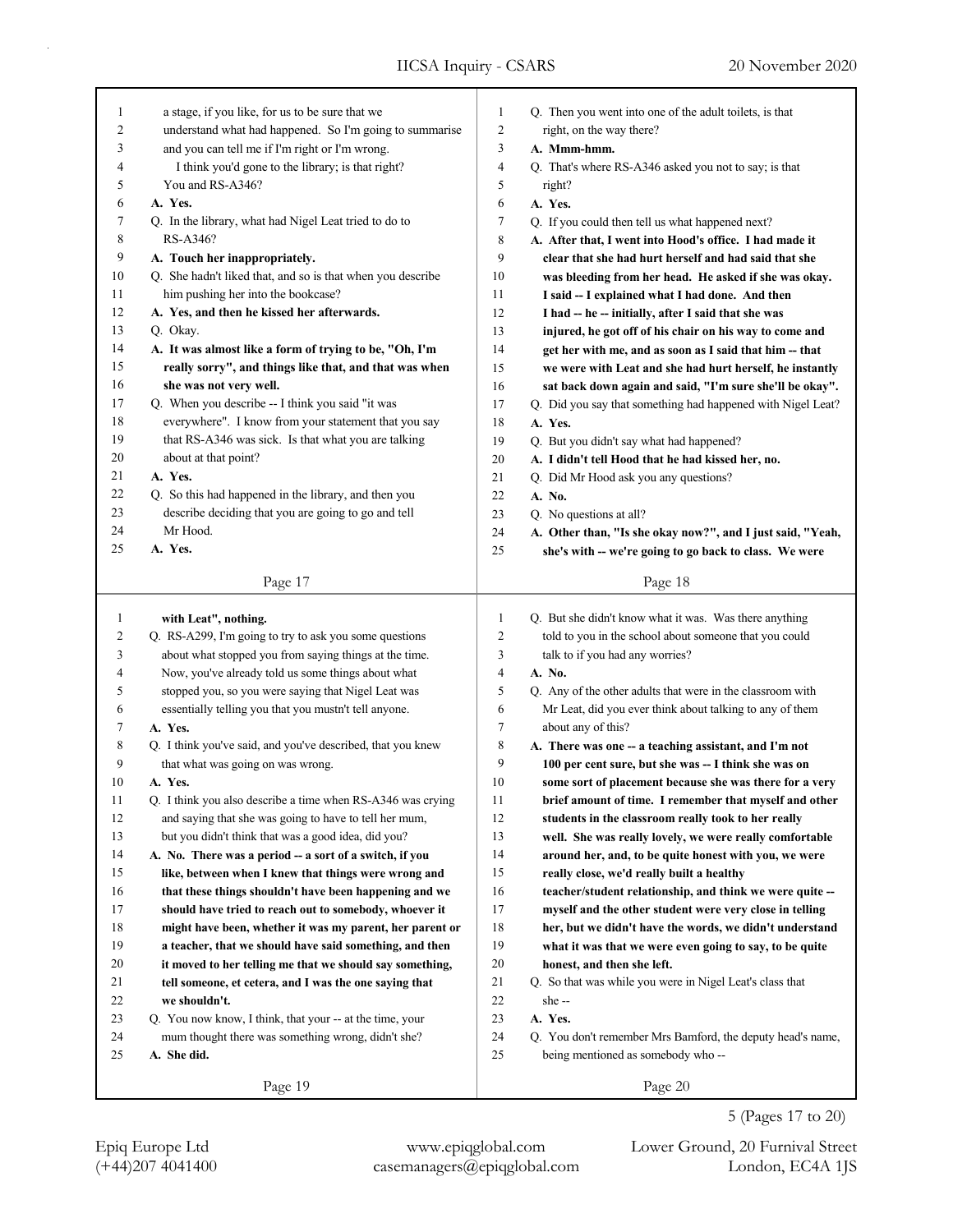a stage, if you like, for us to be sure that we understand what had happened. So I'm going to summarise and you can tell me if I'm right or I'm wrong.

I think you'd gone to the library; is that right? You and RS-A346?

**A. Yes.**

Q. In the library, what had Nigel Leat tried to do to RS-A346?

**A. Touch her inappropriately.**

Q. She hadn't liked that, and so is that when you describe him pushing her into the bookcase?

**A. Yes, and then he kissed her afterwards.**

Q. Okay.

**A. It was almost like a form of trying to be, "Oh, I'm really sorry", and things like that, and that was when she was not very well.**

Q. When you describe -- I think you said "it was everywhere". I know from your statement that you say that RS-A346 was sick. Is that what you are talking about at that point?

**A. Yes.**

Q. So this had happened in the library, and then you describe deciding that you are going to go and tell Mr Hood.

**A. Yes.**

Q. Then you went into one of the adult toilets, is that right, on the way there?

**A. Mmm-hmm.**

Q. That's where RS-A346 asked you not to say; is that right?

**A. Yes.**

Q. If you could then tell us what happened next?

**A. After that, I went into Hood's office. I had made it clear that she had hurt herself and had said that she was bleeding from her head. He asked if she was okay. I said -- I explained what I had done. And then I had -- he -- initially, after I said that she was injured, he got off of his chair on his way to come and get her with me, and as soon as I said that him -- that we were with Leat and she had hurt herself, he instantly sat back down again and said, "I'm sure she'll be okay".**

Q. Did you say that something had happened with Nigel Leat?

**A. Yes.**

Q. But you didn't say what had happened?

**A. I didn't tell Hood that he had kissed her, no.**

Q. Did Mr Hood ask you any questions?

**A. No.**

Q. No questions at all?

**A. Other than, "Is she okay now?", and I just said, "Yeah, she's with -- we're going to go back to class. We were with Leat", nothing.**

Q. RS-A299, I'm going to try to ask you some questions about what stopped you from saying things at the time. Now, you've already told us some things about what stopped you, so you were saying that Nigel Leat was essentially telling you that you mustn't tell anyone.

**A. Yes.**

Q. I think you've said, and you've described, that you knew that what was going on was wrong.

**A. Yes.**

Q. I think you also describe a time when RS-A346 was crying and saying that she was going to have to tell her mum, but you didn't think that was a good idea, did you?

**A. No. There was a period -- a sort of a switch, if you like, between when I knew that things were wrong and that these things shouldn't have been happening and we should have tried to reach out to somebody, whoever it might have been, whether it was my parent, her parent or a teacher, that we should have said something, and then it moved to her telling me that we should say something, tell someone, et cetera, and I was the one saying that we shouldn't.**

Q. You now know, I think, that your -- at the time, your mum thought there was something wrong, didn't she?

**A. She did.**

Q. But she didn't know what it was. Was there anything told to you in the school about someone that you could talk to if you had any worries?

**A. No.**

Q. Any of the other adults that were in the classroom with Mr Leat, did you ever think about talking to any of them about any of this?

**A. There was one -- a teaching assistant, and I'm not 100 per cent sure, but she was -- I think she was on some sort of placement because she was there for a very brief amount of time. I remember that myself and other students in the classroom really took to her really well. She was really lovely, we were really comfortable around her, and, to be quite honest with you, we were really close, we'd really built a healthy teacher/student relationship, and think we were quite -- myself and the other student were very close in telling her, but we didn't have the words, we didn't understand what it was that we were even going to say, to be quite honest, and then she left.**

Q. So that was while you were in Nigel Leat's class that she --

**A. Yes.**

Q. You don't remember Mrs Bamford, the deputy head's name, being mentioned as somebody who --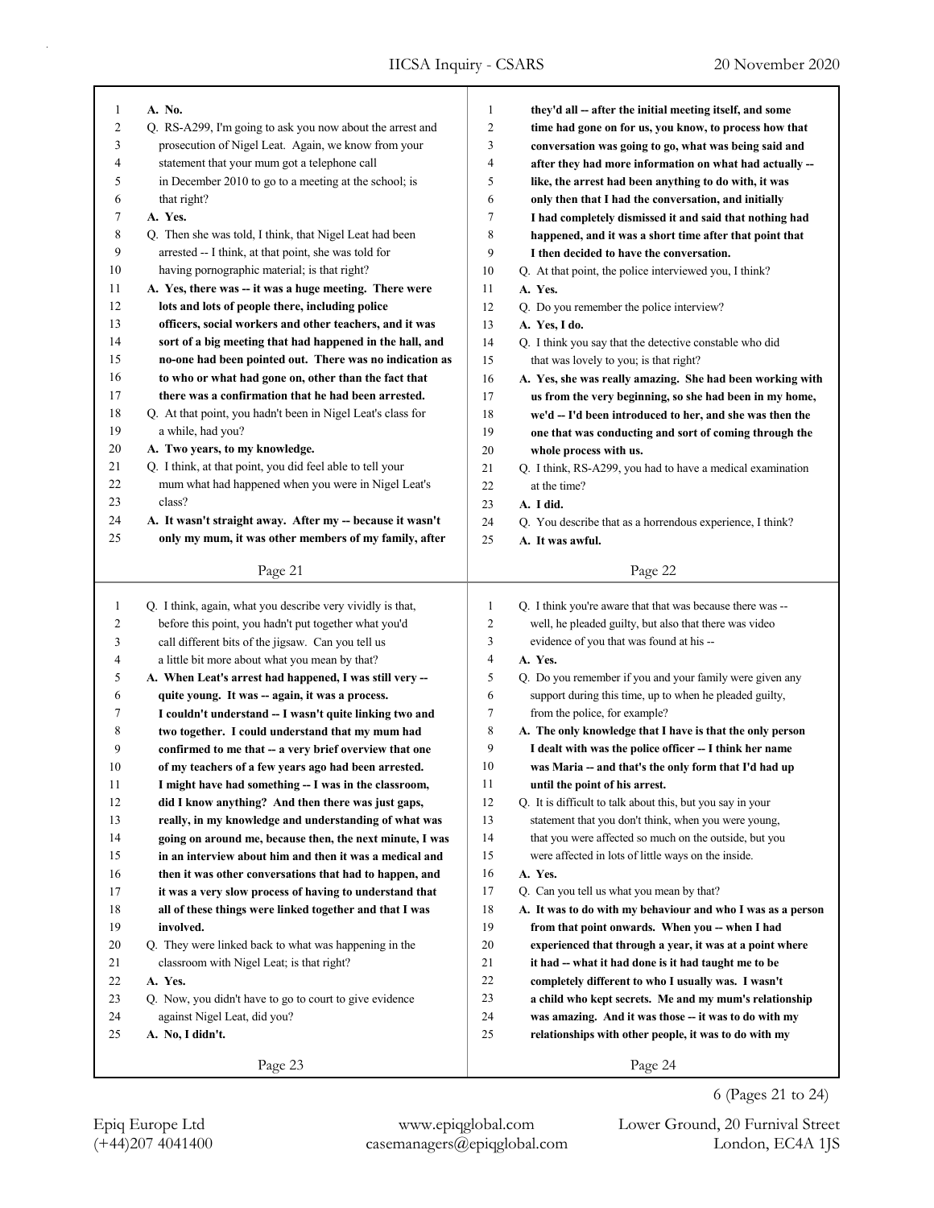**Page 21**

1 **A. No.**

2 Q. RS-A299, I'm going to ask you now about the arrest and
3 prosecution of Nigel Leat. Again, we know from your
4 statement that your mum got a telephone call
5 in December 2010 to go to a meeting at the school; is
6 that right?

7 **A. Yes.**

8 Q. Then she was told, I think, that Nigel Leat had been
9 arrested -- I think, at that point, she was told for
10 having pornographic material; is that right?

11 **A. Yes, there was -- it was a huge meeting. There were**
12 **lots and lots of people there, including police**
13 **officers, social workers and other teachers, and it was**
14 **sort of a big meeting that had happened in the hall, and**
15 **no-one had been pointed out. There was no indication as**
16 **to who or what had gone on, other than the fact that**
17 **there was a confirmation that he had been arrested.**

18 Q. At that point, you hadn't been in Nigel Leat's class for
19 a while, had you?

20 **A. Two years, to my knowledge.**

21 Q. I think, at that point, you did feel able to tell your
22 mum what had happened when you were in Nigel Leat's
23 class?

24 **A. It wasn't straight away. After my -- because it wasn't**
25 **only my mum, it was other members of my family, after**

**Page 22**

1 **they'd all -- after the initial meeting itself, and some**
2 **time had gone on for us, you know, to process how that**
3 **conversation was going to go, what was being said and**
4 **after they had more information on what had actually --**
5 **like, the arrest had been anything to do with, it was**
6 **only then that I had the conversation, and initially**
7 **I had completely dismissed it and said that nothing had**
8 **happened, and it was a short time after that point that**
9 **I then decided to have the conversation.**

10 Q. At that point, the police interviewed you, I think?

11 **A. Yes.**

12 Q. Do you remember the police interview?

13 **A. Yes, I do.**

14 Q. I think you say that the detective constable who did
15 that was lovely to you; is that right?

16 **A. Yes, she was really amazing. She had been working with**
17 **us from the very beginning, so she had been in my home,**
18 **we'd -- I'd been introduced to her, and she was then the**
19 **one that was conducting and sort of coming through the**
20 **whole process with us.**

21 Q. I think, RS-A299, you had to have a medical examination
22 at the time?

23 **A. I did.**

24 Q. You describe that as a horrendous experience, I think?

25 **A. It was awful.**

**Page 23**

1 Q. I think, again, what you describe very vividly is that,
2 before this point, you hadn't put together what you'd
3 call different bits of the jigsaw. Can you tell us
4 a little bit more about what you mean by that?

5 **A. When Leat's arrest had happened, I was still very --**
6 **quite young. It was -- again, it was a process.**
7 **I couldn't understand -- I wasn't quite linking two and**
8 **two together. I could understand that my mum had**
9 **confirmed to me that -- a very brief overview that one**
10 **of my teachers of a few years ago had been arrested.**
11 **I might have had something -- I was in the classroom,**
12 **did I know anything? And then there was just gaps,**
13 **really, in my knowledge and understanding of what was**
14 **going on around me, because then, the next minute, I was**
15 **in an interview about him and then it was a medical and**
16 **then it was other conversations that had to happen, and**
17 **it was a very slow process of having to understand that**
18 **all of these things were linked together and that I was**
19 **involved.**

20 Q. They were linked back to what was happening in the
21 classroom with Nigel Leat; is that right?

22 **A. Yes.**

23 Q. Now, you didn't have to go to court to give evidence
24 against Nigel Leat, did you?

25 **A. No, I didn't.**

**Page 24**

1 Q. I think you're aware that that was because there was --
2 well, he pleaded guilty, but also that there was video
3 evidence of you that was found at his --

4 **A. Yes.**

5 Q. Do you remember if you and your family were given any
6 support during this time, up to when he pleaded guilty,
7 from the police, for example?

8 **A. The only knowledge that I have is that the only person**
9 **I dealt with was the police officer -- I think her name**
10 **was Maria -- and that's the only form that I'd had up**
11 **until the point of his arrest.**

12 Q. It is difficult to talk about this, but you say in your
13 statement that you don't think, when you were young,
14 that you were affected so much on the outside, but you
15 were affected in lots of little ways on the inside.

16 **A. Yes.**

17 Q. Can you tell us what you mean by that?

18 **A. It was to do with my behaviour and who I was as a person**
19 **from that point onwards. When you -- when I had**
20 **experienced that through a year, it was at a point where**
21 **it had -- what it had done is it had taught me to be**
22 **completely different to who I usually was. I wasn't**
23 **a child who kept secrets. Me and my mum's relationship**
24 **was amazing. And it was those -- it was to do with my**
25 **relationships with other people, it was to do with my**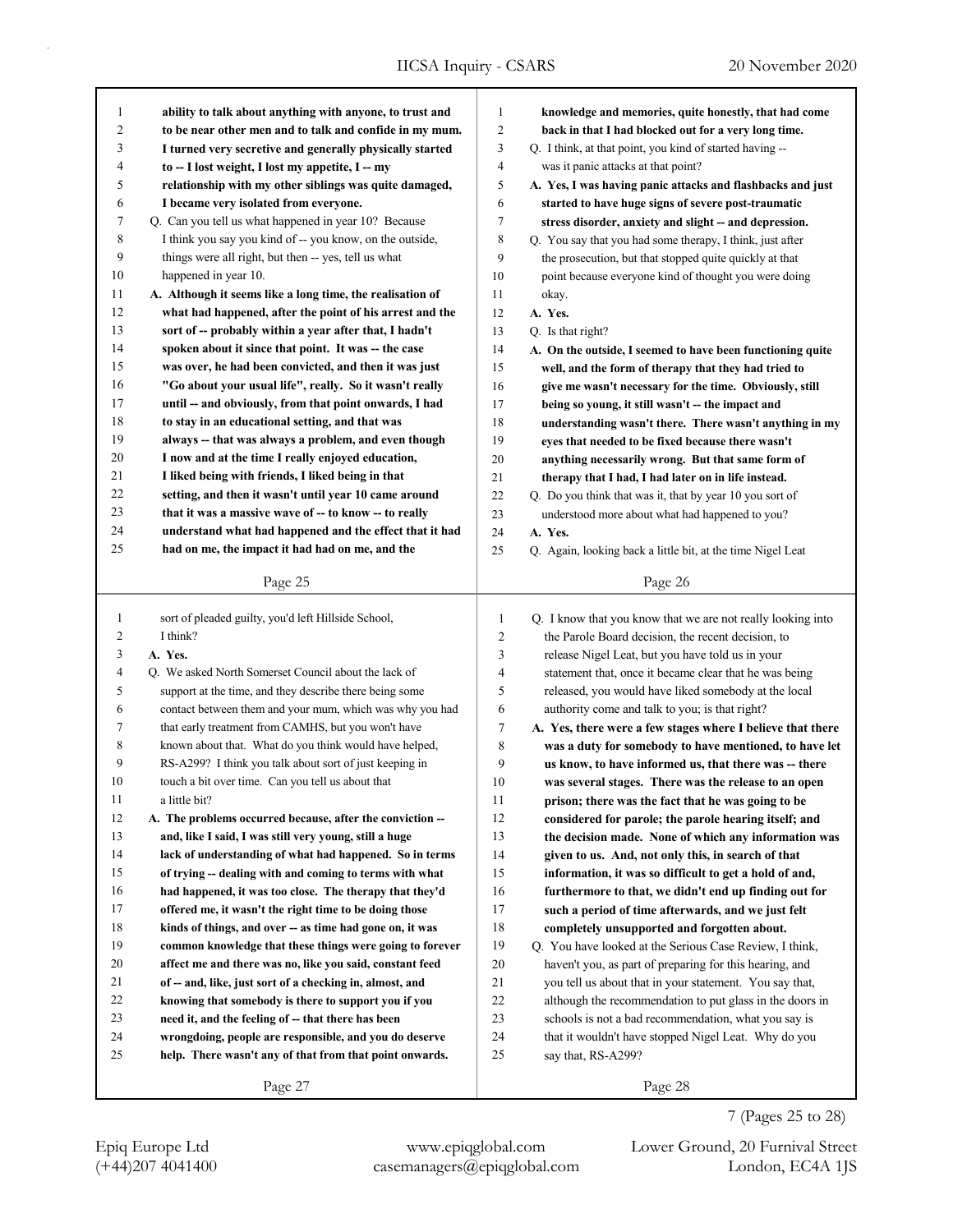**ability to talk about anything with anyone, to trust and to be near other men and to talk and confide in my mum. I turned very secretive and generally physically started to -- I lost weight, I lost my appetite, I -- my relationship with my other siblings was quite damaged, I became very isolated from everyone.**

Q. Can you tell us what happened in year 10? Because I think you say you kind of -- you know, on the outside, things were all right, but then -- yes, tell us what happened in year 10.

**A. Although it seems like a long time, the realisation of what had happened, after the point of his arrest and the sort of -- probably within a year after that, I hadn't spoken about it since that point. It was -- the case was over, he had been convicted, and then it was just "Go about your usual life", really. So it wasn't really until -- and obviously, from that point onwards, I had to stay in an educational setting, and that was always -- that was always a problem, and even though I now and at the time I really enjoyed education, I liked being with friends, I liked being in that setting, and then it wasn't until year 10 came around that it was a massive wave of -- to know -- to really understand what had happened and the effect that it had had on me, the impact it had had on me, and the knowledge and memories, quite honestly, that had come back in that I had blocked out for a very long time.**

Q. I think, at that point, you kind of started having -- was it panic attacks at that point?

**A. Yes, I was having panic attacks and flashbacks and just started to have huge signs of severe post-traumatic stress disorder, anxiety and slight -- and depression.**

Q. You say that you had some therapy, I think, just after the prosecution, but that stopped quite quickly at that point because everyone kind of thought you were doing okay.

**A. Yes.**

Q. Is that right?

**A. On the outside, I seemed to have been functioning quite well, and the form of therapy that they had tried to give me wasn't necessary for the time. Obviously, still being so young, it still wasn't -- the impact and understanding wasn't there. There wasn't anything in my eyes that needed to be fixed because there wasn't anything necessarily wrong. But that same form of therapy that I had, I had later on in life instead.**

Q. Do you think that was it, that by year 10 you sort of understood more about what had happened to you?

**A. Yes.**

Q. Again, looking back a little bit, at the time Nigel Leat sort of pleaded guilty, you'd left Hillside School, I think?

**A. Yes.**

Q. We asked North Somerset Council about the lack of support at the time, and they describe there being some contact between them and your mum, which was why you had that early treatment from CAMHS, but you won't have known about that. What do you think would have helped, RS-A299? I think you talk about sort of just keeping in touch a bit over time. Can you tell us about that a little bit?

**A. The problems occurred because, after the conviction -- and, like I said, I was still very young, still a huge lack of understanding of what had happened. So in terms of trying -- dealing with and coming to terms with what had happened, it was too close. The therapy that they'd offered me, it wasn't the right time to be doing those kinds of things, and over -- as time had gone on, it was common knowledge that these things were going to forever affect me and there was no, like you said, constant feed of -- and, like, just sort of a checking in, almost, and knowing that somebody is there to support you if you need it, and the feeling of -- that there has been wrongdoing, people are responsible, and you do deserve help. There wasn't any of that from that point onwards.**

Q. I know that you know that we are not really looking into the Parole Board decision, the recent decision, to release Nigel Leat, but you have told us in your statement that, once it became clear that he was being released, you would have liked somebody at the local authority come and talk to you; is that right?

**A. Yes, there were a few stages where I believe that there was a duty for somebody to have mentioned, to have let us know, to have informed us, that there was -- there was several stages. There was the release to an open prison; there was the fact that he was going to be considered for parole; the parole hearing itself; and the decision made. None of which any information was given to us. And, not only this, in search of that information, it was so difficult to get a hold of and, furthermore to that, we didn't end up finding out for such a period of time afterwards, and we just felt completely unsupported and forgotten about.**

Q. You have looked at the Serious Case Review, I think, haven't you, as part of preparing for this hearing, and you tell us about that in your statement. You say that, although the recommendation to put glass in the doors in schools is not a bad recommendation, what you say is that it wouldn't have stopped Nigel Leat. Why do you say that, RS-A299?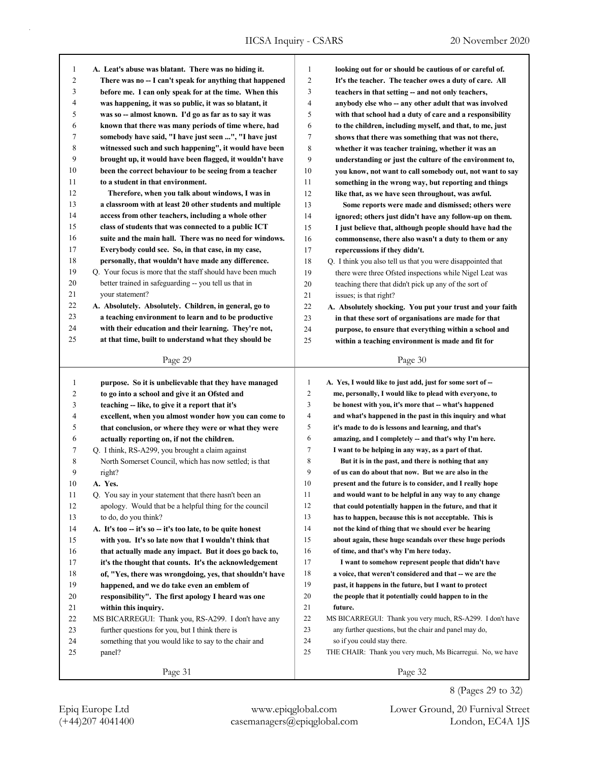**A. Leat's abuse was blatant. There was no hiding it. There was no -- I can't speak for anything that happened before me. I can only speak for at the time. When this was happening, it was so public, it was so blatant, it was so -- almost known. I'd go as far as to say it was known that there was many periods of time where, had somebody have said, "I have just seen ...", "I have just witnessed such and such happening", it would have been brought up, it would have been flagged, it wouldn't have been the correct behaviour to be seeing from a teacher to a student in that environment.**

**Therefore, when you talk about windows, I was in a classroom with at least 20 other students and multiple access from other teachers, including a whole other class of students that was connected to a public ICT suite and the main hall. There was no need for windows. Everybody could see. So, in that case, in my case, personally, that wouldn't have made any difference.**

Q. Your focus is more that the staff should have been much better trained in safeguarding -- you tell us that in your statement?

**A. Absolutely. Absolutely. Children, in general, go to a teaching environment to learn and to be productive with their education and their learning. They're not, at that time, built to understand what they should be looking out for or should be cautious of or careful of. It's the teacher. The teacher owes a duty of care. All teachers in that setting -- and not only teachers, anybody else who -- any other adult that was involved with that school had a duty of care and a responsibility to the children, including myself, and that, to me, just shows that there was something that was not there, whether it was teacher training, whether it was an understanding or just the culture of the environment to, you know, not want to call somebody out, not want to say something in the wrong way, but reporting and things like that, as we have seen throughout, was awful.**

**Some reports were made and dismissed; others were ignored; others just didn't have any follow-up on them. I just believe that, although people should have had the commonsense, there also wasn't a duty to them or any repercussions if they didn't.**

Q. I think you also tell us that you were disappointed that there were three Ofsted inspections while Nigel Leat was teaching there that didn't pick up any of the sort of issues; is that right?

**A. Absolutely shocking. You put your trust and your faith in that these sort of organisations are made for that purpose, to ensure that everything within a school and within a teaching environment is made and fit for purpose. So it is unbelievable that they have managed to go into a school and give it an Ofsted and teaching -- like, to give it a report that it's excellent, when you almost wonder how you can come to that conclusion, or where they were or what they were actually reporting on, if not the children.**

Q. I think, RS-A299, you brought a claim against North Somerset Council, which has now settled; is that right?

**A. Yes.**

Q. You say in your statement that there hasn't been an apology. Would that be a helpful thing for the council to do, do you think?

**A. It's too -- it's so -- it's too late, to be quite honest with you. It's so late now that I wouldn't think that that actually made any impact. But it does go back to, it's the thought that counts. It's the acknowledgement of, "Yes, there was wrongdoing, yes, that shouldn't have happened, and we do take even an emblem of responsibility". The first apology I heard was one within this inquiry.**

MS BICARREGUI: Thank you, RS-A299. I don't have any further questions for you, but I think there is something that you would like to say to the chair and panel?

**A. Yes, I would like to just add, just for some sort of -- me, personally, I would like to plead with everyone, to be honest with you, it's more that -- what's happened and what's happened in the past in this inquiry and what it's made to do is lessons and learning, and that's amazing, and I completely -- and that's why I'm here. I want to be helping in any way, as a part of that.**

**But it is in the past, and there is nothing that any of us can do about that now. But we are also in the present and the future is to consider, and I really hope and would want to be helpful in any way to any change that could potentially happen in the future, and that it has to happen, because this is not acceptable. This is not the kind of thing that we should ever be hearing about again, these huge scandals over these huge periods of time, and that's why I'm here today.**

**I want to somehow represent people that didn't have a voice, that weren't considered and that -- we are the past, it happens in the future, but I want to protect the people that it potentially could happen to in the future.**

MS BICARREGUI: Thank you very much, RS-A299. I don't have any further questions, but the chair and panel may do, so if you could stay there.

THE CHAIR: Thank you very much, Ms Bicarregui. No, we have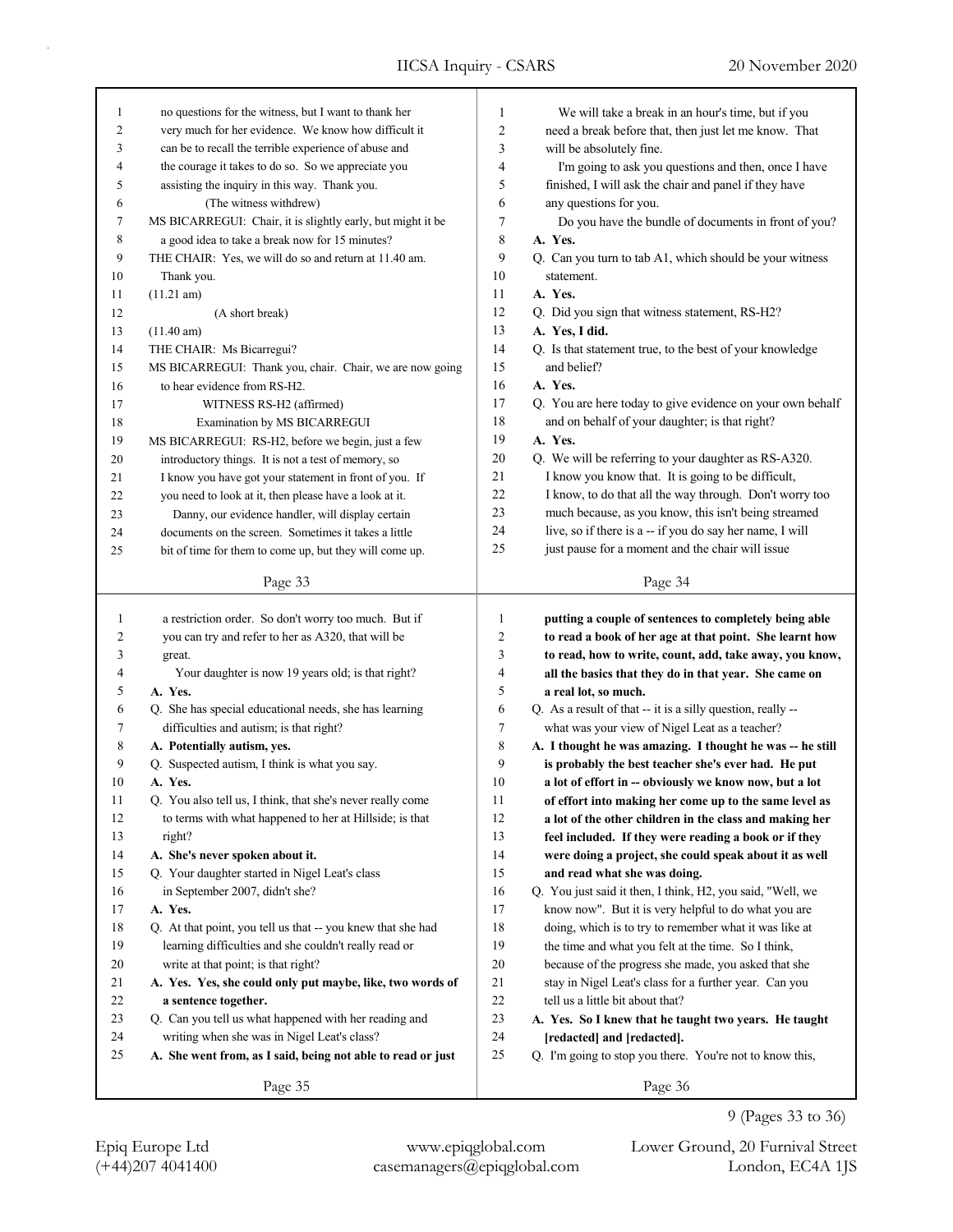no questions for the witness, but I want to thank her very much for her evidence. We know how difficult it can be to recall the terrible experience of abuse and the courage it takes to do so. So we appreciate you assisting the inquiry in this way. Thank you.

(The witness withdrew)

MS BICARREGUI: Chair, it is slightly early, but might it be a good idea to take a break now for 15 minutes?

THE CHAIR: Yes, we will do so and return at 11.40 am. Thank you.

(11.21 am)

(A short break)

(11.40 am)

THE CHAIR: Ms Bicarregui?

MS BICARREGUI: Thank you, chair. Chair, we are now going to hear evidence from RS-H2.

WITNESS RS-H2 (affirmed)

Examination by MS BICARREGUI

MS BICARREGUI: RS-H2, before we begin, just a few introductory things. It is not a test of memory, so I know you have got your statement in front of you. If you need to look at it, then please have a look at it.

Danny, our evidence handler, will display certain documents on the screen. Sometimes it takes a little bit of time for them to come up, but they will come up.

We will take a break in an hour's time, but if you need a break before that, then just let me know. That will be absolutely fine.

I'm going to ask you questions and then, once I have finished, I will ask the chair and panel if they have any questions for you.

Do you have the bundle of documents in front of you?

**A. Yes.**

Q. Can you turn to tab A1, which should be your witness statement.

**A. Yes.**

Q. Did you sign that witness statement, RS-H2?

**A. Yes, I did.**

Q. Is that statement true, to the best of your knowledge and belief?

**A. Yes.**

Q. You are here today to give evidence on your own behalf and on behalf of your daughter; is that right?

**A. Yes.**

Q. We will be referring to your daughter as RS-A320. I know you know that. It is going to be difficult, I know, to do that all the way through. Don't worry too much because, as you know, this isn't being streamed live, so if there is a -- if you do say her name, I will just pause for a moment and the chair will issue a restriction order. So don't worry too much. But if you can try and refer to her as A320, that will be great.

Your daughter is now 19 years old; is that right?

**A. Yes.**

Q. She has special educational needs, she has learning difficulties and autism; is that right?

**A. Potentially autism, yes.**

Q. Suspected autism, I think is what you say.

**A. Yes.**

Q. You also tell us, I think, that she's never really come to terms with what happened to her at Hillside; is that right?

**A. She's never spoken about it.**

Q. Your daughter started in Nigel Leat's class in September 2007, didn't she?

**A. Yes.**

Q. At that point, you tell us that -- you knew that she had learning difficulties and she couldn't really read or write at that point; is that right?

**A. Yes. Yes, she could only put maybe, like, two words of a sentence together.**

Q. Can you tell us what happened with her reading and writing when she was in Nigel Leat's class?

**A. She went from, as I said, being not able to read or just putting a couple of sentences to completely being able to read a book of her age at that point. She learnt how to read, how to write, count, add, take away, you know, all the basics that they do in that year. She came on a real lot, so much.**

Q. As a result of that -- it is a silly question, really -- what was your view of Nigel Leat as a teacher?

**A. I thought he was amazing. I thought he was -- he still is probably the best teacher she's ever had. He put a lot of effort in -- obviously we know now, but a lot of effort into making her come up to the same level as a lot of the other children in the class and making her feel included. If they were reading a book or if they were doing a project, she could speak about it as well and read what she was doing.**

Q. You just said it then, I think, H2, you said, "Well, we know now". But it is very helpful to do what you are doing, which is to try to remember what it was like at the time and what you felt at the time. So I think, because of the progress she made, you asked that she stay in Nigel Leat's class for a further year. Can you tell us a little bit about that?

**A. Yes. So I knew that he taught two years. He taught [redacted] and [redacted].**

Q. I'm going to stop you there. You're not to know this,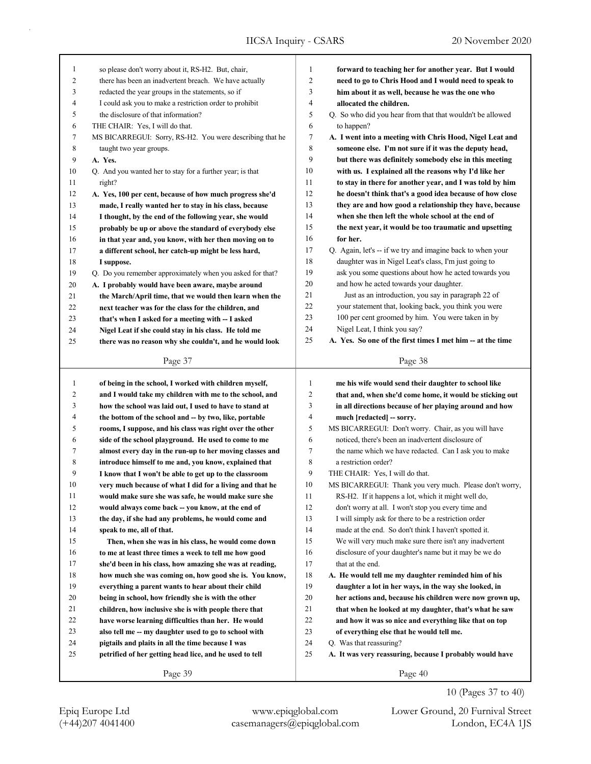so please don't worry about it, RS-H2. But, chair, there has been an inadvertent breach. We have actually redacted the year groups in the statements, so if I could ask you to make a restriction order to prohibit the disclosure of that information?

THE CHAIR: Yes, I will do that.

MS BICARREGUI: Sorry, RS-H2. You were describing that he taught two year groups.

**A. Yes.**

Q. And you wanted her to stay for a further year; is that right?

**A. Yes, 100 per cent, because of how much progress she'd made, I really wanted her to stay in his class, because I thought, by the end of the following year, she would probably be up or above the standard of everybody else in that year and, you know, with her then moving on to a different school, her catch-up might be less hard, I suppose.**

Q. Do you remember approximately when you asked for that?

**A. I probably would have been aware, maybe around the March/April time, that we would then learn when the next teacher was for the class for the children, and that's when I asked for a meeting with -- I asked Nigel Leat if she could stay in his class. He told me there was no reason why she couldn't, and he would look forward to teaching her for another year. But I would need to go to Chris Hood and I would need to speak to him about it as well, because he was the one who allocated the children.**

Q. So who did you hear from that that wouldn't be allowed to happen?

**A. I went into a meeting with Chris Hood, Nigel Leat and someone else. I'm not sure if it was the deputy head, but there was definitely somebody else in this meeting with us. I explained all the reasons why I'd like her to stay in there for another year, and I was told by him he doesn't think that's a good idea because of how close they are and how good a relationship they have, because when she then left the whole school at the end of the next year, it would be too traumatic and upsetting for her.**

Q. Again, let's -- if we try and imagine back to when your daughter was in Nigel Leat's class, I'm just going to ask you some questions about how he acted towards you and how he acted towards your daughter.

Just as an introduction, you say in paragraph 22 of your statement that, looking back, you think you were 100 per cent groomed by him. You were taken in by Nigel Leat, I think you say?

**A. Yes. So one of the first times I met him -- at the time of being in the school, I worked with children myself, and I would take my children with me to the school, and how the school was laid out, I used to have to stand at the bottom of the school and -- by two, like, portable rooms, I suppose, and his class was right over the other side of the school playground. He used to come to me almost every day in the run-up to her moving classes and introduce himself to me and, you know, explained that I know that I won't be able to get up to the classroom very much because of what I did for a living and that he would make sure she was safe, he would make sure she would always come back -- you know, at the end of the day, if she had any problems, he would come and speak to me, all of that.**

**Then, when she was in his class, he would come down to me at least three times a week to tell me how good she'd been in his class, how amazing she was at reading, how much she was coming on, how good she is. You know, everything a parent wants to hear about their child being in school, how friendly she is with the other children, how inclusive she is with people there that have worse learning difficulties than her. He would also tell me -- my daughter used to go to school with pigtails and plaits in all the time because I was petrified of her getting head lice, and he used to tell me his wife would send their daughter to school like that and, when she'd come home, it would be sticking out in all directions because of her playing around and how much [redacted] -- sorry.**

MS BICARREGUI: Don't worry. Chair, as you will have noticed, there's been an inadvertent disclosure of the name which we have redacted. Can I ask you to make a restriction order?

THE CHAIR: Yes, I will do that.

MS BICARREGUI: Thank you very much. Please don't worry, RS-H2. If it happens a lot, which it might well do, don't worry at all. I won't stop you every time and I will simply ask for there to be a restriction order made at the end. So don't think I haven't spotted it. We will very much make sure there isn't any inadvertent disclosure of your daughter's name but it may be we do that at the end.

**A. He would tell me my daughter reminded him of his daughter a lot in her ways, in the way she looked, in her actions and, because his children were now grown up, that when he looked at my daughter, that's what he saw and how it was so nice and everything like that on top of everything else that he would tell me.**

Q. Was that reassuring?

**A. It was very reassuring, because I probably would have**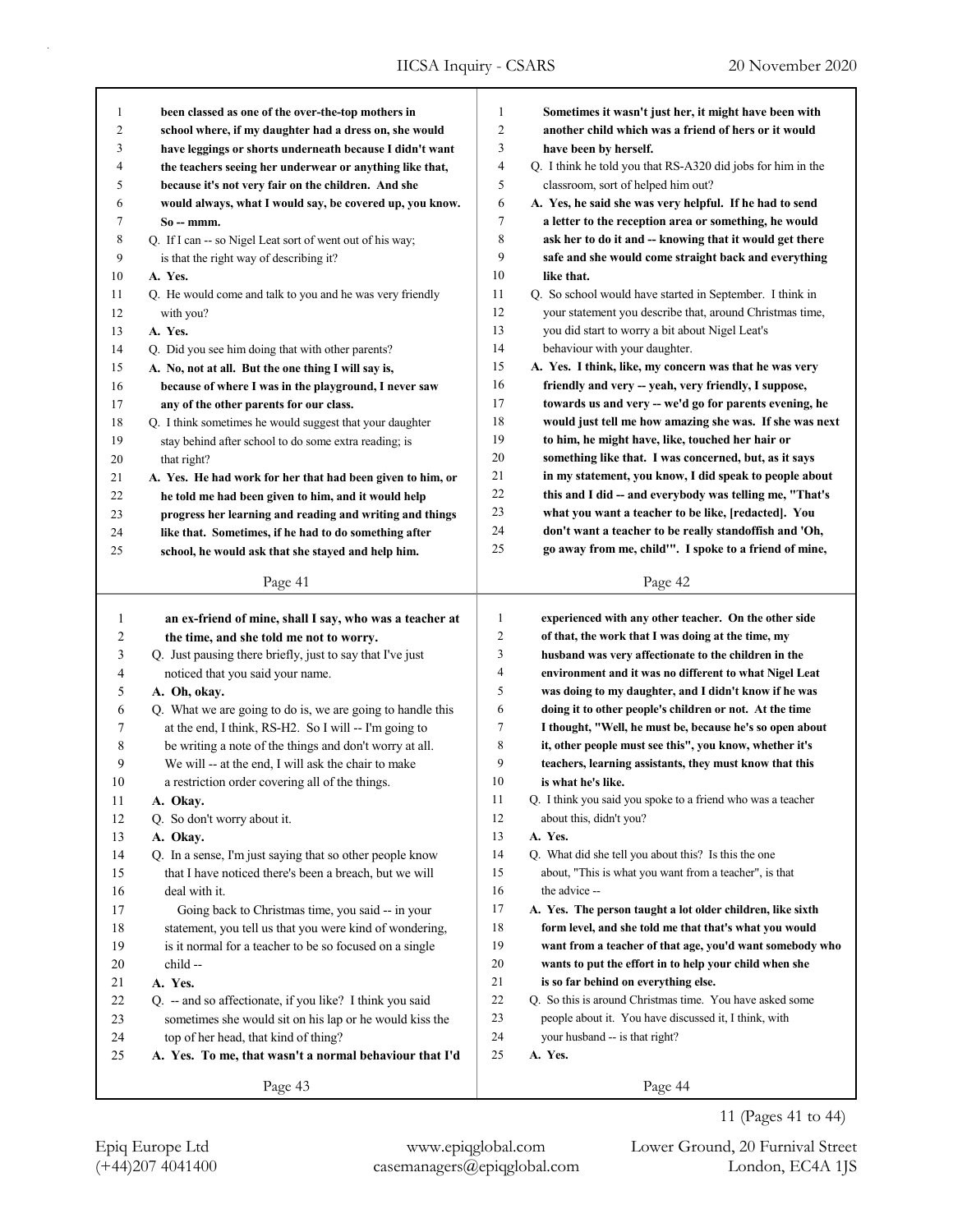been classed as one of the over-the-top mothers in school where, if my daughter had a dress on, she would have leggings or shorts underneath because I didn't want the teachers seeing her underwear or anything like that, because it's not very fair on the children. And she would always, what I would say, be covered up, you know. So -- mmm.

Q. If I can -- so Nigel Leat sort of went out of his way; is that the right way of describing it?

**A. Yes.**

Q. He would come and talk to you and he was very friendly with you?

**A. Yes.**

Q. Did you see him doing that with other parents?

**A. No, not at all. But the one thing I will say is, because of where I was in the playground, I never saw any of the other parents for our class.**

Q. I think sometimes he would suggest that your daughter stay behind after school to do some extra reading; is that right?

**A. Yes. He had work for her that had been given to him, or he told me had been given to him, and it would help progress her learning and reading and writing and things like that. Sometimes, if he had to do something after school, he would ask that she stayed and help him. Sometimes it wasn't just her, it might have been with another child which was a friend of hers or it would have been by herself.**

Q. I think he told you that RS-A320 did jobs for him in the classroom, sort of helped him out?

**A. Yes, he said she was very helpful. If he had to send a letter to the reception area or something, he would ask her to do it and -- knowing that it would get there safe and she would come straight back and everything like that.**

Q. So school would have started in September. I think in your statement you describe that, around Christmas time, you did start to worry a bit about Nigel Leat's behaviour with your daughter.

**A. Yes. I think, like, my concern was that he was very friendly and very -- yeah, very friendly, I suppose, towards us and very -- we'd go for parents evening, he would just tell me how amazing she was. If she was next to him, he might have, like, touched her hair or something like that. I was concerned, but, as it says in my statement, you know, I did speak to people about this and I did -- and everybody was telling me, "That's what you want a teacher to be like, [redacted]. You don't want a teacher to be really standoffish and 'Oh, go away from me, child'". I spoke to a friend of mine, an ex-friend of mine, shall I say, who was a teacher at the time, and she told me not to worry.**

Q. Just pausing there briefly, just to say that I've just noticed that you said your name.

**A. Oh, okay.**

Q. What we are going to do is, we are going to handle this at the end, I think, RS-H2. So I will -- I'm going to be writing a note of the things and don't worry at all. We will -- at the end, I will ask the chair to make a restriction order covering all of the things.

**A. Okay.**

Q. So don't worry about it.

**A. Okay.**

Q. In a sense, I'm just saying that so other people know that I have noticed there's been a breach, but we will deal with it.

Going back to Christmas time, you said -- in your statement, you tell us that you were kind of wondering, is it normal for a teacher to be so focused on a single child --

**A. Yes.**

Q. -- and so affectionate, if you like? I think you said sometimes she would sit on his lap or he would kiss the top of her head, that kind of thing?

**A. Yes. To me, that wasn't a normal behaviour that I'd experienced with any other teacher. On the other side of that, the work that I was doing at the time, my husband was very affectionate to the children in the environment and it was no different to what Nigel Leat was doing to my daughter, and I didn't know if he was doing it to other people's children or not. At the time I thought, "Well, he must be, because he's so open about it, other people must see this", you know, whether it's teachers, learning assistants, they must know that this is what he's like.**

Q. I think you said you spoke to a friend who was a teacher about this, didn't you?

**A. Yes.**

Q. What did she tell you about this? Is this the one about, "This is what you want from a teacher", is that the advice --

**A. Yes. The person taught a lot older children, like sixth form level, and she told me that that's what you would want from a teacher of that age, you'd want somebody who wants to put the effort in to help your child when she is so far behind on everything else.**

Q. So this is around Christmas time. You have asked some people about it. You have discussed it, I think, with your husband -- is that right?

**A. Yes.**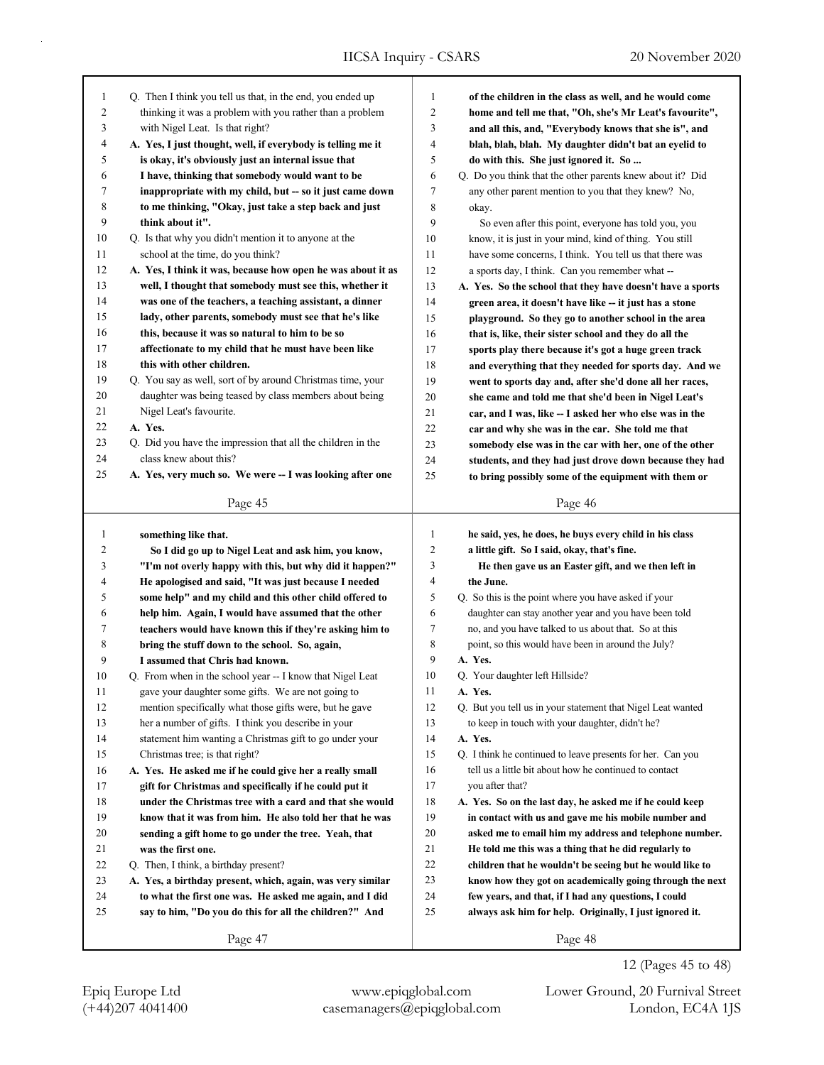Q. Then I think you tell us that, in the end, you ended up thinking it was a problem with you rather than a problem with Nigel Leat. Is that right?

**A. Yes, I just thought, well, if everybody is telling me it is okay, it's obviously just an internal issue that I have, thinking that somebody would want to be inappropriate with my child, but -- so it just came down to me thinking, "Okay, just take a step back and just think about it".**

Q. Is that why you didn't mention it to anyone at the school at the time, do you think?

**A. Yes, I think it was, because how open he was about it as well, I thought that somebody must see this, whether it was one of the teachers, a teaching assistant, a dinner lady, other parents, somebody must see that he's like this, because it was so natural to him to be so affectionate to my child that he must have been like this with other children.**

Q. You say as well, sort of by around Christmas time, your daughter was being teased by class members about being Nigel Leat's favourite.

**A. Yes.**

Q. Did you have the impression that all the children in the class knew about this?

**A. Yes, very much so. We were -- I was looking after one of the children in the class as well, and he would come home and tell me that, "Oh, she's Mr Leat's favourite", and all this, and, "Everybody knows that she is", and blah, blah, blah. My daughter didn't bat an eyelid to do with this. She just ignored it. So ...**

Q. Do you think that the other parents knew about it? Did any other parent mention to you that they knew? No, okay.

So even after this point, everyone has told you, you know, it is just in your mind, kind of thing. You still have some concerns, I think. You tell us that there was a sports day, I think. Can you remember what --

**A. Yes. So the school that they have doesn't have a sports green area, it doesn't have like -- it just has a stone playground. So they go to another school in the area that is, like, their sister school and they do all the sports play there because it's got a huge green track and everything that they needed for sports day. And we went to sports day and, after she'd done all her races, she came and told me that she'd been in Nigel Leat's car, and I was, like -- I asked her who else was in the car and why she was in the car. She told me that somebody else was in the car with her, one of the other students, and they had just drove down because they had to bring possibly some of the equipment with them or something like that.**

**So I did go up to Nigel Leat and ask him, you know, "I'm not overly happy with this, but why did it happen?" He apologised and said, "It was just because I needed some help" and my child and this other child offered to help him. Again, I would have assumed that the other teachers would have known this if they're asking him to bring the stuff down to the school. So, again, I assumed that Chris had known.**

Q. From when in the school year -- I know that Nigel Leat gave your daughter some gifts. We are not going to mention specifically what those gifts were, but he gave her a number of gifts. I think you describe in your statement him wanting a Christmas gift to go under your Christmas tree; is that right?

**A. Yes. He asked me if he could give her a really small gift for Christmas and specifically if he could put it under the Christmas tree with a card and that she would know that it was from him. He also told her that he was sending a gift home to go under the tree. Yeah, that was the first one.**

Q. Then, I think, a birthday present?

**A. Yes, a birthday present, which, again, was very similar to what the first one was. He asked me again, and I did say to him, "Do you do this for all the children?" And he said, yes, he does, he buys every child in his class a little gift. So I said, okay, that's fine.**

**He then gave us an Easter gift, and we then left in the June.**

Q. So this is the point where you have asked if your daughter can stay another year and you have been told no, and you have talked to us about that. So at this point, so this would have been in around the July?

**A. Yes.**

Q. Your daughter left Hillside?

**A. Yes.**

Q. But you tell us in your statement that Nigel Leat wanted to keep in touch with your daughter, didn't he?

**A. Yes.**

Q. I think he continued to leave presents for her. Can you tell us a little bit about how he continued to contact you after that?

**A. Yes. So on the last day, he asked me if he could keep in contact with us and gave me his mobile number and asked me to email him my address and telephone number. He told me this was a thing that he did regularly to children that he wouldn't be seeing but he would like to know how they got on academically going through the next few years, and that, if I had any questions, I could always ask him for help. Originally, I just ignored it.**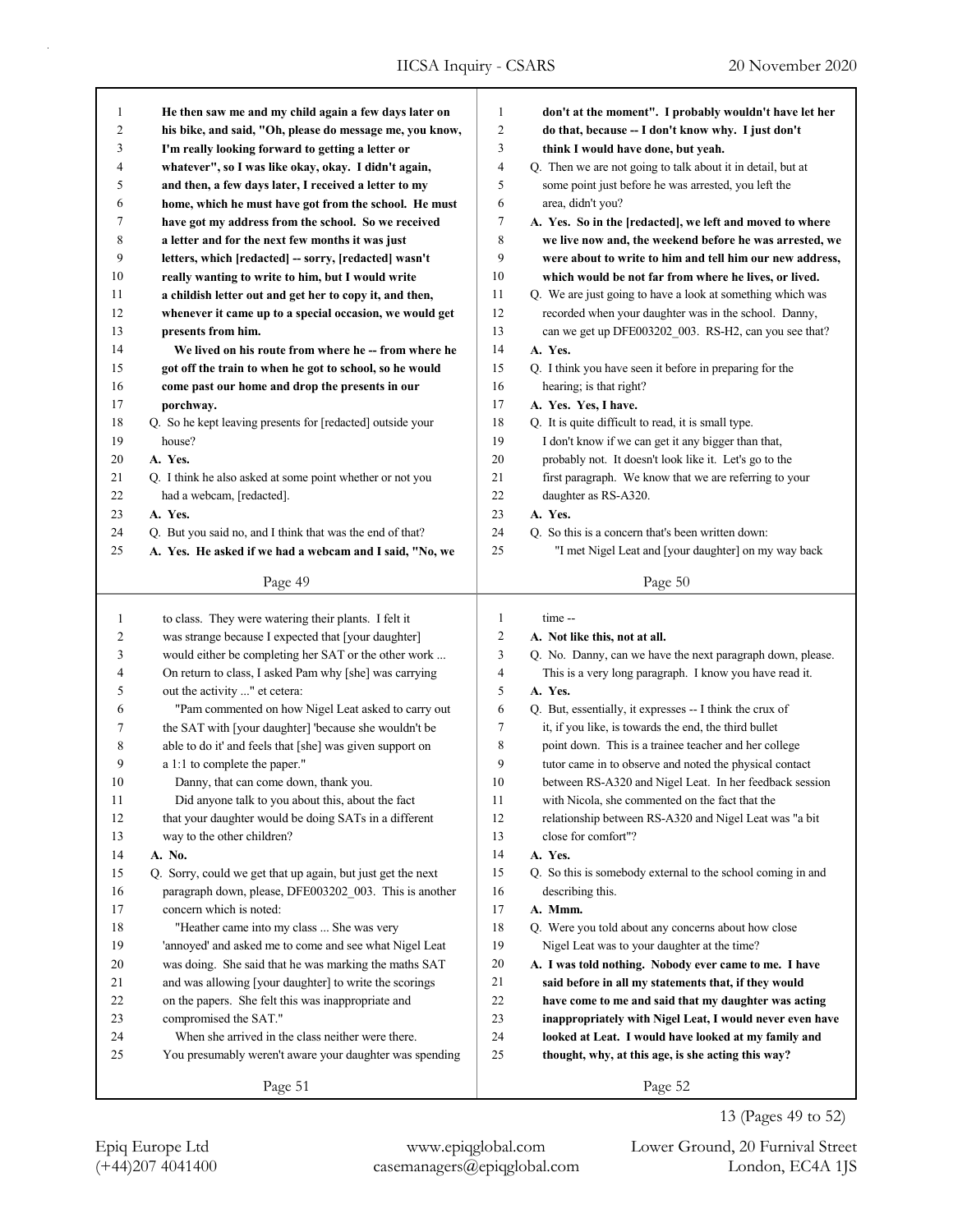**Page 49**

1 **He then saw me and my child again a few days later on**
2 **his bike, and said, "Oh, please do message me, you know,**
3 **I'm really looking forward to getting a letter or**
4 **whatever", so I was like okay, okay. I didn't again,**
5 **and then, a few days later, I received a letter to my**
6 **home, which he must have got from the school. He must**
7 **have got my address from the school. So we received**
8 **a letter and for the next few months it was just**
9 **letters, which [redacted] -- sorry, [redacted] wasn't**
10 **really wanting to write to him, but I would write**
11 **a childish letter out and get her to copy it, and then,**
12 **whenever it came up to a special occasion, we would get**
13 **presents from him.**
14 **We lived on his route from where he -- from where he**
15 **got off the train to when he got to school, so he would**
16 **come past our home and drop the presents in our**
17 **porchway.**
18 Q. So he kept leaving presents for [redacted] outside your
19 house?
20 **A. Yes.**
21 Q. I think he also asked at some point whether or not you
22 had a webcam, [redacted].
23 **A. Yes.**
24 Q. But you said no, and I think that was the end of that?
25 **A. Yes. He asked if we had a webcam and I said, "No, we**

**Page 50**

1 **don't at the moment". I probably wouldn't have let her**
2 **do that, because -- I don't know why. I just don't**
3 **think I would have done, but yeah.**
4 Q. Then we are not going to talk about it in detail, but at
5 some point just before he was arrested, you left the
6 area, didn't you?
7 **A. Yes. So in the [redacted], we left and moved to where**
8 **we live now and, the weekend before he was arrested, we**
9 **were about to write to him and tell him our new address,**
10 **which would be not far from where he lives, or lived.**
11 Q. We are just going to have a look at something which was
12 recorded when your daughter was in the school. Danny,
13 can we get up DFE003202_003. RS-H2, can you see that?
14 **A. Yes.**
15 Q. I think you have seen it before in preparing for the
16 hearing; is that right?
17 **A. Yes. Yes, I have.**
18 Q. It is quite difficult to read, it is small type.
19 I don't know if we can get it any bigger than that,
20 probably not. It doesn't look like it. Let's go to the
21 first paragraph. We know that we are referring to your
22 daughter as RS-A320.
23 **A. Yes.**
24 Q. So this is a concern that's been written down:
25 "I met Nigel Leat and [your daughter] on my way back

**Page 51**

1 to class. They were watering their plants. I felt it
2 was strange because I expected that [your daughter]
3 would either be completing her SAT or the other work ...
4 On return to class, I asked Pam why [she] was carrying
5 out the activity ..." et cetera:
6 "Pam commented on how Nigel Leat asked to carry out
7 the SAT with [your daughter] 'because she wouldn't be
8 able to do it' and feels that [she] was given support on
9 a 1:1 to complete the paper."
10 Danny, that can come down, thank you.
11 Did anyone talk to you about this, about the fact
12 that your daughter would be doing SATs in a different
13 way to the other children?
14 **A. No.**
15 Q. Sorry, could we get that up again, but just get the next
16 paragraph down, please, DFE003202_003. This is another
17 concern which is noted:
18 "Heather came into my class ... She was very
19 'annoyed' and asked me to come and see what Nigel Leat
20 was doing. She said that he was marking the maths SAT
21 and was allowing [your daughter] to write the scorings
22 on the papers. She felt this was inappropriate and
23 compromised the SAT."
24 When she arrived in the class neither were there.
25 You presumably weren't aware your daughter was spending

**Page 52**

1 time --
2 **A. Not like this, not at all.**
3 Q. No. Danny, can we have the next paragraph down, please.
4 This is a very long paragraph. I know you have read it.
5 **A. Yes.**
6 Q. But, essentially, it expresses -- I think the crux of
7 it, if you like, is towards the end, the third bullet
8 point down. This is a trainee teacher and her college
9 tutor came in to observe and noted the physical contact
10 between RS-A320 and Nigel Leat. In her feedback session
11 with Nicola, she commented on the fact that the
12 relationship between RS-A320 and Nigel Leat was "a bit
13 close for comfort"?
14 **A. Yes.**
15 Q. So this is somebody external to the school coming in and
16 describing this.
17 **A. Mmm.**
18 Q. Were you told about any concerns about how close
19 Nigel Leat was to your daughter at the time?
20 **A. I was told nothing. Nobody ever came to me. I have**
21 **said before in all my statements that, if they would**
22 **have come to me and said that my daughter was acting**
23 **inappropriately with Nigel Leat, I would never even have**
24 **looked at Leat. I would have looked at my family and**
25 **thought, why, at this age, is she acting this way?**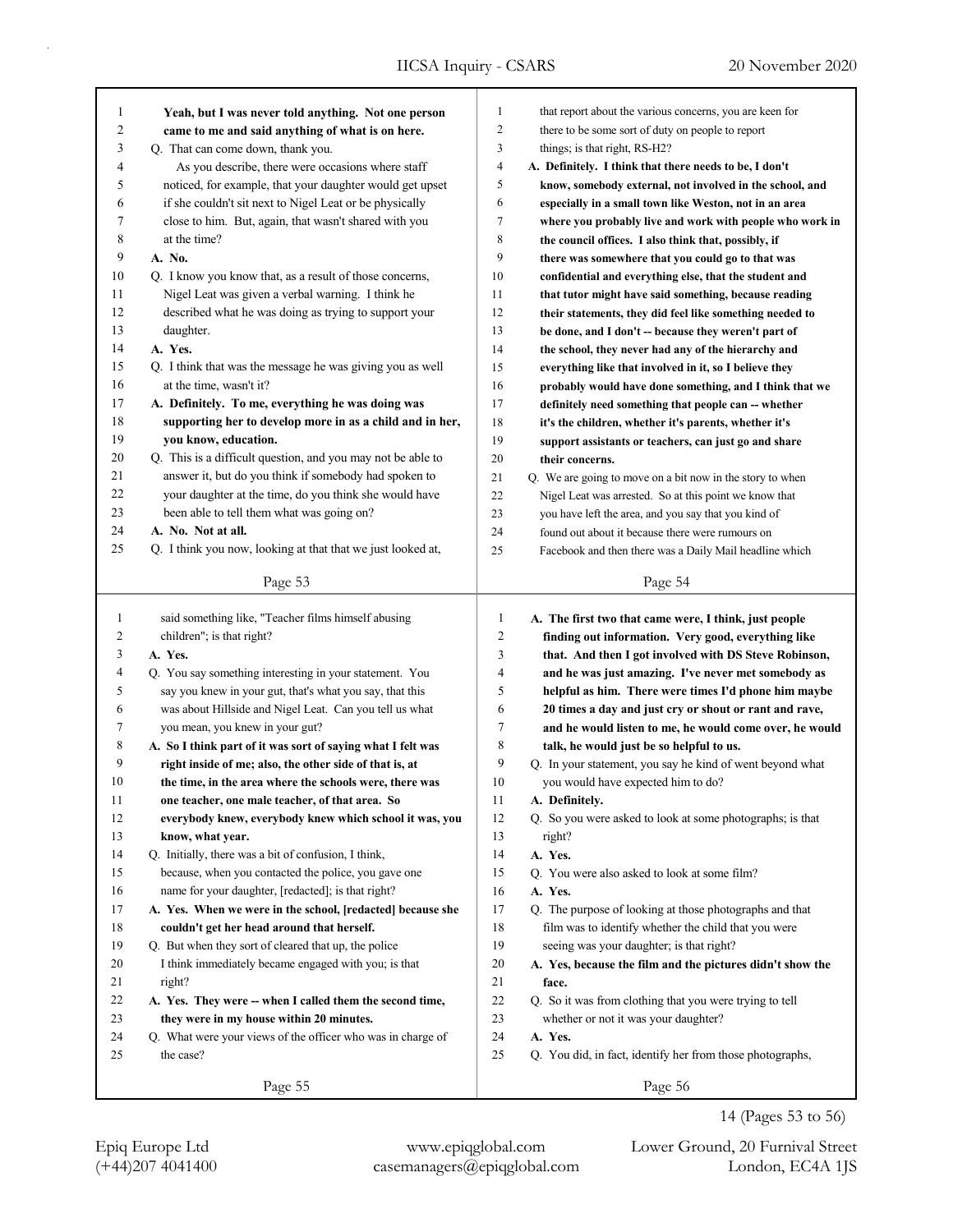Yeah, but I was never told anything. Not one person came to me and said anything of what is on here.

Q. That can come down, thank you.

As you describe, there were occasions where staff noticed, for example, that your daughter would get upset if she couldn't sit next to Nigel Leat or be physically close to him. But, again, that wasn't shared with you at the time?

**A. No.**

Q. I know you know that, as a result of those concerns, Nigel Leat was given a verbal warning. I think he described what he was doing as trying to support your daughter.

**A. Yes.**

Q. I think that was the message he was giving you as well at the time, wasn't it?

**A. Definitely. To me, everything he was doing was supporting her to develop more in as a child and in her, you know, education.**

Q. This is a difficult question, and you may not be able to answer it, but do you think if somebody had spoken to your daughter at the time, do you think she would have been able to tell them what was going on?

**A. No. Not at all.**

Q. I think you now, looking at that that we just looked at, that report about the various concerns, you are keen for there to be some sort of duty on people to report things; is that right, RS-H2?

**A. Definitely. I think that there needs to be, I don't know, somebody external, not involved in the school, and especially in a small town like Weston, not in an area where you probably live and work with people who work in the council offices. I also think that, possibly, if there was somewhere that you could go to that was confidential and everything else, that the student and that tutor might have said something, because reading their statements, they did feel like something needed to be done, and I don't -- because they weren't part of the school, they never had any of the hierarchy and everything like that involved in it, so I believe they probably would have done something, and I think that we definitely need something that people can -- whether it's the children, whether it's parents, whether it's support assistants or teachers, can just go and share their concerns.**

Q. We are going to move on a bit now in the story to when Nigel Leat was arrested. So at this point we know that you have left the area, and you say that you kind of found out about it because there were rumours on Facebook and then there was a Daily Mail headline which said something like, "Teacher films himself abusing children"; is that right?

**A. Yes.**

Q. You say something interesting in your statement. You say you knew in your gut, that's what you say, that this was about Hillside and Nigel Leat. Can you tell us what you mean, you knew in your gut?

**A. So I think part of it was sort of saying what I felt was right inside of me; also, the other side of that is, at the time, in the area where the schools were, there was one teacher, one male teacher, of that area. So everybody knew, everybody knew which school it was, you know, what year.**

Q. Initially, there was a bit of confusion, I think, because, when you contacted the police, you gave one name for your daughter, [redacted]; is that right?

**A. Yes. When we were in the school, [redacted] because she couldn't get her head around that herself.**

Q. But when they sort of cleared that up, the police I think immediately became engaged with you; is that right?

**A. Yes. They were -- when I called them the second time, they were in my house within 20 minutes.**

Q. What were your views of the officer who was in charge of the case?

**A. The first two that came were, I think, just people finding out information. Very good, everything like that. And then I got involved with DS Steve Robinson, and he was just amazing. I've never met somebody as helpful as him. There were times I'd phone him maybe 20 times a day and just cry or shout or rant and rave, and he would listen to me, he would come over, he would talk, he would just be so helpful to us.**

Q. In your statement, you say he kind of went beyond what you would have expected him to do?

**A. Definitely.**

Q. So you were asked to look at some photographs; is that right?

**A. Yes.**

Q. You were also asked to look at some film?

**A. Yes.**

Q. The purpose of looking at those photographs and that film was to identify whether the child that you were seeing was your daughter; is that right?

**A. Yes, because the film and the pictures didn't show the face.**

Q. So it was from clothing that you were trying to tell whether or not it was your daughter?

**A. Yes.**

Q. You did, in fact, identify her from those photographs,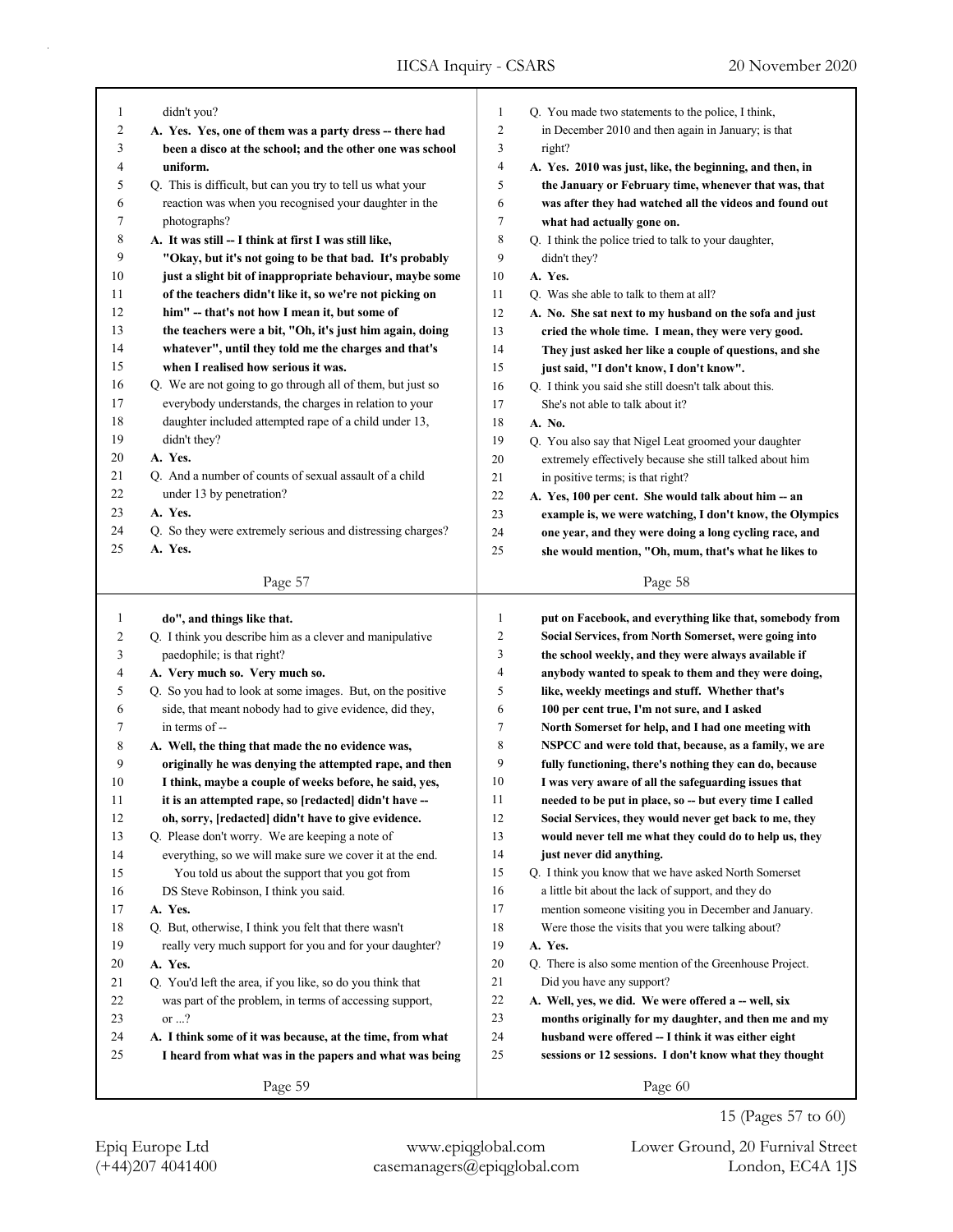didn't you?

**A. Yes. Yes, one of them was a party dress -- there had been a disco at the school; and the other one was school uniform.**

Q. This is difficult, but can you try to tell us what your reaction was when you recognised your daughter in the photographs?

**A. It was still -- I think at first I was still like, "Okay, but it's not going to be that bad. It's probably just a slight bit of inappropriate behaviour, maybe some of the teachers didn't like it, so we're not picking on him" -- that's not how I mean it, but some of the teachers were a bit, "Oh, it's just him again, doing whatever", until they told me the charges and that's when I realised how serious it was.**

Q. We are not going to go through all of them, but just so everybody understands, the charges in relation to your daughter included attempted rape of a child under 13, didn't they?

**A. Yes.**

Q. And a number of counts of sexual assault of a child under 13 by penetration?

**A. Yes.**

Q. So they were extremely serious and distressing charges?

**A. Yes.**

Q. You made two statements to the police, I think, in December 2010 and then again in January; is that right?

**A. Yes. 2010 was just, like, the beginning, and then, in the January or February time, whenever that was, that was after they had watched all the videos and found out what had actually gone on.**

Q. I think the police tried to talk to your daughter, didn't they?

**A. Yes.**

Q. Was she able to talk to them at all?

**A. No. She sat next to my husband on the sofa and just cried the whole time. I mean, they were very good. They just asked her like a couple of questions, and she just said, "I don't know, I don't know".**

Q. I think you said she still doesn't talk about this. She's not able to talk about it?

**A. No.**

Q. You also say that Nigel Leat groomed your daughter extremely effectively because she still talked about him in positive terms; is that right?

**A. Yes, 100 per cent. She would talk about him -- an example is, we were watching, I don't know, the Olympics one year, and they were doing a long cycling race, and she would mention, "Oh, mum, that's what he likes to do", and things like that.**

Q. I think you describe him as a clever and manipulative paedophile; is that right?

**A. Very much so. Very much so.**

Q. So you had to look at some images. But, on the positive side, that meant nobody had to give evidence, did they, in terms of --

**A. Well, the thing that made the no evidence was, originally he was denying the attempted rape, and then I think, maybe a couple of weeks before, he said, yes, it is an attempted rape, so [redacted] didn't have -- oh, sorry, [redacted] didn't have to give evidence.**

Q. Please don't worry. We are keeping a note of everything, so we will make sure we cover it at the end.

You told us about the support that you got from DS Steve Robinson, I think you said.

**A. Yes.**

Q. But, otherwise, I think you felt that there wasn't really very much support for you and for your daughter?

**A. Yes.**

Q. You'd left the area, if you like, so do you think that was part of the problem, in terms of accessing support, or ...?

**A. I think some of it was because, at the time, from what I heard from what was in the papers and what was being put on Facebook, and everything like that, somebody from Social Services, from North Somerset, were going into the school weekly, and they were always available if anybody wanted to speak to them and they were doing, like, weekly meetings and stuff. Whether that's 100 per cent true, I'm not sure, and I asked North Somerset for help, and I had one meeting with NSPCC and were told that, because, as a family, we are fully functioning, there's nothing they can do, because I was very aware of all the safeguarding issues that needed to be put in place, so -- but every time I called Social Services, they would never get back to me, they would never tell me what they could do to help us, they just never did anything.**

Q. I think you know that we have asked North Somerset a little bit about the lack of support, and they do mention someone visiting you in December and January. Were those the visits that you were talking about?

**A. Yes.**

Q. There is also some mention of the Greenhouse Project. Did you have any support?

**A. Well, yes, we did. We were offered a -- well, six months originally for my daughter, and then me and my husband were offered -- I think it was either eight sessions or 12 sessions. I don't know what they thought**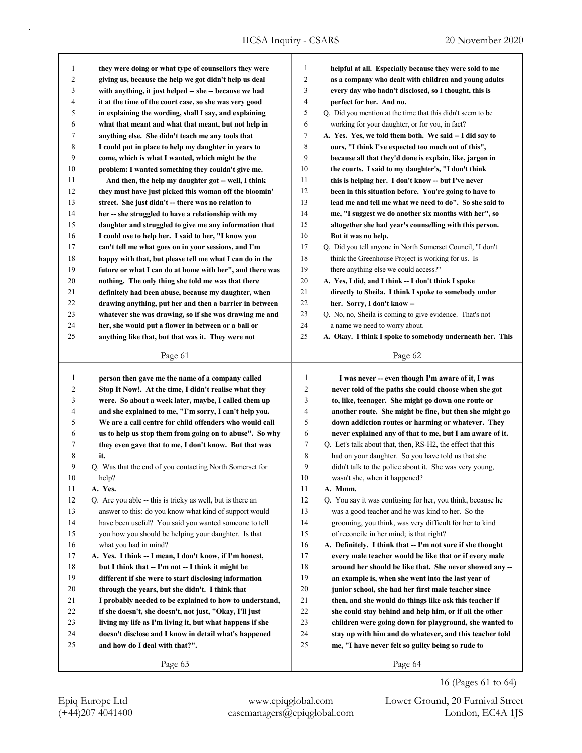they were doing or what type of counsellors they were giving us, because the help we got didn't help us deal with anything, it just helped -- she -- because we had it at the time of the court case, so she was very good in explaining the wording, shall I say, and explaining what that meant and what that meant, but not help in anything else. She didn't teach me any tools that I could put in place to help my daughter in years to come, which is what I wanted, which might be the problem: I wanted something they couldn't give me.

And then, the help my daughter got -- well, I think they must have just picked this woman off the bloomin' street. She just didn't -- there was no relation to her -- she struggled to have a relationship with my daughter and struggled to give me any information that I could use to help her. I said to her, "I know you can't tell me what goes on in your sessions, and I'm happy with that, but please tell me what I can do in the future or what I can do at home with her", and there was nothing. The only thing she told me was that there definitely had been abuse, because my daughter, when drawing anything, put her and then a barrier in between whatever she was drawing, so if she was drawing me and her, she would put a flower in between or a ball or anything like that, but that was it. They were not helpful at all. Especially because they were sold to me as a company who dealt with children and young adults every day who hadn't disclosed, so I thought, this is perfect for her. And no.

Q. Did you mention at the time that this didn't seem to be working for your daughter, or for you, in fact?

**A. Yes. Yes, we told them both. We said -- I did say to ours, "I think I've expected too much out of this", because all that they'd done is explain, like, jargon in the courts. I said to my daughter's, "I don't think this is helping her. I don't know -- but I've never been in this situation before. You're going to have to lead me and tell me what we need to do". So she said to me, "I suggest we do another six months with her", so altogether she had year's counselling with this person. But it was no help.**

Q. Did you tell anyone in North Somerset Council, "I don't think the Greenhouse Project is working for us. Is there anything else we could access?"

**A. Yes, I did, and I think -- I don't think I spoke directly to Sheila. I think I spoke to somebody under her. Sorry, I don't know --**

Q. No, no, Sheila is coming to give evidence. That's not a name we need to worry about.

**A. Okay. I think I spoke to somebody underneath her. This person then gave me the name of a company called Stop It Now!. At the time, I didn't realise what they were. So about a week later, maybe, I called them up and she explained to me, "I'm sorry, I can't help you. We are a call centre for child offenders who would call us to help us stop them from going on to abuse". So why they even gave that to me, I don't know. But that was it.**

Q. Was that the end of you contacting North Somerset for help?

**A. Yes.**

Q. Are you able -- this is tricky as well, but is there an answer to this: do you know what kind of support would have been useful? You said you wanted someone to tell you how you should be helping your daughter. Is that what you had in mind?

**A. Yes. I think -- I mean, I don't know, if I'm honest, but I think that -- I'm not -- I think it might be different if she were to start disclosing information through the years, but she didn't. I think that I probably needed to be explained to how to understand, if she doesn't, she doesn't, not just, "Okay, I'll just living my life as I'm living it, but what happens if she doesn't disclose and I know in detail what's happened and how do I deal with that?".**

**I was never -- even though I'm aware of it, I was never told of the paths she could choose when she got to, like, teenager. She might go down one route or another route. She might be fine, but then she might go down addiction routes or harming or whatever. They never explained any of that to me, but I am aware of it.**

Q. Let's talk about that, then, RS-H2, the effect that this had on your daughter. So you have told us that she didn't talk to the police about it. She was very young, wasn't she, when it happened?

**A. Mmm.**

Q. You say it was confusing for her, you think, because he was a good teacher and he was kind to her. So the grooming, you think, was very difficult for her to kind of reconcile in her mind; is that right?

**A. Definitely. I think that -- I'm not sure if she thought every male teacher would be like that or if every male around her should be like that. She never showed any -- an example is, when she went into the last year of junior school, she had her first male teacher since then, and she would do things like ask this teacher if she could stay behind and help him, or if all the other children were going down for playground, she wanted to stay up with him and do whatever, and this teacher told me, "I have never felt so guilty being so rude to**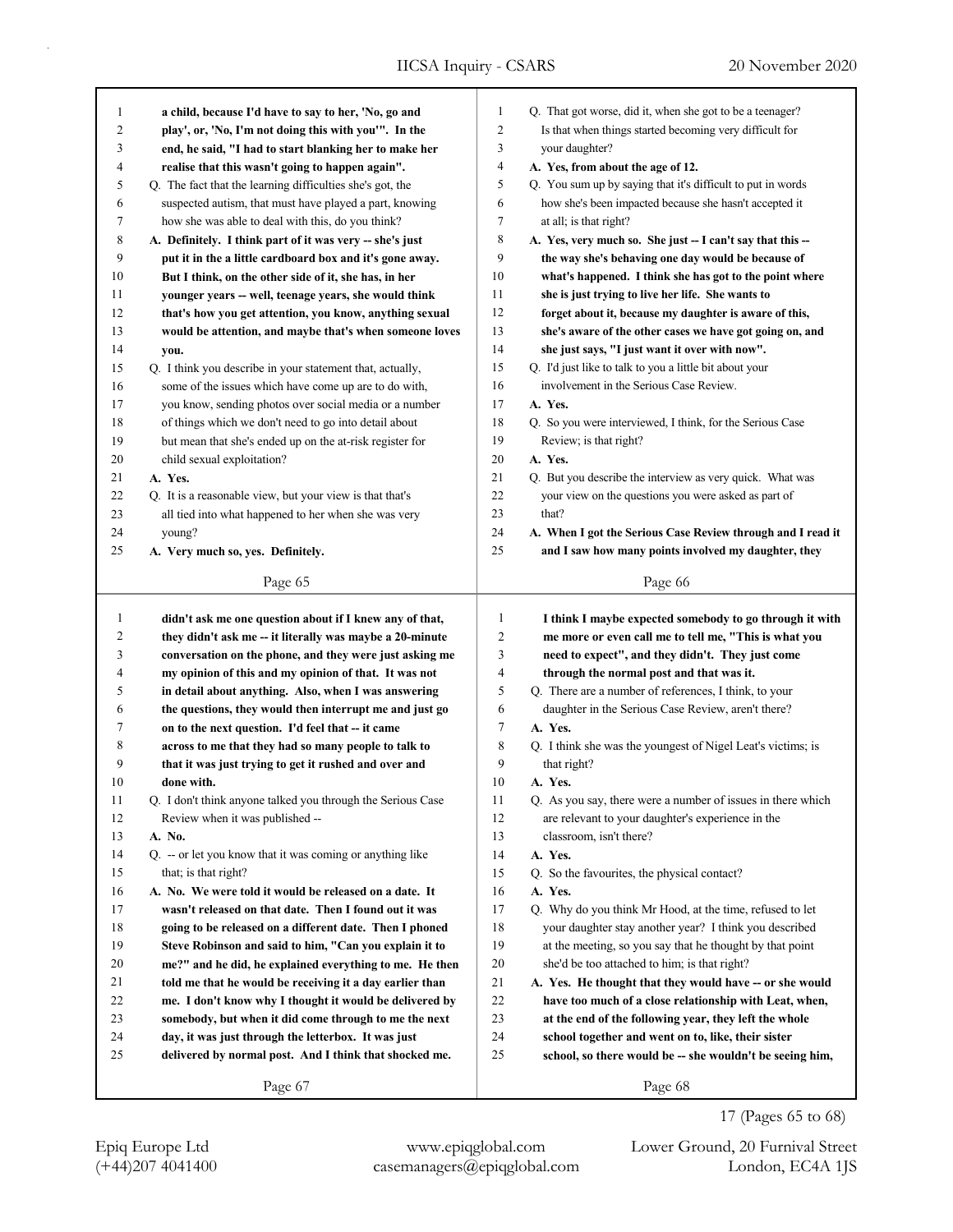**a child, because I'd have to say to her, 'No, go and play', or, 'No, I'm not doing this with you'". In the end, he said, "I had to start blanking her to make her realise that this wasn't going to happen again".**

Q. The fact that the learning difficulties she's got, the suspected autism, that must have played a part, knowing how she was able to deal with this, do you think?

**A. Definitely. I think part of it was very -- she's just put it in a little cardboard box and it's gone away. But I think, on the other side of it, she has, in her younger years -- well, teenage years, she would think that's how you get attention, you know, anything sexual would be attention, and maybe that's when someone loves you.**

Q. I think you describe in your statement that, actually, some of the issues which have come up are to do with, you know, sending photos over social media or a number of things which we don't need to go into detail about but mean that she's ended up on the at-risk register for child sexual exploitation?

**A. Yes.**

Q. It is a reasonable view, but your view is that that's all tied into what happened to her when she was very young?

**A. Very much so, yes. Definitely.**

Q. That got worse, did it, when she got to be a teenager? Is that when things started becoming very difficult for your daughter?

**A. Yes, from about the age of 12.**

Q. You sum up by saying that it's difficult to put in words how she's been impacted because she hasn't accepted it at all; is that right?

**A. Yes, very much so. She just -- I can't say that this -- the way she's behaving one day would be because of what's happened. I think she has got to the point where she is just trying to live her life. She wants to forget about it, because my daughter is aware of this, she's aware of the other cases we have got going on, and she just says, "I just want it over with now".**

Q. I'd just like to talk to you a little bit about your involvement in the Serious Case Review.

**A. Yes.**

Q. So you were interviewed, I think, for the Serious Case Review; is that right?

**A. Yes.**

Q. But you describe the interview as very quick. What was your view on the questions you were asked as part of that?

**A. When I got the Serious Case Review through and I read it and I saw how many points involved my daughter, they didn't ask me one question about if I knew any of that, they didn't ask me -- it literally was maybe a 20-minute conversation on the phone, and they were just asking me my opinion of this and my opinion of that. It was not in detail about anything. Also, when I was answering the questions, they would then interrupt me and just go on to the next question. I'd feel that -- it came across to me that they had so many people to talk to that it was just trying to get it rushed and over and done with.**

Q. I don't think anyone talked you through the Serious Case Review when it was published --

**A. No.**

Q. -- or let you know that it was coming or anything like that; is that right?

**A. No. We were told it would be released on a date. It wasn't released on that date. Then I found out it was going to be released on a different date. Then I phoned Steve Robinson and said to him, "Can you explain it to me?" and he did, he explained everything to me. He then told me that he would be receiving it a day earlier than me. I don't know why I thought it would be delivered by somebody, but when it did come through to me the next day, it was just through the letterbox. It was just delivered by normal post. And I think that shocked me. I think I maybe expected somebody to go through it with me more or even call me to tell me, "This is what you need to expect", and they didn't. They just come through the normal post and that was it.**

Q. There are a number of references, I think, to your daughter in the Serious Case Review, aren't there?

**A. Yes.**

Q. I think she was the youngest of Nigel Leat's victims; is that right?

**A. Yes.**

Q. As you say, there were a number of issues in there which are relevant to your daughter's experience in the classroom, isn't there?

**A. Yes.**

Q. So the favourites, the physical contact?

**A. Yes.**

Q. Why do you think Mr Hood, at the time, refused to let your daughter stay another year? I think you described at the meeting, so you say that he thought by that point she'd be too attached to him; is that right?

**A. Yes. He thought that they would have -- or she would have too much of a close relationship with Leat, when, at the end of the following year, they left the whole school together and went on to, like, their sister school, so there would be -- she wouldn't be seeing him,**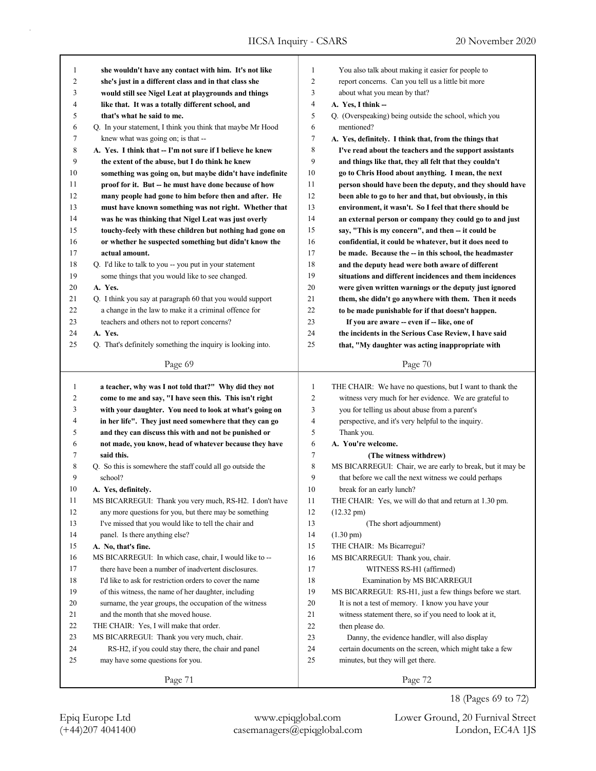**she wouldn't have any contact with him. It's not like she's just in a different class and in that class she would still see Nigel Leat at playgrounds and things like that. It was a totally different school, and that's what he said to me.**

Q. In your statement, I think you think that maybe Mr Hood knew what was going on; is that --

**A. Yes. I think that -- I'm not sure if I believe he knew the extent of the abuse, but I do think he knew something was going on, but maybe didn't have indefinite proof for it. But -- he must have done because of how many people had gone to him before then and after. He must have known something was not right. Whether that was he was thinking that Nigel Leat was just overly touchy-feely with these children but nothing had gone on or whether he suspected something but didn't know the actual amount.**

Q. I'd like to talk to you -- you put in your statement some things that you would like to see changed.

**A. Yes.**

Q. I think you say at paragraph 60 that you would support a change in the law to make it a criminal offence for teachers and others not to report concerns?

**A. Yes.**

Q. That's definitely something the inquiry is looking into.

You also talk about making it easier for people to report concerns. Can you tell us a little bit more about what you mean by that?

**A. Yes, I think --**

Q. (Overspeaking) being outside the school, which you mentioned?

**A. Yes, definitely. I think that, from the things that I've read about the teachers and the support assistants and things like that, they all felt that they couldn't go to Chris Hood about anything. I mean, the next person should have been the deputy, and they should have been able to go to her and that, but obviously, in this environment, it wasn't. So I feel that there should be an external person or company they could go to and just say, "This is my concern", and then -- it could be confidential, it could be whatever, but it does need to be made. Because the -- in this school, the headmaster and the deputy head were both aware of different situations and different incidences and them incidences were given written warnings or the deputy just ignored them, she didn't go anywhere with them. Then it needs to be made punishable for if that doesn't happen.**

**If you are aware -- even if -- like, one of the incidents in the Serious Case Review, I have said that, "My daughter was acting inappropriate with a teacher, why was I not told that?" Why did they not come to me and say, "I have seen this. This isn't right with your daughter. You need to look at what's going on in her life". They just need somewhere that they can go and they can discuss this with and not be punished or not made, you know, head of whatever because they have said this.**

Q. So this is somewhere the staff could all go outside the school?

**A. Yes, definitely.**

MS BICARREGUI: Thank you very much, RS-H2. I don't have any more questions for you, but there may be something I've missed that you would like to tell the chair and panel. Is there anything else?

**A. No, that's fine.**

MS BICARREGUI: In which case, chair, I would like to -- there have been a number of inadvertent disclosures. I'd like to ask for restriction orders to cover the name of this witness, the name of her daughter, including surname, the year groups, the occupation of the witness and the month that she moved house.

THE CHAIR: Yes, I will make that order.

MS BICARREGUI: Thank you very much, chair.

RS-H2, if you could stay there, the chair and panel may have some questions for you.

THE CHAIR: We have no questions, but I want to thank the witness very much for her evidence. We are grateful to you for telling us about abuse from a parent's perspective, and it's very helpful to the inquiry. Thank you.

**A. You're welcome.**

(The witness withdrew)

MS BICARREGUI: Chair, we are early to break, but it may be that before we call the next witness we could perhaps break for an early lunch?

THE CHAIR: Yes, we will do that and return at 1.30 pm.

(12.32 pm)

(The short adjournment)

(1.30 pm)

THE CHAIR: Ms Bicarregui?

MS BICARREGUI: Thank you, chair.

WITNESS RS-H1 (affirmed)

Examination by MS BICARREGUI

MS BICARREGUI: RS-H1, just a few things before we start. It is not a test of memory. I know you have your witness statement there, so if you need to look at it, then please do.

Danny, the evidence handler, will also display certain documents on the screen, which might take a few minutes, but they will get there.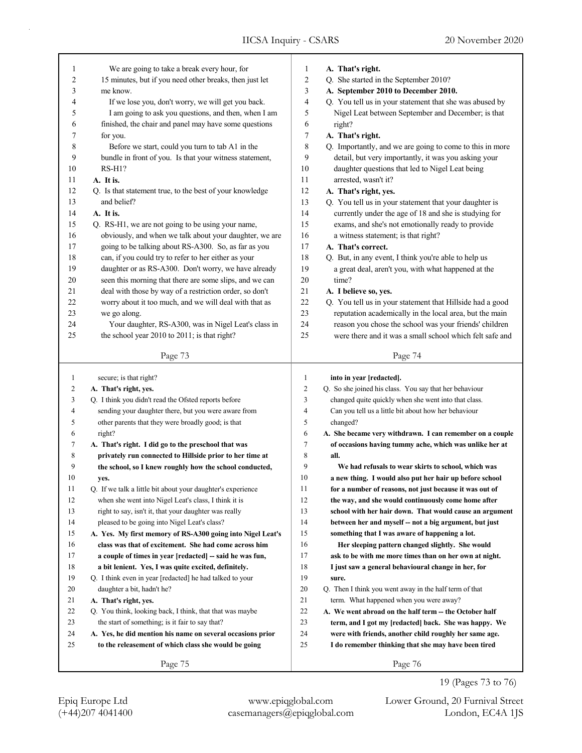We are going to take a break every hour, for 15 minutes, but if you need other breaks, then just let me know.

If we lose you, don't worry, we will get you back.

I am going to ask you questions, and then, when I am finished, the chair and panel may have some questions for you.

Before we start, could you turn to tab A1 in the bundle in front of you. Is that your witness statement, RS-H1?

**A. It is.**

Q. Is that statement true, to the best of your knowledge and belief?

**A. It is.**

Q. RS-H1, we are not going to be using your name, obviously, and when we talk about your daughter, we are going to be talking about RS-A300. So, as far as you can, if you could try to refer to her either as your daughter or as RS-A300. Don't worry, we have already seen this morning that there are some slips, and we can deal with those by way of a restriction order, so don't worry about it too much, and we will deal with that as we go along.

Your daughter, RS-A300, was in Nigel Leat's class in the school year 2010 to 2011; is that right?

**A. That's right.**

Q. She started in the September 2010?

**A. September 2010 to December 2010.**

Q. You tell us in your statement that she was abused by Nigel Leat between September and December; is that right?

**A. That's right.**

Q. Importantly, and we are going to come to this in more detail, but very importantly, it was you asking your daughter questions that led to Nigel Leat being arrested, wasn't it?

**A. That's right, yes.**

Q. You tell us in your statement that your daughter is currently under the age of 18 and she is studying for exams, and she's not emotionally ready to provide a witness statement; is that right?

**A. That's correct.**

Q. But, in any event, I think you're able to help us a great deal, aren't you, with what happened at the time?

**A. I believe so, yes.**

Q. You tell us in your statement that Hillside had a good reputation academically in the local area, but the main reason you chose the school was your friends' children were there and it was a small school which felt safe and secure; is that right?

**A. That's right, yes.**

Q. I think you didn't read the Ofsted reports before sending your daughter there, but you were aware from other parents that they were broadly good; is that right?

**A. That's right. I did go to the preschool that was privately run connected to Hillside prior to her time at the school, so I knew roughly how the school conducted, yes.**

Q. If we talk a little bit about your daughter's experience when she went into Nigel Leat's class, I think it is right to say, isn't it, that your daughter was really pleased to be going into Nigel Leat's class?

**A. Yes. My first memory of RS-A300 going into Nigel Leat's class was that of excitement. She had come across him a couple of times in year [redacted] -- said he was fun, a bit lenient. Yes, I was quite excited, definitely.**

Q. I think even in year [redacted] he had talked to your daughter a bit, hadn't he?

**A. That's right, yes.**

Q. You think, looking back, I think, that that was maybe the start of something; is it fair to say that?

**A. Yes, he did mention his name on several occasions prior to the releasement of which class she would be going into in year [redacted].**

Q. So she joined his class. You say that her behaviour changed quite quickly when she went into that class. Can you tell us a little bit about how her behaviour changed?

**A. She became very withdrawn. I can remember on a couple of occasions having tummy ache, which was unlike her at all.**

**We had refusals to wear skirts to school, which was a new thing. I would also put her hair up before school for a number of reasons, not just because it was out of the way, and she would continuously come home after school with her hair down. That would cause an argument between her and myself -- not a big argument, but just something that I was aware of happening a lot.**

**Her sleeping pattern changed slightly. She would ask to be with me more times than on her own at night. I just saw a general behavioural change in her, for sure.**

Q. Then I think you went away in the half term of that term. What happened when you were away?

**A. We went abroad on the half term -- the October half term, and I got my [redacted] back. She was happy. We were with friends, another child roughly her same age. I do remember thinking that she may have been tired**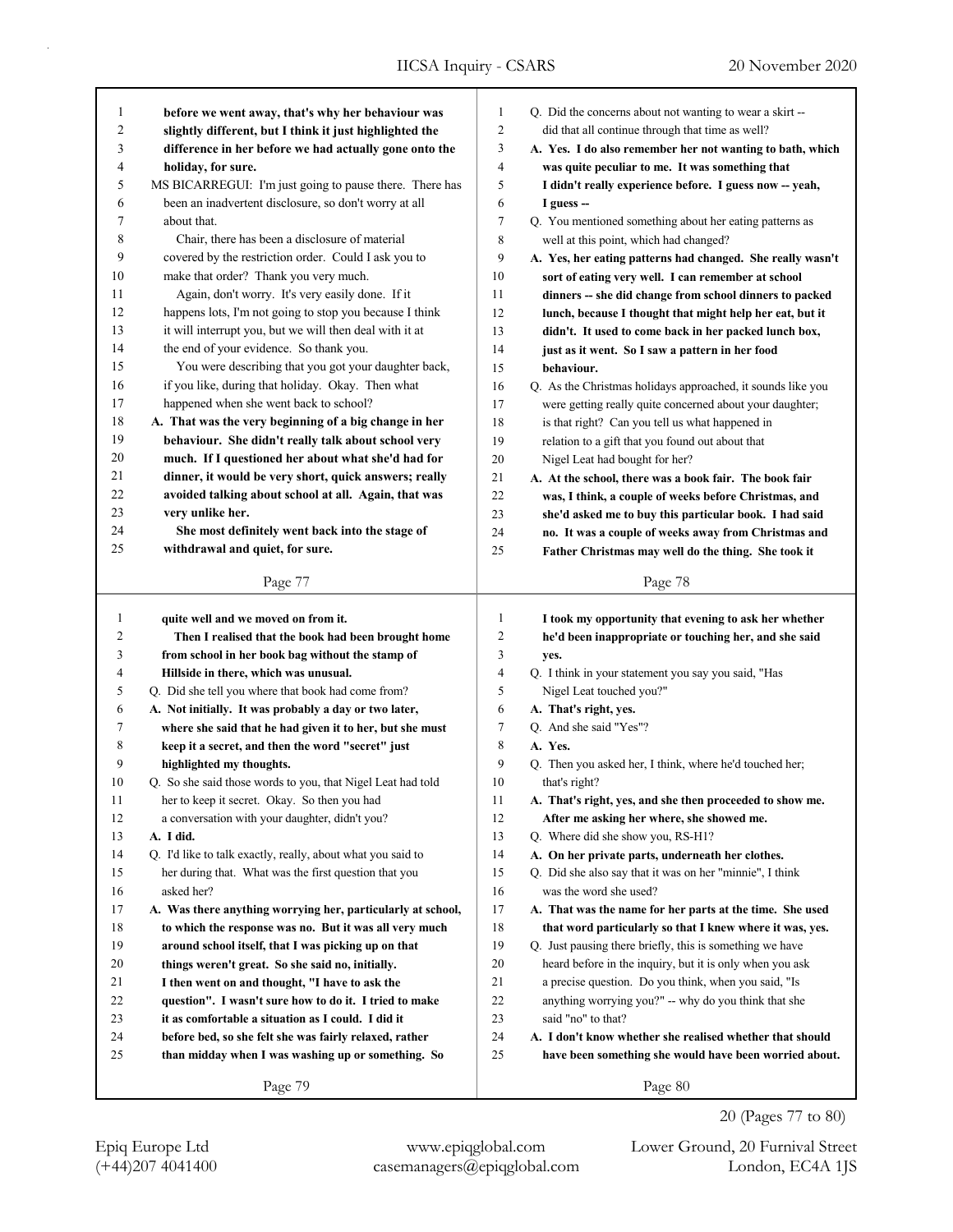**before we went away, that's why her behaviour was slightly different, but I think it just highlighted the difference in her before we had actually gone onto the holiday, for sure.**

MS BICARREGUI: I'm just going to pause there. There has been an inadvertent disclosure, so don't worry at all about that.

Chair, there has been a disclosure of material covered by the restriction order. Could I ask you to make that order? Thank you very much.

Again, don't worry. It's very easily done. If it happens lots, I'm not going to stop you because I think it will interrupt you, but we will then deal with it at the end of your evidence. So thank you.

You were describing that you got your daughter back, if you like, during that holiday. Okay. Then what happened when she went back to school?

**A. That was the very beginning of a big change in her behaviour. She didn't really talk about school very much. If I questioned her about what she'd had for dinner, it would be very short, quick answers; really avoided talking about school at all. Again, that was very unlike her.**

**She most definitely went back into the stage of withdrawal and quiet, for sure.**

Q. Did the concerns about not wanting to wear a skirt -- did that all continue through that time as well?

**A. Yes. I do also remember her not wanting to bath, which was quite peculiar to me. It was something that I didn't really experience before. I guess now -- yeah, I guess --**

Q. You mentioned something about her eating patterns as well at this point, which had changed?

**A. Yes, her eating patterns had changed. She really wasn't sort of eating very well. I can remember at school dinners -- she did change from school dinners to packed lunch, because I thought that might help her eat, but it didn't. It used to come back in her packed lunch box, just as it went. So I saw a pattern in her food behaviour.**

Q. As the Christmas holidays approached, it sounds like you were getting really quite concerned about your daughter; is that right? Can you tell us what happened in relation to a gift that you found out about that Nigel Leat had bought for her?

**A. At the school, there was a book fair. The book fair was, I think, a couple of weeks before Christmas, and she'd asked me to buy this particular book. I had said no. It was a couple of weeks away from Christmas and Father Christmas may well do the thing. She took it quite well and we moved on from it.**

**Then I realised that the book had been brought home from school in her book bag without the stamp of Hillside in there, which was unusual.**

Q. Did she tell you where that book had come from?

**A. Not initially. It was probably a day or two later, where she said that he had given it to her, but she must keep it a secret, and then the word "secret" just highlighted my thoughts.**

Q. So she said those words to you, that Nigel Leat had told her to keep it secret. Okay. So then you had a conversation with your daughter, didn't you?

**A. I did.**

Q. I'd like to talk exactly, really, about what you said to her during that. What was the first question that you asked her?

**A. Was there anything worrying her, particularly at school, to which the response was no. But it was all very much around school itself, that I was picking up on that things weren't great. So she said no, initially.**

**I then went on and thought, "I have to ask the question". I wasn't sure how to do it. I tried to make it as comfortable a situation as I could. I did it before bed, so she felt she was fairly relaxed, rather than midday when I was washing up or something. So I took my opportunity that evening to ask her whether he'd been inappropriate or touching her, and she said yes.**

Q. I think in your statement you say you said, "Has Nigel Leat touched you?"

**A. That's right, yes.**

Q. And she said "Yes"?

**A. Yes.**

Q. Then you asked her, I think, where he'd touched her; that's right?

**A. That's right, yes, and she then proceeded to show me. After me asking her where, she showed me.**

Q. Where did she show you, RS-H1?

**A. On her private parts, underneath her clothes.**

Q. Did she also say that it was on her "minnie", I think was the word she used?

**A. That was the name for her parts at the time. She used that word particularly so that I knew where it was, yes.**

Q. Just pausing there briefly, this is something we have heard before in the inquiry, but it is only when you ask a precise question. Do you think, when you said, "Is anything worrying you?" -- why do you think that she said "no" to that?

**A. I don't know whether she realised whether that should have been something she would have been worried about.**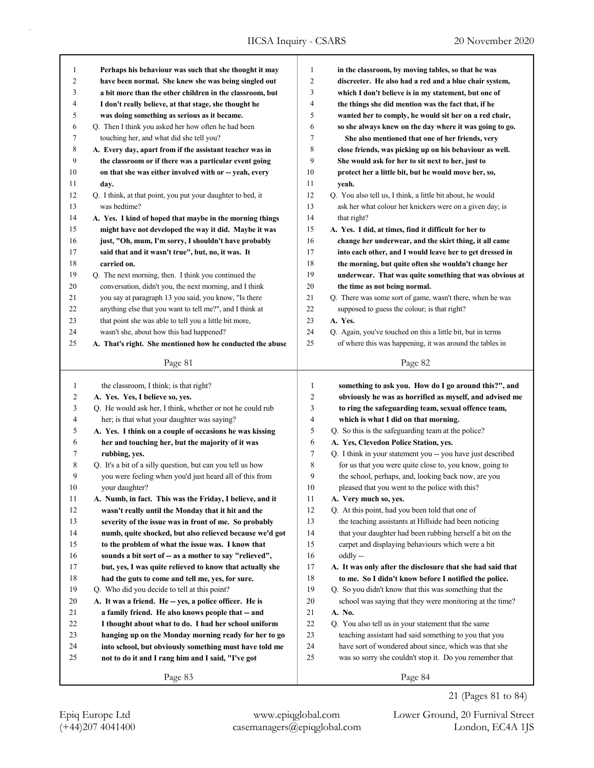Perhaps his behaviour was such that she thought it may have been normal. She knew she was being singled out a bit more than the other children in the classroom, but I don't really believe, at that stage, she thought he was doing something as serious as it became.

Q. Then I think you asked her how often he had been touching her, and what did she tell you?

**A. Every day, apart from if the assistant teacher was in the classroom or if there was a particular event going on that she was either involved with or -- yeah, every day.**

Q. I think, at that point, you put your daughter to bed, it was bedtime?

**A. Yes. I kind of hoped that maybe in the morning things might have not developed the way it did. Maybe it was just, "Oh, mum, I'm sorry, I shouldn't have probably said that and it wasn't true", but, no, it was. It carried on.**

Q. The next morning, then. I think you continued the conversation, didn't you, the next morning, and I think you say at paragraph 13 you said, you know, "Is there anything else that you want to tell me?", and I think at that point she was able to tell you a little bit more, wasn't she, about how this had happened?

**A. That's right. She mentioned how he conducted the abuse in the classroom, by moving tables, so that he was discreeter. He also had a red and a blue chair system, which I don't believe is in my statement, but one of the things she did mention was the fact that, if he wanted her to comply, he would sit her on a red chair, so she always knew on the day where it was going to go.**

**She also mentioned that one of her friends, very close friends, was picking up on his behaviour as well. She would ask for her to sit next to her, just to protect her a little bit, but he would move her, so, yeah.**

Q. You also tell us, I think, a little bit about, he would ask her what colour her knickers were on a given day; is that right?

**A. Yes. I did, at times, find it difficult for her to change her underwear, and the skirt thing, it all came into each other, and I would leave her to get dressed in the morning, but quite often she wouldn't change her underwear. That was quite something that was obvious at the time as not being normal.**

Q. There was some sort of game, wasn't there, when he was supposed to guess the colour; is that right?

**A. Yes.**

Q. Again, you've touched on this a little bit, but in terms of where this was happening, it was around the tables in the classroom, I think; is that right?

**A. Yes. Yes, I believe so, yes.**

Q. He would ask her, I think, whether or not he could rub her; is that what your daughter was saying?

**A. Yes. I think on a couple of occasions he was kissing her and touching her, but the majority of it was rubbing, yes.**

Q. It's a bit of a silly question, but can you tell us how you were feeling when you'd just heard all of this from your daughter?

**A. Numb, in fact. This was the Friday, I believe, and it wasn't really until the Monday that it hit and the severity of the issue was in front of me. So probably numb, quite shocked, but also relieved because we'd got to the problem of what the issue was. I know that sounds a bit sort of -- as a mother to say "relieved", but, yes, I was quite relieved to know that actually she had the guts to come and tell me, yes, for sure.**

Q. Who did you decide to tell at this point?

**A. It was a friend. He -- yes, a police officer. He is a family friend. He also knows people that -- and I thought about what to do. I had her school uniform hanging up on the Monday morning ready for her to go into school, but obviously something must have told me not to do it and I rang him and I said, "I've got something to ask you. How do I go around this?", and obviously he was as horrified as myself, and advised me to ring the safeguarding team, sexual offence team, which is what I did on that morning.**

Q. So this is the safeguarding team at the police?

**A. Yes, Clevedon Police Station, yes.**

Q. I think in your statement you -- you have just described for us that you were quite close to, you know, going to the school, perhaps, and, looking back now, are you pleased that you went to the police with this?

**A. Very much so, yes.**

Q. At this point, had you been told that one of the teaching assistants at Hillside had been noticing that your daughter had been rubbing herself a bit on the carpet and displaying behaviours which were a bit oddly --

**A. It was only after the disclosure that she had said that to me. So I didn't know before I notified the police.**

Q. So you didn't know that this was something that the school was saying that they were monitoring at the time?

**A. No.**

Q. You also tell us in your statement that the same teaching assistant had said something to you that you have sort of wondered about since, which was that she was so sorry she couldn't stop it. Do you remember that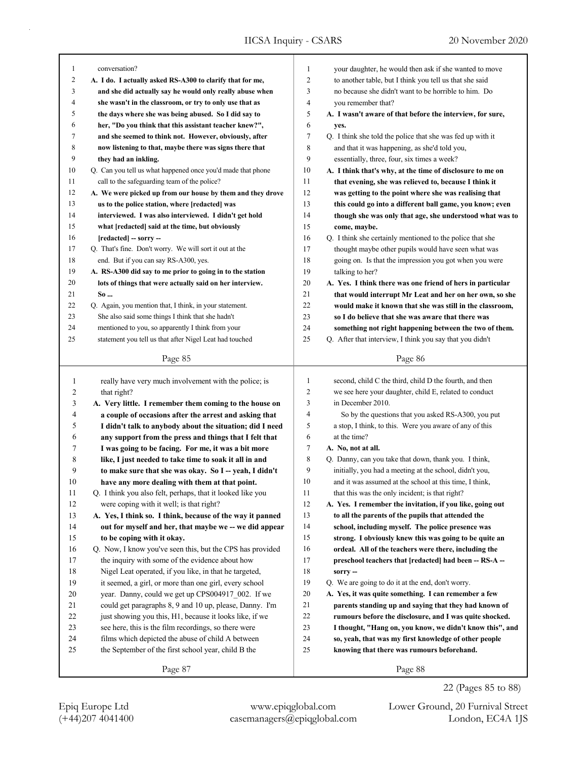**Page 85**

1 conversation?
2 **A. I do. I actually asked RS-A300 to clarify that for me,**
3 **and she did actually say he would only really abuse when**
4 **she wasn't in the classroom, or try to only use that as**
5 **the days where she was being abused. So I did say to**
6 **her, "Do you think that this assistant teacher knew?",**
7 **and she seemed to think not. However, obviously, after**
8 **now listening to that, maybe there was signs there that**
9 **they had an inkling.**
10 Q. Can you tell us what happened once you'd made that phone
11 call to the safeguarding team of the police?
12 **A. We were picked up from our house by them and they drove**
13 **us to the police station, where [redacted] was**
14 **interviewed. I was also interviewed. I didn't get hold**
15 **what [redacted] said at the time, but obviously**
16 **[redacted] -- sorry --**
17 Q. That's fine. Don't worry. We will sort it out at the
18 end. But if you can say RS-A300, yes.
19 **A. RS-A300 did say to me prior to going in to the station**
20 **lots of things that were actually said on her interview.**
21 **So ...**
22 Q. Again, you mention that, I think, in your statement.
23 She also said some things I think that she hadn't
24 mentioned to you, so apparently I think from your
25 statement you tell us that after Nigel Leat had touched

**Page 86**

1 your daughter, he would then ask if she wanted to move
2 to another table, but I think you tell us that she said
3 no because she didn't want to be horrible to him. Do
4 you remember that?
5 **A. I wasn't aware of that before the interview, for sure,**
6 **yes.**
7 Q. I think she told the police that she was fed up with it
8 and that it was happening, as she'd told you,
9 essentially, three, four, six times a week?
10 **A. I think that's why, at the time of disclosure to me on**
11 **that evening, she was relieved to, because I think it**
12 **was getting to the point where she was realising that**
13 **this could go into a different ball game, you know; even**
14 **though she was only that age, she understood what was to**
15 **come, maybe.**
16 Q. I think she certainly mentioned to the police that she
17 thought maybe other pupils would have seen what was
18 going on. Is that the impression you got when you were
19 talking to her?
20 **A. Yes. I think there was one friend of hers in particular**
21 **that would interrupt Mr Leat and her on her own, so she**
22 **would make it known that she was still in the classroom,**
23 **so I do believe that she was aware that there was**
24 **something not right happening between the two of them.**
25 Q. After that interview, I think you say that you didn't

**Page 87**

1 really have very much involvement with the police; is
2 that right?
3 **A. Very little. I remember them coming to the house on**
4 **a couple of occasions after the arrest and asking that**
5 **I didn't talk to anybody about the situation; did I need**
6 **any support from the press and things that I felt that**
7 **I was going to be facing. For me, it was a bit more**
8 **like, I just needed to take time to soak it all in and**
9 **to make sure that she was okay. So I -- yeah, I didn't**
10 **have any more dealing with them at that point.**
11 Q. I think you also felt, perhaps, that it looked like you
12 were coping with it well; is that right?
13 **A. Yes, I think so. I think, because of the way it panned**
14 **out for myself and her, that maybe we -- we did appear**
15 **to be coping with it okay.**
16 Q. Now, I know you've seen this, but the CPS has provided
17 the inquiry with some of the evidence about how
18 Nigel Leat operated, if you like, in that he targeted,
19 it seemed, a girl, or more than one girl, every school
20 year. Danny, could we get up CPS004917_002. If we
21 could get paragraphs 8, 9 and 10 up, please, Danny. I'm
22 just showing you this, H1, because it looks like, if we
23 see here, this is the film recordings, so there were
24 films which depicted the abuse of child A between
25 the September of the first school year, child B the

**Page 88**

1 second, child C the third, child D the fourth, and then
2 we see here your daughter, child E, related to conduct
3 in December 2010.
4 So by the questions that you asked RS-A300, you put
5 a stop, I think, to this. Were you aware of any of this
6 at the time?
7 **A. No, not at all.**
8 Q. Danny, can you take that down, thank you. I think,
9 initially, you had a meeting at the school, didn't you,
10 and it was assumed at the school at this time, I think,
11 that this was the only incident; is that right?
12 **A. Yes. I remember the invitation, if you like, going out**
13 **to all the parents of the pupils that attended the**
14 **school, including myself. The police presence was**
15 **strong. I obviously knew this was going to be quite an**
16 **ordeal. All of the teachers were there, including the**
17 **preschool teachers that [redacted] had been -- RS-A --**
18 **sorry --**
19 Q. We are going to do it at the end, don't worry.
20 **A. Yes, it was quite something. I can remember a few**
21 **parents standing up and saying that they had known of**
22 **rumours before the disclosure, and I was quite shocked.**
23 **I thought, "Hang on, you know, we didn't know this", and**
24 **so, yeah, that was my first knowledge of other people**
25 **knowing that there was rumours beforehand.**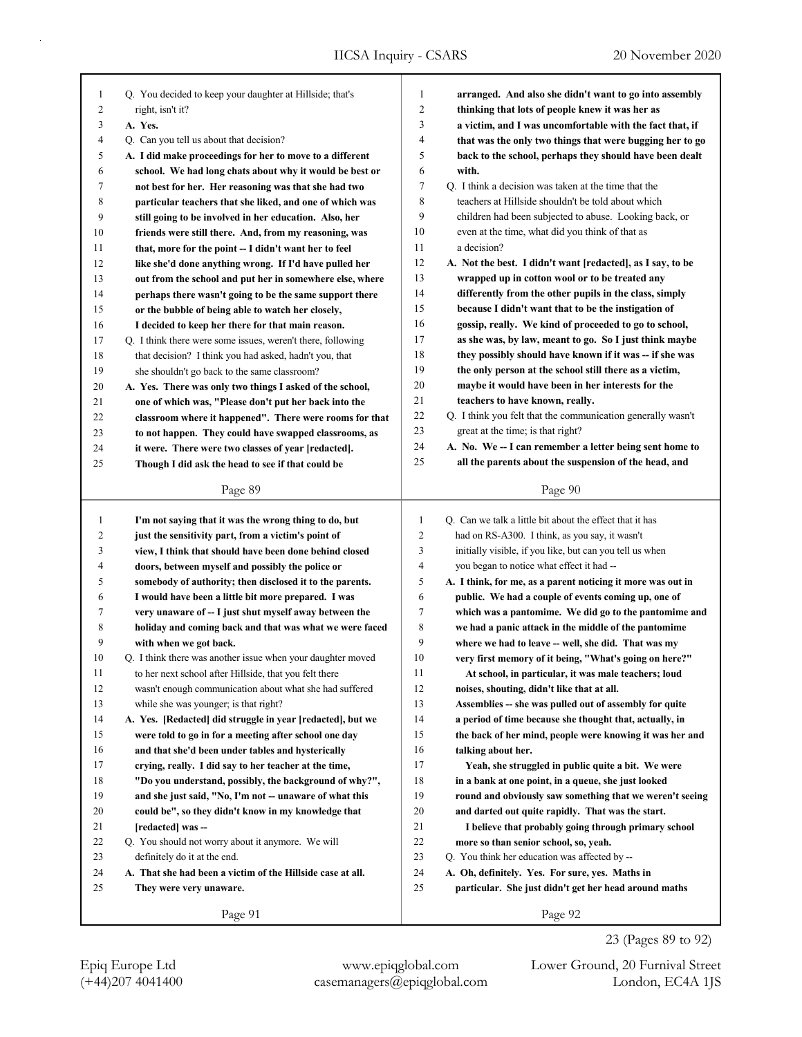Q. You decided to keep your daughter at Hillside; that's right, isn't it?

**A. Yes.**

Q. Can you tell us about that decision?

**A. I did make proceedings for her to move to a different school. We had long chats about why it would be best or not best for her. Her reasoning was that she had two particular teachers that she liked, and one of which was still going to be involved in her education. Also, her friends were still there. And, from my reasoning, was that, more for the point -- I didn't want her to feel like she'd done anything wrong. If I'd have pulled her out from the school and put her in somewhere else, where perhaps there wasn't going to be the same support there or the bubble of being able to watch her closely, I decided to keep her there for that main reason.**

Q. I think there were some issues, weren't there, following that decision? I think you had asked, hadn't you, that she shouldn't go back to the same classroom?

**A. Yes. There was only two things I asked of the school, one of which was, "Please don't put her back into the classroom where it happened". There were rooms for that to not happen. They could have swapped classrooms, as it were. There were two classes of year [redacted]. Though I did ask the head to see if that could be arranged. And also she didn't want to go into assembly thinking that lots of people knew it was her as a victim, and I was uncomfortable with the fact that, if that was the only two things that were bugging her to go back to the school, perhaps they should have been dealt with.**

Q. I think a decision was taken at the time that the teachers at Hillside shouldn't be told about which children had been subjected to abuse. Looking back, or even at the time, what did you think of that as a decision?

**A. Not the best. I didn't want [redacted], as I say, to be wrapped up in cotton wool or to be treated any differently from the other pupils in the class, simply because I didn't want that to be the instigation of gossip, really. We kind of proceeded to go to school, as she was, by law, meant to go. So I just think maybe they possibly should have known if it was -- if she was the only person at the school still there as a victim, maybe it would have been in her interests for the teachers to have known, really.**

Q. I think you felt that the communication generally wasn't great at the time; is that right?

**A. No. We -- I can remember a letter being sent home to all the parents about the suspension of the head, and I'm not saying that it was the wrong thing to do, but just the sensitivity part, from a victim's point of view, I think that should have been done behind closed doors, between myself and possibly the police or somebody of authority; then disclosed it to the parents. I would have been a little bit more prepared. I was very unaware of -- I just shut myself away between the holiday and coming back and that was what we were faced with when we got back.**

Q. I think there was another issue when your daughter moved to her next school after Hillside, that you felt there wasn't enough communication about what she had suffered while she was younger; is that right?

**A. Yes. [Redacted] did struggle in year [redacted], but we were told to go in for a meeting after school one day and that she'd been under tables and hysterically crying, really. I did say to her teacher at the time, "Do you understand, possibly, the background of why?", and she just said, "No, I'm not -- unaware of what this could be", so they didn't know in my knowledge that [redacted] was --**

Q. You should not worry about it anymore. We will definitely do it at the end.

**A. That she had been a victim of the Hillside case at all. They were very unaware.**

Q. Can we talk a little bit about the effect that it has had on RS-A300. I think, as you say, it wasn't initially visible, if you like, but can you tell us when you began to notice what effect it had --

**A. I think, for me, as a parent noticing it more was out in public. We had a couple of events coming up, one of which was a pantomime. We did go to the pantomime and we had a panic attack in the middle of the pantomime where we had to leave -- well, she did. That was my very first memory of it being, "What's going on here?"**

**At school, in particular, it was male teachers; loud noises, shouting, didn't like that at all. Assemblies -- she was pulled out of assembly for quite a period of time because she thought that, actually, in the back of her mind, people were knowing it was her and talking about her.**

**Yeah, she struggled in public quite a bit. We were in a bank at one point, in a queue, she just looked round and obviously saw something that we weren't seeing and darted out quite rapidly. That was the start.**

**I believe that probably going through primary school more so than senior school, so, yeah.**

Q. You think her education was affected by --

**A. Oh, definitely. Yes. For sure, yes. Maths in particular. She just didn't get her head around maths**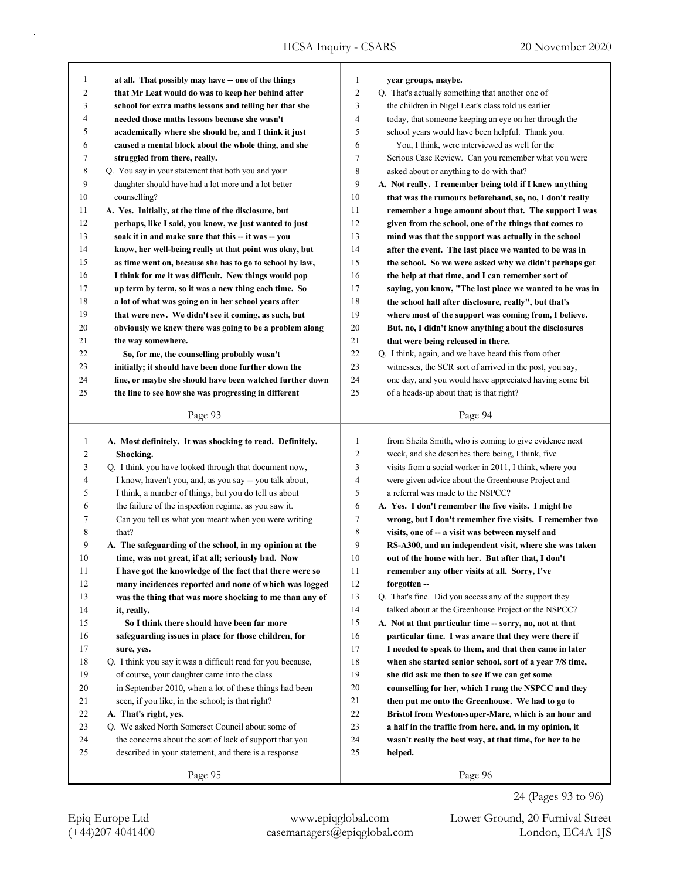at all. That possibly may have -- one of the things that Mr Leat would do was to keep her behind after school for extra maths lessons and telling her that she needed those maths lessons because she wasn't academically where she should be, and I think it just caused a mental block about the whole thing, and she struggled from there, really.

Q. You say in your statement that both you and your daughter should have had a lot more and a lot better counselling?

A. Yes. Initially, at the time of the disclosure, but perhaps, like I said, you know, we just wanted to just soak it in and make sure that this -- it was -- you know, her well-being really at that point was okay, but as time went on, because she has to go to school by law, I think for me it was difficult. New things would pop up term by term, so it was a new thing each time. So a lot of what was going on in her school years after that were new. We didn't see it coming, as such, but obviously we knew there was going to be a problem along the way somewhere.

So, for me, the counselling probably wasn't initially; it should have been done further down the line, or maybe she should have been watched further down the line to see how she was progressing in different year groups, maybe.

Q. That's actually something that another one of the children in Nigel Leat's class told us earlier today, that someone keeping an eye on her through the school years would have been helpful. Thank you.

You, I think, were interviewed as well for the Serious Case Review. Can you remember what you were asked about or anything to do with that?

A. Not really. I remember being told if I knew anything that was the rumours beforehand, so, no, I don't really remember a huge amount about that. The support I was given from the school, one of the things that comes to mind was that the support was actually in the school after the event. The last place we wanted to be was in the school. So we were asked why we didn't perhaps get the help at that time, and I can remember sort of saying, you know, "The last place we wanted to be was in the school hall after disclosure, really", but that's where most of the support was coming from, I believe. But, no, I didn't know anything about the disclosures that were being released in there.

Q. I think, again, and we have heard this from other witnesses, the SCR sort of arrived in the post, you say, one day, and you would have appreciated having some bit of a heads-up about that; is that right?

A. Most definitely. It was shocking to read. Definitely. Shocking.

Q. I think you have looked through that document now, I know, haven't you, and, as you say -- you talk about, I think, a number of things, but you do tell us about the failure of the inspection regime, as you saw it. Can you tell us what you meant when you were writing that?

A. The safeguarding of the school, in my opinion at the time, was not great, if at all; seriously bad. Now I have got the knowledge of the fact that there were so many incidences reported and none of which was logged was the thing that was more shocking to me than any of it, really.

So I think there should have been far more safeguarding issues in place for those children, for sure, yes.

Q. I think you say it was a difficult read for you because, of course, your daughter came into the class in September 2010, when a lot of these things had been seen, if you like, in the school; is that right?

A. That's right, yes.

Q. We asked North Somerset Council about some of the concerns about the sort of lack of support that you described in your statement, and there is a response from Sheila Smith, who is coming to give evidence next week, and she describes there being, I think, five visits from a social worker in 2011, I think, where you were given advice about the Greenhouse Project and a referral was made to the NSPCC?

A. Yes. I don't remember the five visits. I might be wrong, but I don't remember five visits. I remember two visits, one of -- a visit was between myself and RS-A300, and an independent visit, where she was taken out of the house with her. But after that, I don't remember any other visits at all. Sorry, I've forgotten --

Q. That's fine. Did you access any of the support they talked about at the Greenhouse Project or the NSPCC?

A. Not at that particular time -- sorry, no, not at that particular time. I was aware that they were there if I needed to speak to them, and that then came in later when she started senior school, sort of a year 7/8 time, she did ask me then to see if we can get some counselling for her, which I rang the NSPCC and they then put me onto the Greenhouse. We had to go to Bristol from Weston-super-Mare, which is an hour and a half in the traffic from here, and, in my opinion, it wasn't really the best way, at that time, for her to be helped.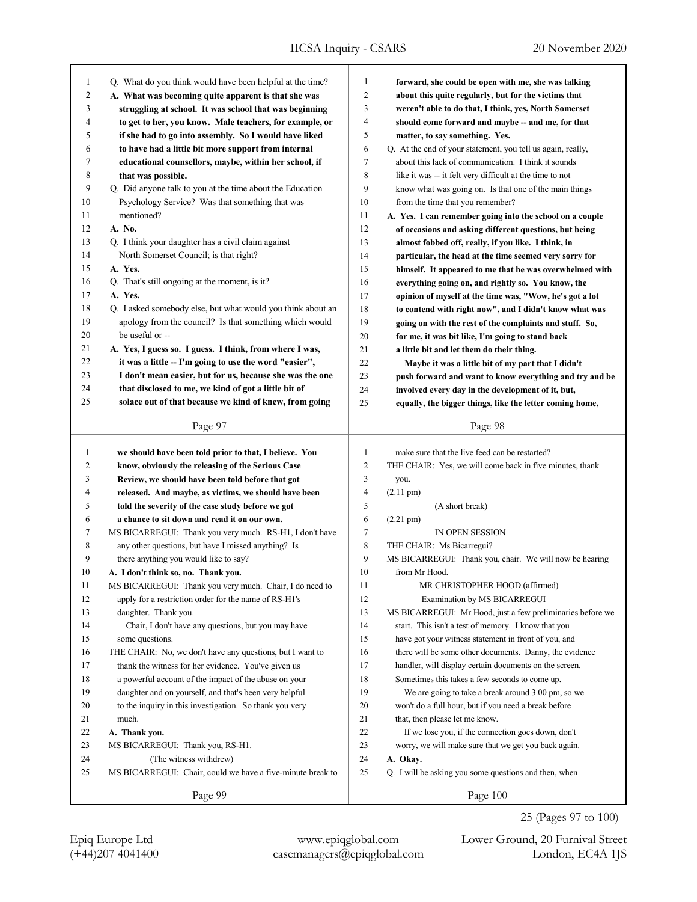Page 97

Q. What do you think would have been helpful at the time?

**A. What was becoming quite apparent is that she was struggling at school. It was school that was beginning to get to her, you know. Male teachers, for example, or if she had to go into assembly. So I would have liked to have had a little bit more support from internal educational counsellors, maybe, within her school, if that was possible.**

Q. Did anyone talk to you at the time about the Education Psychology Service? Was that something that was mentioned?

**A. No.**

Q. I think your daughter has a civil claim against North Somerset Council; is that right?

**A. Yes.**

Q. That's still ongoing at the moment, is it?

**A. Yes.**

Q. I asked somebody else, but what would you think about an apology from the council? Is that something which would be useful or --

**A. Yes, I guess so. I guess. I think, from where I was, it was a little -- I'm going to use the word "easier", I don't mean easier, but for us, because she was the one that disclosed to me, we kind of got a little bit of solace out of that because we kind of knew, from going forward, she could be open with me, she was talking about this quite regularly, but for the victims that weren't able to do that, I think, yes, North Somerset should come forward and maybe -- and me, for that matter, to say something. Yes.**

Page 98

Q. At the end of your statement, you tell us again, really, about this lack of communication. I think it sounds like it was -- it felt very difficult at the time to not know what was going on. Is that one of the main things from the time that you remember?

**A. Yes. I can remember going into the school on a couple of occasions and asking different questions, but being almost fobbed off, really, if you like. I think, in particular, the head at the time seemed very sorry for himself. It appeared to me that he was overwhelmed with everything going on, and rightly so. You know, the opinion of myself at the time was, "Wow, he's got a lot to contend with right now", and I didn't know what was going on with the rest of the complaints and stuff. So, for me, it was bit like, I'm going to stand back a little bit and let them do their thing.**

**Maybe it was a little bit of my part that I didn't push forward and want to know everything and try and be involved every day in the development of it, but, equally, the bigger things, like the letter coming home, we should have been told prior to that, I believe. You know, obviously the releasing of the Serious Case Review, we should have been told before that got released. And maybe, as victims, we should have been told the severity of the case study before we got a chance to sit down and read it on our own.**

Page 99

MS BICARREGUI: Thank you very much. RS-H1, I don't have any other questions, but have I missed anything? Is there anything you would like to say?

**A. I don't think so, no. Thank you.**

MS BICARREGUI: Thank you very much. Chair, I do need to apply for a restriction order for the name of RS-H1's daughter. Thank you.

Chair, I don't have any questions, but you may have some questions.

THE CHAIR: No, we don't have any questions, but I want to thank the witness for her evidence. You've given us a powerful account of the impact of the abuse on your daughter and on yourself, and that's been very helpful to the inquiry in this investigation. So thank you very much.

**A. Thank you.**

MS BICARREGUI: Thank you, RS-H1.

(The witness withdrew)

MS BICARREGUI: Chair, could we have a five-minute break to make sure that the live feed can be restarted?

THE CHAIR: Yes, we will come back in five minutes, thank you.

(2.11 pm)

(A short break)

(2.21 pm)

IN OPEN SESSION

THE CHAIR: Ms Bicarregui?

MS BICARREGUI: Thank you, chair. We will now be hearing from Mr Hood.

MR CHRISTOPHER HOOD (affirmed)

Examination by MS BICARREGUI

MS BICARREGUI: Mr Hood, just a few preliminaries before we start. This isn't a test of memory. I know that you have got your witness statement in front of you, and there will be some other documents. Danny, the evidence handler, will display certain documents on the screen. Sometimes this takes a few seconds to come up.

We are going to take a break around 3.00 pm, so we won't do a full hour, but if you need a break before that, then please let me know.

If we lose you, if the connection goes down, don't worry, we will make sure that we get you back again.

**A. Okay.**

Q. I will be asking you some questions and then, when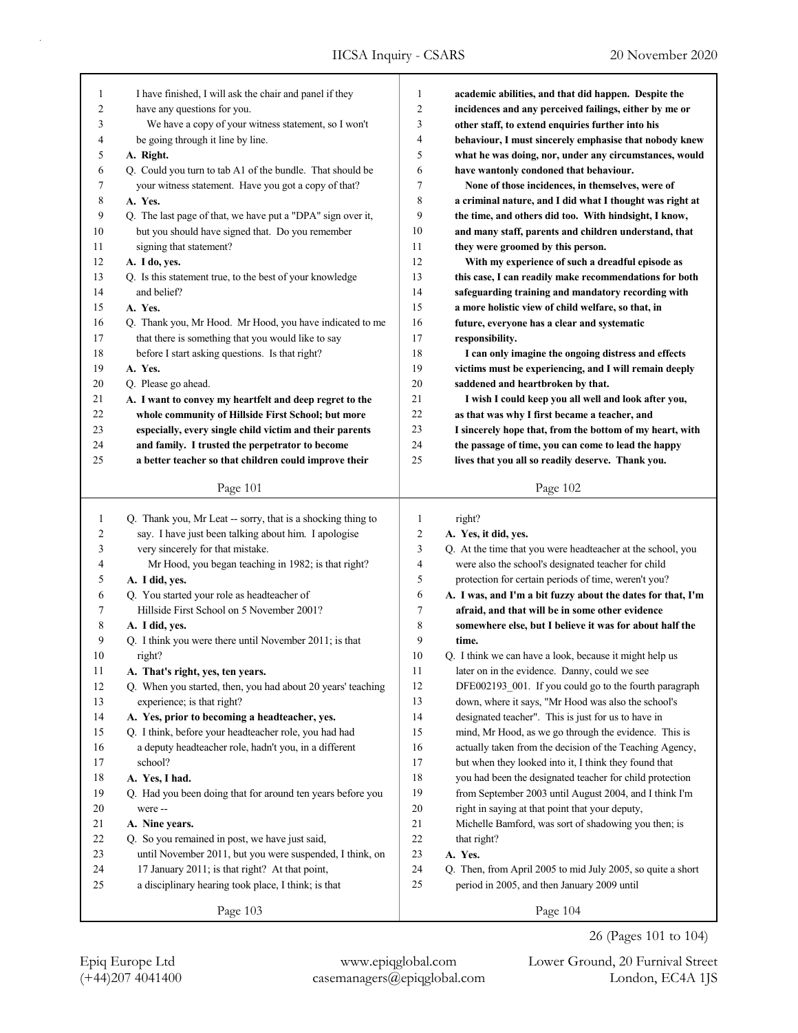I have finished, I will ask the chair and panel if they have any questions for you.

We have a copy of your witness statement, so I won't be going through it line by line.

**A. Right.**

Q. Could you turn to tab A1 of the bundle. That should be your witness statement. Have you got a copy of that?

**A. Yes.**

Q. The last page of that, we have put a "DPA" sign over it, but you should have signed that. Do you remember signing that statement?

**A. I do, yes.**

Q. Is this statement true, to the best of your knowledge and belief?

**A. Yes.**

Q. Thank you, Mr Hood. Mr Hood, you have indicated to me that there is something that you would like to say before I start asking questions. Is that right?

**A. Yes.**

Q. Please go ahead.

**A. I want to convey my heartfelt and deep regret to the whole community of Hillside First School; but more especially, every single child victim and their parents and family. I trusted the perpetrator to become a better teacher so that children could improve their academic abilities, and that did happen. Despite the incidences and any perceived failings, either by me or other staff, to extend enquiries further into his behaviour, I must sincerely emphasise that nobody knew what he was doing, nor, under any circumstances, would have wantonly condoned that behaviour.**

**None of those incidences, in themselves, were of a criminal nature, and I did what I thought was right at the time, and others did too. With hindsight, I know, and many staff, parents and children understand, that they were groomed by this person.**

**With my experience of such a dreadful episode as this case, I can readily make recommendations for both safeguarding training and mandatory recording with a more holistic view of child welfare, so that, in future, everyone has a clear and systematic responsibility.**

**I can only imagine the ongoing distress and effects victims must be experiencing, and I will remain deeply saddened and heartbroken by that.**

**I wish I could keep you all well and look after you, as that was why I first became a teacher, and I sincerely hope that, from the bottom of my heart, with the passage of time, you can come to lead the happy lives that you all so readily deserve. Thank you.**

Q. Thank you, Mr Leat -- sorry, that is a shocking thing to say. I have just been talking about him. I apologise very sincerely for that mistake.

Mr Hood, you began teaching in 1982; is that right?

**A. I did, yes.**

Q. You started your role as headteacher of Hillside First School on 5 November 2001?

**A. I did, yes.**

Q. I think you were there until November 2011; is that right?

**A. That's right, yes, ten years.**

Q. When you started, then, you had about 20 years' teaching experience; is that right?

**A. Yes, prior to becoming a headteacher, yes.**

Q. I think, before your headteacher role, you had had a deputy headteacher role, hadn't you, in a different school?

**A. Yes, I had.**

Q. Had you been doing that for around ten years before you were --

**A. Nine years.**

Q. So you remained in post, we have just said, until November 2011, but you were suspended, I think, on 17 January 2011; is that right? At that point, a disciplinary hearing took place, I think; is that right?

**A. Yes, it did, yes.**

Q. At the time that you were headteacher at the school, you were also the school's designated teacher for child protection for certain periods of time, weren't you?

**A. I was, and I'm a bit fuzzy about the dates for that, I'm afraid, and that will be in some other evidence somewhere else, but I believe it was for about half the time.**

Q. I think we can have a look, because it might help us later on in the evidence. Danny, could we see DFE002193_001. If you could go to the fourth paragraph down, where it says, "Mr Hood was also the school's designated teacher". This is just for us to have in mind, Mr Hood, as we go through the evidence. This is actually taken from the decision of the Teaching Agency, but when they looked into it, I think they found that you had been the designated teacher for child protection from September 2003 until August 2004, and I think I'm right in saying at that point that your deputy, Michelle Bamford, was sort of shadowing you then; is that right?

**A. Yes.**

Q. Then, from April 2005 to mid July 2005, so quite a short period in 2005, and then January 2009 until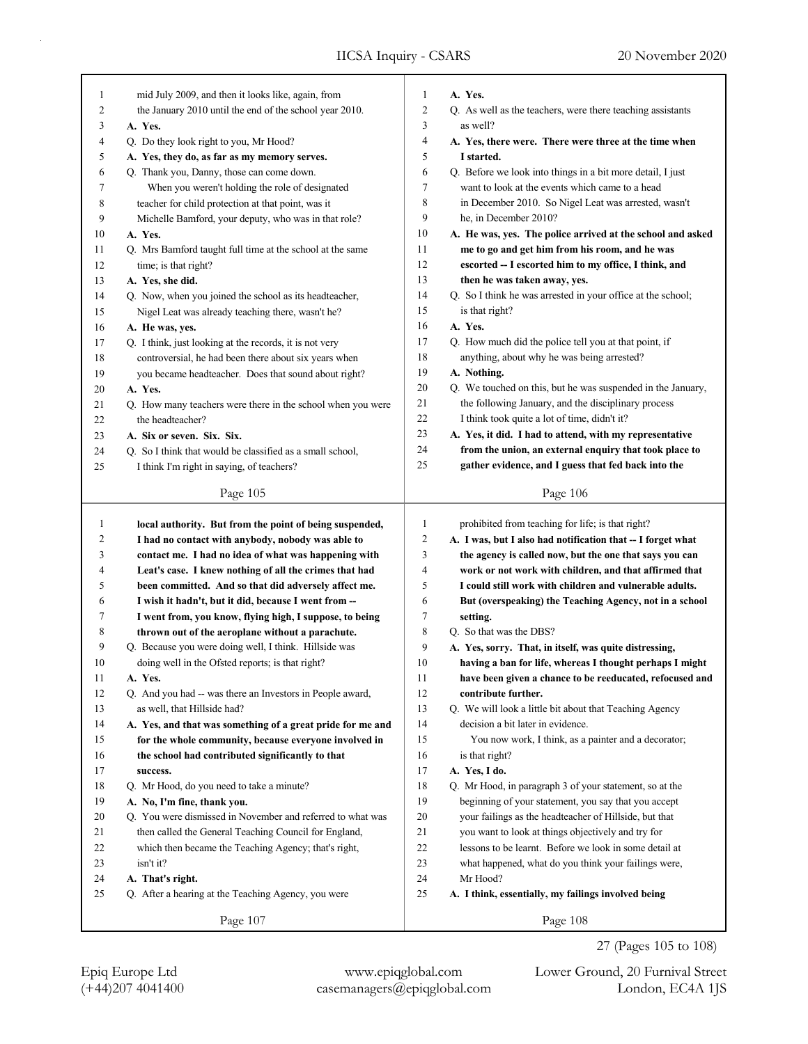**Page 105**

1 mid July 2009, and then it looks like, again, from
2 the January 2010 until the end of the school year 2010.
3 **A. Yes.**
4 Q. Do they look right to you, Mr Hood?
5 **A. Yes, they do, as far as my memory serves.**
6 Q. Thank you, Danny, those can come down.
7 When you weren't holding the role of designated
8 teacher for child protection at that point, was it
9 Michelle Bamford, your deputy, who was in that role?
10 **A. Yes.**
11 Q. Mrs Bamford taught full time at the school at the same
12 time; is that right?
13 **A. Yes, she did.**
14 Q. Now, when you joined the school as its headteacher,
15 Nigel Leat was already teaching there, wasn't he?
16 **A. He was, yes.**
17 Q. I think, just looking at the records, it is not very
18 controversial, he had been there about six years when
19 you became headteacher. Does that sound about right?
20 **A. Yes.**
21 Q. How many teachers were there in the school when you were
22 the headteacher?
23 **A. Six or seven. Six. Six.**
24 Q. So I think that would be classified as a small school,
25 I think I'm right in saying, of teachers?

**Page 106**

1 **A. Yes.**
2 Q. As well as the teachers, were there teaching assistants
3 as well?
4 **A. Yes, there were. There were three at the time when**
5 **I started.**
6 Q. Before we look into things in a bit more detail, I just
7 want to look at the events which came to a head
8 in December 2010. So Nigel Leat was arrested, wasn't
9 he, in December 2010?
10 **A. He was, yes. The police arrived at the school and asked**
11 **me to go and get him from his room, and he was**
12 **escorted -- I escorted him to my office, I think, and**
13 **then he was taken away, yes.**
14 Q. So I think he was arrested in your office at the school;
15 is that right?
16 **A. Yes.**
17 Q. How much did the police tell you at that point, if
18 anything, about why he was being arrested?
19 **A. Nothing.**
20 Q. We touched on this, but he was suspended in the January,
21 the following January, and the disciplinary process
22 I think took quite a lot of time, didn't it?
23 **A. Yes, it did. I had to attend, with my representative**
24 **from the union, an external enquiry that took place to**
25 **gather evidence, and I guess that fed back into the**

**Page 107**

1 **local authority. But from the point of being suspended,**
2 **I had no contact with anybody, nobody was able to**
3 **contact me. I had no idea of what was happening with**
4 **Leat's case. I knew nothing of all the crimes that had**
5 **been committed. And so that did adversely affect me.**
6 **I wish it hadn't, but it did, because I went from --**
7 **I went from, you know, flying high, I suppose, to being**
8 **thrown out of the aeroplane without a parachute.**
9 Q. Because you were doing well, I think. Hillside was
10 doing well in the Ofsted reports; is that right?
11 **A. Yes.**
12 Q. And you had -- was there an Investors in People award,
13 as well, that Hillside had?
14 **A. Yes, and that was something of a great pride for me and**
15 **for the whole community, because everyone involved in**
16 **the school had contributed significantly to that**
17 **success.**
18 Q. Mr Hood, do you need to take a minute?
19 **A. No, I'm fine, thank you.**
20 Q. You were dismissed in November and referred to what was
21 then called the General Teaching Council for England,
22 which then became the Teaching Agency; that's right,
23 isn't it?
24 **A. That's right.**
25 Q. After a hearing at the Teaching Agency, you were

**Page 108**

1 prohibited from teaching for life; is that right?
2 **A. I was, but I also had notification that -- I forget what**
3 **the agency is called now, but the one that says you can**
4 **work or not work with children, and that affirmed that**
5 **I could still work with children and vulnerable adults.**
6 **But (overspeaking) the Teaching Agency, not in a school**
7 **setting.**
8 Q. So that was the DBS?
9 **A. Yes, sorry. That, in itself, was quite distressing,**
10 **having a ban for life, whereas I thought perhaps I might**
11 **have been given a chance to be reeducated, refocused and**
12 **contribute further.**
13 Q. We will look a little bit about that Teaching Agency
14 decision a bit later in evidence.
15 You now work, I think, as a painter and a decorator;
16 is that right?
17 **A. Yes, I do.**
18 Q. Mr Hood, in paragraph 3 of your statement, so at the
19 beginning of your statement, you say that you accept
20 your failings as the headteacher of Hillside, but that
21 you want to look at things objectively and try for
22 lessons to be learnt. Before we look in some detail at
23 what happened, what do you think your failings were,
24 Mr Hood?
25 **A. I think, essentially, my failings involved being**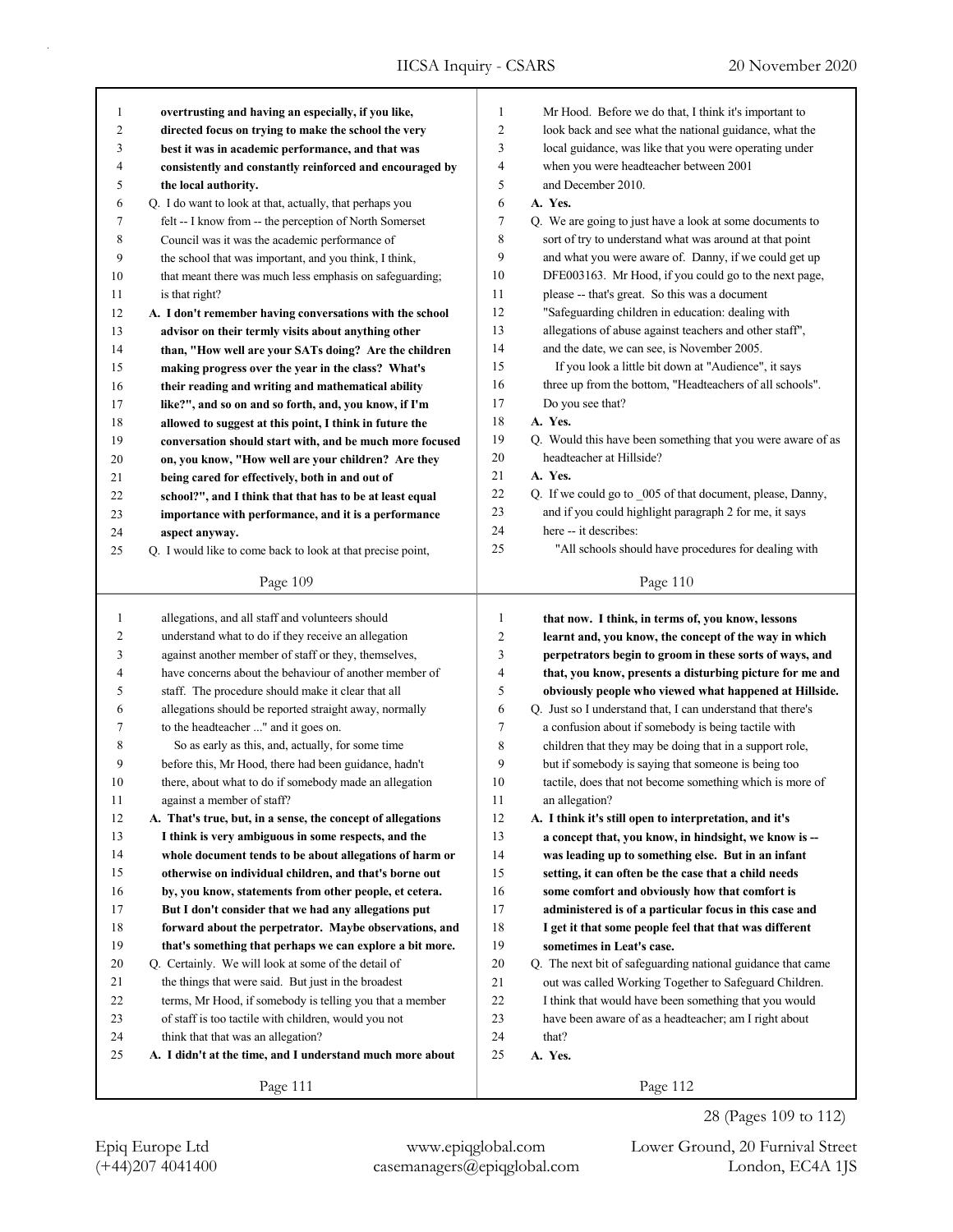**overtrusting and having an especially, if you like, directed focus on trying to make the school the very best it was in academic performance, and that was consistently and constantly reinforced and encouraged by the local authority.**

Q. I do want to look at that, actually, that perhaps you felt -- I know from -- the perception of North Somerset Council was it was the academic performance of the school that was important, and you think, I think, that meant there was much less emphasis on safeguarding; is that right?

**A. I don't remember having conversations with the school advisor on their termly visits about anything other than, "How well are your SATs doing? Are the children making progress over the year in the class? What's their reading and writing and mathematical ability like?", and so on and so forth, and, you know, if I'm allowed to suggest at this point, I think in future the conversation should start with, and be much more focused on, you know, "How well are your children? Are they being cared for effectively, both in and out of school?", and I think that that has to be at least equal importance with performance, and it is a performance aspect anyway.**

Q. I would like to come back to look at that precise point, Mr Hood. Before we do that, I think it's important to look back and see what the national guidance, what the local guidance, was like that you were operating under when you were headteacher between 2001 and December 2010.

**A. Yes.**

Q. We are going to just have a look at some documents to sort of try to understand what was around at that point and what you were aware of. Danny, if we could get up DFE003163. Mr Hood, if you could go to the next page, please -- that's great. So this was a document "Safeguarding children in education: dealing with allegations of abuse against teachers and other staff", and the date, we can see, is November 2005.

If you look a little bit down at "Audience", it says three up from the bottom, "Headteachers of all schools". Do you see that?

**A. Yes.**

Q. Would this have been something that you were aware of as headteacher at Hillside?

**A. Yes.**

Q. If we could go to _005 of that document, please, Danny, and if you could highlight paragraph 2 for me, it says here -- it describes:

"All schools should have procedures for dealing with allegations, and all staff and volunteers should understand what to do if they receive an allegation against another member of staff or they, themselves, have concerns about the behaviour of another member of staff. The procedure should make it clear that all allegations should be reported straight away, normally to the headteacher ..." and it goes on.

So as early as this, and, actually, for some time before this, Mr Hood, there had been guidance, hadn't there, about what to do if somebody made an allegation against a member of staff?

**A. That's true, but, in a sense, the concept of allegations I think is very ambiguous in some respects, and the whole document tends to be about allegations of harm or otherwise on individual children, and that's borne out by, you know, statements from other people, et cetera. But I don't consider that we had any allegations put forward about the perpetrator. Maybe observations, and that's something that perhaps we can explore a bit more.**

Q. Certainly. We will look at some of the detail of the things that were said. But just in the broadest terms, Mr Hood, if somebody is telling you that a member of staff is too tactile with children, would you not think that that was an allegation?

**A. I didn't at the time, and I understand much more about that now. I think, in terms of, you know, lessons learnt and, you know, the concept of the way in which perpetrators begin to groom in these sorts of ways, and that, you know, presents a disturbing picture for me and obviously people who viewed what happened at Hillside.**

Q. Just so I understand that, I can understand that there's a confusion about if somebody is being tactile with children that they may be doing that in a support role, but if somebody is saying that someone is being too tactile, does that not become something which is more of an allegation?

**A. I think it's still open to interpretation, and it's a concept that, you know, in hindsight, we know is -- was leading up to something else. But in an infant setting, it can often be the case that a child needs some comfort and obviously how that comfort is administered is of a particular focus in this case and I get it that some people feel that that was different sometimes in Leat's case.**

Q. The next bit of safeguarding national guidance that came out was called Working Together to Safeguard Children. I think that would have been something that you would have been aware of as a headteacher; am I right about that?

**A. Yes.**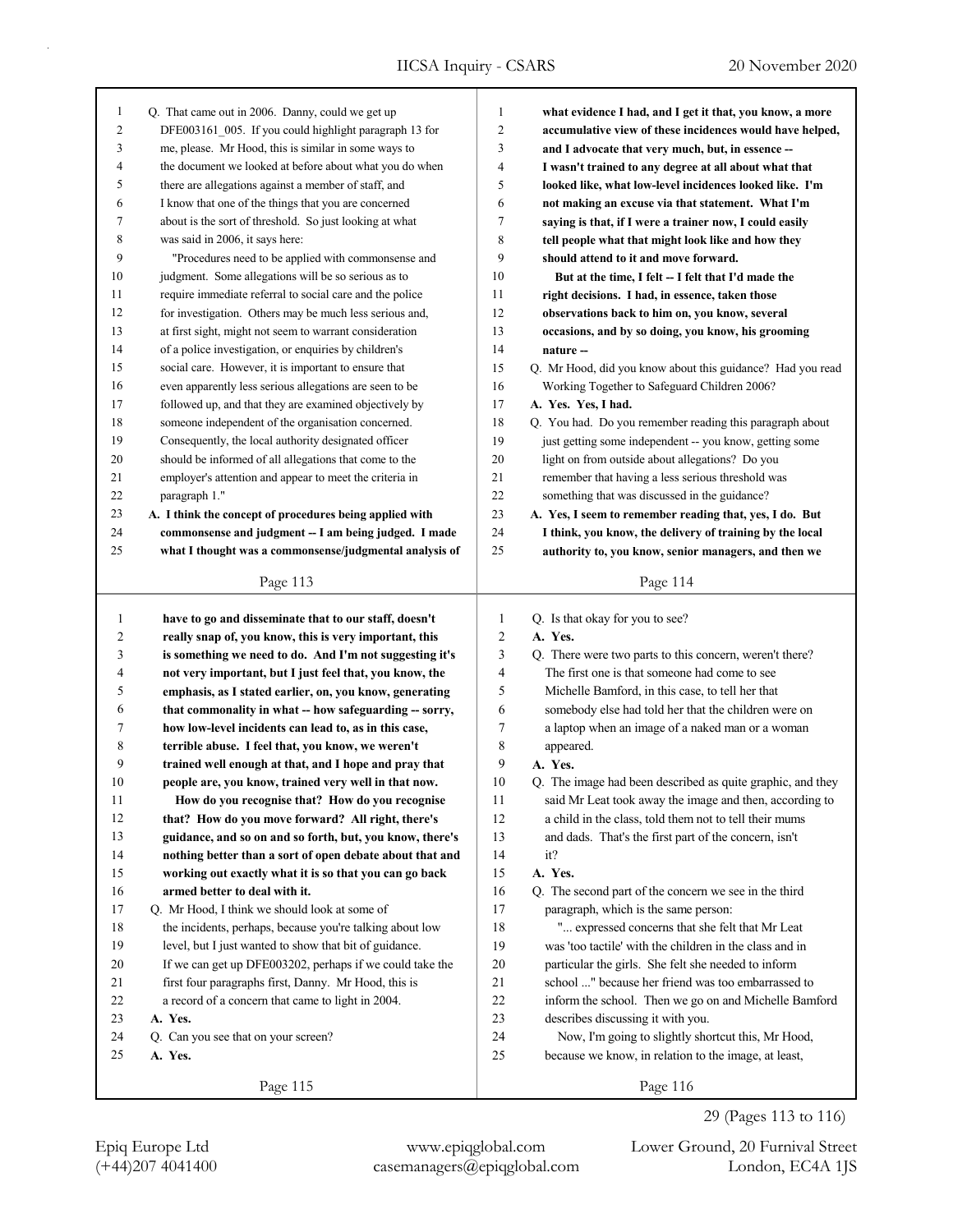Q. That came out in 2006. Danny, could we get up DFE003161_005. If you could highlight paragraph 13 for me, please. Mr Hood, this is similar in some ways to the document we looked at before about what you do when there are allegations against a member of staff, and I know that one of the things that you are concerned about is the sort of threshold. So just looking at what was said in 2006, it says here:

"Procedures need to be applied with commonsense and judgment. Some allegations will be so serious as to require immediate referral to social care and the police for investigation. Others may be much less serious and, at first sight, might not seem to warrant consideration of a police investigation, or enquiries by children's social care. However, it is important to ensure that even apparently less serious allegations are seen to be followed up, and that they are examined objectively by someone independent of the organisation concerned. Consequently, the local authority designated officer should be informed of all allegations that come to the employer's attention and appear to meet the criteria in paragraph 1."

**A. I think the concept of procedures being applied with commonsense and judgment -- I am being judged. I made what I thought was a commonsense/judgmental analysis of what evidence I had, and I get it that, you know, a more accumulative view of these incidences would have helped, and I advocate that very much, but, in essence -- I wasn't trained to any degree at all about what that looked like, what low-level incidences looked like. I'm not making an excuse via that statement. What I'm saying is that, if I were a trainer now, I could easily tell people what that might look like and how they should attend to it and move forward.**

**But at the time, I felt -- I felt that I'd made the right decisions. I had, in essence, taken those observations back to him on, you know, several occasions, and by so doing, you know, his grooming nature --**

Q. Mr Hood, did you know about this guidance? Had you read Working Together to Safeguard Children 2006?

**A. Yes. Yes, I had.**

Q. You had. Do you remember reading this paragraph about just getting some independent -- you know, getting some light on from outside about allegations? Do you remember that having a less serious threshold was something that was discussed in the guidance?

**A. Yes, I seem to remember reading that, yes, I do. But I think, you know, the delivery of training by the local authority to, you know, senior managers, and then we have to go and disseminate that to our staff, doesn't really snap of, you know, this is very important, this is something we need to do. And I'm not suggesting it's not very important, but I just feel that, you know, the emphasis, as I stated earlier, on, you know, generating that commonality in what -- how safeguarding -- sorry, how low-level incidents can lead to, as in this case, terrible abuse. I feel that, you know, we weren't trained well enough at that, and I hope and pray that people are, you know, trained very well in that now.**

**How do you recognise that? How do you recognise that? How do you move forward? All right, there's guidance, and so on and so forth, but, you know, there's nothing better than a sort of open debate about that and working out exactly what it is so that you can go back armed better to deal with it.**

Q. Mr Hood, I think we should look at some of the incidents, perhaps, because you're talking about low level, but I just wanted to show that bit of guidance. If we can get up DFE003202, perhaps if we could take the first four paragraphs first, Danny. Mr Hood, this is a record of a concern that came to light in 2004.

**A. Yes.**

Q. Can you see that on your screen?

**A. Yes.**

Q. Is that okay for you to see?

**A. Yes.**

Q. There were two parts to this concern, weren't there? The first one is that someone had come to see Michelle Bamford, in this case, to tell her that somebody else had told her that the children were on a laptop when an image of a naked man or a woman appeared.

**A. Yes.**

Q. The image had been described as quite graphic, and they said Mr Leat took away the image and then, according to a child in the class, told them not to tell their mums and dads. That's the first part of the concern, isn't it?

**A. Yes.**

Q. The second part of the concern we see in the third paragraph, which is the same person:

"... expressed concerns that she felt that Mr Leat was 'too tactile' with the children in the class and in particular the girls. She felt she needed to inform school ..." because her friend was too embarrassed to inform the school. Then we go on and Michelle Bamford describes discussing it with you.

Now, I'm going to slightly shortcut this, Mr Hood, because we know, in relation to the image, at least,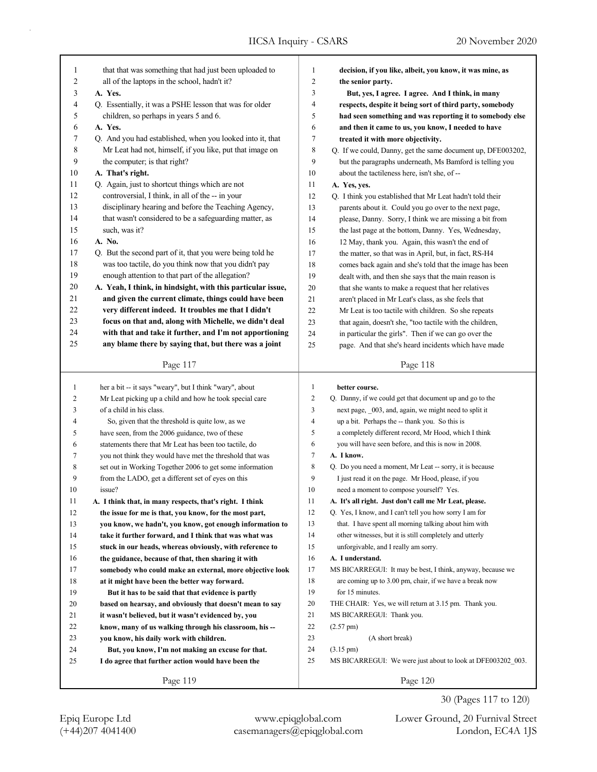that that was something that had just been uploaded to all of the laptops in the school, hadn't it?

**A. Yes.**

Q. Essentially, it was a PSHE lesson that was for older children, so perhaps in years 5 and 6.

**A. Yes.**

Q. And you had established, when you looked into it, that Mr Leat had not, himself, if you like, put that image on the computer; is that right?

**A. That's right.**

Q. Again, just to shortcut things which are not controversial, I think, in all of the -- in your disciplinary hearing and before the Teaching Agency, that wasn't considered to be a safeguarding matter, as such, was it?

**A. No.**

Q. But the second part of it, that you were being told he was too tactile, do you think now that you didn't pay enough attention to that part of the allegation?

**A. Yeah, I think, in hindsight, with this particular issue, and given the current climate, things could have been very different indeed. It troubles me that I didn't focus on that and, along with Michelle, we didn't deal with that and take it further, and I'm not apportioning any blame there by saying that, but there was a joint decision, if you like, albeit, you know, it was mine, as the senior party.**

**But, yes, I agree. I agree. And I think, in many respects, despite it being sort of third party, somebody had seen something and was reporting it to somebody else and then it came to us, you know, I needed to have treated it with more objectivity.**

Q. If we could, Danny, get the same document up, DFE003202, but the paragraphs underneath, Ms Bamford is telling you about the tactileness here, isn't she, of --

**A. Yes, yes.**

Q. I think you established that Mr Leat hadn't told their parents about it. Could you go over to the next page, please, Danny. Sorry, I think we are missing a bit from the last page at the bottom, Danny. Yes, Wednesday, 12 May, thank you. Again, this wasn't the end of the matter, so that was in April, but, in fact, RS-H4 comes back again and she's told that the image has been dealt with, and then she says that the main reason is that she wants to make a request that her relatives aren't placed in Mr Leat's class, as she feels that Mr Leat is too tactile with children. So she repeats that again, doesn't she, "too tactile with the children, in particular the girls". Then if we can go over the page. And that she's heard incidents which have made her a bit -- it says "weary", but I think "wary", about Mr Leat picking up a child and how he took special care of a child in his class.

So, given that the threshold is quite low, as we have seen, from the 2006 guidance, two of these statements there that Mr Leat has been too tactile, do you not think they would have met the threshold that was set out in Working Together 2006 to get some information from the LADO, get a different set of eyes on this issue?

**A. I think that, in many respects, that's right. I think the issue for me is that, you know, for the most part, you know, we hadn't, you know, got enough information to take it further forward, and I think that was what was stuck in our heads, whereas obviously, with reference to the guidance, because of that, then sharing it with somebody who could make an external, more objective look at it might have been the better way forward.**

**But it has to be said that that evidence is partly based on hearsay, and obviously that doesn't mean to say it wasn't believed, but it wasn't evidenced by, you know, many of us walking through his classroom, his -- you know, his daily work with children.**

**But, you know, I'm not making an excuse for that. I do agree that further action would have been the better course.**

Q. Danny, if we could get that document up and go to the next page, _003, and, again, we might need to split it up a bit. Perhaps the -- thank you. So this is a completely different record, Mr Hood, which I think you will have seen before, and this is now in 2008.

**A. I know.**

Q. Do you need a moment, Mr Leat -- sorry, it is because I just read it on the page. Mr Hood, please, if you need a moment to compose yourself? Yes.

**A. It's all right. Just don't call me Mr Leat, please.**

Q. Yes, I know, and I can't tell you how sorry I am for that. I have spent all morning talking about him with other witnesses, but it is still completely and utterly unforgivable, and I really am sorry.

**A. I understand.**

MS BICARREGUI: It may be best, I think, anyway, because we are coming up to 3.00 pm, chair, if we have a break now for 15 minutes.

THE CHAIR: Yes, we will return at 3.15 pm. Thank you.

MS BICARREGUI: Thank you.

(2.57 pm)

(A short break)

(3.15 pm)

MS BICARREGUI: We were just about to look at DFE003202_003.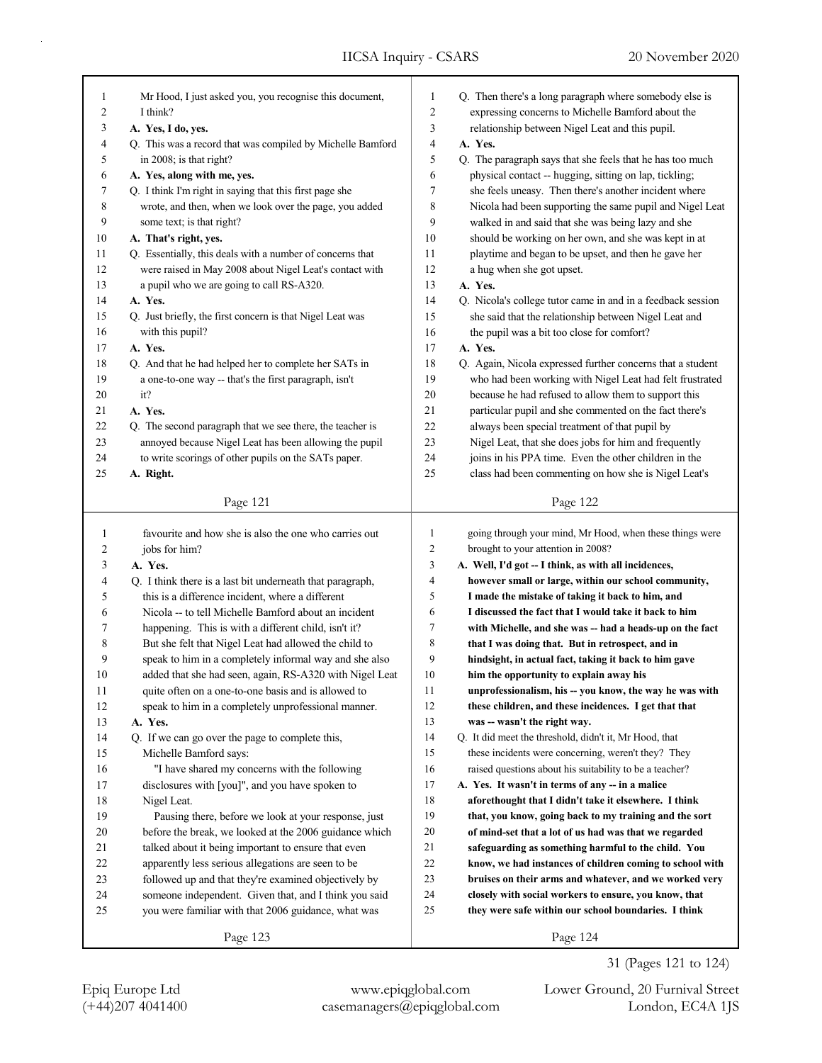Mr Hood, I just asked you, you recognise this document, I think?

**A. Yes, I do, yes.**

Q. This was a record that was compiled by Michelle Bamford in 2008; is that right?

**A. Yes, along with me, yes.**

Q. I think I'm right in saying that this first page she wrote, and then, when we look over the page, you added some text; is that right?

**A. That's right, yes.**

Q. Essentially, this deals with a number of concerns that were raised in May 2008 about Nigel Leat's contact with a pupil who we are going to call RS-A320.

**A. Yes.**

Q. Just briefly, the first concern is that Nigel Leat was with this pupil?

**A. Yes.**

Q. And that he had helped her to complete her SATs in a one-to-one way -- that's the first paragraph, isn't it?

**A. Yes.**

Q. The second paragraph that we see there, the teacher is annoyed because Nigel Leat has been allowing the pupil to write scorings of other pupils on the SATs paper.

**A. Right.**

Q. Then there's a long paragraph where somebody else is expressing concerns to Michelle Bamford about the relationship between Nigel Leat and this pupil.

**A. Yes.**

Q. The paragraph says that she feels that he has too much physical contact -- hugging, sitting on lap, tickling; she feels uneasy. Then there's another incident where Nicola had been supporting the same pupil and Nigel Leat walked in and said that she was being lazy and she should be working on her own, and she was kept in at playtime and began to be upset, and then he gave her a hug when she got upset.

**A. Yes.**

Q. Nicola's college tutor came in and in a feedback session she said that the relationship between Nigel Leat and the pupil was a bit too close for comfort?

**A. Yes.**

Q. Again, Nicola expressed further concerns that a student who had been working with Nigel Leat had felt frustrated because he had refused to allow them to support this particular pupil and she commented on the fact there's always been special treatment of that pupil by Nigel Leat, that she does jobs for him and frequently joins in his PPA time. Even the other children in the class had been commenting on how she is Nigel Leat's favourite and how she is also the one who carries out jobs for him?

**A. Yes.**

Q. I think there is a last bit underneath that paragraph, this is a difference incident, where a different Nicola -- to tell Michelle Bamford about an incident happening. This is with a different child, isn't it? But she felt that Nigel Leat had allowed the child to speak to him in a completely informal way and she also added that she had seen, again, RS-A320 with Nigel Leat quite often on a one-to-one basis and is allowed to speak to him in a completely unprofessional manner.

**A. Yes.**

Q. If we can go over the page to complete this, Michelle Bamford says:

"I have shared my concerns with the following disclosures with [you]", and you have spoken to Nigel Leat.

Pausing there, before we look at your response, just before the break, we looked at the 2006 guidance which talked about it being important to ensure that even apparently less serious allegations are seen to be followed up and that they're examined objectively by someone independent. Given that, and I think you said you were familiar with that 2006 guidance, what was going through your mind, Mr Hood, when these things were brought to your attention in 2008?

**A. Well, I'd got -- I think, as with all incidences, however small or large, within our school community, I made the mistake of taking it back to him, and I discussed the fact that I would take it back to him with Michelle, and she was -- had a heads-up on the fact that I was doing that. But in retrospect, and in hindsight, in actual fact, taking it back to him gave him the opportunity to explain away his unprofessionalism, his -- you know, the way he was with these children, and these incidences. I get that that was -- wasn't the right way.**

Q. It did meet the threshold, didn't it, Mr Hood, that these incidents were concerning, weren't they? They raised questions about his suitability to be a teacher?

**A. Yes. It wasn't in terms of any -- in a malice aforethought that I didn't take it elsewhere. I think that, you know, going back to my training and the sort of mind-set that a lot of us had was that we regarded safeguarding as something harmful to the child. You know, we had instances of children coming to school with bruises on their arms and whatever, and we worked very closely with social workers to ensure, you know, that they were safe within our school boundaries. I think**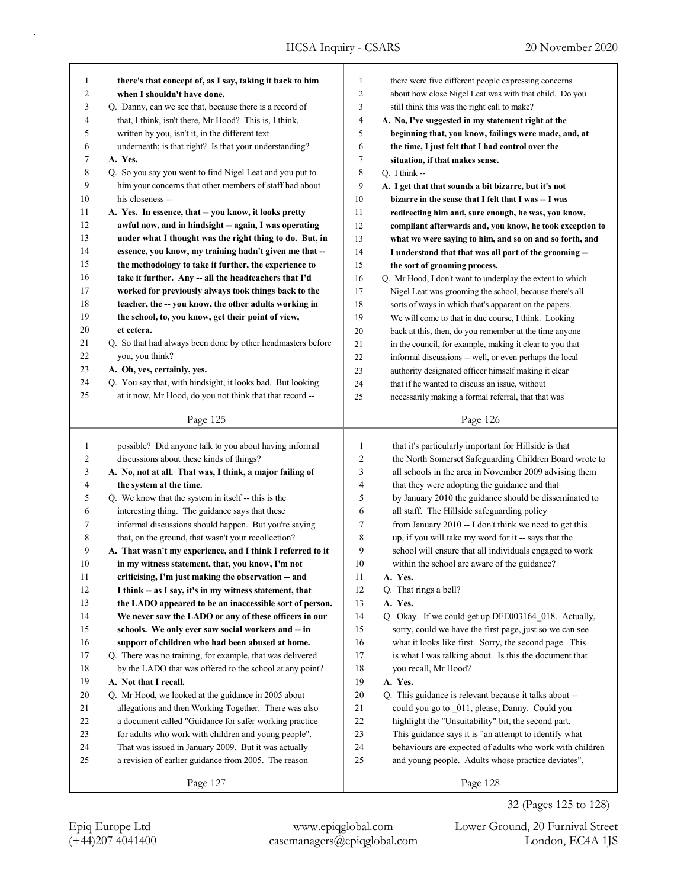**there's that concept of, as I say, taking it back to him when I shouldn't have done.**

Q. Danny, can we see that, because there is a record of that, I think, isn't there, Mr Hood? This is, I think, written by you, isn't it, in the different text underneath; is that right? Is that your understanding?

**A. Yes.**

Q. So you say you went to find Nigel Leat and you put to him your concerns that other members of staff had about his closeness --

**A. Yes. In essence, that -- you know, it looks pretty awful now, and in hindsight -- again, I was operating under what I thought was the right thing to do. But, in essence, you know, my training hadn't given me that -- the methodology to take it further, the experience to take it further. Any -- all the headteachers that I'd worked for previously always took things back to the teacher, the -- you know, the other adults working in the school, to, you know, get their point of view, et cetera.**

Q. So that had always been done by other headmasters before you, you think?

**A. Oh, yes, certainly, yes.**

Q. You say that, with hindsight, it looks bad. But looking at it now, Mr Hood, do you not think that that record -- there were five different people expressing concerns about how close Nigel Leat was with that child. Do you still think this was the right call to make?

**A. No, I've suggested in my statement right at the beginning that, you know, failings were made, and, at the time, I just felt that I had control over the situation, if that makes sense.**

Q. I think --

**A. I get that that sounds a bit bizarre, but it's not bizarre in the sense that I felt that I was -- I was redirecting him and, sure enough, he was, you know, compliant afterwards and, you know, he took exception to what we were saying to him, and so on and so forth, and I understand that that was all part of the grooming -- the sort of grooming process.**

Q. Mr Hood, I don't want to underplay the extent to which Nigel Leat was grooming the school, because there's all sorts of ways in which that's apparent on the papers. We will come to that in due course, I think. Looking back at this, then, do you remember at the time anyone in the council, for example, making it clear to you that informal discussions -- well, or even perhaps the local authority designated officer himself making it clear that if he wanted to discuss an issue, without necessarily making a formal referral, that that was possible? Did anyone talk to you about having informal discussions about these kinds of things?

**A. No, not at all. That was, I think, a major failing of the system at the time.**

Q. We know that the system in itself -- this is the interesting thing. The guidance says that these informal discussions should happen. But you're saying that, on the ground, that wasn't your recollection?

**A. That wasn't my experience, and I think I referred to it in my witness statement, that, you know, I'm not criticising, I'm just making the observation -- and I think -- as I say, it's in my witness statement, that the LADO appeared to be an inaccessible sort of person. We never saw the LADO or any of these officers in our schools. We only ever saw social workers and -- in support of children who had been abused at home.**

Q. There was no training, for example, that was delivered by the LADO that was offered to the school at any point?

**A. Not that I recall.**

Q. Mr Hood, we looked at the guidance in 2005 about allegations and then Working Together. There was also a document called "Guidance for safer working practice for adults who work with children and young people". That was issued in January 2009. But it was actually a revision of earlier guidance from 2005. The reason that it's particularly important for Hillside is that the North Somerset Safeguarding Children Board wrote to all schools in the area in November 2009 advising them that they were adopting the guidance and that by January 2010 the guidance should be disseminated to all staff. The Hillside safeguarding policy from January 2010 -- I don't think we need to get this up, if you will take my word for it -- says that the school will ensure that all individuals engaged to work within the school are aware of the guidance?

**A. Yes.**

Q. That rings a bell?

**A. Yes.**

Q. Okay. If we could get up DFE003164_018. Actually, sorry, could we have the first page, just so we can see what it looks like first. Sorry, the second page. This is what I was talking about. Is this the document that you recall, Mr Hood?

**A. Yes.**

Q. This guidance is relevant because it talks about -- could you go to _011, please, Danny. Could you highlight the "Unsuitability" bit, the second part. This guidance says it is "an attempt to identify what behaviours are expected of adults who work with children and young people. Adults whose practice deviates",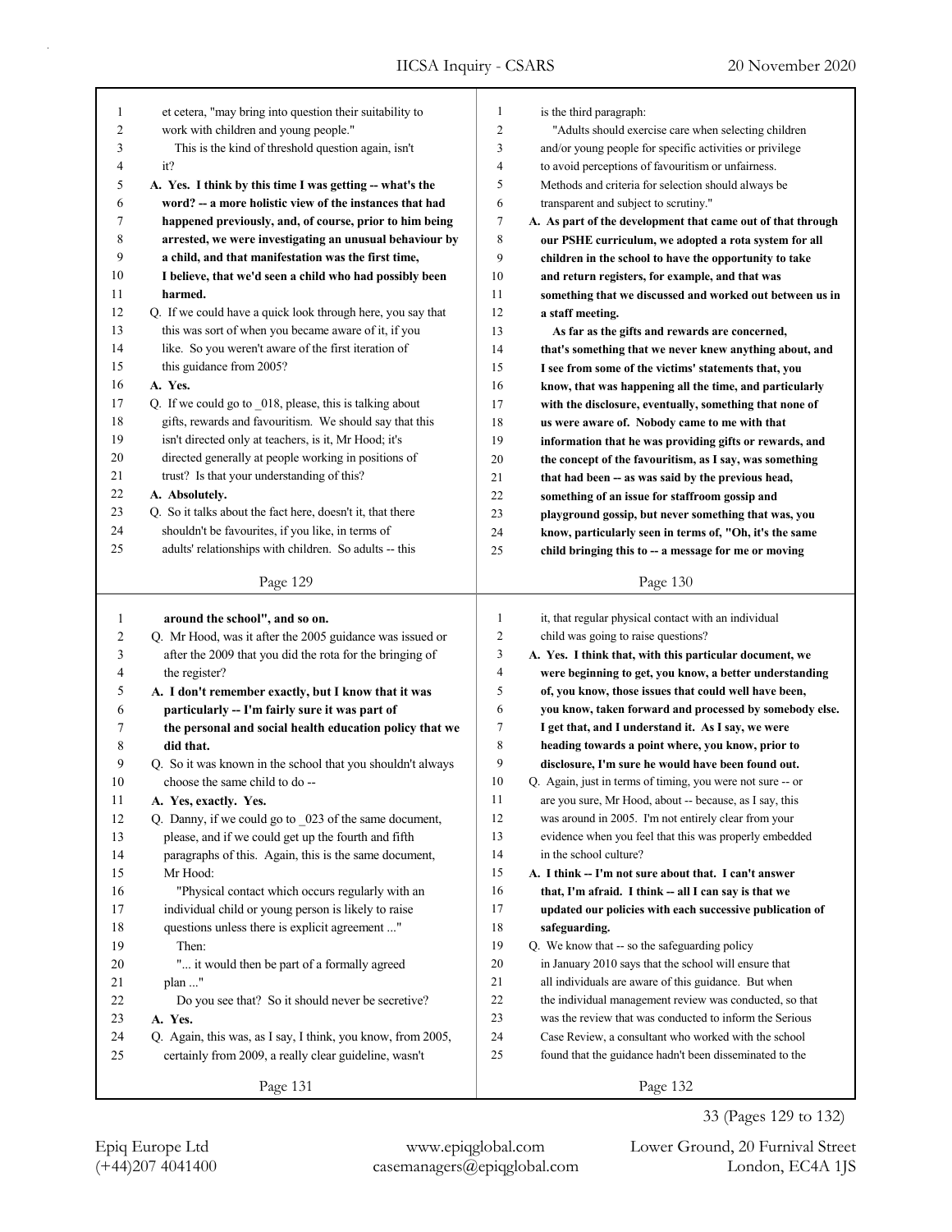et cetera, "may bring into question their suitability to work with children and young people."

This is the kind of threshold question again, isn't it?

**A. Yes. I think by this time I was getting -- what's the word? -- a more holistic view of the instances that had happened previously, and, of course, prior to him being arrested, we were investigating an unusual behaviour by a child, and that manifestation was the first time, I believe, that we'd seen a child who had possibly been harmed.**

Q. If we could have a quick look through here, you say that this was sort of when you became aware of it, if you like. So you weren't aware of the first iteration of this guidance from 2005?

**A. Yes.**

Q. If we could go to _018, please, this is talking about gifts, rewards and favouritism. We should say that this isn't directed only at teachers, is it, Mr Hood; it's directed generally at people working in positions of trust? Is that your understanding of this?

**A. Absolutely.**

Q. So it talks about the fact here, doesn't it, that there shouldn't be favourites, if you like, in terms of adults' relationships with children. So adults -- this is the third paragraph:

"Adults should exercise care when selecting children and/or young people for specific activities or privilege to avoid perceptions of favouritism or unfairness. Methods and criteria for selection should always be transparent and subject to scrutiny."

**A. As part of the development that came out of that through our PSHE curriculum, we adopted a rota system for all children in the school to have the opportunity to take and return registers, for example, and that was something that we discussed and worked out between us in a staff meeting.**

**As far as the gifts and rewards are concerned, that's something that we never knew anything about, and I see from some of the victims' statements that, you know, that was happening all the time, and particularly with the disclosure, eventually, something that none of us were aware of. Nobody came to me with that information that he was providing gifts or rewards, and the concept of the favouritism, as I say, was something that had been -- as was said by the previous head, something of an issue for staffroom gossip and playground gossip, but never something that was, you know, particularly seen in terms of, "Oh, it's the same child bringing this to -- a message for me or moving around the school", and so on.**

Q. Mr Hood, was it after the 2005 guidance was issued or after the 2009 that you did the rota for the bringing of the register?

**A. I don't remember exactly, but I know that it was particularly -- I'm fairly sure it was part of the personal and social health education policy that we did that.**

Q. So it was known in the school that you shouldn't always choose the same child to do --

**A. Yes, exactly. Yes.**

Q. Danny, if we could go to _023 of the same document, please, and if we could get up the fourth and fifth paragraphs of this. Again, this is the same document, Mr Hood:

"Physical contact which occurs regularly with an individual child or young person is likely to raise questions unless there is explicit agreement ..."

Then:

"... it would then be part of a formally agreed plan ..."

Do you see that? So it should never be secretive?

**A. Yes.**

Q. Again, this was, as I say, I think, you know, from 2005, certainly from 2009, a really clear guideline, wasn't it, that regular physical contact with an individual child was going to raise questions?

**A. Yes. I think that, with this particular document, we were beginning to get, you know, a better understanding of, you know, those issues that could well have been, you know, taken forward and processed by somebody else. I get that, and I understand it. As I say, we were heading towards a point where, you know, prior to disclosure, I'm sure he would have been found out.**

Q. Again, just in terms of timing, you were not sure -- or are you sure, Mr Hood, about -- because, as I say, this was around in 2005. I'm not entirely clear from your evidence when you feel that this was properly embedded in the school culture?

**A. I think -- I'm not sure about that. I can't answer that, I'm afraid. I think -- all I can say is that we updated our policies with each successive publication of safeguarding.**

Q. We know that -- so the safeguarding policy in January 2010 says that the school will ensure that all individuals are aware of this guidance. But when the individual management review was conducted, so that was the review that was conducted to inform the Serious Case Review, a consultant who worked with the school found that the guidance hadn't been disseminated to the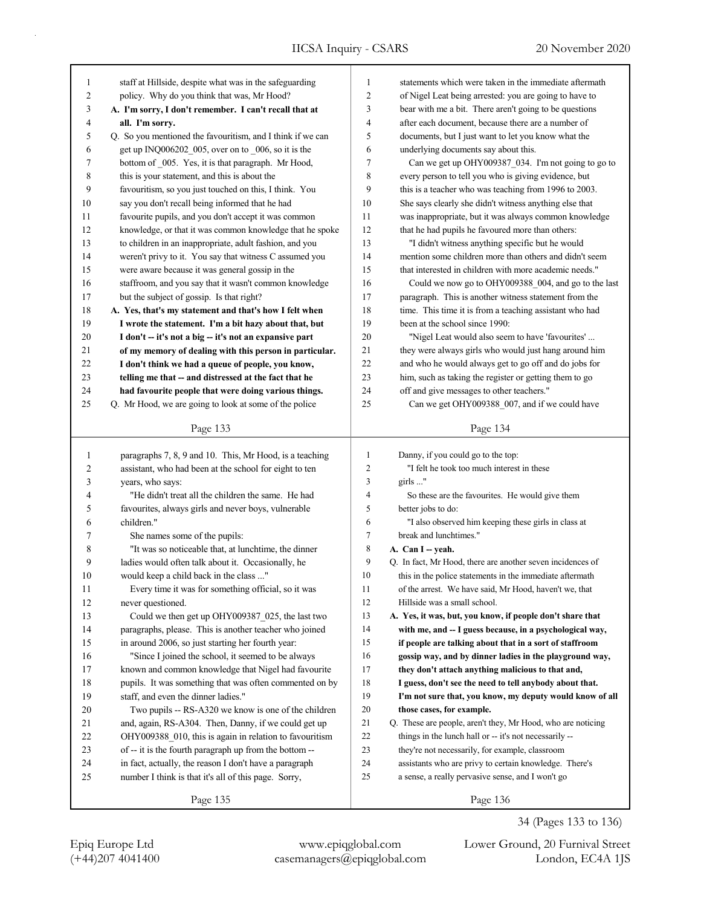staff at Hillside, despite what was in the safeguarding policy. Why do you think that was, Mr Hood?

**A. I'm sorry, I don't remember. I can't recall that at all. I'm sorry.**

Q. So you mentioned the favouritism, and I think if we can get up INQ006202_005, over on to _006, so it is the bottom of _005. Yes, it is that paragraph. Mr Hood, this is your statement, and this is about the favouritism, so you just touched on this, I think. You say you don't recall being informed that he had favourite pupils, and you don't accept it was common knowledge, or that it was common knowledge that he spoke to children in an inappropriate, adult fashion, and you weren't privy to it. You say that witness C assumed you were aware because it was general gossip in the staffroom, and you say that it wasn't common knowledge but the subject of gossip. Is that right?

**A. Yes, that's my statement and that's how I felt when I wrote the statement. I'm a bit hazy about that, but I don't -- it's not a big -- it's not an expansive part of my memory of dealing with this person in particular. I don't think we had a queue of people, you know, telling me that -- and distressed at the fact that he had favourite people that were doing various things.**

Q. Mr Hood, we are going to look at some of the police statements which were taken in the immediate aftermath of Nigel Leat being arrested: you are going to have to bear with me a bit. There aren't going to be questions after each document, because there are a number of documents, but I just want to let you know what the underlying documents say about this.

Can we get up OHY009387_034. I'm not going to go to every person to tell you who is giving evidence, but this is a teacher who was teaching from 1996 to 2003. She says clearly she didn't witness anything else that was inappropriate, but it was always common knowledge that he had pupils he favoured more than others:

"I didn't witness anything specific but he would mention some children more than others and didn't seem that interested in children with more academic needs."

Could we now go to OHY009388_004, and go to the last paragraph. This is another witness statement from the time. This time it is from a teaching assistant who had been at the school since 1990:

"Nigel Leat would also seem to have 'favourites' ... they were always girls who would just hang around him and who he would always get to go off and do jobs for him, such as taking the register or getting them to go off and give messages to other teachers."

Can we get OHY009388_007, and if we could have paragraphs 7, 8, 9 and 10. This, Mr Hood, is a teaching assistant, who had been at the school for eight to ten years, who says:

"He didn't treat all the children the same. He had favourites, always girls and never boys, vulnerable children."

She names some of the pupils:

"It was so noticeable that, at lunchtime, the dinner ladies would often talk about it. Occasionally, he would keep a child back in the class ..."

Every time it was for something official, so it was never questioned.

Could we then get up OHY009387_025, the last two paragraphs, please. This is another teacher who joined in around 2006, so just starting her fourth year:

"Since I joined the school, it seemed to be always known and common knowledge that Nigel had favourite pupils. It was something that was often commented on by staff, and even the dinner ladies."

Two pupils -- RS-A320 we know is one of the children and, again, RS-A304. Then, Danny, if we could get up OHY009388_010, this is again in relation to favouritism of -- it is the fourth paragraph up from the bottom -- in fact, actually, the reason I don't have a paragraph number I think is that it's all of this page. Sorry, Danny, if you could go to the top:

"I felt he took too much interest in these girls ..."

So these are the favourites. He would give them better jobs to do:

"I also observed him keeping these girls in class at break and lunchtimes."

**A. Can I -- yeah.**

Q. In fact, Mr Hood, there are another seven incidences of this in the police statements in the immediate aftermath of the arrest. We have said, Mr Hood, haven't we, that Hillside was a small school.

**A. Yes, it was, but, you know, if people don't share that with me, and -- I guess because, in a psychological way, if people are talking about that in a sort of staffroom gossip way, and by dinner ladies in the playground way, they don't attach anything malicious to that and, I guess, don't see the need to tell anybody about that. I'm not sure that, you know, my deputy would know of all those cases, for example.**

Q. These are people, aren't they, Mr Hood, who are noticing things in the lunch hall or -- it's not necessarily -- they're not necessarily, for example, classroom assistants who are privy to certain knowledge. There's a sense, a really pervasive sense, and I won't go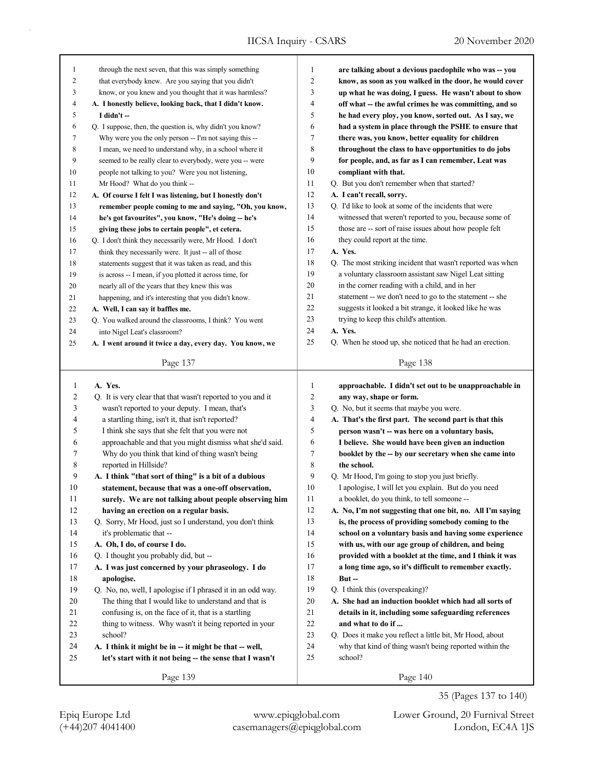through the next seven, that this was simply something that everybody knew. Are you saying that you didn't know, or you knew and you thought that it was harmless?

**A. I honestly believe, looking back, that I didn't know. I didn't --**

Q. I suppose, then, the question is, why didn't you know? Why were you the only person -- I'm not saying this -- I mean, we need to understand why, in a school where it seemed to be really clear to everybody, were you -- were people not talking to you? Were you not listening, Mr Hood? What do you think --

**A. Of course I felt I was listening, but I honestly don't remember people coming to me and saying, "Oh, you know, he's got favourites", you know, "He's doing -- he's giving these jobs to certain people", et cetera.**

Q. I don't think they necessarily were, Mr Hood. I don't think they necessarily were. It just -- all of those statements suggest that it was taken as read, and this is across -- I mean, if you plotted it across time, for nearly all of the years that they knew this was happening, and it's interesting that you didn't know.

**A. Well, I can say it baffles me.**

Q. You walked around the classrooms, I think? You went into Nigel Leat's classroom?

**A. I went around it twice a day, every day. You know, we are talking about a devious paedophile who was -- you know, as soon as you walked in the door, he would cover up what he was doing, I guess. He wasn't about to show off what -- the awful crimes he was committing, and so he had every ploy, you know, sorted out. As I say, we had a system in place through the PSHE to ensure that there was, you know, better equality for children throughout the class to have opportunities to do jobs for people, and, as far as I can remember, Leat was compliant with that.**

Q. But you don't remember when that started?

**A. I can't recall, sorry.**

Q. I'd like to look at some of the incidents that were witnessed that weren't reported to you, because some of those are -- sort of raise issues about how people felt they could report at the time.

**A. Yes.**

Q. The most striking incident that wasn't reported was when a voluntary classroom assistant saw Nigel Leat sitting in the corner reading with a child, and in her statement -- we don't need to go to the statement -- she suggests it looked a bit strange, it looked like he was trying to keep this child's attention.

**A. Yes.**

Q. When he stood up, she noticed that he had an erection.

**A. Yes.**

Q. It is very clear that that wasn't reported to you and it wasn't reported to your deputy. I mean, that's a startling thing, isn't it, that it isn't reported? I think she says that she felt that you were not approachable and that you might dismiss what she'd said. Why do you think that kind of thing wasn't being reported in Hillside?

**A. I think "that sort of thing" is a bit of a dubious statement, because that was a one-off observation, surely. We are not talking about people observing him having an erection on a regular basis.**

Q. Sorry, Mr Hood, just so I understand, you don't think it's problematic that --

**A. Oh, I do, of course I do.**

Q. I thought you probably did, but --

**A. I was just concerned by your phraseology. I do apologise.**

Q. No, no, well, I apologise if I phrased it in an odd way. The thing that I would like to understand and that is confusing is, on the face of it, that is a startling thing to witness. Why wasn't it being reported in your school?

**A. I think it might be in -- it might be that -- well, let's start with it not being -- the sense that I wasn't approachable. I didn't set out to be unapproachable in any way, shape or form.**

Q. No, but it seems that maybe you were.

**A. That's the first part. The second part is that this person wasn't -- was here on a voluntary basis, I believe. She would have been given an induction booklet by the -- by our secretary when she came into the school.**

Q. Mr Hood, I'm going to stop you just briefly. I apologise, I will let you explain. But do you need a booklet, do you think, to tell someone --

**A. No, I'm not suggesting that one bit, no. All I'm saying is, the process of providing somebody coming to the school on a voluntary basis and having some experience with us, with our age group of children, and being provided with a booklet at the time, and I think it was a long time ago, so it's difficult to remember exactly. But --**

Q. I think this (overspeaking)?

**A. She had an induction booklet which had all sorts of details in it, including some safeguarding references and what to do if ...**

Q. Does it make you reflect a little bit, Mr Hood, about why that kind of thing wasn't being reported within the school?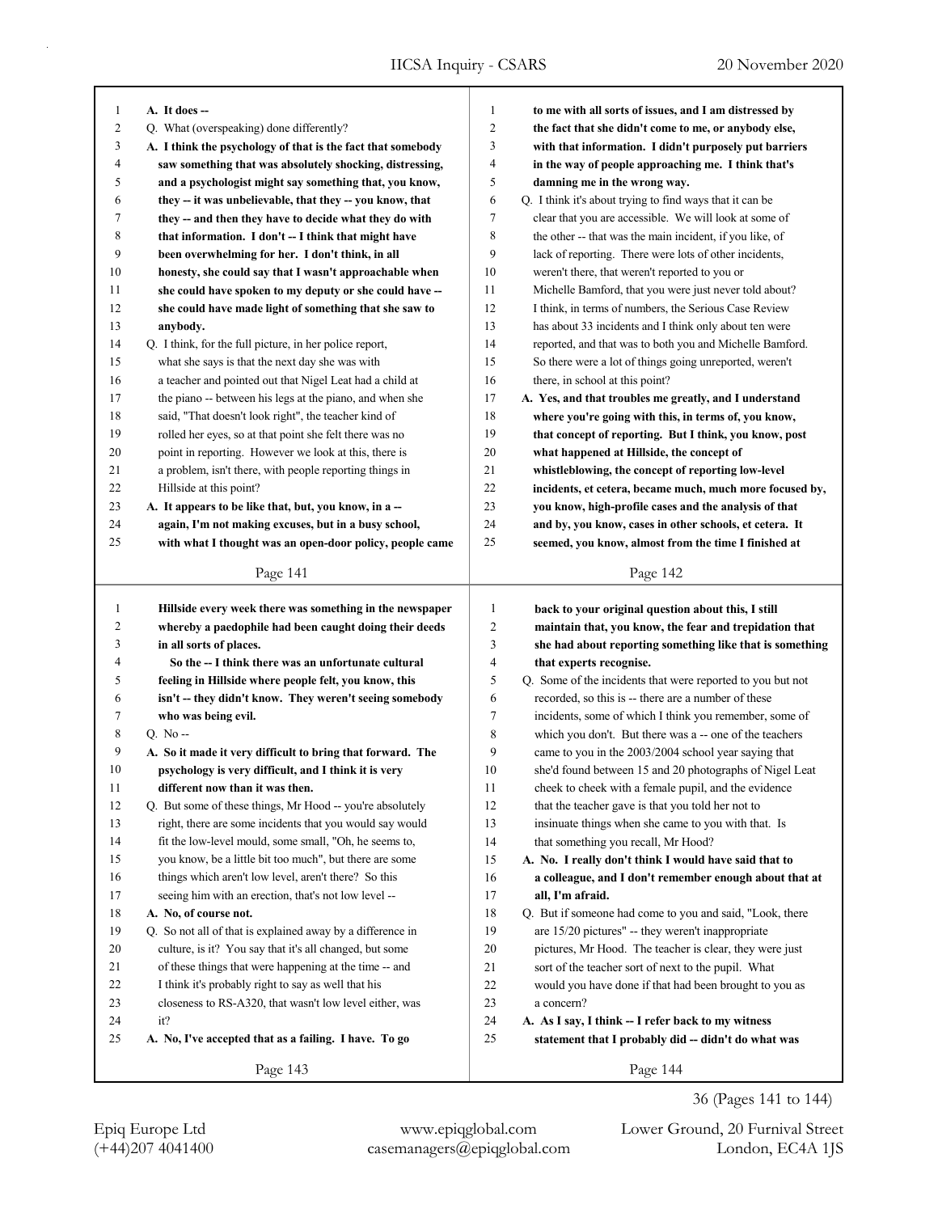**A. It does --**

Q. What (overspeaking) done differently?

**A. I think the psychology of that is the fact that somebody saw something that was absolutely shocking, distressing, and a psychologist might say something that, you know, they -- it was unbelievable, that they -- you know, that they -- and then they have to decide what they do with that information. I don't -- I think that might have been overwhelming for her. I don't think, in all honesty, she could say that I wasn't approachable when she could have spoken to my deputy or she could have -- she could have made light of something that she saw to anybody.**

Q. I think, for the full picture, in her police report, what she says is that the next day she was with a teacher and pointed out that Nigel Leat had a child at the piano -- between his legs at the piano, and when she said, "That doesn't look right", the teacher kind of rolled her eyes, so at that point she felt there was no point in reporting. However we look at this, there is a problem, isn't there, with people reporting things in Hillside at this point?

**A. It appears to be like that, but, you know, in a -- again, I'm not making excuses, but in a busy school, with what I thought was an open-door policy, people came to me with all sorts of issues, and I am distressed by the fact that she didn't come to me, or anybody else, with that information. I didn't purposely put barriers in the way of people approaching me. I think that's damning me in the wrong way.**

Q. I think it's about trying to find ways that it can be clear that you are accessible. We will look at some of the other -- that was the main incident, if you like, of lack of reporting. There were lots of other incidents, weren't there, that weren't reported to you or Michelle Bamford, that you were just never told about? I think, in terms of numbers, the Serious Case Review has about 33 incidents and I think only about ten were reported, and that was to both you and Michelle Bamford. So there were a lot of things going unreported, weren't there, in school at this point?

**A. Yes, and that troubles me greatly, and I understand where you're going with this, in terms of, you know, that concept of reporting. But I think, you know, post what happened at Hillside, the concept of whistleblowing, the concept of reporting low-level incidents, et cetera, became much, much more focused by, you know, high-profile cases and the analysis of that and by, you know, cases in other schools, et cetera. It seemed, you know, almost from the time I finished at Hillside every week there was something in the newspaper whereby a paedophile had been caught doing their deeds in all sorts of places.**

**So the -- I think there was an unfortunate cultural feeling in Hillside where people felt, you know, this isn't -- they didn't know. They weren't seeing somebody who was being evil.**

Q. No --

**A. So it made it very difficult to bring that forward. The psychology is very difficult, and I think it is very different now than it was then.**

Q. But some of these things, Mr Hood -- you're absolutely right, there are some incidents that you would say would fit the low-level mould, some small, "Oh, he seems to, you know, be a little bit too much", but there are some things which aren't low level, aren't there? So this seeing him with an erection, that's not low level --

**A. No, of course not.**

Q. So not all of that is explained away by a difference in culture, is it? You say that it's all changed, but some of these things that were happening at the time -- and I think it's probably right to say as well that his closeness to RS-A320, that wasn't low level either, was it?

**A. No, I've accepted that as a failing. I have. To go back to your original question about this, I still maintain that, you know, the fear and trepidation that she had about reporting something like that is something that experts recognise.**

Q. Some of the incidents that were reported to you but not recorded, so this is -- there are a number of these incidents, some of which I think you remember, some of which you don't. But there was a -- one of the teachers came to you in the 2003/2004 school year saying that she'd found between 15 and 20 photographs of Nigel Leat cheek to cheek with a female pupil, and the evidence that the teacher gave is that you told her not to insinuate things when she came to you with that. Is that something you recall, Mr Hood?

**A. No. I really don't think I would have said that to a colleague, and I don't remember enough about that at all, I'm afraid.**

Q. But if someone had come to you and said, "Look, there are 15/20 pictures" -- they weren't inappropriate pictures, Mr Hood. The teacher is clear, they were just sort of the teacher sort of next to the pupil. What would you have done if that had been brought to you as a concern?

**A. As I say, I think -- I refer back to my witness statement that I probably did -- didn't do what was**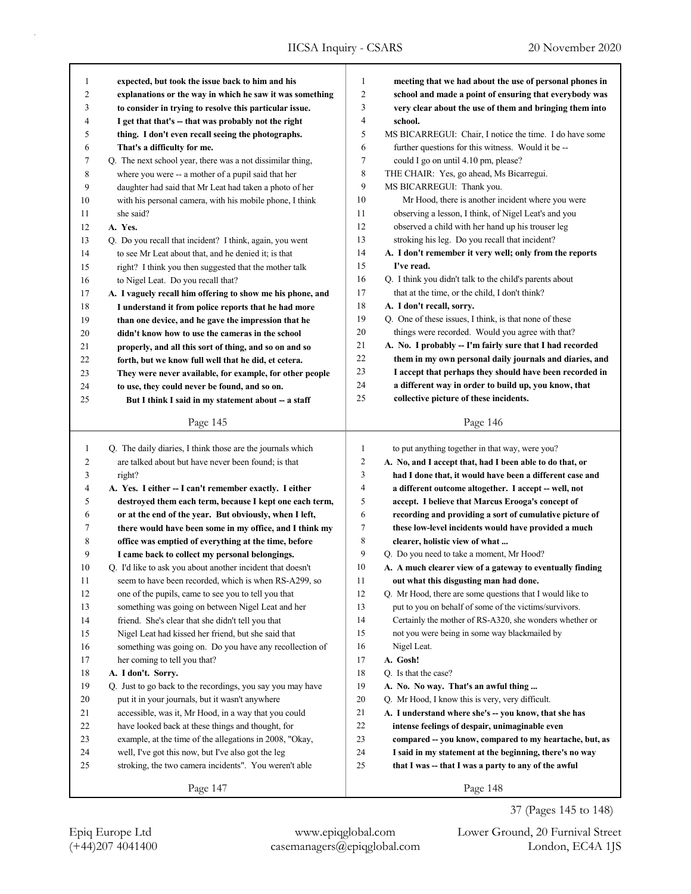**expected, but took the issue back to him and his explanations or the way in which he saw it was something to consider in trying to resolve this particular issue. I get that that's -- that was probably not the right thing. I don't even recall seeing the photographs. That's a difficulty for me.**

Q. The next school year, there was a not dissimilar thing, where you were -- a mother of a pupil said that her daughter had said that Mr Leat had taken a photo of her with his personal camera, with his mobile phone, I think she said?

**A. Yes.**

Q. Do you recall that incident? I think, again, you went to see Mr Leat about that, and he denied it; is that right? I think you then suggested that the mother talk to Nigel Leat. Do you recall that?

**A. I vaguely recall him offering to show me his phone, and I understand it from police reports that he had more than one device, and he gave the impression that he didn't know how to use the cameras in the school properly, and all this sort of thing, and so on and so forth, but we know full well that he did, et cetera. They were never available, for example, for other people to use, they could never be found, and so on.**

**But I think I said in my statement about -- a staff meeting that we had about the use of personal phones in school and made a point of ensuring that everybody was very clear about the use of them and bringing them into school.**

MS BICARREGUI: Chair, I notice the time. I do have some further questions for this witness. Would it be -- could I go on until 4.10 pm, please?

THE CHAIR: Yes, go ahead, Ms Bicarregui.

MS BICARREGUI: Thank you.

Mr Hood, there is another incident where you were observing a lesson, I think, of Nigel Leat's and you observed a child with her hand up his trouser leg stroking his leg. Do you recall that incident?

**A. I don't remember it very well; only from the reports I've read.**

Q. I think you didn't talk to the child's parents about that at the time, or the child, I don't think?

**A. I don't recall, sorry.**

Q. One of these issues, I think, is that none of these things were recorded. Would you agree with that?

**A. No. I probably -- I'm fairly sure that I had recorded them in my own personal daily journals and diaries, and I accept that perhaps they should have been recorded in a different way in order to build up, you know, that collective picture of these incidents.**

Q. The daily diaries, I think those are the journals which are talked about but have never been found; is that right?

**A. Yes. I either -- I can't remember exactly. I either destroyed them each term, because I kept one each term, or at the end of the year. But obviously, when I left, there would have been some in my office, and I think my office was emptied of everything at the time, before I came back to collect my personal belongings.**

Q. I'd like to ask you about another incident that doesn't seem to have been recorded, which is when RS-A299, so one of the pupils, came to see you to tell you that something was going on between Nigel Leat and her friend. She's clear that she didn't tell you that Nigel Leat had kissed her friend, but she said that something was going on. Do you have any recollection of her coming to tell you that?

**A. I don't. Sorry.**

Q. Just to go back to the recordings, you say you may have put it in your journals, but it wasn't anywhere accessible, was it, Mr Hood, in a way that you could have looked back at these things and thought, for example, at the time of the allegations in 2008, "Okay, well, I've got this now, but I've also got the leg stroking, the two camera incidents". You weren't able to put anything together in that way, were you?

**A. No, and I accept that, had I been able to do that, or had I done that, it would have been a different case and a different outcome altogether. I accept -- well, not accept. I believe that Marcus Erooga's concept of recording and providing a sort of cumulative picture of these low-level incidents would have provided a much clearer, holistic view of what ...**

Q. Do you need to take a moment, Mr Hood?

**A. A much clearer view of a gateway to eventually finding out what this disgusting man had done.**

Q. Mr Hood, there are some questions that I would like to put to you on behalf of some of the victims/survivors. Certainly the mother of RS-A320, she wonders whether or not you were being in some way blackmailed by Nigel Leat.

**A. Gosh!**

Q. Is that the case?

**A. No. No way. That's an awful thing ...**

Q. Mr Hood, I know this is very, very difficult.

**A. I understand where she's -- you know, that she has intense feelings of despair, unimaginable even compared -- you know, compared to my heartache, but, as I said in my statement at the beginning, there's no way that I was -- that I was a party to any of the awful**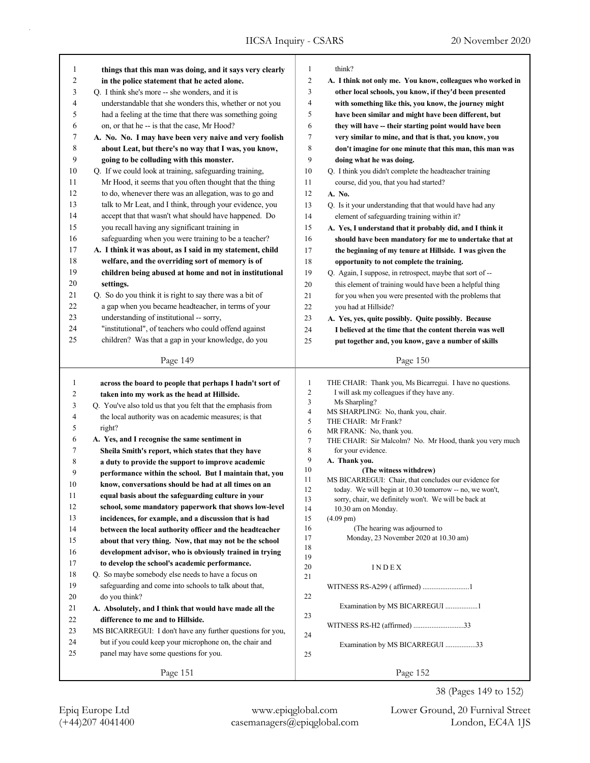things that this man was doing, and it says very clearly in the police statement that he acted alone.

Q. I think she's more -- she wonders, and it is understandable that she wonders this, whether or not you had a feeling at the time that there was something going on, or that he -- is that the case, Mr Hood?

**A. No. No. I may have been very naive and very foolish about Leat, but there's no way that I was, you know, going to be colluding with this monster.**

Q. If we could look at training, safeguarding training, Mr Hood, it seems that you often thought that the thing to do, whenever there was an allegation, was to go and talk to Mr Leat, and I think, through your evidence, you accept that that wasn't what should have happened. Do you recall having any significant training in safeguarding when you were training to be a teacher?

**A. I think it was about, as I said in my statement, child welfare, and the overriding sort of memory is of children being abused at home and not in institutional settings.**

Q. So do you think it is right to say there was a bit of a gap when you became headteacher, in terms of your understanding of institutional -- sorry, "institutional", of teachers who could offend against children? Was that a gap in your knowledge, do you think?

**A. I think not only me. You know, colleagues who worked in other local schools, you know, if they'd been presented with something like this, you know, the journey might have been similar and might have been different, but they will have -- their starting point would have been very similar to mine, and that is that, you know, you don't imagine for one minute that this man, this man was doing what he was doing.**

Q. I think you didn't complete the headteacher training course, did you, that you had started?

**A. No.**

Q. Is it your understanding that that would have had any element of safeguarding training within it?

**A. Yes, I understand that it probably did, and I think it should have been mandatory for me to undertake that at the beginning of my tenure at Hillside. I was given the opportunity to not complete the training.**

Q. Again, I suppose, in retrospect, maybe that sort of -- this element of training would have been a helpful thing for you when you were presented with the problems that you had at Hillside?

**A. Yes, yes, quite possibly. Quite possibly. Because I believed at the time that the content therein was well put together and, you know, gave a number of skills across the board to people that perhaps I hadn't sort of taken into my work as the head at Hillside.**

Q. You've also told us that you felt that the emphasis from the local authority was on academic measures; is that right?

**A. Yes, and I recognise the same sentiment in Sheila Smith's report, which states that they have a duty to provide the support to improve academic performance within the school. But I maintain that, you know, conversations should be had at all times on an equal basis about the safeguarding culture in your school, some mandatory paperwork that shows low-level incidences, for example, and a discussion that is had between the local authority officer and the headteacher about that very thing. Now, that may not be the school development advisor, who is obviously trained in trying to develop the school's academic performance.**

Q. So maybe somebody else needs to have a focus on safeguarding and come into schools to talk about that, do you think?

**A. Absolutely, and I think that would have made all the difference to me and to Hillside.**

MS BICARREGUI: I don't have any further questions for you, but if you could keep your microphone on, the chair and panel may have some questions for you.

THE CHAIR: Thank you, Ms Bicarregui. I have no questions. I will ask my colleagues if they have any. Ms Sharpling?

MS SHARPLING: No, thank you, chair.

THE CHAIR: Mr Frank?

MR FRANK: No, thank you.

THE CHAIR: Sir Malcolm? No. Mr Hood, thank you very much for your evidence.

**A. Thank you.**

**(The witness withdrew)**

MS BICARREGUI: Chair, that concludes our evidence for today. We will begin at 10.30 tomorrow -- no, we won't, sorry, chair, we definitely won't. We will be back at 10.30 am on Monday.

(4.09 pm)

(The hearing was adjourned to Monday, 23 November 2020 at 10.30 am)

INDEX

WITNESS RS-A299 ( affirmed) ..........................1

Examination by MS BICARREGUI ..................1

WITNESS RS-H2 (affirmed) ............................33

Examination by MS BICARREGUI .................33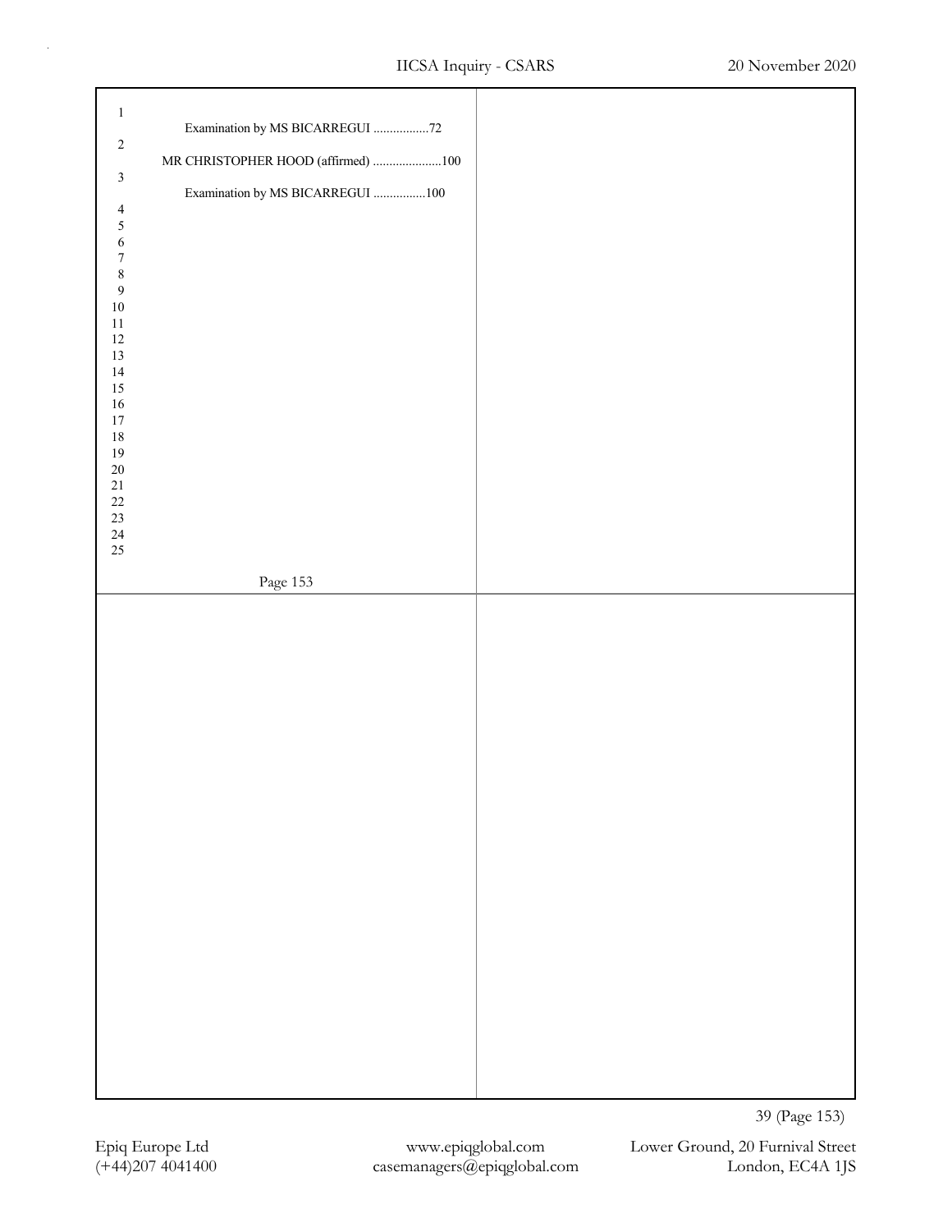Examination by MS BICARREGUI .................72

MR CHRISTOPHER HOOD (affirmed) .....................100

Examination by MS BICARREGUI ................100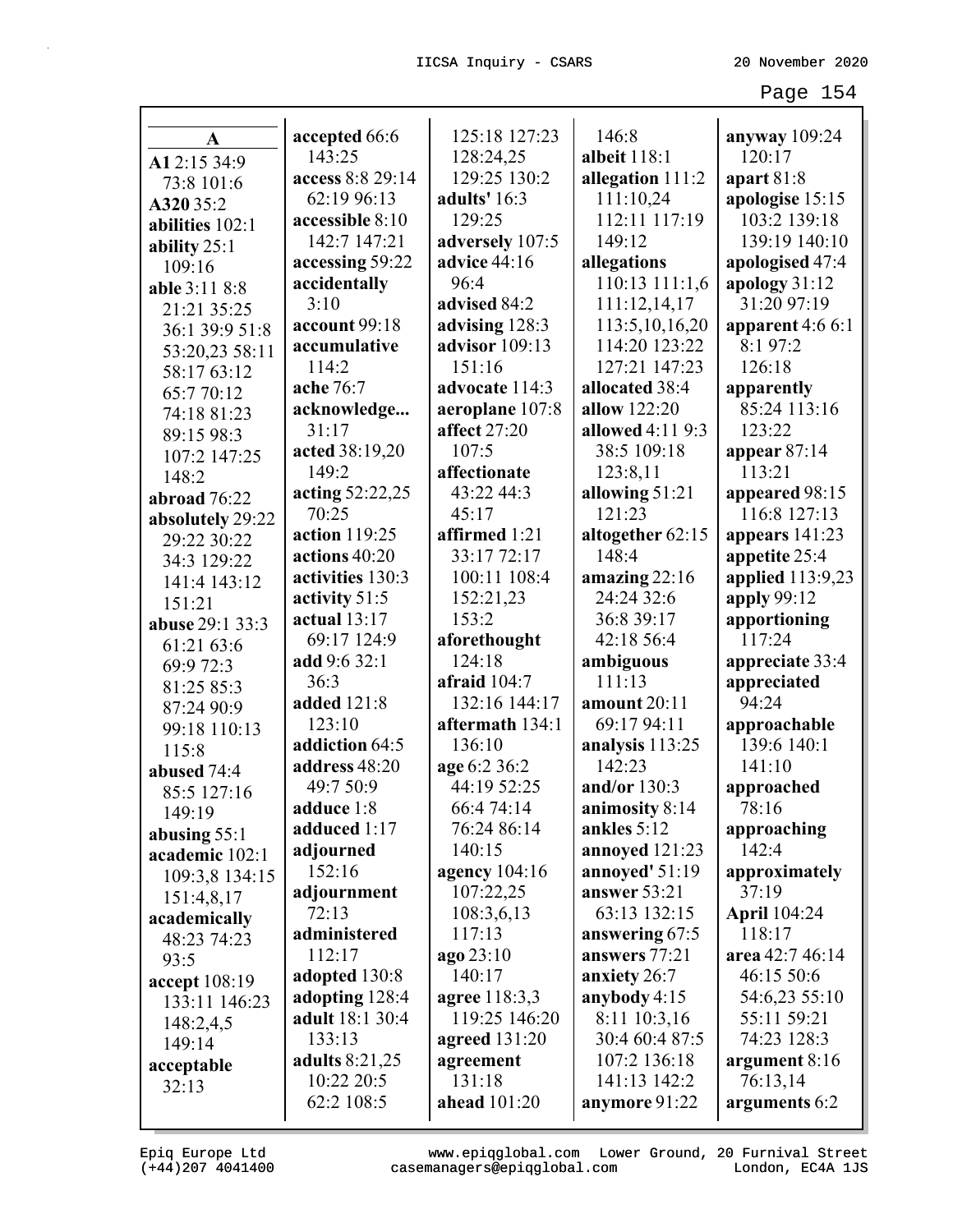**A**

**A1** 2:15 34:9 73:8 101:6
**A320** 35:2
**abilities** 102:1
**ability** 25:1 109:16
**able** 3:11 8:8 21:21 35:25 36:1 39:9 51:8 53:20,23 58:11 58:17 63:12 65:7 70:12 74:18 81:23 89:15 98:3 107:2 147:25 148:2
**abroad** 76:22
**absolutely** 29:22 29:22 30:22 34:3 129:22 141:4 143:12 151:21
**abuse** 29:1 33:3 61:21 63:6 69:9 72:3 81:25 85:3 87:24 90:9 99:18 110:13 115:8
**abused** 74:4 85:5 127:16 149:19
**abusing** 55:1
**academic** 102:1 109:3,8 134:15 151:4,8,17
**academically** 48:23 74:23 93:5
**accept** 108:19 133:11 146:23 148:2,4,5 149:14
**acceptable** 32:13
**accepted** 66:6 143:25
**access** 8:8 29:14 62:19 96:13
**accessible** 8:10 142:7 147:21
**accessing** 59:22
**accidentally** 3:10
**account** 99:18
**accumulative** 114:2
**ache** 76:7
**acknowledge...** 31:17
**acted** 38:19,20 149:2
**acting** 52:22,25 70:25
**action** 119:25
**actions** 40:20
**activities** 130:3
**activity** 51:5
**actual** 13:17 69:17 124:9
**add** 9:6 32:1 36:3
**added** 121:8 123:10
**addiction** 64:5
**address** 48:20 49:7 50:9
**adduce** 1:8
**adduced** 1:17
**adjourned** 152:16
**adjournment** 72:13
**administered** 112:17
**adopted** 130:8
**adopting** 128:4
**adult** 18:1 30:4 133:13
**adults** 8:21,25 10:22 20:5 62:2 108:5 125:18 127:23 128:24,25 129:25 130:2
**adults'** 16:3 129:25
**adversely** 107:5
**advice** 44:16 96:4
**advised** 84:2
**advising** 128:3
**advisor** 109:13 151:16
**advocate** 114:3
**aeroplane** 107:8
**affect** 27:20 107:5
**affectionate** 43:22 44:3 45:17
**affirmed** 1:21 33:17 72:17 100:11 108:4 152:21,23 153:2
**aforethought** 124:18
**afraid** 104:7 132:16 144:17
**aftermath** 134:1 136:10
**age** 6:2 36:2 44:19 52:25 66:4 74:14 76:24 86:14 140:15
**agency** 104:16 107:22,25 108:3,6,13 117:13
**ago** 23:10 140:17
**agree** 118:3,3 119:25 146:20
**agreed** 131:20
**agreement** 131:18
**ahead** 101:20
146:8
**albeit** 118:1
**allegation** 111:2 111:10,24 112:11 117:19 149:12
**allegations** 110:13 111:1,6 111:12,14,17 113:5,10,16,20 114:20 123:22 127:21 147:23
**allocated** 38:4
**allow** 122:20
**allowed** 4:11 9:3 38:5 109:18 123:8,11
**allowing** 51:21 121:23
**altogether** 62:15 148:4
**amazing** 22:16 24:24 32:6 36:8 39:17 42:18 56:4
**ambiguous** 111:13
**amount** 20:11 69:17 94:11
**analysis** 113:25 142:23
**and/or** 130:3
**animosity** 8:14
**ankles** 5:12
**annoyed** 121:23
**annoyed'** 51:19
**answer** 53:21 63:13 132:15
**answering** 67:5
**answers** 77:21
**anxiety** 26:7
**anybody** 4:15 8:11 10:3,16 30:4 60:4 87:5 107:2 136:18 141:13 142:2
**anymore** 91:22
**anyway** 109:24 120:17
**apart** 81:8
**apologise** 15:15 103:2 139:18 139:19 140:10
**apologised** 47:4
**apology** 31:12 31:20 97:19
**apparent** 4:6 6:1 8:1 97:2 126:18
**apparently** 85:24 113:16 123:22
**appear** 87:14 113:21
**appeared** 98:15 116:8 127:13
**appears** 141:23
**appetite** 25:4
**applied** 113:9,23
**apply** 99:12
**apportioning** 117:24
**appreciate** 33:4
**appreciated** 94:24
**approachable** 139:6 140:1 141:10
**approached** 78:16
**approaching** 142:4
**approximately** 37:19
**April** 104:24 118:17
**area** 42:7 46:14 46:15 50:6 54:6,23 55:10 55:11 59:21 74:23 128:3
**argument** 8:16 76:13,14
**arguments** 6:2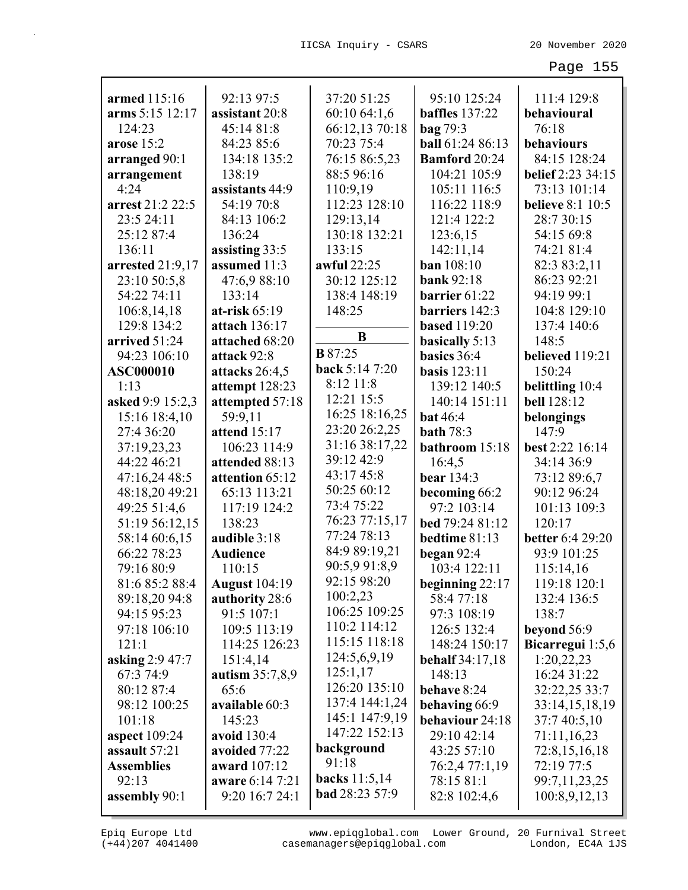**armed** 115:16
**arms** 5:15 12:17 124:23
**arose** 15:2
**arranged** 90:1
**arrangement** 4:24
**arrest** 21:2 22:5 23:5 24:11 25:12 87:4 136:11
**arrested** 21:9,17 23:10 50:5,8 54:22 74:11 106:8,14,18 129:8 134:2
**arrived** 51:24 94:23 106:10
**ASC000010** 1:13
**asked** 9:9 15:2,3 15:16 18:4,10 27:4 36:20 37:19,23,23 44:22 46:21 47:16,24 48:5 48:18,20 49:21 49:25 51:4,6 51:19 56:12,15 58:14 60:6,15 66:22 78:23 79:16 80:9 81:6 85:2 88:4 89:18,20 94:8 94:15 95:23 97:18 106:10 121:1
**asking** 2:9 47:7 67:3 74:9 80:12 87:4 98:12 100:25 101:18
**aspect** 109:24
**assault** 57:21
**Assemblies** 92:13
**assembly** 90:1 92:13 97:5
**assistant** 20:8 45:14 81:8 84:23 85:6 134:18 135:2 138:19
**assistants** 44:9 54:19 70:8 84:13 106:2 136:24
**assisting** 33:5
**assumed** 11:3 47:6,9 88:10 133:14
**at-risk** 65:19
**attach** 136:17
**attached** 68:20
**attack** 92:8
**attacks** 26:4,5
**attempt** 128:23
**attempted** 57:18 59:9,11
**attend** 15:17 106:23 114:9
**attended** 88:13
**attention** 65:12 65:13 113:21 117:19 124:2 138:23
**audible** 3:18
**Audience** 110:15
**August** 104:19
**authority** 28:6 91:5 107:1 109:5 113:19 114:25 126:23 151:4,14
**autism** 35:7,8,9 65:6
**available** 60:3 145:23
**avoid** 130:4
**avoided** 77:22
**award** 107:12
**aware** 6:14 7:21 9:20 16:7 24:1 37:20 51:25 60:10 64:1,6 66:12,13 70:18 70:23 75:4 76:15 86:5,23 88:5 96:16 110:9,19 112:23 128:10 129:13,14 130:18 132:21 133:15
**awful** 22:25 30:12 125:12 138:4 148:19 148:25

**B**

**B** 87:25
**back** 5:14 7:20 8:12 11:8 12:21 15:5 16:25 18:16,25 23:20 26:2,25 31:16 38:17,22 39:12 42:9 43:17 45:8 50:25 60:12 73:4 75:22 76:23 77:15,17 77:24 78:13 84:9 89:19,21 90:5,9 91:8,9 92:15 98:20 100:2,23 106:25 109:25 110:2 114:12 115:15 118:18 124:5,6,9,19 125:1,17 126:20 135:10 137:4 144:1,24 145:1 147:9,19 147:22 152:13
**background** 91:18
**backs** 11:5,14
**bad** 28:23 57:9 95:10 125:24
**baffles** 137:22
**bag** 79:3
**ball** 61:24 86:13
**Bamford** 20:24 104:21 105:9 105:11 116:5 116:22 118:9 121:4 122:2 123:6,15 142:11,14
**ban** 108:10
**bank** 92:18
**barrier** 61:22
**barriers** 142:3
**based** 119:20
**basically** 5:13
**basics** 36:4
**basis** 123:11 139:12 140:5 140:14 151:11
**bat** 46:4
**bath** 78:3
**bathroom** 15:18 16:4,5
**bear** 134:3
**becoming** 66:2 97:2 103:14
**bed** 79:24 81:12
**bedtime** 81:13
**began** 92:4 103:4 122:11
**beginning** 22:17 58:4 77:18 97:3 108:19 126:5 132:4 148:24 150:17
**behalf** 34:17,18 148:13
**behave** 8:24
**behaving** 66:9
**behaviour** 24:18 29:10 42:14 43:25 57:10 76:2,4 77:1,19 78:15 81:1 82:8 102:4,6 111:4 129:8
**behavioural** 76:18
**behaviours** 84:15 128:24
**belief** 2:23 34:15 73:13 101:14
**believe** 8:1 10:5 28:7 30:15 54:15 69:8 74:21 81:4 82:3 83:2,11 86:23 92:21 94:19 99:1 104:8 129:10 137:4 140:6 148:5
**believed** 119:21 150:24
**belittling** 10:4
**bell** 128:12
**belongings** 147:9
**best** 2:22 16:14 34:14 36:9 73:12 89:6,7 90:12 96:24 101:13 109:3 120:17
**better** 6:4 29:20 93:9 101:25 115:14,16 119:18 120:1 132:4 136:5 138:7
**beyond** 56:9
**Bicarregui** 1:5,6 1:20,22,23 16:24 31:22 32:22,25 33:7 33:14,15,18,19 37:7 40:5,10 71:11,16,23 72:8,15,16,18 72:19 77:5 99:7,11,23,25 100:8,9,12,13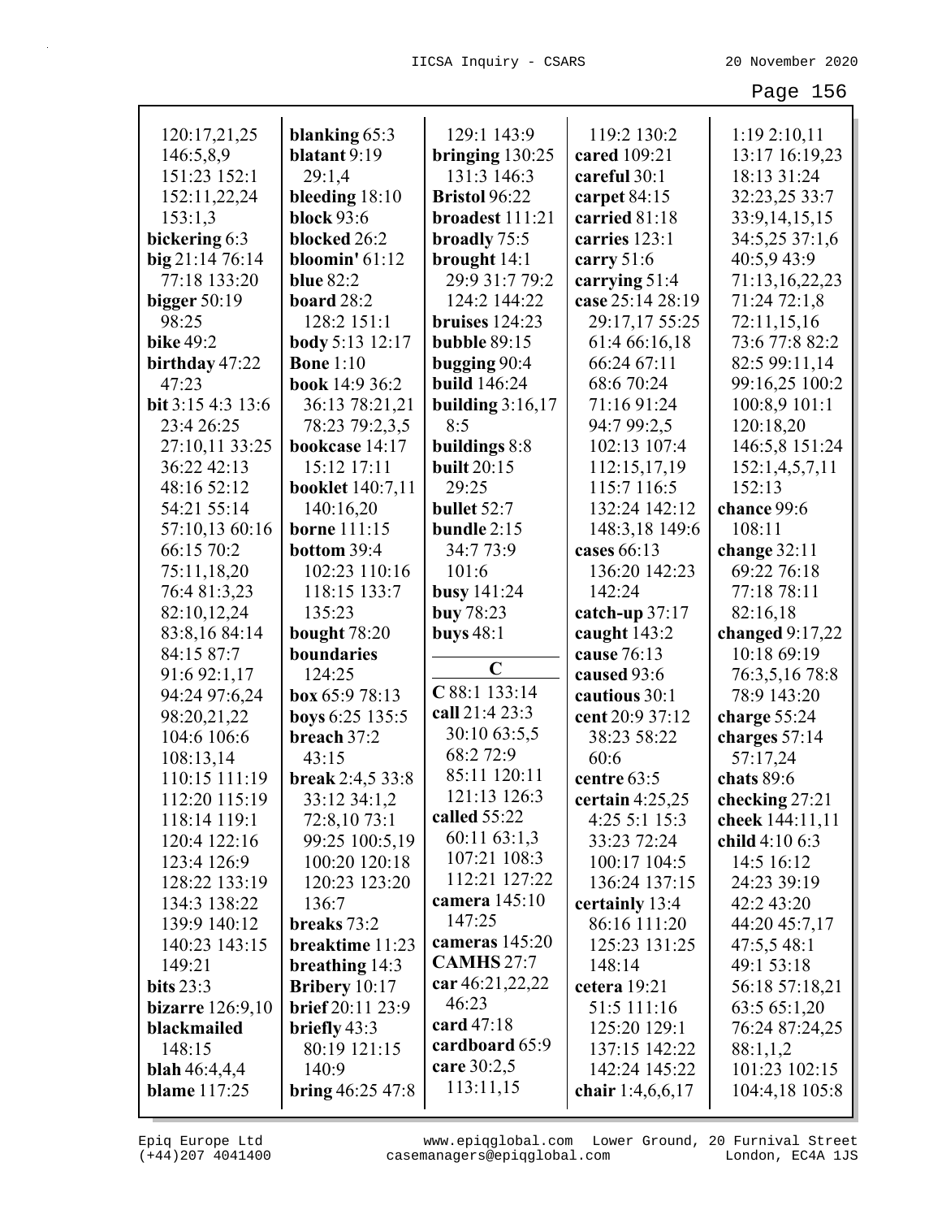120:17,21,25
146:5,8,9
151:23 152:1
152:11,22,24
153:1,3
**bickering** 6:3
**big** 21:14 76:14
77:18 133:20
**bigger** 50:19
98:25
**bike** 49:2
**birthday** 47:22
47:23
**bit** 3:15 4:3 13:6
23:4 26:25
27:10,11 33:25
36:22 42:13
48:16 52:12
54:21 55:14
57:10,13 60:16
66:15 70:2
75:11,18,20
76:4 81:3,23
82:10,12,24
83:8,16 84:14
84:15 87:7
91:6 92:1,17
94:24 97:6,24
98:20,21,22
104:6 106:6
108:13,14
110:15 111:19
112:20 115:19
118:14 119:1
120:4 122:16
123:4 126:9
128:22 133:19
134:3 138:22
139:9 140:12
140:23 143:15
149:21
**bits** 23:3
**bizarre** 126:9,10
**blackmailed**
148:15
**blah** 46:4,4,4
**blame** 117:25
**blanking** 65:3
**blatant** 9:19
29:1,4
**bleeding** 18:10
**block** 93:6
**blocked** 26:2
**bloomin'** 61:12
**blue** 82:2
**board** 28:2
128:2 151:1
**body** 5:13 12:17
**Bone** 1:10
**book** 14:9 36:2
36:13 78:21,21
78:23 79:2,3,5
**bookcase** 14:17
15:12 17:11
**booklet** 140:7,11
140:16,20
**borne** 111:15
**bottom** 39:4
102:23 110:16
118:15 133:7
135:23
**bought** 78:20
**boundaries**
124:25
**box** 65:9 78:13
**boys** 6:25 135:5
**breach** 37:2
43:15
**break** 2:4,5 33:8
33:12 34:1,2
72:8,10 73:1
99:25 100:5,19
100:20 120:18
120:23 123:20
136:7
**breaks** 73:2
**breaktime** 11:23
**breathing** 14:3
**Bribery** 10:17
**brief** 20:11 23:9
**briefly** 43:3
80:19 121:15
140:9
**bring** 46:25 47:8
129:1 143:9
**bringing** 130:25
131:3 146:3
**Bristol** 96:22
**broadest** 111:21
**broadly** 75:5
**brought** 14:1
29:9 31:7 79:2
124:2 144:22
**bruises** 124:23
**bubble** 89:15
**bugging** 90:4
**build** 146:24
**building** 3:16,17
8:5
**buildings** 8:8
**built** 20:15
29:25
**bullet** 52:7
**bundle** 2:15
34:7 73:9
101:6
**busy** 141:24
**buy** 78:23
**buys** 48:1

## C

**C** 88:1 133:14
**call** 21:4 23:3
30:10 63:5,5
68:2 72:9
85:11 120:11
121:13 126:3
**called** 55:22
60:11 63:1,3
107:21 108:3
112:21 127:22
**camera** 145:10
147:25
**cameras** 145:20
**CAMHS** 27:7
**car** 46:21,22,22
46:23
**card** 47:18
**cardboard** 65:9
**care** 30:2,5
113:11,15
119:2 130:2
**cared** 109:21
**careful** 30:1
**carpet** 84:15
**carried** 81:18
**carries** 123:1
**carry** 51:6
**carrying** 51:4
**case** 25:14 28:19
29:17,17 55:25
61:4 66:16,18
66:24 67:11
68:6 70:24
71:16 91:24
94:7 99:2,5
102:13 107:4
112:15,17,19
115:7 116:5
132:24 142:12
148:3,18 149:6
**cases** 66:13
136:20 142:23
142:24
**catch-up** 37:17
**caught** 143:2
**cause** 76:13
**caused** 93:6
**cautious** 30:1
**cent** 20:9 37:12
38:23 58:22
60:6
**centre** 63:5
**certain** 4:25,25
4:25 5:1 15:3
33:23 72:24
100:17 104:5
136:24 137:15
**certainly** 13:4
86:16 111:20
125:23 131:25
148:14
**cetera** 19:21
51:5 111:16
125:20 129:1
137:15 142:22
142:24 145:22
**chair** 1:4,6,6,17
1:19 2:10,11
13:17 16:19,23
18:13 31:24
32:23,25 33:7
33:9,14,15,15
34:5,25 37:1,6
40:5,9 43:9
71:13,16,22,23
71:24 72:1,8
72:11,15,16
73:6 77:8 82:2
82:5 99:11,14
99:16,25 100:2
100:8,9 101:1
120:18,20
146:5,8 151:24
152:1,4,5,7,11
152:13
**chance** 99:6
108:11
**change** 32:11
69:22 76:18
77:18 78:11
82:16,18
**changed** 9:17,22
10:18 69:19
76:3,5,16 78:8
78:9 143:20
**charge** 55:24
**charges** 57:14
57:17,24
**chats** 89:6
**checking** 27:21
**cheek** 144:11,11
**child** 4:10 6:3
14:5 16:12
24:23 39:19
42:2 43:20
44:20 45:7,17
47:5,5 48:1
49:1 53:18
56:18 57:18,21
63:5 65:1,20
76:24 87:24,25
88:1,1,2
101:23 102:15
104:4,18 105:8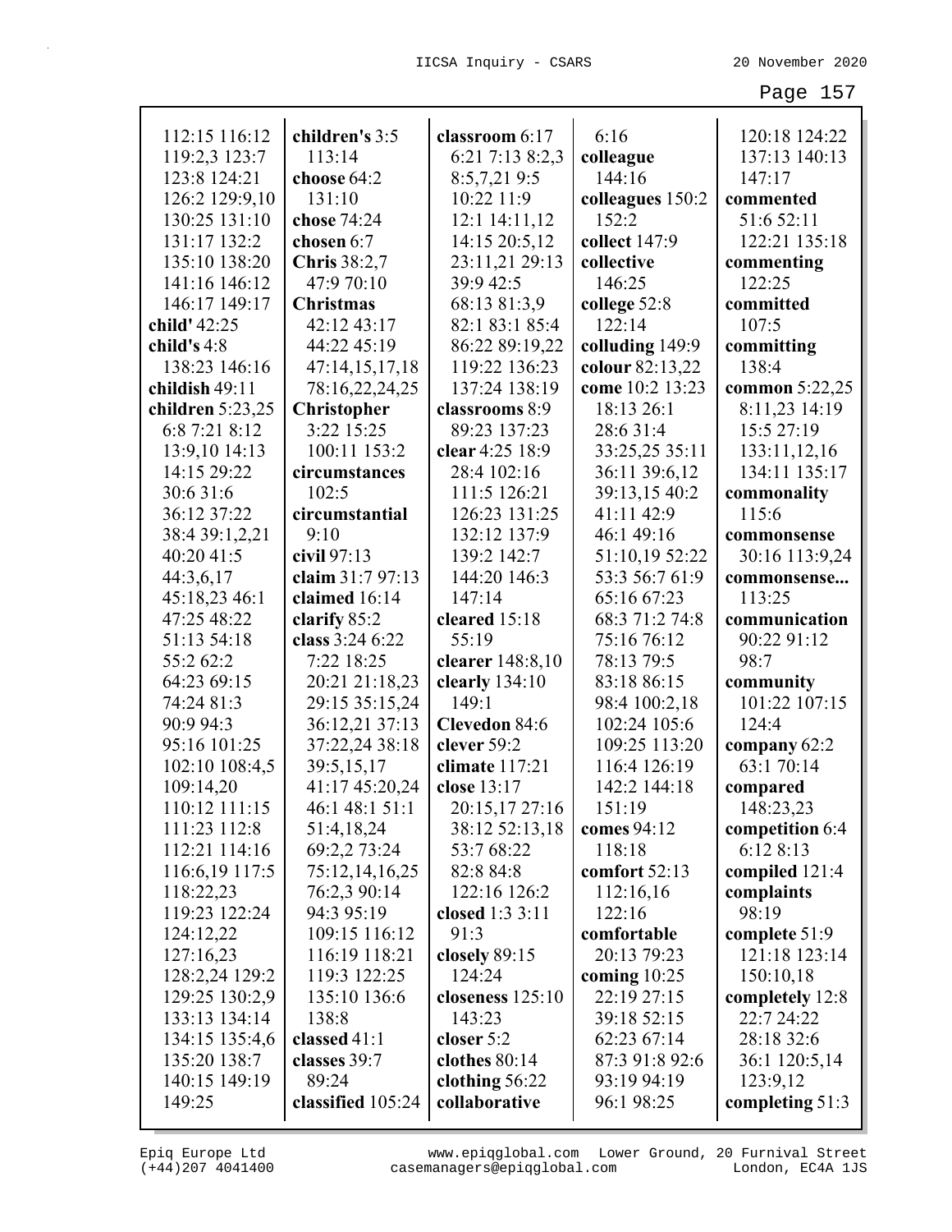112:15 116:12
119:2,3 123:7
123:8 124:21
126:2 129:9,10
130:25 131:10
131:17 132:2
135:10 138:20
141:16 146:12
146:17 149:17
**child'** 42:25
**child's** 4:8
138:23 146:16
**childish** 49:11
**children** 5:23,25
6:8 7:21 8:12
13:9,10 14:13
14:15 29:22
30:6 31:6
36:12 37:22
38:4 39:1,2,21
40:20 41:5
44:3,6,17
45:18,23 46:1
47:25 48:22
51:13 54:18
55:2 62:2
64:23 69:15
74:24 81:3
90:9 94:3
95:16 101:25
102:10 108:4,5
109:14,20
110:12 111:15
111:23 112:8
112:21 114:16
116:6,19 117:5
118:22,23
119:23 122:24
124:12,22
127:16,23
128:2,24 129:2
129:25 130:2,9
133:13 134:14
134:15 135:4,6
135:20 138:7
140:15 149:19
149:25

**children's** 3:5
113:14
**choose** 64:2
131:10
**chose** 74:24
**chosen** 6:7
**Chris** 38:2,7
47:9 70:10
**Christmas**
42:12 43:17
44:22 45:19
47:14,15,17,18
78:16,22,24,25
**Christopher**
3:22 15:25
100:11 153:2
**circumstances**
102:5
**circumstantial**
9:10
**civil** 97:13
**claim** 31:7 97:13
**claimed** 16:14
**clarify** 85:2
**class** 3:24 6:22
7:22 18:25
20:21 21:18,23
29:15 35:15,24
36:12,21 37:13
37:22,24 38:18
39:5,15,17
41:17 45:20,24
46:1 48:1 51:1
51:4,18,24
69:2,2 73:24
75:12,14,16,25
76:2,3 90:14
94:3 95:19
109:15 116:12
116:19 118:21
119:3 122:25
135:10 136:6
138:8
**classed** 41:1
**classes** 39:7
89:24
**classified** 105:24

**classroom** 6:17
6:21 7:13 8:2,3
8:5,7,21 9:5
10:22 11:9
12:1 14:11,12
14:15 20:5,12
23:11,21 29:13
39:9 42:5
68:13 81:3,9
82:1 83:1 85:4
86:22 89:19,22
119:22 136:23
137:24 138:19
**classrooms** 8:9
89:23 137:23
**clear** 4:25 18:9
28:4 102:16
111:5 126:21
126:23 131:25
132:12 137:9
139:2 142:7
144:20 146:3
147:14
**cleared** 15:18
55:19
**clearer** 148:8,10
**clearly** 134:10
149:1
**Clevedon** 84:6
**clever** 59:2
**climate** 117:21
**close** 13:17
20:15,17 27:16
38:12 52:13,18
53:7 68:22
82:8 84:8
122:16 126:2
**closed** 1:3 3:11
91:3
**closely** 89:15
124:24
**closeness** 125:10
143:23
**closer** 5:2
**clothes** 80:14
**clothing** 56:22
**collaborative**

6:16
**colleague**
144:16
**colleagues** 150:2
152:2
**collect** 147:9
**collective**
146:25
**college** 52:8
122:14
**colluding** 149:9
**colour** 82:13,22
**come** 10:2 13:23
18:13 26:1
28:6 31:4
33:25,25 35:11
36:11 39:6,12
39:13,15 40:2
41:11 42:9
46:1 49:16
51:10,19 52:22
53:3 56:7 61:9
65:16 67:23
68:3 71:2 74:8
75:16 76:12
78:13 79:5
83:18 86:15
98:4 100:2,18
102:24 105:6
109:25 113:20
116:4 126:19
142:2 144:18
151:19
**comes** 94:12
118:18
**comfort** 52:13
112:16,16
122:16
**comfortable**
20:13 79:23
**coming** 10:25
22:19 27:15
39:18 52:15
62:23 67:14
87:3 91:8 92:6
93:19 94:19
96:1 98:25

120:18 124:22
137:13 140:13
147:17
**commented**
51:6 52:11
122:21 135:18
**commenting**
122:25
**committed**
107:5
**committing**
138:4
**common** 5:22,25
8:11,23 14:19
15:5 27:19
133:11,12,16
134:11 135:17
**commonality**
115:6
**commonsense**
30:16 113:9,24
**commonsense...**
113:25
**communication**
90:22 91:12
98:7
**community**
101:22 107:15
124:4
**company** 62:2
63:1 70:14
**compared**
148:23,23
**competition** 6:4
6:12 8:13
**compiled** 121:4
**complaints**
98:19
**complete** 51:9
121:18 123:14
150:10,18
**completely** 12:8
22:7 24:22
28:18 32:6
36:1 120:5,14
123:9,12
**completing** 51:3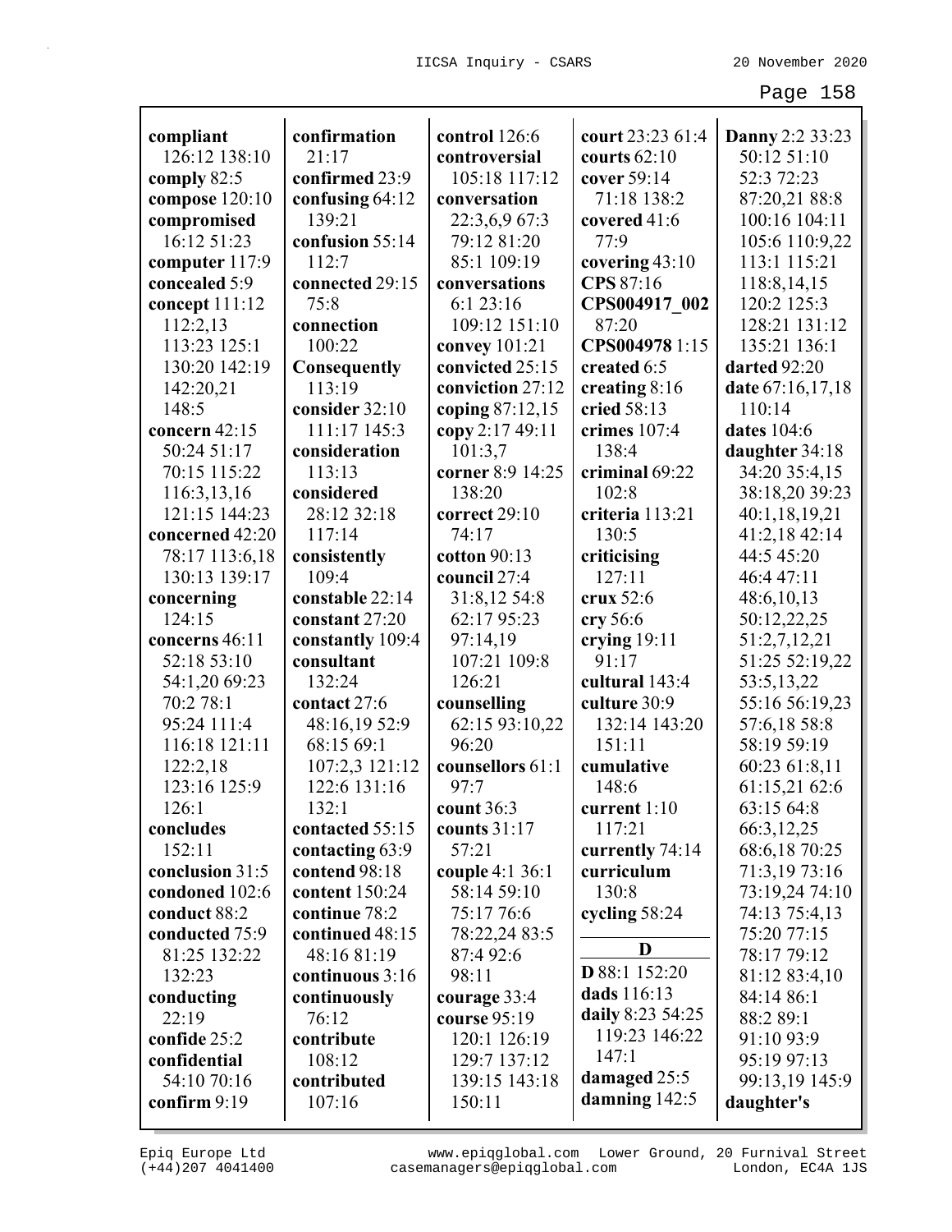**compliant** 126:12 138:10
**comply** 82:5
**compose** 120:10
**compromised** 16:12 51:23
**computer** 117:9
**concealed** 5:9
**concept** 111:12 112:2,13 113:23 125:1 130:20 142:19 142:20,21 148:5
**concern** 42:15 50:24 51:17 70:15 115:22 116:3,13,16 121:15 144:23
**concerned** 42:20 78:17 113:6,18 130:13 139:17
**concerning** 124:15
**concerns** 46:11 52:18 53:10 54:1,20 69:23 70:2 78:1 95:24 111:4 116:18 121:11 122:2,18 123:16 125:9 126:1
**concludes** 152:11
**conclusion** 31:5
**condoned** 102:6
**conduct** 88:2
**conducted** 75:9 81:25 132:22 132:23
**conducting** 22:19
**confide** 25:2
**confidential** 54:10 70:16
**confirm** 9:19

**confirmation** 21:17
**confirmed** 23:9
**confusing** 64:12 139:21
**confusion** 55:14 112:7
**connected** 29:15 75:8
**connection** 100:22
**Consequently** 113:19
**consider** 32:10 111:17 145:3
**consideration** 113:13
**considered** 28:12 32:18 117:14
**consistently** 109:4
**constable** 22:14
**constant** 27:20
**constantly** 109:4
**consultant** 132:24
**contact** 27:6 48:16,19 52:9 68:15 69:1 107:2,3 121:12 122:6 131:16 132:1
**contacted** 55:15
**contacting** 63:9
**contend** 98:18
**content** 150:24
**continue** 78:2
**continued** 48:15 48:16 81:19
**continuous** 3:16
**continuously** 76:12
**contribute** 108:12
**contributed** 107:16

**control** 126:6
**controversial** 105:18 117:12
**conversation** 22:3,6,9 67:3 79:12 81:20 85:1 109:19
**conversations** 6:1 23:16 109:12 151:10
**convey** 101:21
**convicted** 25:15
**conviction** 27:12
**coping** 87:12,15
**copy** 2:17 49:11 101:3,7
**corner** 8:9 14:25 138:20
**correct** 29:10 74:17
**cotton** 90:13
**council** 27:4 31:8,12 54:8 62:17 95:23 97:14,19 107:21 109:8 126:21
**counselling** 62:15 93:10,22 96:20
**counsellors** 61:1 97:7
**count** 36:3
**counts** 31:17 57:21
**couple** 4:1 36:1 58:14 59:10 75:17 76:6 78:22,24 83:5 87:4 92:6 98:11
**courage** 33:4
**course** 95:19 120:1 126:19 129:7 137:12 139:15 143:18 150:11

**court** 23:23 61:4
**courts** 62:10
**cover** 59:14 71:18 138:2
**covered** 41:6 77:9
**covering** 43:10
**CPS** 87:16
**CPS004917_002** 87:20
**CPS004978** 1:15
**created** 6:5
**creating** 8:16
**cried** 58:13
**crimes** 107:4 138:4
**criminal** 69:22 102:8
**criteria** 113:21 130:5
**criticising** 127:11
**crux** 52:6
**cry** 56:6
**crying** 19:11 91:17
**cultural** 143:4
**culture** 30:9 132:14 143:20 151:11
**cumulative** 148:6
**current** 1:10 117:21
**currently** 74:14
**curriculum** 130:8
**cycling** 58:24

**D**

**D** 88:1 152:20
**dads** 116:13
**daily** 8:23 54:25 119:23 146:22 147:1
**damaged** 25:5
**damning** 142:5

**Danny** 2:2 33:23 50:12 51:10 52:3 72:23 87:20,21 88:8 100:16 104:11 105:6 110:9,22 113:1 115:21 118:8,14,15 120:2 125:3 128:21 131:12 135:21 136:1
**darted** 92:20
**date** 67:16,17,18 110:14
**dates** 104:6
**daughter** 34:18 34:20 35:4,15 38:18,20 39:23 40:1,18,19,21 41:2,18 42:14 44:5 45:20 46:4 47:11 48:6,10,13 50:12,22,25 51:2,7,12,21 51:25 52:19,22 53:5,13,22 55:16 56:19,23 57:6,18 58:8 58:19 59:19 60:23 61:8,11 61:15,21 62:6 63:15 64:8 66:3,12,25 68:6,18 70:25 71:3,19 73:16 73:19,24 74:10 74:13 75:4,13 75:20 77:15 78:17 79:12 81:12 83:4,10 84:14 86:1 88:2 89:1 91:10 93:9 95:19 97:13 99:13,19 145:9
**daughter's**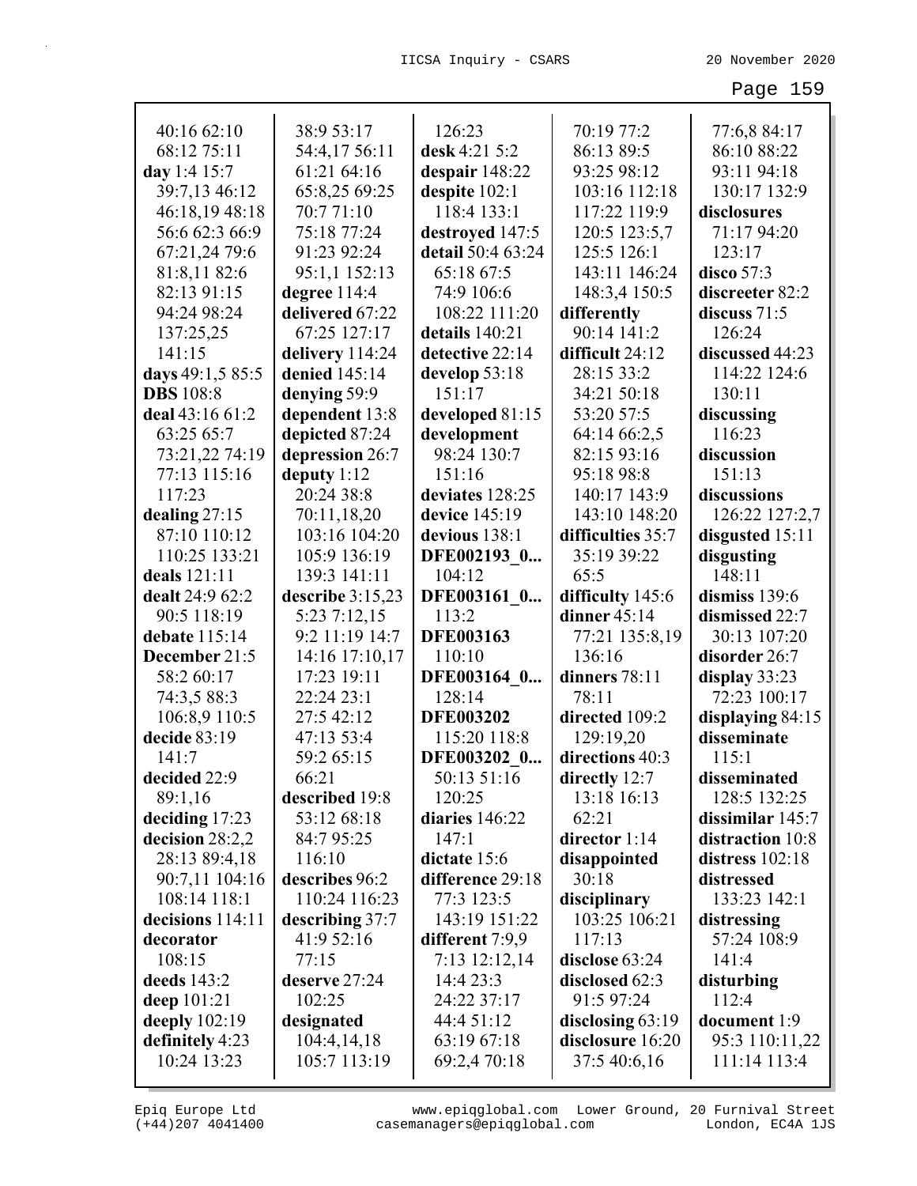40:16 62:10
68:12 75:11
**day** 1:4 15:7
39:7,13 46:12
46:18,19 48:18
56:6 62:3 66:9
67:21,24 79:6
81:8,11 82:6
82:13 91:15
94:24 98:24
137:25,25
141:15
**days** 49:1,5 85:5
**DBS** 108:8
**deal** 43:16 61:2
63:25 65:7
73:21,22 74:19
77:13 115:16
117:23
**dealing** 27:15
87:10 110:12
110:25 133:21
**deals** 121:11
**dealt** 24:9 62:2
90:5 118:19
**debate** 115:14
**December** 21:5
58:2 60:17
74:3,5 88:3
106:8,9 110:5
**decide** 83:19
141:7
**decided** 22:9
89:1,16
**deciding** 17:23
**decision** 28:2,2
28:13 89:4,18
90:7,11 104:16
108:14 118:1
**decisions** 114:11
**decorator**
108:15
**deeds** 143:2
**deep** 101:21
**deeply** 102:19
**definitely** 4:23
10:24 13:23

38:9 53:17
54:4,17 56:11
61:21 64:16
65:8,25 69:25
70:7 71:10
75:18 77:24
91:23 92:24
95:1,1 152:13
**degree** 114:4
**delivered** 67:22
67:25 127:17
**delivery** 114:24
**denied** 145:14
**denying** 59:9
**dependent** 13:8
**depicted** 87:24
**depression** 26:7
**deputy** 1:12
20:24 38:8
70:11,18,20
103:16 104:20
105:9 136:19
139:3 141:11
**describe** 3:15,23
5:23 7:12,15
9:2 11:19 14:7
14:16 17:10,17
17:23 19:11
22:24 23:1
27:5 42:12
47:13 53:4
59:2 65:15
66:21
**described** 19:8
53:12 68:18
84:7 95:25
116:10
**describes** 96:2
110:24 116:23
**describing** 37:7
41:9 52:16
77:15
**deserve** 27:24
102:25
**designated**
104:4,14,18
105:7 113:19

126:23
**desk** 4:21 5:2
**despair** 148:22
**despite** 102:1
118:4 133:1
**destroyed** 147:5
**detail** 50:4 63:24
65:18 67:5
74:9 106:6
108:22 111:20
**details** 140:21
**detective** 22:14
**develop** 53:18
151:17
**developed** 81:15
**development**
98:24 130:7
151:16
**deviates** 128:25
**device** 145:19
**devious** 138:1
**DFE002193_0...**
104:12
**DFE003161_0...**
113:2
**DFE003163**
110:10
**DFE003164_0...**
128:14
**DFE003202**
115:20 118:8
**DFE003202_0...**
50:13 51:16
120:25
**diaries** 146:22
147:1
**dictate** 15:6
**difference** 29:18
77:3 123:5
143:19 151:22
**different** 7:9,9
7:13 12:12,14
14:4 23:3
24:22 37:17
44:4 51:12
63:19 67:18
69:2,4 70:18

70:19 77:2
86:13 89:5
93:25 98:12
103:16 112:18
117:22 119:9
120:5 123:5,7
125:5 126:1
143:11 146:24
148:3,4 150:5
**differently**
90:14 141:2
**difficult** 24:12
28:15 33:2
34:21 50:18
53:20 57:5
64:14 66:2,5
82:15 93:16
95:18 98:8
140:17 143:9
143:10 148:20
**difficulties** 35:7
35:19 39:22
65:5
**difficulty** 145:6
**dinner** 45:14
77:21 135:8,19
136:16
**dinners** 78:11
78:11
**directed** 109:2
129:19,20
**directions** 40:3
**directly** 12:7
13:18 16:13
62:21
**director** 1:14
**disappointed**
30:18
**disciplinary**
103:25 106:21
117:13
**disclose** 63:24
**disclosed** 62:3
91:5 97:24
**disclosing** 63:19
**disclosure** 16:20
37:5 40:6,16

77:6,8 84:17
86:10 88:22
93:11 94:18
130:17 132:9
**disclosures**
71:17 94:20
123:17
**disco** 57:3
**discreeter** 82:2
**discuss** 71:5
126:24
**discussed** 44:23
114:22 124:6
130:11
**discussing**
116:23
**discussion**
151:13
**discussions**
126:22 127:2,7
**disgusted** 15:11
**disgusting**
148:11
**dismiss** 139:6
**dismissed** 22:7
30:13 107:20
**disorder** 26:7
**display** 33:23
72:23 100:17
**displaying** 84:15
**disseminate**
115:1
**disseminated**
128:5 132:25
**dissimilar** 145:7
**distraction** 10:8
**distress** 102:18
**distressed**
133:23 142:1
**distressing**
57:24 108:9
141:4
**disturbing**
112:4
**document** 1:9
95:3 110:11,22
111:14 113:4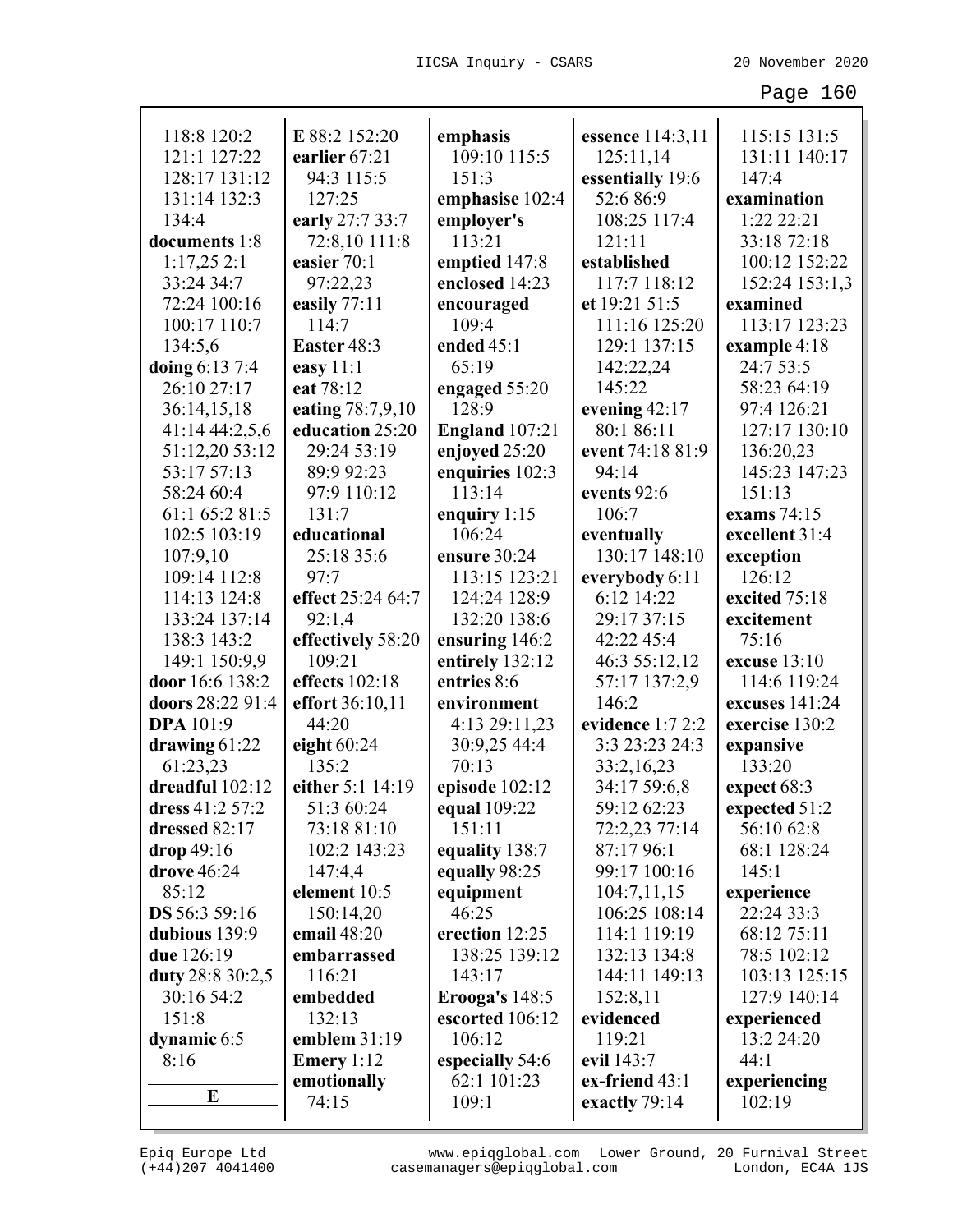118:8 120:2
121:1 127:22
128:17 131:12
131:14 132:3
134:4
**documents** 1:8
1:17,25 2:1
33:24 34:7
72:24 100:16
100:17 110:7
134:5,6
**doing** 6:13 7:4
26:10 27:17
36:14,15,18
41:14 44:2,5,6
51:12,20 53:12
53:17 57:13
58:24 60:4
61:1 65:2 81:5
102:5 103:19
107:9,10
109:14 112:8
114:13 124:8
133:24 137:14
138:3 143:2
149:1 150:9,9
**door** 16:6 138:2
**doors** 28:22 91:4
**DPA** 101:9
**drawing** 61:22
61:23,23
**dreadful** 102:12
**dress** 41:2 57:2
**dressed** 82:17
**drop** 49:16
**drove** 46:24
85:12
**DS** 56:3 59:16
**dubious** 139:9
**due** 126:19
**duty** 28:8 30:2,5
30:16 54:2
151:8
**dynamic** 6:5
8:16

**E**

**E** 88:2 152:20
**earlier** 67:21
94:3 115:5
127:25
**early** 27:7 33:7
72:8,10 111:8
**easier** 70:1
97:22,23
**easily** 77:11
114:7
**Easter** 48:3
**easy** 11:1
**eat** 78:12
**eating** 78:7,9,10
**education** 25:20
29:24 53:19
89:9 92:23
97:9 110:12
131:7
**educational**
25:18 35:6
97:7
**effect** 25:24 64:7
92:1,4
**effectively** 58:20
109:21
**effects** 102:18
**effort** 36:10,11
44:20
**eight** 60:24
135:2
**either** 5:1 14:19
51:3 60:24
73:18 81:10
102:2 143:23
147:4,4
**element** 10:5
150:14,20
**email** 48:20
**embarrassed**
116:21
**embedded**
132:13
**emblem** 31:19
**Emery** 1:12
**emotionally**
74:15
**emphasis**
109:10 115:5
151:3
**emphasise** 102:4
**employer's**
113:21
**emptied** 147:8
**enclosed** 14:23
**encouraged**
109:4
**ended** 45:1
65:19
**engaged** 55:20
128:9
**England** 107:21
**enjoyed** 25:20
**enquiries** 102:3
113:14
**enquiry** 1:15
106:24
**ensure** 30:24
113:15 123:21
124:24 128:9
132:20 138:6
**ensuring** 146:2
**entirely** 132:12
**entries** 8:6
**environment**
4:13 29:11,23
30:9,25 44:4
70:13
**episode** 102:12
**equal** 109:22
151:11
**equality** 138:7
**equally** 98:25
**equipment**
46:25
**erection** 12:25
138:25 139:12
143:17
**Erooga's** 148:5
**escorted** 106:12
**especially** 54:6
62:1 101:23
109:1
**essence** 114:3,11
125:11,14
**essentially** 19:6
52:6 86:9
108:25 117:4
121:11
**established**
117:7 118:12
**et** 19:21 51:5
111:16 125:20
129:1 137:15
142:22,24
145:22
**evening** 42:17
80:1 86:11
**event** 74:18 81:9
94:14
**events** 92:6
106:7
**eventually**
130:17 148:10
**everybody** 6:11
6:12 14:22
29:17 37:15
42:22 45:4
46:3 55:12,12
57:17 137:2,9
146:2
**evidence** 1:7 2:2
3:3 23:23 24:3
33:2,16,23
34:17 59:6,8
59:12 62:23
72:2,23 77:14
87:17 96:1
99:17 100:16
104:7,11,15
106:25 108:14
114:1 119:19
132:13 134:8
144:11 149:13
152:8,11
**evidenced**
119:21
**evil** 143:7
**ex-friend** 43:1
**exactly** 79:14
115:15 131:5
131:11 140:17
147:4
**examination**
1:22 22:21
33:18 72:18
100:12 152:22
152:24 153:1,3
**examined**
113:17 123:23
**example** 4:18
24:7 53:5
58:23 64:19
97:4 126:21
127:17 130:10
136:20,23
145:23 147:23
151:13
**exams** 74:15
**excellent** 31:4
**exception**
126:12
**excited** 75:18
**excitement**
75:16
**excuse** 13:10
114:6 119:24
**excuses** 141:24
**exercise** 130:2
**expansive**
133:20
**expect** 68:3
**expected** 51:2
56:10 62:8
68:1 128:24
145:1
**experience**
22:24 33:3
68:12 75:11
78:5 102:12
103:13 125:15
127:9 140:14
**experienced**
13:2 24:20
44:1
**experiencing**
102:19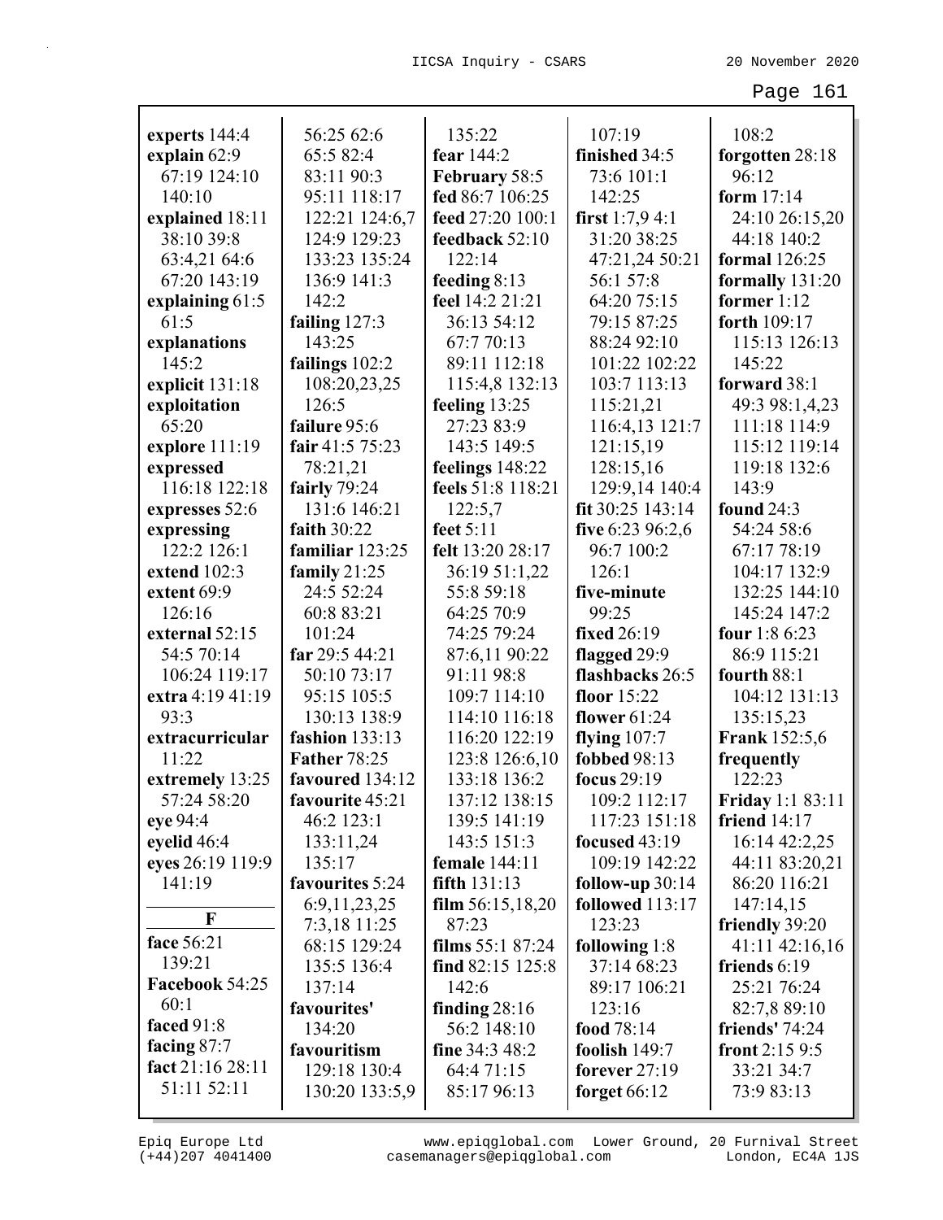**experts** 144:4
**explain** 62:9 67:19 124:10 140:10
**explained** 18:11 38:10 39:8 63:4,21 64:6 67:20 143:19
**explaining** 61:5 61:5
**explanations** 145:2
**explicit** 131:18
**exploitation** 65:20
**explore** 111:19
**expressed** 116:18 122:18
**expresses** 52:6
**expressing** 122:2 126:1
**extend** 102:3
**extent** 69:9 126:16
**external** 52:15 54:5 70:14 106:24 119:17
**extra** 4:19 41:19 93:3
**extracurricular** 11:22
**extremely** 13:25 57:24 58:20
**eye** 94:4
**eyelid** 46:4
**eyes** 26:19 119:9 141:19

**F**

**face** 56:21 139:21
**Facebook** 54:25 60:1
**faced** 91:8
**facing** 87:7
**fact** 21:16 28:11 51:11 52:11 56:25 62:6 65:5 82:4 83:11 90:3 95:11 118:17 122:21 124:6,7 124:9 129:23 133:23 135:24 136:9 141:3 142:2
**failing** 127:3 143:25
**failings** 102:2 108:20,23,25 126:5
**failure** 95:6
**fair** 41:5 75:23 78:21,21
**fairly** 79:24 131:6 146:21
**faith** 30:22
**familiar** 123:25
**family** 21:25 24:5 52:24 60:8 83:21 101:24
**far** 29:5 44:21 50:10 73:17 95:15 105:5 130:13 138:9
**fashion** 133:13
**Father** 78:25
**favoured** 134:12
**favourite** 45:21 46:2 123:1 133:11,24 135:17
**favourites** 5:24 6:9,11,23,25 7:3,18 11:25 68:15 129:24 135:5 136:4 137:14
**favourites'** 134:20
**favouritism** 129:18 130:4 130:20 133:5,9 135:22
**fear** 144:2
**February** 58:5
**fed** 86:7 106:25
**feed** 27:20 100:1
**feedback** 52:10 122:14
**feeding** 8:13
**feel** 14:2 21:21 36:13 54:12 67:7 70:13 89:11 112:18 115:4,8 132:13
**feeling** 13:25 27:23 83:9 143:5 149:5
**feelings** 148:22
**feels** 51:8 118:21 122:5,7
**feet** 5:11
**felt** 13:20 28:17 36:19 51:1,22 55:8 59:18 64:25 70:9 74:25 79:24 87:6,11 90:22 91:11 98:8 109:7 114:10 114:10 116:18 116:20 122:19 123:8 126:6,10 133:18 136:2 137:12 138:15 139:5 141:19 143:5 151:3
**female** 144:11
**fifth** 131:13
**film** 56:15,18,20 87:23
**films** 55:1 87:24
**find** 82:15 125:8 142:6
**finding** 28:16 56:2 148:10
**fine** 34:3 48:2 64:4 71:15 85:17 96:13 107:19
**finished** 34:5 73:6 101:1 142:25
**first** 1:7,9 4:1 31:20 38:25 47:21,24 50:21 56:1 57:8 64:20 75:15 79:15 87:25 88:24 92:10 101:22 102:22 103:7 113:13 115:21,21 116:4,13 121:7 121:15,19 128:15,16 129:9,14 140:4
**fit** 30:25 143:14
**five** 6:23 96:2,6 96:7 100:2 126:1
**five-minute** 99:25
**fixed** 26:19
**flagged** 29:9
**flashbacks** 26:5
**floor** 15:22
**flower** 61:24
**flying** 107:7
**fobbed** 98:13
**focus** 29:19 109:2 112:17 117:23 151:18
**focused** 43:19 109:19 142:22
**follow-up** 30:14
**followed** 113:17 123:23
**following** 1:8 37:14 68:23 89:17 106:21 123:16
**food** 78:14
**foolish** 149:7
**forever** 27:19
**forget** 66:12 108:2
**forgotten** 28:18 96:12
**form** 17:14 24:10 26:15,20 44:18 140:2
**formal** 126:25
**formally** 131:20
**former** 1:12
**forth** 109:17 115:13 126:13 145:22
**forward** 38:1 49:3 98:1,4,23 111:18 114:9 115:12 119:14 119:18 132:6 143:9
**found** 24:3 54:24 58:6 67:17 78:19 104:17 132:9 132:25 144:10 145:24 147:2
**four** 1:8 6:23 86:9 115:21
**fourth** 88:1 104:12 131:13 135:15,23
**Frank** 152:5,6
**frequently** 122:23
**Friday** 1:1 83:11
**friend** 14:17 16:14 42:2,25 44:11 83:20,21 86:20 116:21 147:14,15
**friendly** 39:20 41:11 42:16,16
**friends** 6:19 25:21 76:24 82:7,8 89:10
**friends'** 74:24
**front** 2:15 9:5 33:21 34:7 73:9 83:13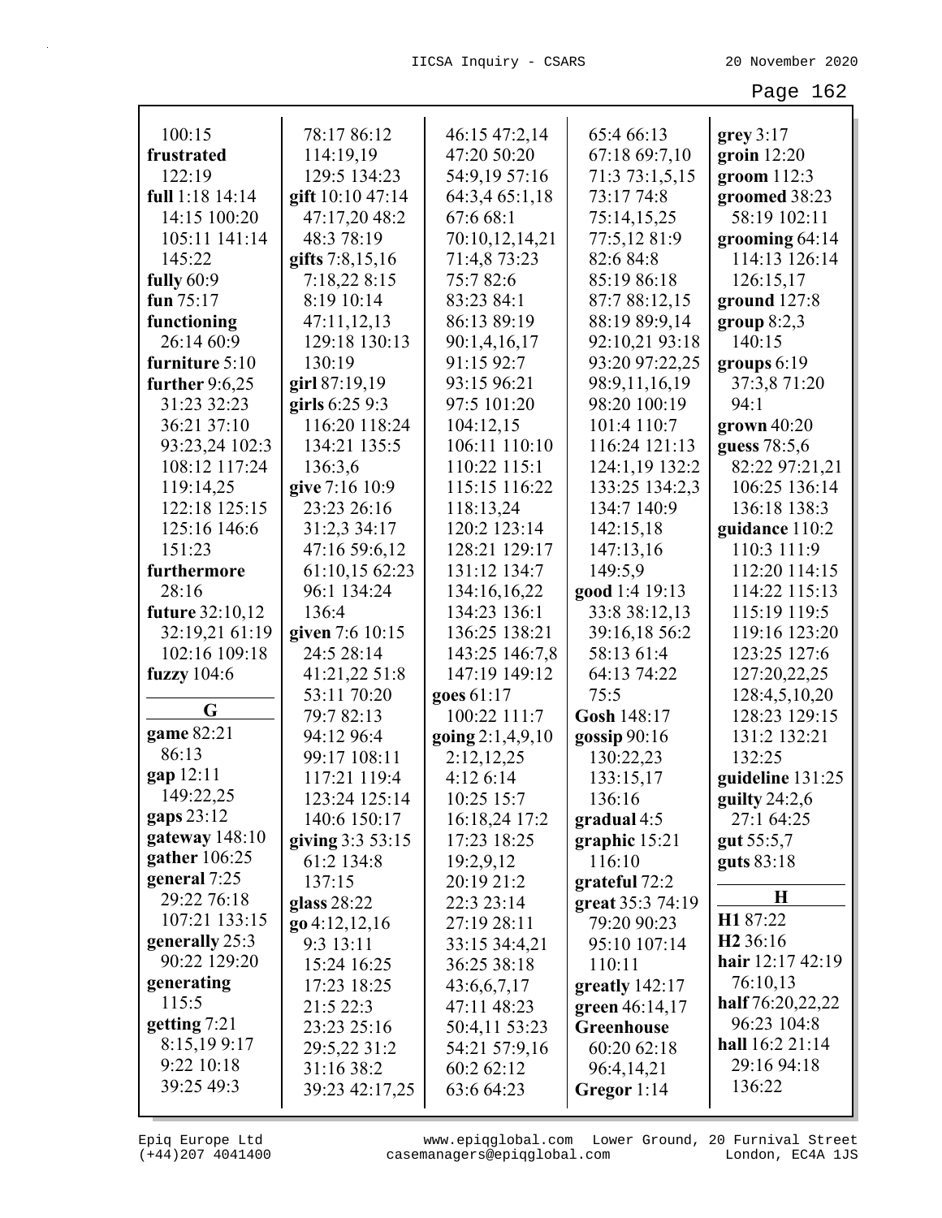100:15
**frustrated** 122:19
**full** 1:18 14:14 14:15 100:20 105:11 141:14 145:22
**fully** 60:9
**fun** 75:17
**functioning** 26:14 60:9
**furniture** 5:10
**further** 9:6,25 31:23 32:23 36:21 37:10 93:23,24 102:3 108:12 117:24 119:14,25 122:18 125:15 125:16 146:6 151:23
**furthermore** 28:16
**future** 32:10,12 32:19,21 61:19 102:16 109:18
**fuzzy** 104:6

**G**

**game** 82:21 86:13
**gap** 12:11 149:22,25
**gaps** 23:12
**gateway** 148:10
**gather** 106:25
**general** 7:25 29:22 76:18 107:21 133:15
**generally** 25:3 90:22 129:20
**generating** 115:5
**getting** 7:21 8:15,19 9:17 9:22 10:18 39:25 49:3 78:17 86:12 114:19,19 129:5 134:23
**gift** 10:10 47:14 47:17,20 48:2 48:3 78:19
**gifts** 7:8,15,16 7:18,22 8:15 8:19 10:14 47:11,12,13 129:18 130:13 130:19
**girl** 87:19,19
**girls** 6:25 9:3 116:20 118:24 134:21 135:5 136:3,6
**give** 7:16 10:9 23:23 26:16 31:2,3 34:17 47:16 59:6,12 61:10,15 62:23 96:1 134:24 136:4
**given** 7:6 10:15 24:5 28:14 41:21,22 51:8 53:11 70:20 79:7 82:13 94:12 96:4 99:17 108:11 117:21 119:4 123:24 125:14 140:6 150:17
**giving** 3:3 53:15 61:2 134:8 137:15
**glass** 28:22
**go** 4:12,12,16 9:3 13:11 15:24 16:25 17:23 18:25 21:5 22:3 23:23 25:16 29:5,22 31:2 31:16 38:2 39:23 42:17,25 46:15 47:2,14 47:20 50:20 54:9,19 57:16 64:3,4 65:1,18 67:6 68:1 70:10,12,14,21 71:4,8 73:23 75:7 82:6 83:23 84:1 86:13 89:19 90:1,4,16,17 91:15 92:7 93:15 96:21 97:5 101:20 104:12,15 106:11 110:10 110:22 115:1 115:15 116:22 118:13,24 120:2 123:14 128:21 129:17 131:12 134:7 134:16,16,22 134:23 136:1 136:25 138:21 143:25 146:7,8 147:19 149:12
**goes** 61:17 100:22 111:7
**going** 2:1,4,9,10 2:12,12,25 4:12 6:14 10:25 15:7 16:18,24 17:2 17:23 18:25 19:2,9,12 20:19 21:2 22:3 23:14 27:19 28:11 33:15 34:4,21 36:25 38:18 43:6,6,7,17 47:11 48:23 50:4,11 53:23 54:21 57:9,16 60:2 62:12 63:6 64:23 65:4 66:13 67:18 69:7,10 71:3 73:1,5,15 73:17 74:8 75:14,15,25 77:5,12 81:9 82:6 84:8 85:19 86:18 87:7 88:12,15 88:19 89:9,14 92:10,21 93:18 93:20 97:22,25 98:9,11,16,19 98:20 100:19 101:4 110:7 116:24 121:13 124:1,19 132:2 133:25 134:2,3 134:7 140:9 142:15,18 147:13,16 149:5,9
**good** 1:4 19:13 33:8 38:12,13 39:16,18 56:2 58:13 61:4 64:13 74:22 75:5
**Gosh** 148:17
**gossip** 90:16 130:22,23 133:15,17 136:16
**gradual** 4:5
**graphic** 15:21 116:10
**grateful** 72:2
**great** 35:3 74:19 79:20 90:23 95:10 107:14 110:11
**greatly** 142:17
**green** 46:14,17
**Greenhouse** 60:20 62:18 96:4,14,21
**Gregor** 1:14
**grey** 3:17
**groin** 12:20
**groom** 112:3
**groomed** 38:23 58:19 102:11
**grooming** 64:14 114:13 126:14 126:15,17
**ground** 127:8
**group** 8:2,3 140:15
**groups** 6:19 37:3,8 71:20 94:1
**grown** 40:20
**guess** 78:5,6 82:22 97:21,21 106:25 136:14 136:18 138:3
**guidance** 110:2 110:3 111:9 112:20 114:15 114:22 115:13 115:19 119:5 119:16 123:20 123:25 127:6 127:20,22,25 128:4,5,10,20 128:23 129:15 131:2 132:21 132:25
**guideline** 131:25
**guilty** 24:2,6 27:1 64:25
**gut** 55:5,7
**guts** 83:18

**H**

**H1** 87:22
**H2** 36:16
**hair** 12:17 42:19 76:10,13
**half** 76:20,22,22 96:23 104:8
**hall** 16:2 21:14 29:16 94:18 136:22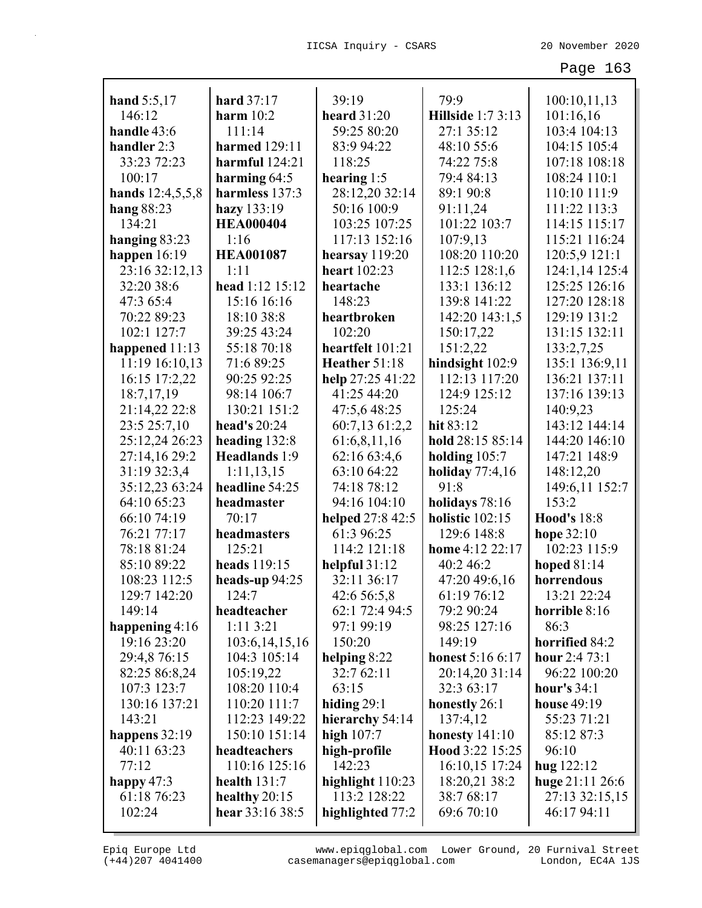**hand** 5:5,17 146:12
**handle** 43:6
**handler** 2:3 33:23 72:23 100:17
**hands** 12:4,5,5,8
**hang** 88:23 134:21
**hanging** 83:23
**happen** 16:19 23:16 32:12,13 32:20 38:6 47:3 65:4 70:22 89:23 102:1 127:7
**happened** 11:13 11:19 16:10,13 16:15 17:2,22 18:7,17,19 21:14,22 22:8 23:5 25:7,10 25:12,24 26:23 27:14,16 29:2 31:19 32:3,4 35:12,23 63:24 64:10 65:23 66:10 74:19 76:21 77:17 78:18 81:24 85:10 89:22 108:23 112:5 129:7 142:20 149:14
**happening** 4:16 19:16 23:20 29:4,8 76:15 82:25 86:8,24 107:3 123:7 130:16 137:21 143:21
**happens** 32:19 40:11 63:23 77:12
**happy** 47:3 61:18 76:23 102:24
**hard** 37:17
**harm** 10:2 111:14
**harmed** 129:11
**harmful** 124:21
**harming** 64:5
**harmless** 137:3
**hazy** 133:19
**HEA000404** 1:16
**HEA001087** 1:11
**head** 1:12 15:12 15:16 16:16 18:10 38:8 39:25 43:24 55:18 70:18 71:6 89:25 90:25 92:25 98:14 106:7 130:21 151:2
**head's** 20:24
**heading** 132:8
**Headlands** 1:9 1:11,13,15
**headline** 54:25
**headmaster** 70:17
**headmasters** 125:21
**heads** 119:15
**heads-up** 94:25 124:7
**headteacher** 1:11 3:21 103:6,14,15,16 104:3 105:14 105:19,22 108:20 110:4 110:20 111:7 112:23 149:22 150:10 151:14
**headteachers** 110:16 125:16
**health** 131:7
**healthy** 20:15
**hear** 33:16 38:5 39:19
**heard** 31:20 59:25 80:20 83:9 94:22 118:25
**hearing** 1:5 28:12,20 32:14 50:16 100:9 103:25 107:25 117:13 152:16
**hearsay** 119:20
**heart** 102:23
**heartache** 148:23
**heartbroken** 102:20
**heartfelt** 101:21
**Heather** 51:18
**help** 27:25 41:22 41:25 44:20 47:5,6 48:25 60:7,13 61:2,2 61:6,8,11,16 62:16 63:4,6 63:10 64:22 74:18 78:12 94:16 104:10
**helped** 27:8 42:5 61:3 96:25 114:2 121:18
**helpful** 31:12 32:11 36:17 42:6 56:5,8 62:1 72:4 94:5 97:1 99:19 150:20
**helping** 8:22 32:7 62:11 63:15
**hiding** 29:1
**hierarchy** 54:14
**high** 107:7
**high-profile** 142:23
**highlight** 110:23 113:2 128:22
**highlighted** 77:2 79:9
**Hillside** 1:7 3:13 27:1 35:12 48:10 55:6 74:22 75:8 79:4 84:13 89:1 90:8 91:11,24 101:22 103:7 107:9,13 108:20 110:20 112:5 128:1,6 133:1 136:12 139:8 141:22 142:20 143:1,5 150:17,22 151:2,22
**hindsight** 102:9 112:13 117:20 124:9 125:12 125:24
**hit** 83:12
**hold** 28:15 85:14
**holding** 105:7
**holiday** 77:4,16 91:8
**holidays** 78:16
**holistic** 102:15 129:6 148:8
**home** 4:12 22:17 40:2 46:2 47:20 49:6,16 61:19 76:12 79:2 90:24 98:25 127:16 149:19
**honest** 5:16 6:17 20:14,20 31:14 32:3 63:17
**honestly** 26:1 137:4,12
**honesty** 141:10
**Hood** 3:22 15:25 16:10,15 17:24 18:20,21 38:2 38:7 68:17 69:6 70:10 100:10,11,13 101:16,16 103:4 104:13 104:15 105:4 107:18 108:18 108:24 110:1 110:10 111:9 111:22 113:3 114:15 115:17 115:21 116:24 120:5,9 121:1 124:1,14 125:4 125:25 126:16 127:20 128:18 129:19 131:2 131:15 132:11 133:2,7,25 135:1 136:9,11 136:21 137:11 137:16 139:13 140:9,23 143:12 144:14 144:20 146:10 147:21 148:9 148:12,20 149:6,11 152:7 153:2
**Hood's** 18:8
**hope** 32:10 102:23 115:9
**hoped** 81:14
**horrendous** 13:21 22:24
**horrible** 8:16 86:3
**horrified** 84:2
**hour** 2:4 73:1 96:22 100:20
**hour's** 34:1
**house** 49:19 55:23 71:21 85:12 87:3 96:10
**hug** 122:12
**huge** 21:11 26:6 27:13 32:15,15 46:17 94:11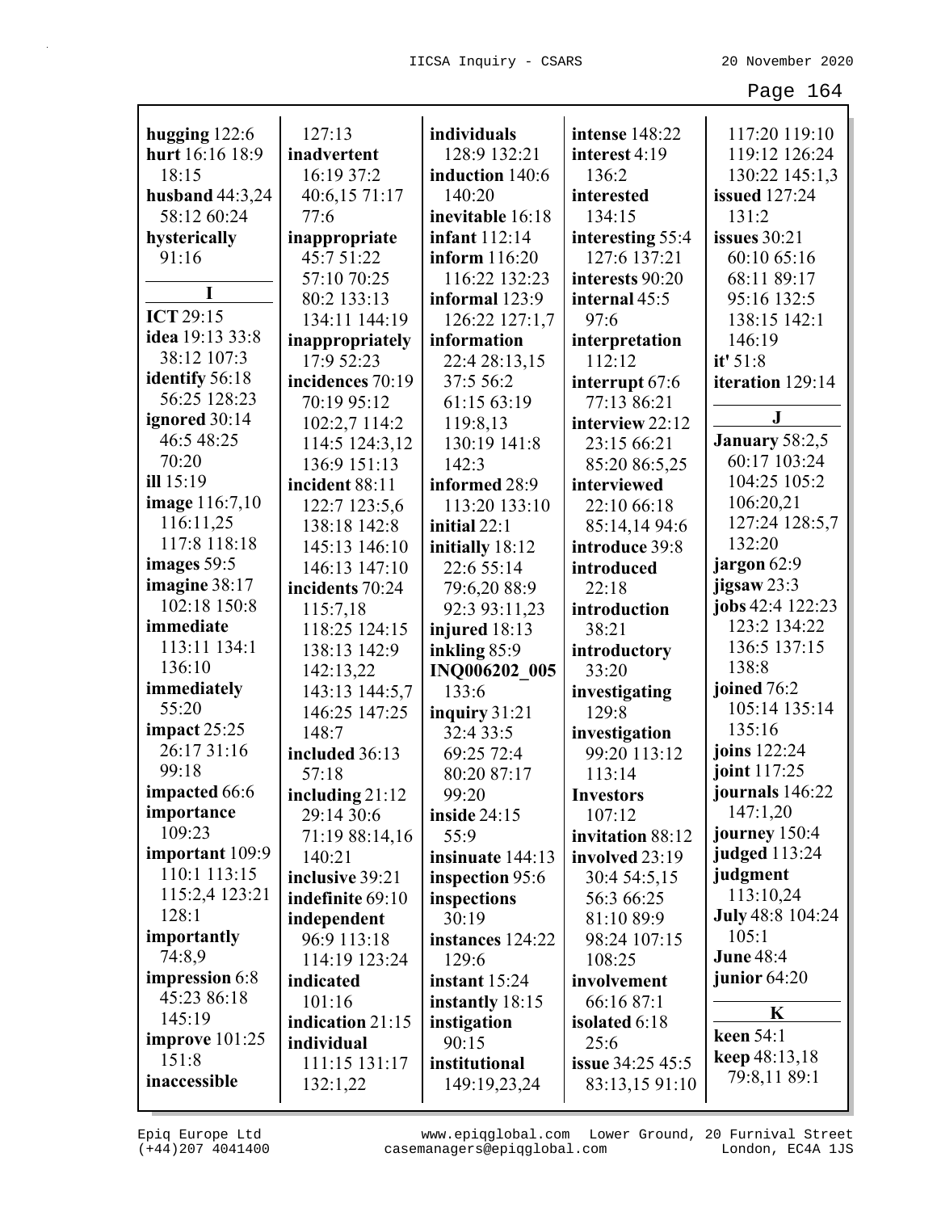**hugging** 122:6
**hurt** 16:16 18:9 18:15
**husband** 44:3,24 58:12 60:24
**hysterically** 91:16

**I**

**ICT** 29:15
**idea** 19:13 33:8 38:12 107:3
**identify** 56:18 56:25 128:23
**ignored** 30:14 46:5 48:25 70:20
**ill** 15:19
**image** 116:7,10 116:11,25 117:8 118:18
**images** 59:5
**imagine** 38:17 102:18 150:8
**immediate** 113:11 134:1 136:10
**immediately** 55:20
**impact** 25:25 26:17 31:16 99:18
**impacted** 66:6
**importance** 109:23
**important** 109:9 110:1 113:15 115:2,4 123:21 128:1
**importantly** 74:8,9
**impression** 6:8 45:23 86:18 145:19
**improve** 101:25 151:8
**inaccessible** 127:13
**inadvertent** 16:19 37:2 40:6,15 71:17 77:6
**inappropriate** 45:7 51:22 57:10 70:25 80:2 133:13 134:11 144:19
**inappropriately** 17:9 52:23
**incidences** 70:19 70:19 95:12 102:2,7 114:2 114:5 124:3,12 136:9 151:13
**incident** 88:11 122:7 123:5,6 138:18 142:8 145:13 146:10 146:13 147:10
**incidents** 70:24 115:7,18 118:25 124:15 138:13 142:9 142:13,22 143:13 144:5,7 146:25 147:25 148:7
**included** 36:13 57:18
**including** 21:12 29:14 30:6 71:19 88:14,16 140:21
**inclusive** 39:21
**indefinite** 69:10
**independent** 96:9 113:18 114:19 123:24
**indicated** 101:16
**indication** 21:15
**individual** 111:15 131:17 132:1,22
**individuals** 128:9 132:21
**induction** 140:6 140:20
**inevitable** 16:18
**infant** 112:14
**inform** 116:20 116:22 132:23
**informal** 123:9 126:22 127:1,7
**information** 22:4 28:13,15 37:5 56:2 61:15 63:19 119:8,13 130:19 141:8 142:3
**informed** 28:9 113:20 133:10
**initial** 22:1
**initially** 18:12 22:6 55:14 79:6,20 88:9 92:3 93:11,23
**injured** 18:13
**inkling** 85:9
**INQ006202_005** 133:6
**inquiry** 31:21 32:4 33:5 69:25 72:4 80:20 87:17 99:20
**inside** 24:15 55:9
**insinuate** 144:13
**inspection** 95:6
**inspections** 30:19
**instances** 124:22 129:6
**instant** 15:24
**instantly** 18:15
**instigation** 90:15
**institutional** 149:19,23,24
**intense** 148:22
**interest** 4:19 136:2
**interested** 134:15
**interesting** 55:4 127:6 137:21
**interests** 90:20
**internal** 45:5 97:6
**interpretation** 112:12
**interrupt** 67:6 77:13 86:21
**interview** 22:12 23:15 66:21 85:20 86:5,25
**interviewed** 22:10 66:18 85:14,14 94:6
**introduce** 39:8
**introduced** 22:18
**introduction** 38:21
**introductory** 33:20
**investigating** 129:8
**investigation** 99:20 113:12 113:14
**Investors** 107:12
**invitation** 88:12
**involved** 23:19 30:4 54:5,15 56:3 66:25 81:10 89:9 98:24 107:15 108:25
**involvement** 66:16 87:1
**isolated** 6:18 25:6
**issue** 34:25 45:5 83:13,15 91:10 117:20 119:10 119:12 126:24 130:22 145:1,3
**issued** 127:24 131:2
**issues** 30:21 60:10 65:16 68:11 89:17 95:16 132:5 138:15 142:1 146:19
**it'** 51:8
**iteration** 129:14

**J**

**January** 58:2,5 60:17 103:24 104:25 105:2 106:20,21 127:24 128:5,7 132:20
**jargon** 62:9
**jigsaw** 23:3
**jobs** 42:4 122:23 123:2 134:22 136:5 137:15 138:8
**joined** 76:2 105:14 135:14 135:16
**joins** 122:24
**joint** 117:25
**journals** 146:22 147:1,20
**journey** 150:4
**judged** 113:24
**judgment** 113:10,24
**July** 48:8 104:24 105:1
**June** 48:4
**junior** 64:20

**K**

**keen** 54:1
**keep** 48:13,18 79:8,11 89:1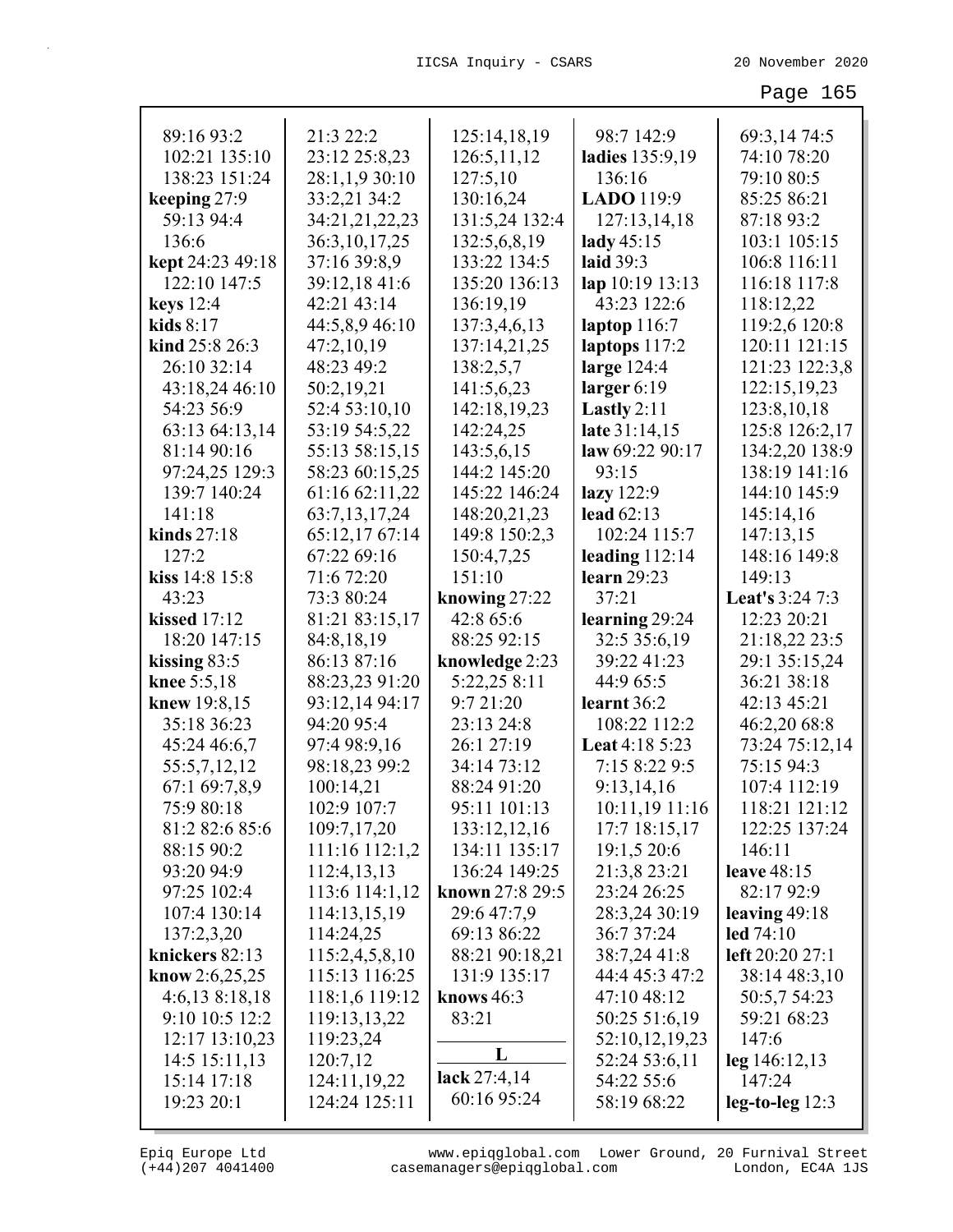89:16 93:2
102:21 135:10
138:23 151:24
**keeping** 27:9
59:13 94:4
136:6
**kept** 24:23 49:18
122:10 147:5
**keys** 12:4
**kids** 8:17
**kind** 25:8 26:3
26:10 32:14
43:18,24 46:10
54:23 56:9
63:13 64:13,14
81:14 90:16
97:24,25 129:3
139:7 140:24
141:18
**kinds** 27:18
127:2
**kiss** 14:8 15:8
43:23
**kissed** 17:12
18:20 147:15
**kissing** 83:5
**knee** 5:5,18
**knew** 19:8,15
35:18 36:23
45:24 46:6,7
55:5,7,12,12
67:1 69:7,8,9
75:9 80:18
81:2 82:6 85:6
88:15 90:2
93:20 94:9
97:25 102:4
107:4 130:14
137:2,3,20
**knickers** 82:13
**know** 2:6,25,25
4:6,13 8:18,18
9:10 10:5 12:2
12:17 13:10,23
14:5 15:11,13
15:14 17:18
19:23 20:1
21:3 22:2
23:12 25:8,23
28:1,1,9 30:10
33:2,21 34:2
34:21,21,22,23
36:3,10,17,25
37:16 39:8,9
39:12,18 41:6
42:21 43:14
44:5,8,9 46:10
47:2,10,19
48:23 49:2
50:2,19,21
52:4 53:10,10
53:19 54:5,22
55:13 58:15,15
58:23 60:15,25
61:16 62:11,22
63:7,13,17,24
65:12,17 67:14
67:22 69:16
71:6 72:20
73:3 80:24
81:21 83:15,17
84:8,18,19
86:13 87:16
88:23,23 91:20
93:12,14 94:17
94:20 95:4
97:4 98:9,16
98:18,23 99:2
100:14,21
102:9 107:7
109:7,17,20
111:16 112:1,2
112:4,13,13
113:6 114:1,12
114:13,15,19
114:24,25
115:2,4,5,8,10
115:13 116:25
118:1,6 119:12
119:13,13,22
119:23,24
120:7,12
124:11,19,22
124:24 125:11
125:14,18,19
126:5,11,12
127:5,10
130:16,24
131:5,24 132:4
132:5,6,8,19
133:22 134:5
135:20 136:13
136:19,19
137:3,4,6,13
137:14,21,25
138:2,5,7
141:5,6,23
142:18,19,23
142:24,25
143:5,6,15
144:2 145:20
145:22 146:24
148:20,21,23
149:8 150:2,3
150:4,7,25
151:10
**knowing** 27:22
42:8 65:6
88:25 92:15
**knowledge** 2:23
5:22,25 8:11
9:7 21:20
23:13 24:8
26:1 27:19
34:14 73:12
88:24 91:20
95:11 101:13
133:12,12,16
134:11 135:17
136:24 149:25
**known** 27:8 29:5
29:6 47:7,9
69:13 86:22
88:21 90:18,21
131:9 135:17
**knows** 46:3
83:21

**L**

**lack** 27:4,14
60:16 95:24
98:7 142:9
**ladies** 135:9,19
136:16
**LADO** 119:9
127:13,14,18
**lady** 45:15
**laid** 39:3
**lap** 10:19 13:13
43:23 122:6
**laptop** 116:7
**laptops** 117:2
**large** 124:4
**larger** 6:19
**Lastly** 2:11
**late** 31:14,15
**law** 69:22 90:17
93:15
**lazy** 122:9
**lead** 62:13
102:24 115:7
**leading** 112:14
**learn** 29:23
37:21
**learning** 29:24
32:5 35:6,19
39:22 41:23
44:9 65:5
**learnt** 36:2
108:22 112:2
**Leat** 4:18 5:23
7:15 8:22 9:5
9:13,14,16
10:11,19 11:16
17:7 18:15,17
19:1,5 20:6
21:3,8 23:21
23:24 26:25
28:3,24 30:19
36:7 37:24
38:7,24 41:8
44:4 45:3 47:2
47:10 48:12
50:25 51:6,19
52:10,12,19,23
52:24 53:6,11
54:22 55:6
58:19 68:22
69:3,14 74:5
74:10 78:20
79:10 80:5
85:25 86:21
87:18 93:2
103:1 105:15
106:8 116:11
116:18 117:8
118:12,22
119:2,6 120:8
120:11 121:15
121:23 122:3,8
122:15,19,23
123:8,10,18
125:8 126:2,17
134:2,20 138:9
138:19 141:16
144:10 145:9
145:14,16
147:13,15
148:16 149:8
149:13
**Leat's** 3:24 7:3
12:23 20:21
21:18,22 23:5
29:1 35:15,24
36:21 38:18
42:13 45:21
46:2,20 68:8
73:24 75:12,14
75:15 94:3
107:4 112:19
118:21 121:12
122:25 137:24
146:11
**leave** 48:15
82:17 92:9
**leaving** 49:18
**led** 74:10
**left** 20:20 27:1
38:14 48:3,10
50:5,7 54:23
59:21 68:23
147:6
**leg** 146:12,13
147:24
**leg-to-leg** 12:3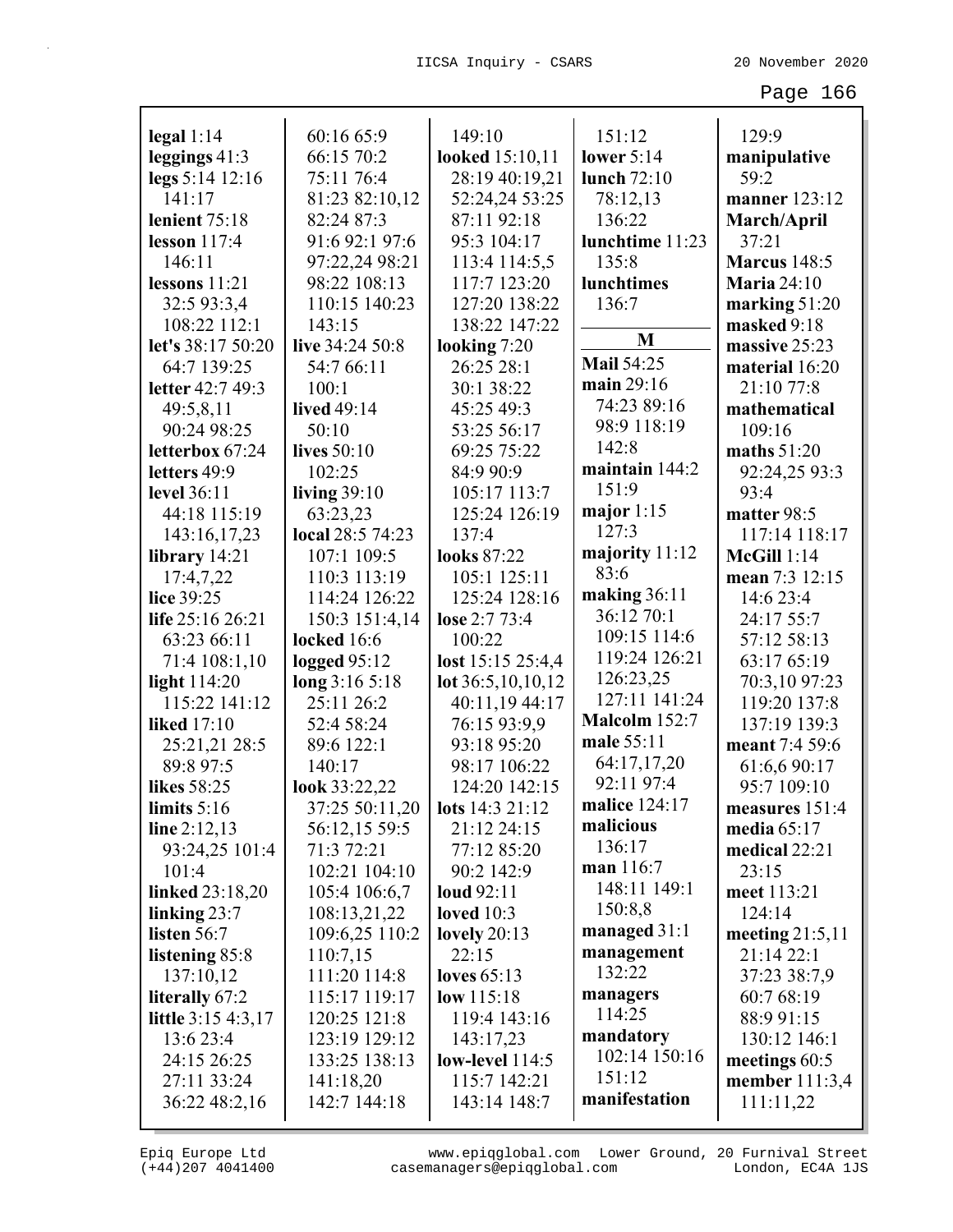**legal** 1:14
**leggings** 41:3
**legs** 5:14 12:16 141:17
**lenient** 75:18
**lesson** 117:4 146:11
**lessons** 11:21 32:5 93:3,4 108:22 112:1
**let's** 38:17 50:20 64:7 139:25
**letter** 42:7 49:3 49:5,8,11 90:24 98:25
**letterbox** 67:24
**letters** 49:9
**level** 36:11 44:18 115:19 143:16,17,23
**library** 14:21 17:4,7,22
**lice** 39:25
**life** 25:16 26:21 63:23 66:11 71:4 108:1,10
**light** 114:20 115:22 141:12
**liked** 17:10 25:21,21 28:5 89:8 97:5
**likes** 58:25
**limits** 5:16
**line** 2:12,13 93:24,25 101:4 101:4
**linked** 23:18,20
**linking** 23:7
**listen** 56:7
**listening** 85:8 137:10,12
**literally** 67:2
**little** 3:15 4:3,17 13:6 23:4 24:15 26:25 27:11 33:24 36:22 48:2,16 60:16 65:9 66:15 70:2 75:11 76:4 81:23 82:10,12 82:24 87:3 91:6 92:1 97:6 97:22,24 98:21 98:22 108:13 110:15 140:23 143:15
**live** 34:24 50:8 54:7 66:11 100:1
**lived** 49:14 50:10
**lives** 50:10 102:25
**living** 39:10 63:23,23
**local** 28:5 74:23 107:1 109:5 110:3 113:19 114:24 126:22 150:3 151:4,14
**locked** 16:6
**logged** 95:12
**long** 3:16 5:18 25:11 26:2 52:4 58:24 89:6 122:1 140:17
**look** 33:22,22 37:25 50:11,20 56:12,15 59:5 71:3 72:21 102:21 104:10 105:4 106:6,7 108:13,21,22 109:6,25 110:2 110:7,15 111:20 114:8 115:17 119:17 120:25 121:8 123:19 129:12 133:25 138:13 141:18,20 142:7 144:18 149:10
**looked** 15:10,11 28:19 40:19,21 52:24,24 53:25 87:11 92:18 95:3 104:17 113:4 114:5,5 117:7 123:20 127:20 138:22 138:22 147:22
**looking** 7:20 26:25 28:1 30:1 38:22 45:25 49:3 53:25 56:17 69:25 75:22 84:9 90:9 105:17 113:7 125:24 126:19 137:4
**looks** 87:22 105:1 125:11 125:24 128:16
**lose** 2:7 73:4 100:22
**lost** 15:15 25:4,4
**lot** 36:5,10,10,12 40:11,19 44:17 76:15 93:9,9 93:18 95:20 98:17 106:22 124:20 142:15
**lots** 14:3 21:12 21:12 24:15 77:12 85:20 90:2 142:9
**loud** 92:11
**loved** 10:3
**lovely** 20:13 22:15
**loves** 65:13
**low** 115:18 119:4 143:16 143:17,23
**low-level** 114:5 115:7 142:21 143:14 148:7 151:12
**lower** 5:14
**lunch** 72:10 78:12,13 136:22
**lunchtime** 11:23 135:8
**lunchtimes** 136:7

**M**

**Mail** 54:25
**main** 29:16 74:23 89:16 98:9 118:19 142:8
**maintain** 144:2 151:9
**major** 1:15 127:3
**majority** 11:12 83:6
**making** 36:11 36:12 70:1 109:15 114:6 119:24 126:21 126:23,25 127:11 141:24
**Malcolm** 152:7
**male** 55:11 64:17,17,20 92:11 97:4
**malice** 124:17
**malicious** 136:17
**man** 116:7 148:11 149:1 150:8,8
**managed** 31:1
**management** 132:22
**managers** 114:25
**mandatory** 102:14 150:16 151:12
**manifestation** 129:9
**manipulative** 59:2
**manner** 123:12
**March/April** 37:21
**Marcus** 148:5
**Maria** 24:10
**marking** 51:20
**masked** 9:18
**massive** 25:23
**material** 16:20 21:10 77:8
**mathematical** 109:16
**maths** 51:20 92:24,25 93:3 93:4
**matter** 98:5 117:14 118:17
**McGill** 1:14
**mean** 7:3 12:15 14:6 23:4 24:17 55:7 57:12 58:13 63:17 65:19 70:3,10 97:23 119:20 137:8 137:19 139:3
**meant** 7:4 59:6 61:6,6 90:17 95:7 109:10
**measures** 151:4
**media** 65:17
**medical** 22:21 23:15
**meet** 113:21 124:14
**meeting** 21:5,11 21:14 22:1 37:23 38:7,9 60:7 68:19 88:9 91:15 130:12 146:1
**meetings** 60:5
**member** 111:3,4 111:11,22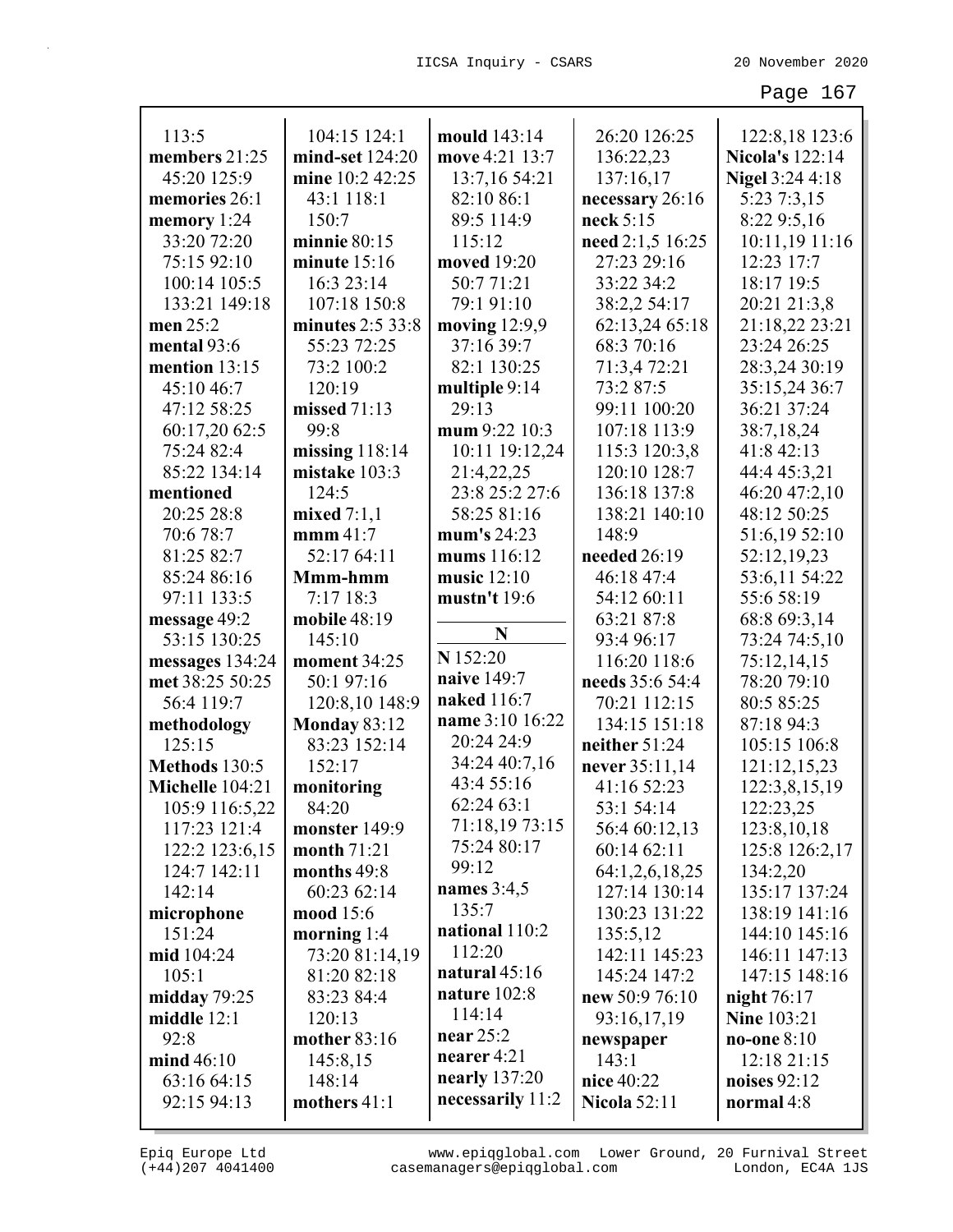113:5
**members** 21:25 45:20 125:9
**memories** 26:1
**memory** 1:24 33:20 72:20 75:15 92:10 100:14 105:5 133:21 149:18
**men** 25:2
**mental** 93:6
**mention** 13:15 45:10 46:7 47:12 58:25 60:17,20 62:5 75:24 82:4 85:22 134:14
**mentioned** 20:25 28:8 70:6 78:7 81:25 82:7 85:24 86:16 97:11 133:5
**message** 49:2 53:15 130:25
**messages** 134:24
**met** 38:25 50:25 56:4 119:7
**methodology** 125:15
**Methods** 130:5
**Michelle** 104:21 105:9 116:5,22 117:23 121:4 122:2 123:6,15 124:7 142:11 142:14
**microphone** 151:24
**mid** 104:24 105:1
**midday** 79:25
**middle** 12:1 92:8
**mind** 46:10 63:16 64:15 92:15 94:13

104:15 124:1
**mind-set** 124:20
**mine** 10:2 42:25 43:1 118:1 150:7
**minnie** 80:15
**minute** 15:16 16:3 23:14 107:18 150:8
**minutes** 2:5 33:8 55:23 72:25 73:2 100:2 120:19
**missed** 71:13 99:8
**missing** 118:14
**mistake** 103:3 124:5
**mixed** 7:1,1
**mmm** 41:7 52:17 64:11
**Mmm-hmm** 7:17 18:3
**mobile** 48:19 145:10
**moment** 34:25 50:1 97:16 120:8,10 148:9
**Monday** 83:12 83:23 152:14 152:17
**monitoring** 84:20
**monster** 149:9
**month** 71:21
**months** 49:8 60:23 62:14
**mood** 15:6
**morning** 1:4 73:20 81:14,19 81:20 82:18 83:23 84:4 120:13
**mother** 83:16 145:8,15 148:14
**mothers** 41:1

**mould** 143:14
**move** 4:21 13:7 13:7,16 54:21 82:10 86:1 89:5 114:9 115:12
**moved** 19:20 50:7 71:21 79:1 91:10
**moving** 12:9,9 37:16 39:7 82:1 130:25
**multiple** 9:14 29:13
**mum** 9:22 10:3 10:11 19:12,24 21:4,22,25 23:8 25:2 27:6 58:25 81:16
**mum's** 24:23
**mums** 116:12
**music** 12:10
**mustn't** 19:6

**N**

**N** 152:20
**naive** 149:7
**naked** 116:7
**name** 3:10 16:22 20:24 24:9 34:24 40:7,16 43:4 55:16 62:24 63:1 71:18,19 73:15 75:24 80:17 99:12
**names** 3:4,5 135:7
**national** 110:2 112:20
**natural** 45:16
**nature** 102:8 114:14
**near** 25:2
**nearer** 4:21
**nearly** 137:20
**necessarily** 11:2

26:20 126:25 136:22,23 137:16,17
**necessary** 26:16
**neck** 5:15
**need** 2:1,5 16:25 27:23 29:16 33:22 34:2 38:2,2 54:17 62:13,24 65:18 68:3 70:16 71:3,4 72:21 73:2 87:5 99:11 100:20 107:18 113:9 115:3 120:3,8 120:10 128:7 136:18 137:8 138:21 140:10 148:9
**needed** 26:19 46:18 47:4 54:12 60:11 63:21 87:8 93:4 96:17 116:20 118:6
**needs** 35:6 54:4 70:21 112:15 134:15 151:18
**neither** 51:24
**never** 35:11,14 41:16 52:23 53:1 54:14 56:4 60:12,13 60:14 62:11 64:1,2,6,18,25 127:14 130:14 130:23 131:22 135:5,12 142:11 145:23 145:24 147:2
**new** 50:9 76:10 93:16,17,19
**newspaper** 143:1
**nice** 40:22
**Nicola** 52:11

122:8,18 123:6
**Nicola's** 122:14
**Nigel** 3:24 4:18 5:23 7:3,15 8:22 9:5,16 10:11,19 11:16 12:23 17:7 18:17 19:5 20:21 21:3,8 21:18,22 23:21 23:24 26:25 28:3,24 30:19 35:15,24 36:7 36:21 37:24 38:7,18,24 41:8 42:13 44:4 45:3,21 46:20 47:2,10 48:12 50:25 51:6,19 52:10 52:12,19,23 53:6,11 54:22 55:6 58:19 68:8 69:3,14 73:24 74:5,10 75:12,14,15 78:20 79:10 80:5 85:25 87:18 94:3 105:15 106:8 121:12,15,23 122:3,8,15,19 122:23,25 123:8,10,18 125:8 126:2,17 134:2,20 135:17 137:24 138:19 141:16 144:10 145:16 146:11 147:13 147:15 148:16
**night** 76:17
**Nine** 103:21
**no-one** 8:10 12:18 21:15
**noises** 92:12
**normal** 4:8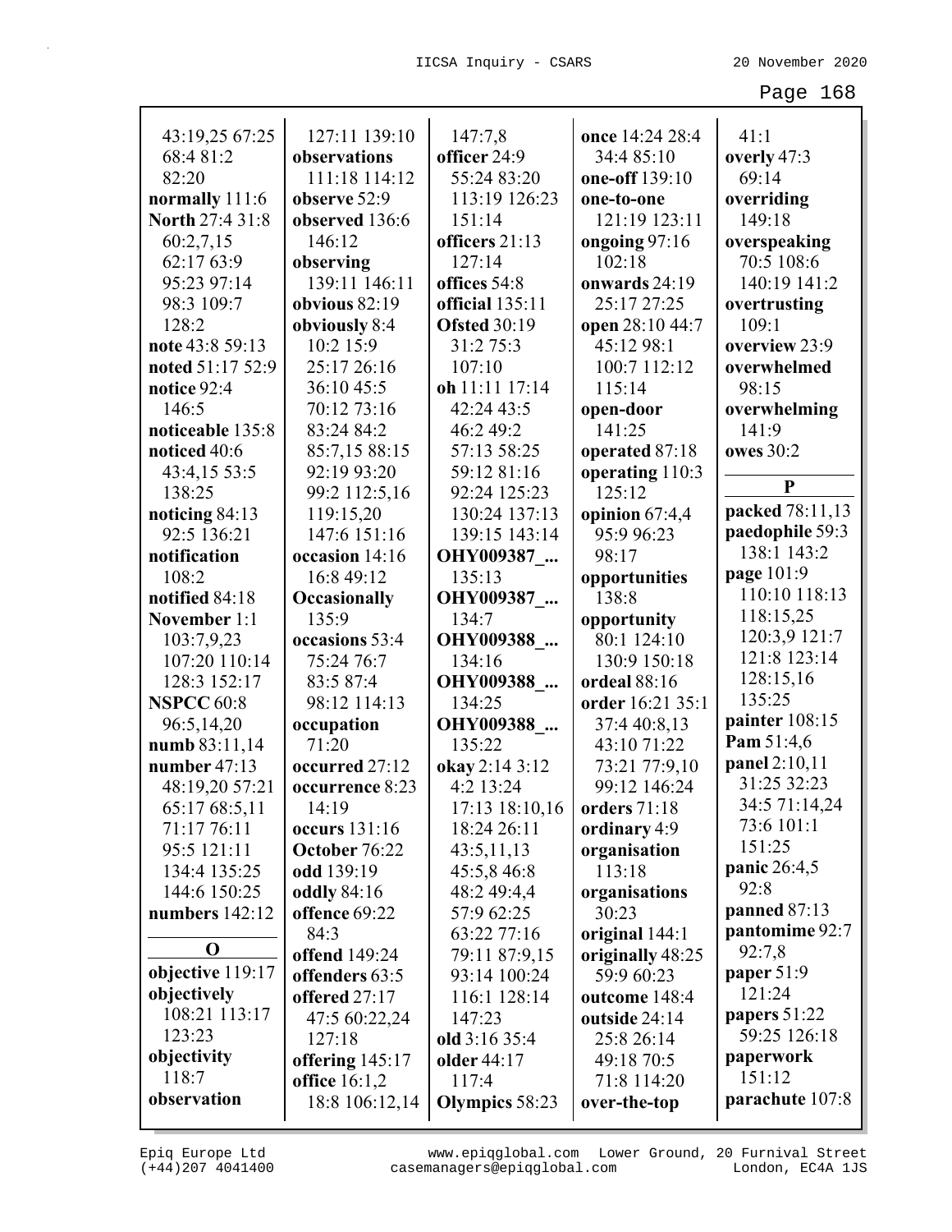43:19,25 67:25
68:4 81:2
82:20
**normally** 111:6
**North** 27:4 31:8
60:2,7,15
62:17 63:9
95:23 97:14
98:3 109:7
128:2
**note** 43:8 59:13
**noted** 51:17 52:9
**notice** 92:4
146:5
**noticeable** 135:8
**noticed** 40:6
43:4,15 53:5
138:25
**noticing** 84:13
92:5 136:21
**notification**
108:2
**notified** 84:18
**November** 1:1
103:7,9,23
107:20 110:14
128:3 152:17
**NSPCC** 60:8
96:5,14,20
**numb** 83:11,14
**number** 47:13
48:19,20 57:21
65:17 68:5,11
71:17 76:11
95:5 121:11
134:4 135:25
144:6 150:25
**numbers** 142:12

## O

**objective** 119:17
**objectively**
108:21 113:17
123:23
**objectivity**
118:7
**observation**
127:11 139:10
**observations**
111:18 114:12
**observe** 52:9
**observed** 136:6
146:12
**observing**
139:11 146:11
**obvious** 82:19
**obviously** 8:4
10:2 15:9
25:17 26:16
36:10 45:5
70:12 73:16
83:24 84:2
85:7,15 88:15
92:19 93:20
99:2 112:5,16
119:15,20
147:6 151:16
**occasion** 14:16
16:8 49:12
**Occasionally**
135:9
**occasions** 53:4
75:24 76:7
83:5 87:4
98:12 114:13
**occupation**
71:20
**occurred** 27:12
**occurrence** 8:23
14:19
**occurs** 131:16
**October** 76:22
**odd** 139:19
**oddly** 84:16
**offence** 69:22
84:3
**offend** 149:24
**offenders** 63:5
**offered** 27:17
47:5 60:22,24
127:18
**offering** 145:17
**office** 16:1,2
18:8 106:12,14
147:7,8
**officer** 24:9
55:24 83:20
113:19 126:23
151:14
**officers** 21:13
127:14
**offices** 54:8
**official** 135:11
**Ofsted** 30:19
31:2 75:3
107:10
**oh** 11:11 17:14
42:24 43:5
46:2 49:2
57:13 58:25
59:12 81:16
92:24 125:23
130:24 137:13
139:15 143:14
**OHY009387_...**
135:13
**OHY009387_...**
134:7
**OHY009388_...**
134:16
**OHY009388_...**
134:25
**OHY009388_...**
135:22
**okay** 2:14 3:12
4:2 13:24
17:13 18:10,16
18:24 26:11
43:5,11,13
45:5,8 46:8
48:2 49:4,4
57:9 62:25
63:22 77:16
79:11 87:9,15
93:14 100:24
116:1 128:14
147:23
**old** 3:16 35:4
**older** 44:17
117:4
**Olympics** 58:23
**once** 14:24 28:4
34:4 85:10
**one-off** 139:10
**one-to-one**
121:19 123:11
**ongoing** 97:16
102:18
**onwards** 24:19
25:17 27:25
**open** 28:10 44:7
45:12 98:1
100:7 112:12
115:14
**open-door**
141:25
**operated** 87:18
**operating** 110:3
125:12
**opinion** 67:4,4
95:9 96:23
98:17
**opportunities**
138:8
**opportunity**
80:1 124:10
130:9 150:18
**ordeal** 88:16
**order** 16:21 35:1
37:4 40:8,13
43:10 71:22
73:21 77:9,10
99:12 146:24
**orders** 71:18
**ordinary** 4:9
**organisation**
113:18
**organisations**
30:23
**original** 144:1
**originally** 48:25
59:9 60:23
**outcome** 148:4
**outside** 24:14
25:8 26:14
49:18 70:5
71:8 114:20
**over-the-top**
41:1
**overly** 47:3
69:14
**overriding**
149:18
**overspeaking**
70:5 108:6
140:19 141:2
**overtrusting**
109:1
**overview** 23:9
**overwhelmed**
98:15
**overwhelming**
141:9
**owes** 30:2

## P

**packed** 78:11,13
**paedophile** 59:3
138:1 143:2
**page** 101:9
110:10 118:13
118:15,25
120:3,9 121:7
121:8 123:14
128:15,16
135:25
**painter** 108:15
**Pam** 51:4,6
**panel** 2:10,11
31:25 32:23
34:5 71:14,24
73:6 101:1
151:25
**panic** 26:4,5
92:8
**panned** 87:13
**pantomime** 92:7
92:7,8
**paper** 51:9
121:24
**papers** 51:22
59:25 126:18
**paperwork**
151:12
**parachute** 107:8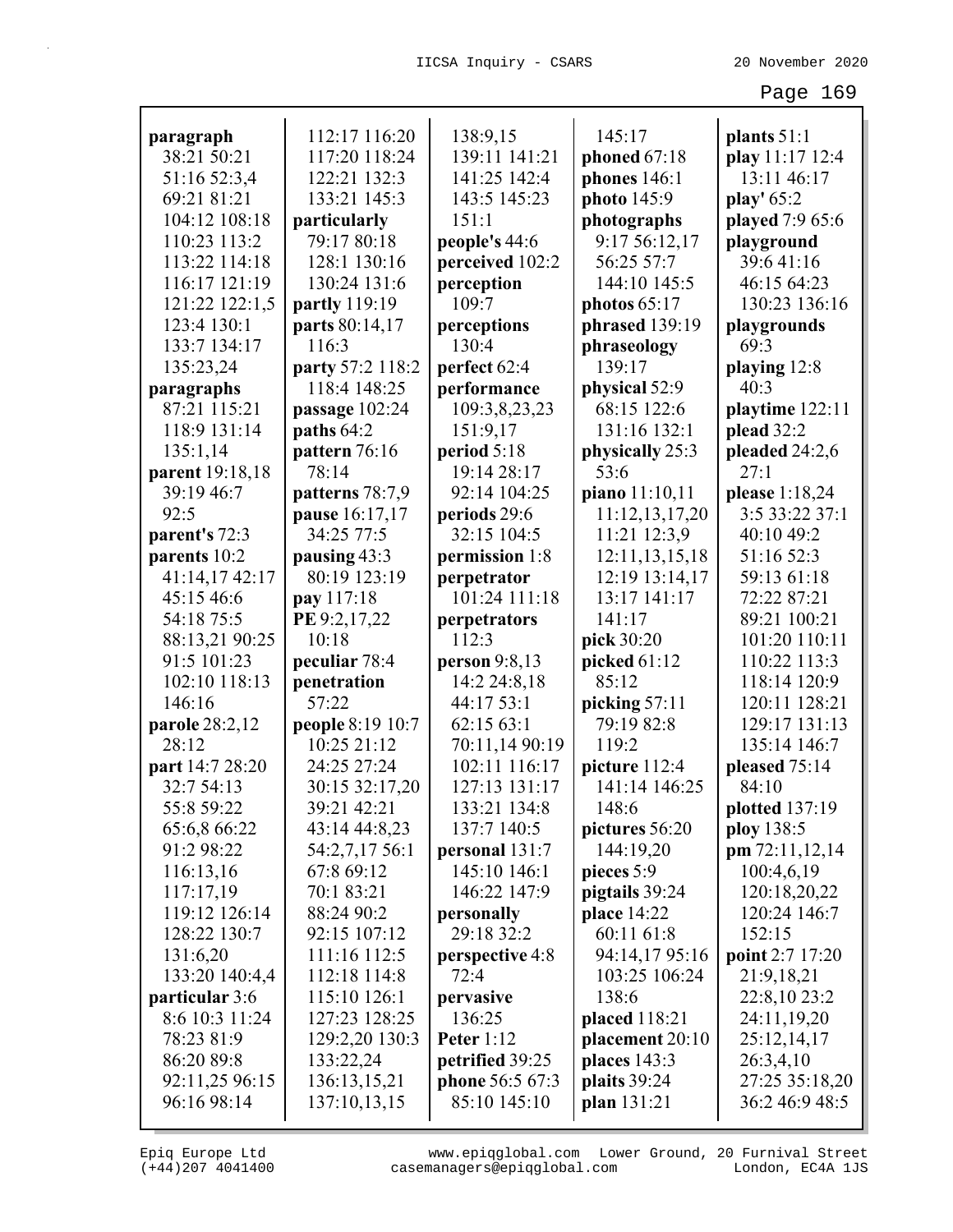**paragraph** 38:21 50:21 51:16 52:3,4 69:21 81:21 104:12 108:18 110:23 113:2 113:22 114:18 116:17 121:19 121:22 122:1,5 123:4 130:1 133:7 134:17 135:23,24
**paragraphs** 87:21 115:21 118:9 131:14 135:1,14
**parent** 19:18,18 39:19 46:7 92:5
**parent's** 72:3
**parents** 10:2 41:14,17 42:17 45:15 46:6 54:18 75:5 88:13,21 90:25 91:5 101:23 102:10 118:13 146:16
**parole** 28:2,12 28:12
**part** 14:7 28:20 32:7 54:13 55:8 59:22 65:6,8 66:22 91:2 98:22 116:13,16 117:17,19 119:12 126:14 128:22 130:7 131:6,20 133:20 140:4,4
**particular** 3:6 8:6 10:3 11:24 78:23 81:9 86:20 89:8 92:11,25 96:15 96:16 98:14 112:17 116:20 117:20 118:24 122:21 132:3 133:21 145:3
**particularly** 79:17 80:18 128:1 130:16 130:24 131:6
**partly** 119:19
**parts** 80:14,17 116:3
**party** 57:2 118:2 118:4 148:25
**passage** 102:24
**paths** 64:2
**pattern** 76:16 78:14
**patterns** 78:7,9
**pause** 16:17,17 34:25 77:5
**pausing** 43:3 80:19 123:19
**pay** 117:18
**PE** 9:2,17,22 10:18
**peculiar** 78:4
**penetration** 57:22
**people** 8:19 10:7 10:25 21:12 24:25 27:24 30:15 32:17,20 39:21 42:21 43:14 44:8,23 54:2,7,17 56:1 67:8 69:12 70:1 83:21 88:24 90:2 92:15 107:12 111:16 112:5 112:18 114:8 115:10 126:1 127:23 128:25 129:2,20 130:3 133:22,24 136:13,15,21 137:10,13,15 138:9,15 139:11 141:21 141:25 142:4 143:5 145:23 151:1
**people's** 44:6
**perceived** 102:2
**perception** 109:7
**perceptions** 130:4
**perfect** 62:4
**performance** 109:3,8,23,23 151:9,17
**period** 5:18 19:14 28:17 92:14 104:25
**periods** 29:6 32:15 104:5
**permission** 1:8
**perpetrator** 101:24 111:18
**perpetrators** 112:3
**person** 9:8,13 14:2 24:8,18 44:17 53:1 62:15 63:1 70:11,14 90:19 102:11 116:17 127:13 131:17 133:21 134:8 137:7 140:5
**personal** 131:7 145:10 146:1 146:22 147:9
**personally** 29:18 32:2
**perspective** 4:8 72:4
**pervasive** 136:25
**Peter** 1:12
**petrified** 39:25
**phone** 56:5 67:3 85:10 145:10 145:17
**phoned** 67:18
**phones** 146:1
**photo** 145:9
**photographs** 9:17 56:12,17 56:25 57:7 144:10 145:5
**photos** 65:17
**phrased** 139:19
**phraseology** 139:17
**physical** 52:9 68:15 122:6 131:16 132:1
**physically** 25:3 53:6
**piano** 11:10,11 11:12,13,17,20 11:21 12:3,9 12:11,13,15,18 12:19 13:14,17 13:17 141:17 141:17
**pick** 30:20
**picked** 61:12 85:12
**picking** 57:11 79:19 82:8 119:2
**picture** 112:4 141:14 146:25 148:6
**pictures** 56:20 144:19,20
**pieces** 5:9
**pigtails** 39:24
**place** 14:22 60:11 61:8 94:14,17 95:16 103:25 106:24 138:6
**placed** 118:21
**placement** 20:10
**places** 143:3
**plaits** 39:24
**plan** 131:21
**plants** 51:1
**play** 11:17 12:4 13:11 46:17
**play'** 65:2
**played** 7:9 65:6
**playground** 39:6 41:16 46:15 64:23 130:23 136:16
**playgrounds** 69:3
**playing** 12:8 40:3
**playtime** 122:11
**plead** 32:2
**pleaded** 24:2,6 27:1
**please** 1:18,24 3:5 33:22 37:1 40:10 49:2 51:16 52:3 59:13 61:18 72:22 87:21 89:21 100:21 101:20 110:11 110:22 113:3 118:14 120:9 120:11 128:21 129:17 131:13 135:14 146:7
**pleased** 75:14 84:10
**plotted** 137:19
**ploy** 138:5
**pm** 72:11,12,14 100:4,6,19 120:18,20,22 120:24 146:7 152:15
**point** 2:7 17:20 21:9,18,21 22:8,10 23:2 24:11,19,20 25:12,14,17 26:3,4,10 27:25 35:18,20 36:2 46:9 48:5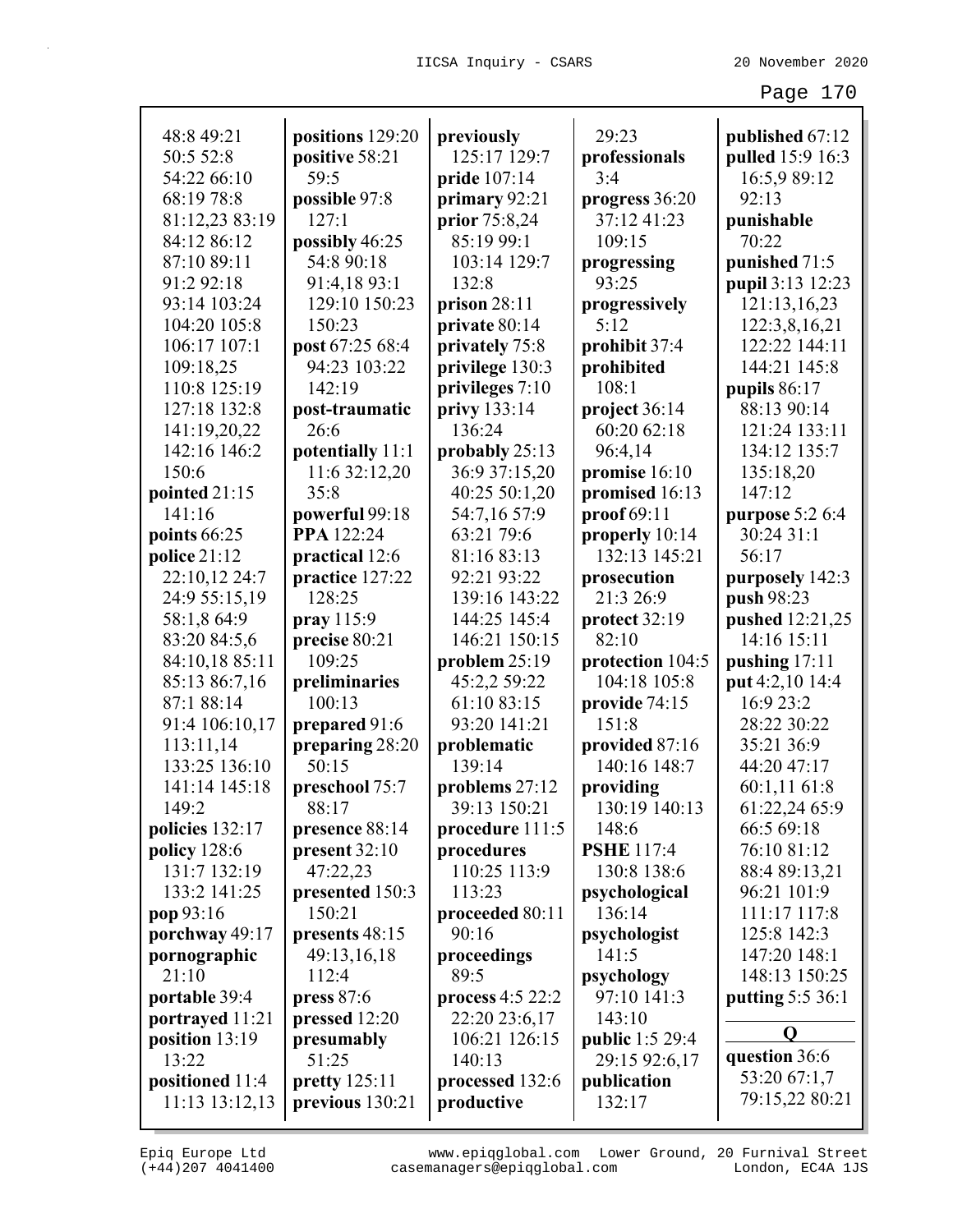48:8 49:21
50:5 52:8
54:22 66:10
68:19 78:8
81:12,23 83:19
84:12 86:12
87:10 89:11
91:2 92:18
93:14 103:24
104:20 105:8
106:17 107:1
109:18,25
110:8 125:19
127:18 132:8
141:19,20,22
142:16 146:2
150:6
**pointed** 21:15
141:16
**points** 66:25
**police** 21:12
22:10,12 24:7
24:9 55:15,19
58:1,8 64:9
83:20 84:5,6
84:10,18 85:11
85:13 86:7,16
87:1 88:14
91:4 106:10,17
113:11,14
133:25 136:10
141:14 145:18
149:2
**policies** 132:17
**policy** 128:6
131:7 132:19
133:2 141:25
**pop** 93:16
**porchway** 49:17
**pornographic**
21:10
**portable** 39:4
**portrayed** 11:21
**position** 13:19
13:22
**positioned** 11:4
11:13 13:12,13

**positions** 129:20
**positive** 58:21
59:5
**possible** 97:8
127:1
**possibly** 46:25
54:8 90:18
91:4,18 93:1
129:10 150:23
150:23
**post** 67:25 68:4
94:23 103:22
142:19
**post-traumatic**
26:6
**potentially** 11:1
11:6 32:12,20
35:8
**powerful** 99:18
**PPA** 122:24
**practical** 12:6
**practice** 127:22
128:25
**pray** 115:9
**precise** 80:21
109:25
**preliminaries**
100:13
**prepared** 91:6
**preparing** 28:20
50:15
**preschool** 75:7
88:17
**presence** 88:14
**present** 32:10
47:22,23
**presented** 150:3
150:21
**presents** 48:15
49:13,16,18
112:4
**press** 87:6
**pressed** 12:20
**presumably**
51:25
**pretty** 125:11
**previous** 130:21

**previously**
125:17 129:7
**pride** 107:14
**primary** 92:21
**prior** 75:8,24
85:19 99:1
103:14 129:7
132:8
**prison** 28:11
**private** 80:14
**privately** 75:8
**privilege** 130:3
**privileges** 7:10
**privy** 133:14
136:24
**probably** 25:13
36:9 37:15,20
40:25 50:1,20
54:7,16 57:9
63:21 79:6
81:16 83:13
92:21 93:22
139:16 143:22
144:25 145:4
146:21 150:15
**problem** 25:19
45:2,2 59:22
61:10 83:15
93:20 141:21
**problematic**
139:14
**problems** 27:12
39:13 150:21
**procedure** 111:5
**procedures**
110:25 113:9
113:23
**proceeded** 80:11
90:16
**proceedings**
89:5
**process** 4:5 22:2
22:20 23:6,17
106:21 126:15
140:13
**processed** 132:6
**productive**

29:23
**professionals**
3:4
**progress** 36:20
37:12 41:23
109:15
**progressing**
93:25
**progressively**
5:12
**prohibit** 37:4
**prohibited**
108:1
**project** 36:14
60:20 62:18
96:4,14
**promise** 16:10
**promised** 16:13
**proof** 69:11
**properly** 10:14
132:13 145:21
**prosecution**
21:3 26:9
**protect** 32:19
82:10
**protection** 104:5
104:18 105:8
**provide** 74:15
151:8
**provided** 87:16
140:16 148:7
**providing**
130:19 140:13
148:6
**PSHE** 117:4
130:8 138:6
**psychological**
136:14
**psychologist**
141:5
**psychology**
97:10 141:3
143:10
**public** 1:5 29:4
29:15 92:6,17
**publication**
132:17

**published** 67:12
**pulled** 15:9 16:3
16:5,9 89:12
92:13
**punishable**
70:22
**punished** 71:5
**pupil** 3:13 12:23
121:13,16,23
122:3,8,16,21
122:22 144:11
144:21 145:8
**pupils** 86:17
88:13 90:14
121:24 133:11
134:12 135:7
135:18,20
147:12
**purpose** 5:2 6:4
30:24 31:1
56:17
**purposely** 142:3
**push** 98:23
**pushed** 12:21,25
14:16 15:11
**pushing** 17:11
**put** 4:2,10 14:4
16:9 23:2
28:22 30:22
35:21 36:9
44:20 47:17
60:1,11 61:8
61:22,24 65:9
66:5 69:18
76:10 81:12
88:4 89:13,21
96:21 101:9
111:17 117:8
125:8 142:3
147:20 148:1
148:13 150:25
**putting** 5:5 36:1

## Q

**question** 36:6
53:20 67:1,7
79:15,22 80:21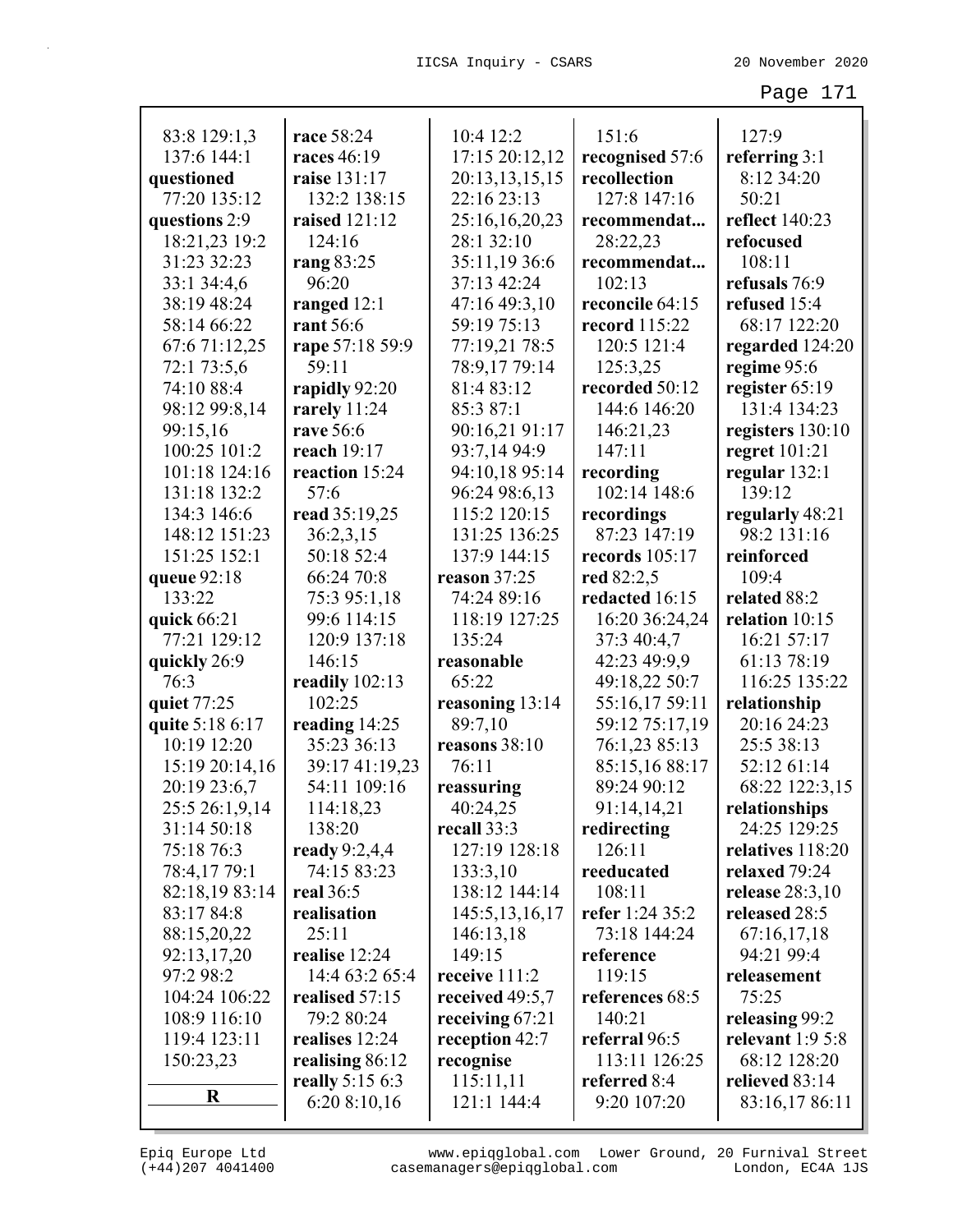83:8 129:1,3
137:6 144:1
**questioned** 77:20 135:12
**questions** 2:9 18:21,23 19:2 31:23 32:23 33:1 34:4,6 38:19 48:24 58:14 66:22 67:6 71:12,25 72:1 73:5,6 74:10 88:4 98:12 99:8,14 99:15,16 100:25 101:2 101:18 124:16 131:18 132:2 134:3 146:6 148:12 151:23 151:25 152:1
**queue** 92:18 133:22
**quick** 66:21 77:21 129:12
**quickly** 26:9 76:3
**quiet** 77:25
**quite** 5:18 6:17 10:19 12:20 15:19 20:14,16 20:19 23:6,7 25:5 26:1,9,14 31:14 50:18 75:18 76:3 78:4,17 79:1 82:18,19 83:14 83:17 84:8 88:15,20,22 92:13,17,20 97:2 98:2 104:24 106:22 108:9 116:10 119:4 123:11 150:23,23

**R**

**race** 58:24
**races** 46:19
**raise** 131:17 132:2 138:15
**raised** 121:12 124:16
**rang** 83:25 96:20
**ranged** 12:1
**rant** 56:6
**rape** 57:18 59:9 59:11
**rapidly** 92:20
**rarely** 11:24
**rave** 56:6
**reach** 19:17
**reaction** 15:24 57:6
**read** 35:19,25 36:2,3,15 50:18 52:4 66:24 70:8 75:3 95:1,18 99:6 114:15 120:9 137:18 146:15
**readily** 102:13 102:25
**reading** 14:25 35:23 36:13 39:17 41:19,23 54:11 109:16 114:18,23 138:20
**ready** 9:2,4,4 74:15 83:23
**real** 36:5
**realisation** 25:11
**realise** 12:24 14:4 63:2 65:4
**realised** 57:15 79:2 80:24
**realises** 12:24
**realising** 86:12
**really** 5:15 6:3 6:20 8:10,16 10:4 12:2 17:15 20:12,12 20:13,13,15,15 22:16 23:13 25:16,16,20,23 28:1 32:10 35:11,19 36:6 37:13 42:24 47:16 49:3,10 59:19 75:13 77:19,21 78:5 78:9,17 79:14 81:4 83:12 85:3 87:1 90:16,21 91:17 93:7,14 94:9 94:10,18 95:14 96:24 98:6,13 115:2 120:15 131:25 136:25 137:9 144:15
**reason** 37:25 74:24 89:16 118:19 127:25 135:24
**reasonable** 65:22
**reasoning** 13:14 89:7,10
**reasons** 38:10 76:11
**reassuring** 40:24,25
**recall** 33:3 127:19 128:18 133:3,10 138:12 144:14 145:5,13,16,17 146:13,18 149:15
**receive** 111:2
**received** 49:5,7
**receiving** 67:21
**reception** 42:7
**recognise** 115:11,11 121:1 144:4 151:6
**recognised** 57:6
**recollection** 127:8 147:16
**recommendat...** 28:22,23
**recommendat...** 102:13
**reconcile** 64:15
**record** 115:22 120:5 121:4 125:3,25
**recorded** 50:12 144:6 146:20 146:21,23 147:11
**recording** 102:14 148:6
**recordings** 87:23 147:19
**records** 105:17
**red** 82:2,5
**redacted** 16:15 16:20 36:24,24 37:3 40:4,7 42:23 49:9,9 49:18,22 50:7 55:16,17 59:11 59:12 75:17,19 76:1,23 85:13 85:15,16 88:17 89:24 90:12 91:14,14,21
**redirecting** 126:11
**reeducated** 108:11
**refer** 1:24 35:2 73:18 144:24
**reference** 119:15
**references** 68:5 140:21
**referral** 96:5 113:11 126:25
**referred** 8:4 9:20 107:20 127:9
**referring** 3:1 8:12 34:20 50:21
**reflect** 140:23
**refocused** 108:11
**refusals** 76:9
**refused** 15:4 68:17 122:20
**regarded** 124:20
**regime** 95:6
**register** 65:19 131:4 134:23
**registers** 130:10
**regret** 101:21
**regular** 132:1 139:12
**regularly** 48:21 98:2 131:16
**reinforced** 109:4
**related** 88:2
**relation** 10:15 16:21 57:17 61:13 78:19 116:25 135:22
**relationship** 20:16 24:23 25:5 38:13 52:12 61:14 68:22 122:3,15
**relationships** 24:25 129:25
**relatives** 118:20
**relaxed** 79:24
**release** 28:3,10
**released** 28:5 67:16,17,18 94:21 99:4
**releasement** 75:25
**releasing** 99:2
**relevant** 1:9 5:8 68:12 128:20
**relieved** 83:14 83:16,17 86:11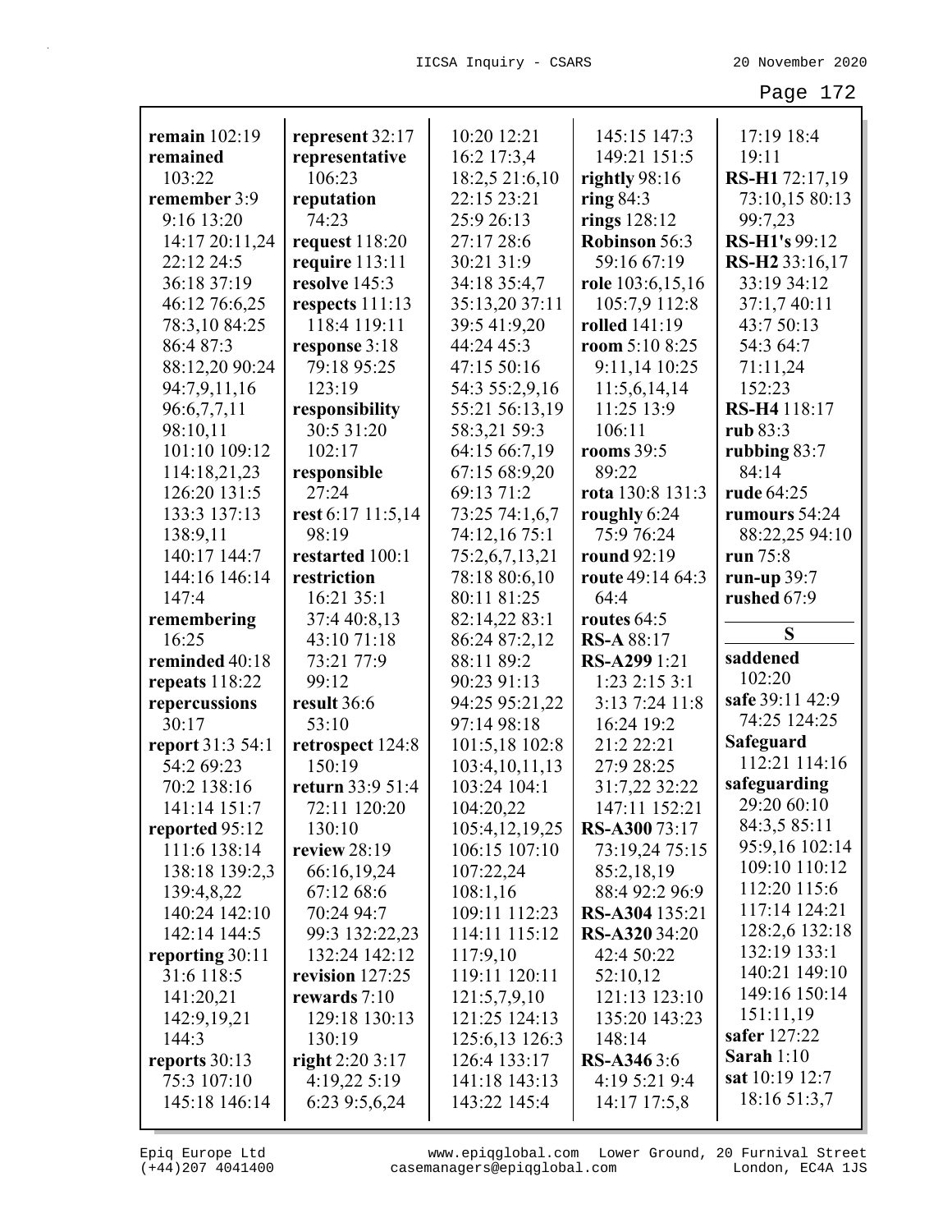**remain** 102:19
**remained** 103:22
**remember** 3:9 9:16 13:20 14:17 20:11,24 22:12 24:5 36:18 37:19 46:12 76:6,25 78:3,10 84:25 86:4 87:3 88:12,20 90:24 94:7,9,11,16 96:6,7,7,11 98:10,11 101:10 109:12 114:18,21,23 126:20 131:5 133:3 137:13 138:9,11 140:17 144:7 144:16 146:14 147:4
**remembering** 16:25
**reminded** 40:18
**repeats** 118:22
**repercussions** 30:17
**report** 31:3 54:1 54:2 69:23 70:2 138:16 141:14 151:7
**reported** 95:12 111:6 138:14 138:18 139:2,3 139:4,8,22 140:24 142:10 142:14 144:5
**reporting** 30:11 31:6 118:5 141:20,21 142:9,19,21 144:3
**reports** 30:13 75:3 107:10 145:18 146:14
**represent** 32:17
**representative** 106:23
**reputation** 74:23
**request** 118:20
**require** 113:11
**resolve** 145:3
**respects** 111:13 118:4 119:11
**response** 3:18 79:18 95:25 123:19
**responsibility** 30:5 31:20 102:17
**responsible** 27:24
**rest** 6:17 11:5,14 98:19
**restarted** 100:1
**restriction** 16:21 35:1 37:4 40:8,13 43:10 71:18 73:21 77:9 99:12
**result** 36:6 53:10
**retrospect** 124:8 150:19
**return** 33:9 51:4 72:11 120:20 130:10
**review** 28:19 66:16,19,24 67:12 68:6 70:24 94:7 99:3 132:22,23 132:24 142:12
**revision** 127:25
**rewards** 7:10 129:18 130:13 130:19
**right** 2:20 3:17 4:19,22 5:19 6:23 9:5,6,24 10:20 12:21 16:2 17:3,4 18:2,5 21:6,10 22:15 23:21 25:9 26:13 27:17 28:6 30:21 31:9 34:18 35:4,7 35:13,20 37:11 39:5 41:9,20 44:24 45:3 47:15 50:16 54:3 55:2,9,16 55:21 56:13,19 58:3,21 59:3 64:15 66:7,19 67:15 68:9,20 69:13 71:2 73:25 74:1,6,7 74:12,16 75:1 75:2,6,7,13,21 78:18 80:6,10 80:11 81:25 82:14,22 83:1 86:24 87:2,12 88:11 89:2 90:23 91:13 94:25 95:21,22 97:14 98:18 101:5,18 102:8 103:4,10,11,13 103:24 104:1 104:20,22 105:4,12,19,25 106:15 107:10 107:22,24 108:1,16 109:11 112:23 114:11 115:12 117:9,10 119:11 120:11 121:5,7,9,10 121:25 124:13 125:6,13 126:3 126:4 133:17 141:18 143:13 143:22 145:4 145:15 147:3 149:21 151:5
**rightly** 98:16
**ring** 84:3
**rings** 128:12
**Robinson** 56:3 59:16 67:19
**role** 103:6,15,16 105:7,9 112:8
**rolled** 141:19
**room** 5:10 8:25 9:11,14 10:25 11:5,6,14,14 11:25 13:9 106:11
**rooms** 39:5 89:22
**rota** 130:8 131:3
**roughly** 6:24 75:9 76:24
**round** 92:19
**route** 49:14 64:3 64:4
**routes** 64:5
**RS-A** 88:17
**RS-A299** 1:21 1:23 2:15 3:1 3:13 7:24 11:8 16:24 19:2 21:2 22:21 27:9 28:25 31:7,22 32:22 147:11 152:21
**RS-A300** 73:17 73:19,24 75:15 85:2,18,19 88:4 92:2 96:9
**RS-A304** 135:21
**RS-A320** 34:20 42:4 50:22 52:10,12 121:13 123:10 135:20 143:23 148:14
**RS-A346** 3:6 4:19 5:21 9:4 14:17 17:5,8 17:19 18:4 19:11
**RS-H1** 72:17,19 73:10,15 80:13 99:7,23
**RS-H1's** 99:12
**RS-H2** 33:16,17 33:19 34:12 37:1,7 40:11 43:7 50:13 54:3 64:7 71:11,24 152:23
**RS-H4** 118:17
**rub** 83:3
**rubbing** 83:7 84:14
**rude** 64:25
**rumours** 54:24 88:22,25 94:10
**run** 75:8
**run-up** 39:7
**rushed** 67:9

## S

**saddened** 102:20
**safe** 39:11 42:9 74:25 124:25
**Safeguard** 112:21 114:16
**safeguarding** 29:20 60:10 84:3,5 85:11 95:9,16 102:14 109:10 110:12 112:20 115:6 117:14 124:21 128:2,6 132:18 132:19 133:1 140:21 149:10 149:16 150:14 151:11,19
**safer** 127:22
**Sarah** 1:10
**sat** 10:19 12:7 18:16 51:3,7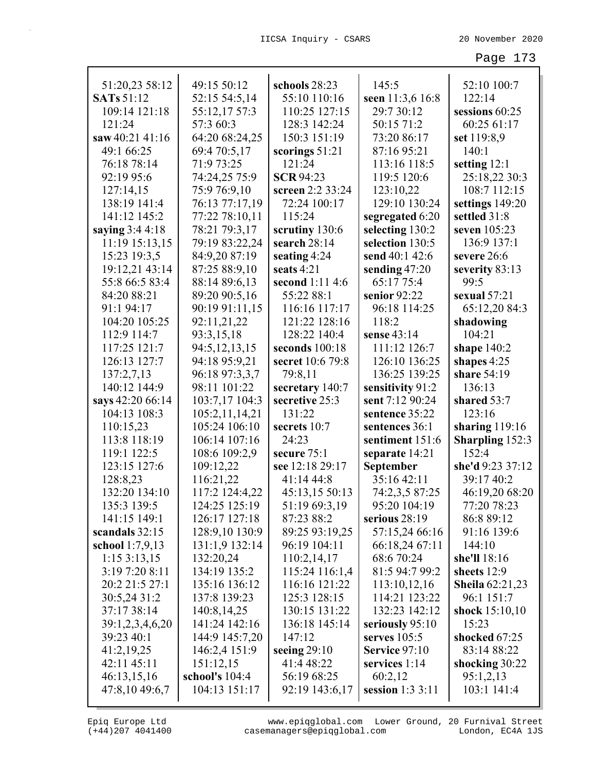51:20,23 58:12
**SATs** 51:12
109:14 121:18
121:24
**saw** 40:21 41:16
49:1 66:25
76:18 78:14
92:19 95:6
127:14,15
138:19 141:4
141:12 145:2
**saying** 3:4 4:18
11:19 15:13,15
15:23 19:3,5
19:12,21 43:14
55:8 66:5 83:4
84:20 88:21
91:1 94:17
104:20 105:25
112:9 114:7
117:25 121:7
126:13 127:7
137:2,7,13
140:12 144:9
**says** 42:20 66:14
104:13 108:3
110:15,23
113:8 118:19
119:1 122:5
123:15 127:6
128:8,23
132:20 134:10
135:3 139:5
141:15 149:1
**scandals** 32:15
**school** 1:7,9,13
1:15 3:13,15
3:19 7:20 8:11
20:2 21:5 27:1
30:5,24 31:2
37:17 38:14
39:1,2,3,4,6,20
39:23 40:1
41:2,19,25
42:11 45:11
46:13,15,16
47:8,10 49:6,7
49:15 50:12
52:15 54:5,14
55:12,17 57:3
57:3 60:3
64:20 68:24,25
69:4 70:5,17
71:9 73:25
74:24,25 75:9
75:9 76:9,10
76:13 77:17,19
77:22 78:10,11
78:21 79:3,17
79:19 83:22,24
84:9,20 87:19
87:25 88:9,10
88:14 89:6,13
89:20 90:5,16
90:19 91:11,15
92:11,21,22
93:3,15,18
94:5,12,13,15
94:18 95:9,21
96:18 97:3,3,7
98:11 101:22
103:7,17 104:3
105:2,11,14,21
105:24 106:10
106:14 107:16
108:6 109:2,9
109:12,22
116:21,22
117:2 124:4,22
124:25 125:19
126:17 127:18
128:9,10 130:9
131:1,9 132:14
132:20,24
134:19 135:2
135:16 136:12
137:8 139:23
140:8,14,25
141:24 142:16
144:9 145:7,20
146:2,4 151:9
151:12,15
**school's** 104:4
104:13 151:17
**schools** 28:23
55:10 110:16
110:25 127:15
128:3 142:24
150:3 151:19
**scorings** 51:21
121:24
**SCR** 94:23
**screen** 2:2 33:24
72:24 100:17
115:24
**scrutiny** 130:6
**search** 28:14
**seating** 4:24
**seats** 4:21
**second** 1:11 4:6
55:22 88:1
116:16 117:17
121:22 128:16
128:22 140:4
**seconds** 100:18
**secret** 10:6 79:8
79:8,11
**secretary** 140:7
**secretive** 25:3
131:22
**secrets** 10:7
24:23
**secure** 75:1
**see** 12:18 29:17
41:14 44:8
45:13,15 50:13
51:19 69:3,19
87:23 88:2
89:25 93:19,25
96:19 104:11
110:2,14,17
115:24 116:1,4
116:16 121:22
125:3 128:15
130:15 131:22
136:18 145:14
147:12
**seeing** 29:10
41:4 48:22
56:19 68:25
92:19 143:6,17
145:5
**seen** 11:3,6 16:8
29:7 30:12
50:15 71:2
73:20 86:17
87:16 95:21
113:16 118:5
119:5 120:6
123:10,22
129:10 130:24
**segregated** 6:20
**selecting** 130:2
**selection** 130:5
**send** 40:1 42:6
**sending** 47:20
65:17 75:4
**senior** 92:22
96:18 114:25
118:2
**sense** 43:14
111:12 126:7
126:10 136:25
136:25 139:25
**sensitivity** 91:2
**sent** 7:12 90:24
**sentence** 35:22
**sentences** 36:1
**sentiment** 151:6
**separate** 14:21
**September**
35:16 42:11
74:2,3,5 87:25
95:20 104:19
**serious** 28:19
57:15,24 66:16
66:18,24 67:11
68:6 70:24
81:5 94:7 99:2
113:10,12,16
114:21 123:22
132:23 142:12
**seriously** 95:10
**serves** 105:5
**Service** 97:10
**services** 1:14
60:2,12
**session** 1:3 3:11
52:10 100:7
122:14
**sessions** 60:25
60:25 61:17
**set** 119:8,9
140:1
**setting** 12:1
25:18,22 30:3
108:7 112:15
**settings** 149:20
**settled** 31:8
**seven** 105:23
136:9 137:1
**severe** 26:6
**severity** 83:13
99:5
**sexual** 57:21
65:12,20 84:3
**shadowing**
104:21
**shape** 140:2
**shapes** 4:25
**share** 54:19
136:13
**shared** 53:7
123:16
**sharing** 119:16
**Sharpling** 152:3
152:4
**she'd** 9:23 37:12
39:17 40:2
46:19,20 68:20
77:20 78:23
86:8 89:12
91:16 139:6
144:10
**she'll** 18:16
**sheets** 12:9
**Sheila** 62:21,23
96:1 151:7
**shock** 15:10,10
15:23
**shocked** 67:25
83:14 88:22
**shocking** 30:22
95:1,2,13
103:1 141:4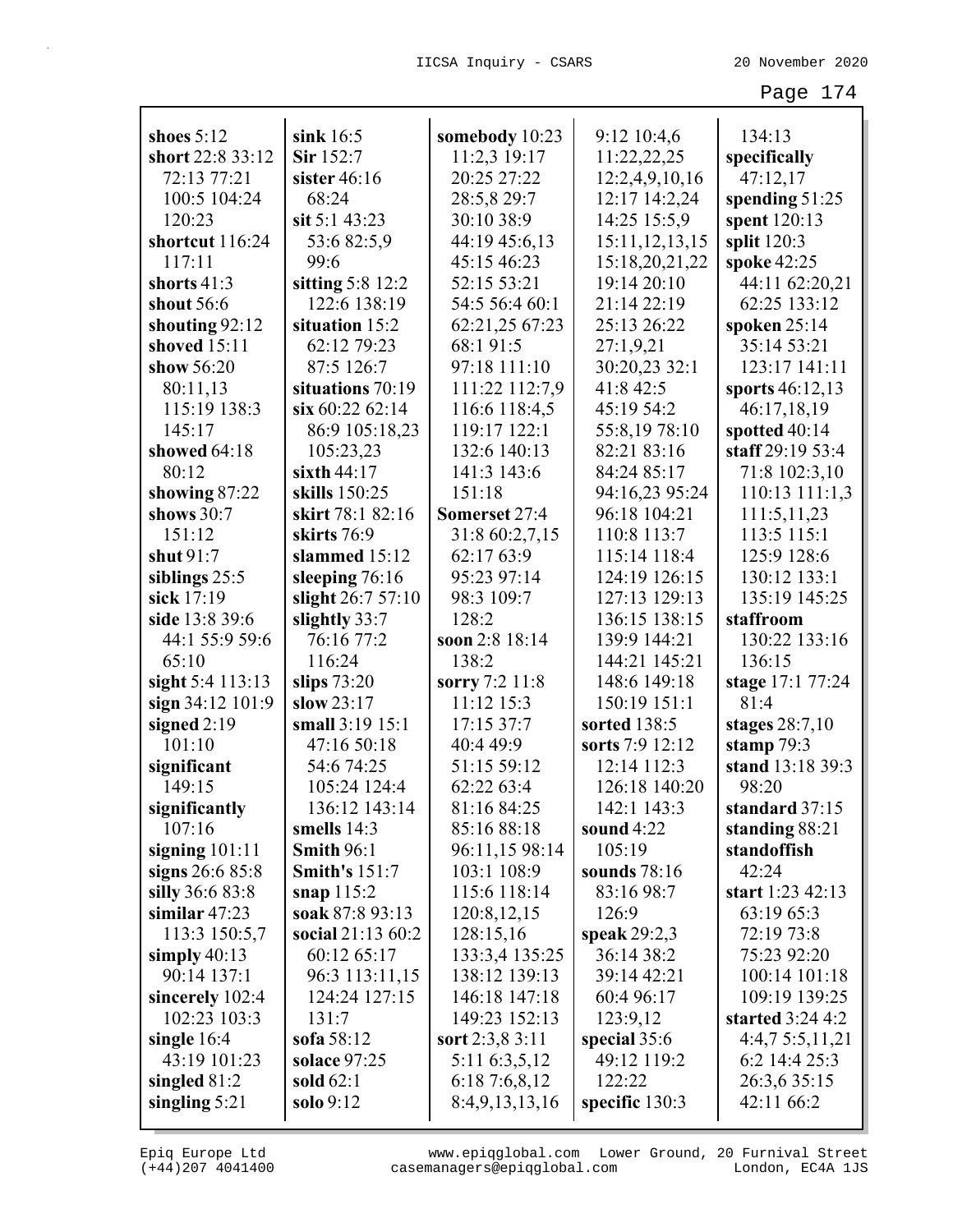**shoes** 5:12
**short** 22:8 33:12 72:13 77:21 100:5 104:24 120:23
**shortcut** 116:24 117:11
**shorts** 41:3
**shout** 56:6
**shouting** 92:12
**shoved** 15:11
**show** 56:20 80:11,13 115:19 138:3 145:17
**showed** 64:18 80:12
**showing** 87:22
**shows** 30:7 151:12
**shut** 91:7
**siblings** 25:5
**sick** 17:19
**side** 13:8 39:6 44:1 55:9 59:6 65:10
**sight** 5:4 113:13
**sign** 34:12 101:9
**signed** 2:19 101:10
**significant** 149:15
**significantly** 107:16
**signing** 101:11
**signs** 26:6 85:8
**silly** 36:6 83:8
**similar** 47:23 113:3 150:5,7
**simply** 40:13 90:14 137:1
**sincerely** 102:4 102:23 103:3
**single** 16:4 43:19 101:23
**singled** 81:2
**singling** 5:21
**sink** 16:5
**Sir** 152:7
**sister** 46:16 68:24
**sit** 5:1 43:23 53:6 82:5,9 99:6
**sitting** 5:8 12:2 122:6 138:19
**situation** 15:2 62:12 79:23 87:5 126:7
**situations** 70:19
**six** 60:22 62:14 86:9 105:18,23 105:23,23
**sixth** 44:17
**skills** 150:25
**skirt** 78:1 82:16
**skirts** 76:9
**slammed** 15:12
**sleeping** 76:16
**slight** 26:7 57:10
**slightly** 33:7 76:16 77:2 116:24
**slips** 73:20
**slow** 23:17
**small** 3:19 15:1 47:16 50:18 54:6 74:25 105:24 124:4 136:12 143:14
**smells** 14:3
**Smith** 96:1
**Smith's** 151:7
**snap** 115:2
**soak** 87:8 93:13
**social** 21:13 60:2 60:12 65:17 96:3 113:11,15 124:24 127:15 131:7
**sofa** 58:12
**solace** 97:25
**sold** 62:1
**solo** 9:12
**somebody** 10:23 11:2,3 19:17 20:25 27:22 28:5,8 29:7 30:10 38:9 44:19 45:6,13 45:15 46:23 52:15 53:21 54:5 56:4 60:1 62:21,25 67:23 68:1 91:5 97:18 111:10 111:22 112:7,9 116:6 118:4,5 119:17 122:1 132:6 140:13 141:3 143:6 151:18
**Somerset** 27:4 31:8 60:2,7,15 62:17 63:9 95:23 97:14 98:3 109:7 128:2
**soon** 2:8 18:14 138:2
**sorry** 7:2 11:8 11:12 15:3 17:15 37:7 40:4 49:9 51:15 59:12 62:22 63:4 81:16 84:25 85:16 88:18 96:11,15 98:14 103:1 108:9 115:6 118:14 120:8,12,15 128:15,16 133:3,4 135:25 138:12 139:13 146:18 147:18 149:23 152:13
**sort** 2:3,8 3:11 5:11 6:3,5,12 6:18 7:6,8,12 8:4,9,13,13,16 9:12 10:4,6 11:22,22,25 12:2,4,9,10,16 12:17 14:2,24 14:25 15:5,9 15:11,12,13,15 15:18,20,21,22 19:14 20:10 21:14 22:19 25:13 26:22 27:1,9,21 30:20,23 32:1 41:8 42:5 45:19 54:2 55:8,19 78:10 82:21 83:16 84:24 85:17 94:16,23 95:24 96:18 104:21 110:8 113:7 115:14 118:4 124:19 126:15 127:13 129:13 136:15 138:15 139:9 144:21 144:21 145:21 148:6 149:18 150:19 151:1
**sorted** 138:5
**sorts** 7:9 12:12 12:14 112:3 126:18 140:20 142:1 143:3
**sound** 4:22 105:19
**sounds** 78:16 83:16 98:7 126:9
**speak** 29:2,3 36:14 38:2 39:14 42:21 60:4 96:17 123:9,12
**special** 35:6 49:12 119:2 122:22
**specific** 130:3 134:13
**specifically** 47:12,17
**spending** 51:25
**spent** 120:13
**split** 120:3
**spoke** 42:25 44:11 62:20,21 62:25 133:12
**spoken** 25:14 35:14 53:21 123:17 141:11
**sports** 46:12,13 46:17,18,19
**spotted** 40:14
**staff** 29:19 53:4 71:8 102:3,10 110:13 111:1,3 111:5,11,23 113:5 115:1 125:9 128:6 130:12 133:1 135:19 145:25
**staffroom** 130:22 133:16 136:15
**stage** 17:1 77:24 81:4
**stages** 28:7,10
**stamp** 79:3
**stand** 13:18 39:3 98:20
**standard** 37:15
**standing** 88:21
**standoffish** 42:24
**start** 1:23 42:13 63:19 65:3 72:19 73:8 75:23 92:20 100:14 101:18 109:19 139:25
**started** 3:24 4:2 4:4,7 5:5,11,21 6:2 14:4 25:3 26:3,6 35:15 42:11 66:2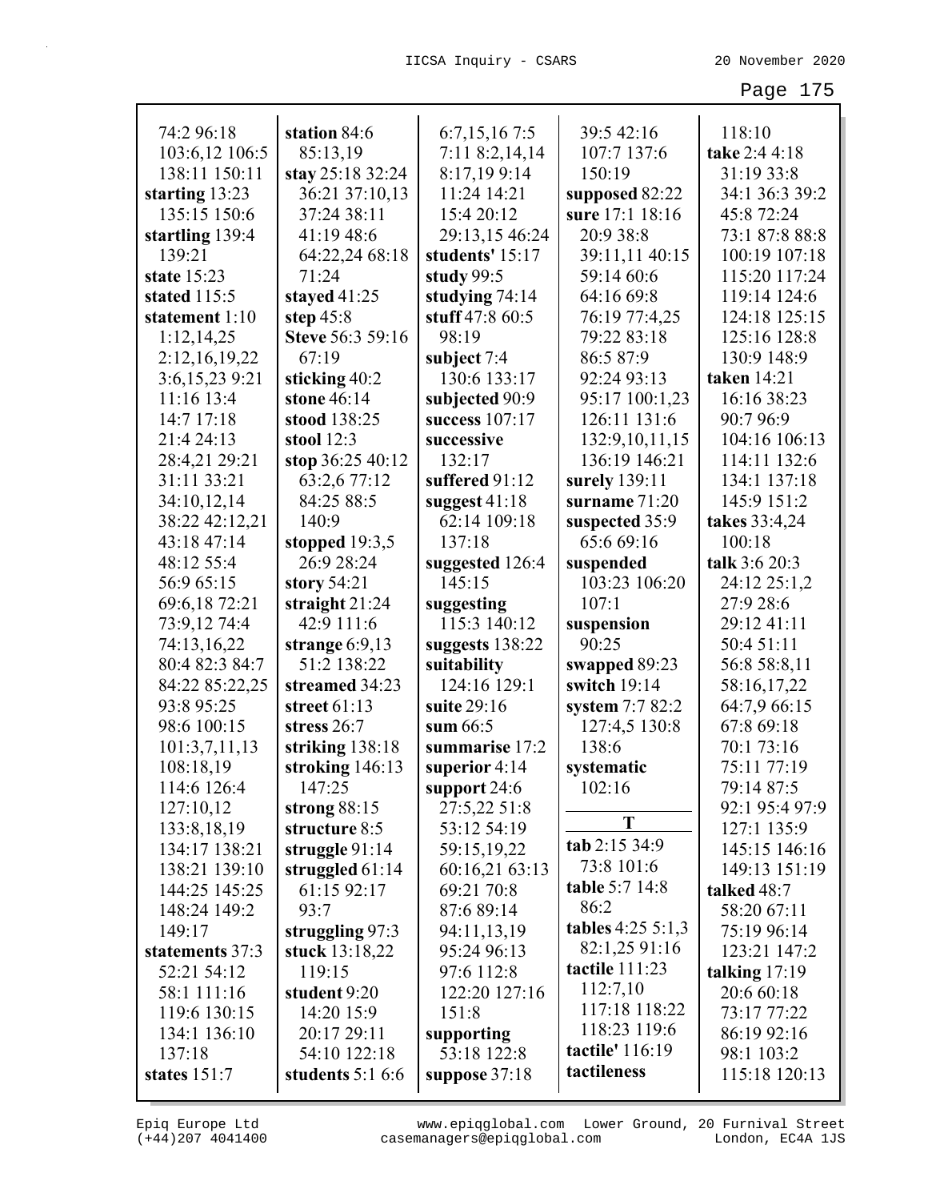74:2 96:18
103:6,12 106:5
138:11 150:11
**starting** 13:23
135:15 150:6
**startling** 139:4
139:21
**state** 15:23
**stated** 115:5
**statement** 1:10
1:12,14,25
2:12,16,19,22
3:6,15,23 9:21
11:16 13:4
14:7 17:18
21:4 24:13
28:4,21 29:21
31:11 33:21
34:10,12,14
38:22 42:12,21
43:18 47:14
48:12 55:4
56:9 65:15
69:6,18 72:21
73:9,12 74:4
74:13,16,22
80:4 82:3 84:7
84:22 85:22,25
93:8 95:25
98:6 100:15
101:3,7,11,13
108:18,19
114:6 126:4
127:10,12
133:8,18,19
134:17 138:21
138:21 139:10
144:25 145:25
148:24 149:2
149:17
**statements** 37:3
52:21 54:12
58:1 111:16
119:6 130:15
134:1 136:10
137:18
**states** 151:7

**station** 84:6
85:13,19
**stay** 25:18 32:24
36:21 37:10,13
37:24 38:11
41:19 48:6
64:22,24 68:18
71:24
**stayed** 41:25
**step** 45:8
**Steve** 56:3 59:16
67:19
**sticking** 40:2
**stone** 46:14
**stood** 138:25
**stool** 12:3
**stop** 36:25 40:12
63:2,6 77:12
84:25 88:5
140:9
**stopped** 19:3,5
26:9 28:24
**story** 54:21
**straight** 21:24
42:9 111:6
**strange** 6:9,13
51:2 138:22
**streamed** 34:23
**street** 61:13
**stress** 26:7
**striking** 138:18
**stroking** 146:13
147:25
**strong** 88:15
**structure** 8:5
**struggle** 91:14
**struggled** 61:14
61:15 92:17
93:7
**struggling** 97:3
**stuck** 13:18,22
119:15
**student** 9:20
14:20 15:9
20:17 29:11
54:10 122:18
**students** 5:1 6:6

6:7,15,16 7:5
7:11 8:2,14,14
8:17,19 9:14
11:24 14:21
15:4 20:12
29:13,15 46:24
**students'** 15:17
**study** 99:5
**studying** 74:14
**stuff** 47:8 60:5
98:19
**subject** 7:4
130:6 133:17
**subjected** 90:9
**success** 107:17
**successive**
132:17
**suffered** 91:12
**suggest** 41:18
62:14 109:18
137:18
**suggested** 126:4
145:15
**suggesting**
115:3 140:12
**suggests** 138:22
**suitability**
124:16 129:1
**suite** 29:16
**sum** 66:5
**summarise** 17:2
**superior** 4:14
**support** 24:6
27:5,22 51:8
53:12 54:19
59:15,19,22
60:16,21 63:13
69:21 70:8
87:6 89:14
94:11,13,19
95:24 96:13
97:6 112:8
122:20 127:16
151:8
**supporting**
53:18 122:8
**suppose** 37:18

39:5 42:16
107:7 137:6
150:19
**supposed** 82:22
**sure** 17:1 18:16
20:9 38:8
39:11,11 40:15
59:14 60:6
64:16 69:8
76:19 77:4,25
79:22 83:18
86:5 87:9
92:24 93:13
95:17 100:1,23
126:11 131:6
132:9,10,11,15
136:19 146:21
**surely** 139:11
**surname** 71:20
**suspected** 35:9
65:6 69:16
**suspended**
103:23 106:20
107:1
**suspension**
90:25
**swapped** 89:23
**switch** 19:14
**system** 7:7 82:2
127:4,5 130:8
138:6
**systematic**
102:16

**T**

**tab** 2:15 34:9
73:8 101:6
**table** 5:7 14:8
86:2
**tables** 4:25 5:1,3
82:1,25 91:16
**tactile** 111:23
112:7,10
117:18 118:22
118:23 119:6
**tactile'** 116:19
**tactileness**

118:10
**take** 2:4 4:18
31:19 33:8
34:1 36:3 39:2
45:8 72:24
73:1 87:8 88:8
100:19 107:18
115:20 117:24
119:14 124:6
124:18 125:15
125:16 128:8
130:9 148:9
**taken** 14:21
16:16 38:23
90:7 96:9
104:16 106:13
114:11 132:6
134:1 137:18
145:9 151:2
**takes** 33:4,24
100:18
**talk** 3:6 20:3
24:12 25:1,2
27:9 28:6
29:12 41:11
50:4 51:11
56:8 58:8,11
58:16,17,22
64:7,9 66:15
67:8 69:18
70:1 73:16
75:11 77:19
79:14 87:5
92:1 95:4 97:9
127:1 135:9
145:15 146:16
149:13 151:19
**talked** 48:7
58:20 67:11
75:19 96:14
123:21 147:2
**talking** 17:19
20:6 60:18
73:17 77:22
86:19 92:16
98:1 103:2
115:18 120:13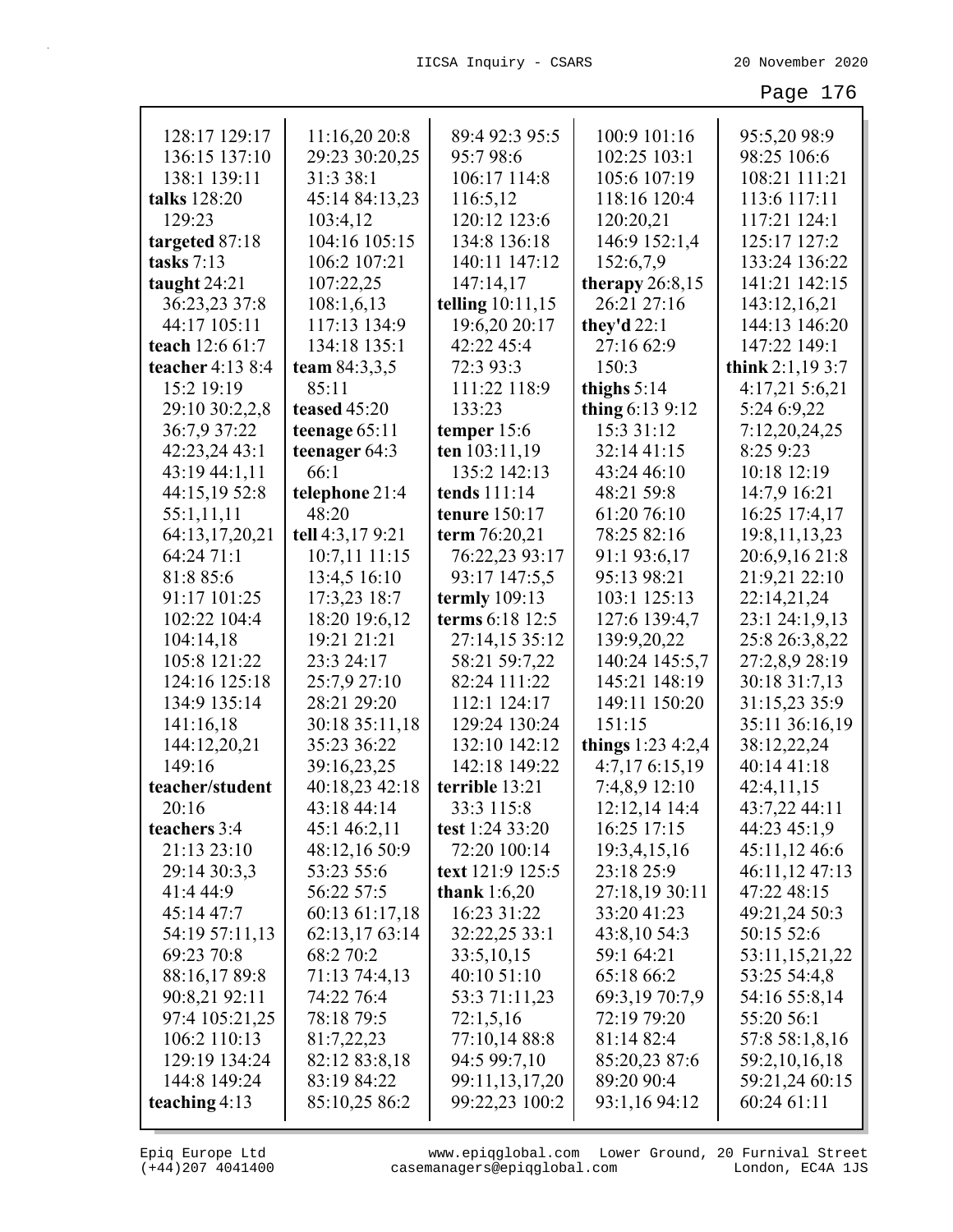128:17 129:17
136:15 137:10
138:1 139:11
**talks** 128:20
129:23
**targeted** 87:18
**tasks** 7:13
**taught** 24:21
36:23,23 37:8
44:17 105:11
**teach** 12:6 61:7
**teacher** 4:13 8:4
15:2 19:19
29:10 30:2,2,8
36:7,9 37:22
42:23,24 43:1
43:19 44:1,11
44:15,19 52:8
55:1,11,11
64:13,17,20,21
64:24 71:1
81:8 85:6
91:17 101:25
102:22 104:4
104:14,18
105:8 121:22
124:16 125:18
134:9 135:14
141:16,18
144:12,20,21
149:16
**teacher/student**
20:16
**teachers** 3:4
21:13 23:10
29:14 30:3,3
41:4 44:9
45:14 47:7
54:19 57:11,13
69:23 70:8
88:16,17 89:8
90:8,21 92:11
97:4 105:21,25
106:2 110:13
129:19 134:24
144:8 149:24
**teaching** 4:13

11:16,20 20:8
29:23 30:20,25
31:3 38:1
45:14 84:13,23
103:4,12
104:16 105:15
106:2 107:21
107:22,25
108:1,6,13
117:13 134:9
134:18 135:1
**team** 84:3,3,5
85:11
**teased** 45:20
**teenage** 65:11
**teenager** 64:3
66:1
**telephone** 21:4
48:20
**tell** 4:3,17 9:21
10:7,11 11:15
13:4,5 16:10
17:3,23 18:7
18:20 19:6,12
19:21 21:21
23:3 24:17
25:7,9 27:10
28:21 29:20
30:18 35:11,18
35:23 36:22
39:16,23,25
40:18,23 42:18
43:18 44:14
45:1 46:2,11
48:12,16 50:9
53:23 55:6
56:22 57:5
60:13 61:17,18
62:13,17 63:14
68:2 70:2
71:13 74:4,13
74:22 76:4
78:18 79:5
81:7,22,23
82:12 83:8,18
83:19 84:22
85:10,25 86:2

89:4 92:3 95:5
95:7 98:6
106:17 114:8
116:5,12
120:12 123:6
134:8 136:18
140:11 147:12
147:14,17
**telling** 10:11,15
19:6,20 20:17
42:22 45:4
72:3 93:3
111:22 118:9
133:23
**temper** 15:6
**ten** 103:11,19
135:2 142:13
**tends** 111:14
**tenure** 150:17
**term** 76:20,21
76:22,23 93:17
93:17 147:5,5
**termly** 109:13
**terms** 6:18 12:5
27:14,15 35:12
58:21 59:7,22
82:24 111:22
112:1 124:17
129:24 130:24
132:10 142:12
142:18 149:22
**terrible** 13:21
33:3 115:8
**test** 1:24 33:20
72:20 100:14
**text** 121:9 125:5
**thank** 1:6,20
16:23 31:22
32:22,25 33:1
33:5,10,15
40:10 51:10
53:3 71:11,23
72:1,5,16
77:10,14 88:8
94:5 99:7,10
99:11,13,17,20
99:22,23 100:2

100:9 101:16
102:25 103:1
105:6 107:19
118:16 120:4
120:20,21
146:9 152:1,4
152:6,7,9
**therapy** 26:8,15
26:21 27:16
**they'd** 22:1
27:16 62:9
150:3
**thighs** 5:14
**thing** 6:13 9:12
15:3 31:12
32:14 41:15
43:24 46:10
48:21 59:8
61:20 76:10
78:25 82:16
91:1 93:6,17
95:13 98:21
103:1 125:13
127:6 139:4,7
139:9,20,22
140:24 145:5,7
145:21 148:19
149:11 150:20
151:15
**things** 1:23 4:2,4
4:7,17 6:15,19
7:4,8,9 12:10
12:12,14 14:4
16:25 17:15
19:3,4,15,16
23:18 25:9
27:18,19 30:11
33:20 41:23
43:8,10 54:3
59:1 64:21
65:18 66:2
69:3,19 70:7,9
72:19 79:20
81:14 82:4
85:20,23 87:6
89:20 90:4
93:1,16 94:12

95:5,20 98:9
98:25 106:6
108:21 111:21
113:6 117:11
117:21 124:1
125:17 127:2
133:24 136:22
141:21 142:15
143:12,16,21
144:13 146:20
147:22 149:1
**think** 2:1,19 3:7
4:17,21 5:6,21
5:24 6:9,22
7:12,20,24,25
8:25 9:23
10:18 12:19
14:7,9 16:21
16:25 17:4,17
19:8,11,13,23
20:6,9,16 21:8
21:9,21 22:10
22:14,21,24
23:1 24:1,9,13
25:8 26:3,8,22
27:2,8,9 28:19
30:18 31:7,13
31:15,23 35:9
35:11 36:16,19
38:12,22,24
40:14 41:18
42:4,11,15
43:7,22 44:11
44:23 45:1,9
45:11,12 46:6
46:11,12 47:13
47:22 48:15
49:21,24 50:3
50:15 52:6
53:11,15,21,22
53:25 54:4,8
54:16 55:8,14
55:20 56:1
57:8 58:1,8,16
59:2,10,16,18
59:21,24 60:15
60:24 61:11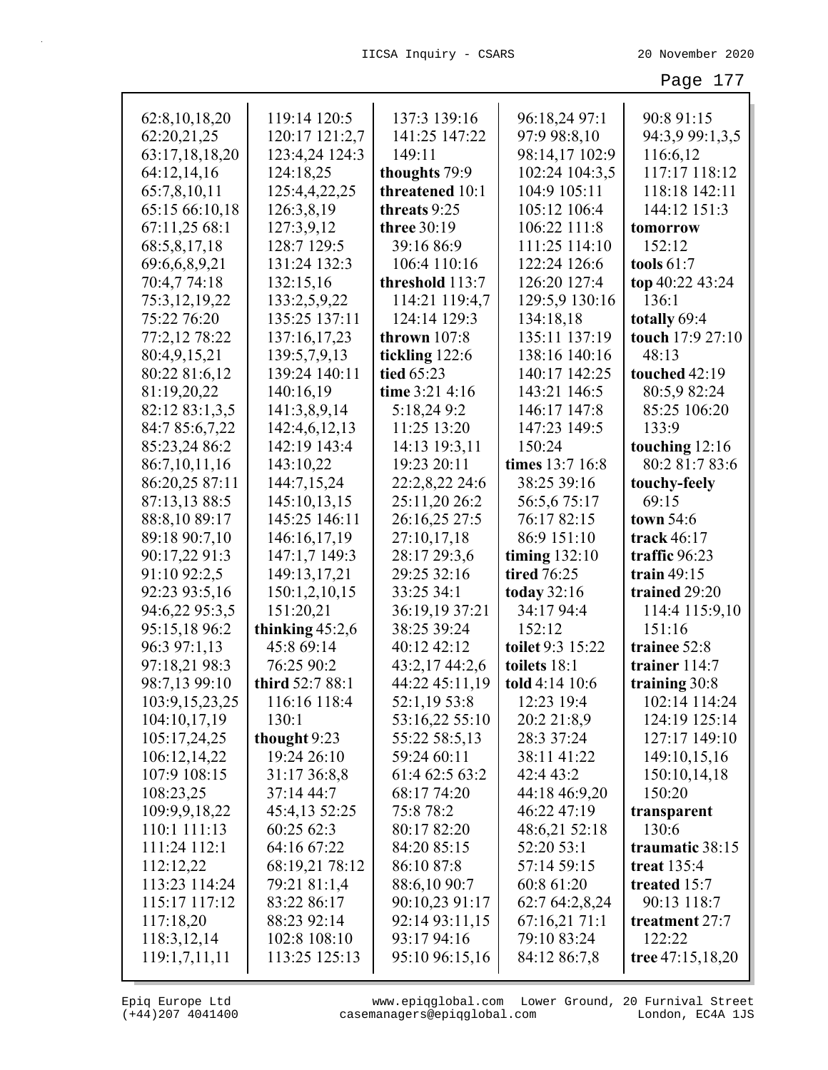62:8,10,18,20
62:20,21,25
63:17,18,18,20
64:12,14,16
65:7,8,10,11
65:15 66:10,18
67:11,25 68:1
68:5,8,17,18
69:6,6,8,9,21
70:4,7 74:18
75:3,12,19,22
75:22 76:20
77:2,12 78:22
80:4,9,15,21
80:22 81:6,12
81:19,20,22
82:12 83:1,3,5
84:7 85:6,7,22
85:23,24 86:2
86:7,10,11,16
86:20,25 87:11
87:13,13 88:5
88:8,10 89:17
89:18 90:7,10
90:17,22 91:3
91:10 92:2,5
92:23 93:5,16
94:6,22 95:3,5
95:15,18 96:2
96:3 97:1,13
97:18,21 98:3
98:7,13 99:10
103:9,15,23,25
104:10,17,19
105:17,24,25
106:12,14,22
107:9 108:15
108:23,25
109:9,9,18,22
110:1 111:13
111:24 112:1
112:12,22
113:23 114:24
115:17 117:12
117:18,20
118:3,12,14
119:1,7,11,11
119:14 120:5
120:17 121:2,7
123:4,24 124:3
124:18,25
125:4,4,22,25
126:3,8,19
127:3,9,12
128:7 129:5
131:24 132:3
132:15,16
133:2,5,9,22
135:25 137:11
137:16,17,23
139:5,7,9,13
139:24 140:11
140:16,19
141:3,8,9,14
142:4,6,12,13
142:19 143:4
143:10,22
144:7,15,24
145:10,13,15
145:25 146:11
146:16,17,19
147:1,7 149:3
149:13,17,21
150:1,2,10,15
151:20,21

**thinking** 45:2,6
45:8 69:14
76:25 90:2

**third** 52:7 88:1
116:16 118:4
130:1

**thought** 9:23
19:24 26:10
31:17 36:8,8
37:14 44:7
45:4,13 52:25
60:25 62:3
64:16 67:22
68:19,21 78:12
79:21 81:1,4
83:22 86:17
88:23 92:14
102:8 108:10
113:25 125:13
137:3 139:16
141:25 147:22
149:11

**thoughts** 79:9

**threatened** 10:1

**threats** 9:25

**three** 30:19
39:16 86:9
106:4 110:16

**threshold** 113:7
114:21 119:4,7
124:14 129:3

**thrown** 107:8

**tickling** 122:6

**tied** 65:23

**time** 3:21 4:16
5:18,24 9:2
11:25 13:20
14:13 19:3,11
19:23 20:11
22:2,8,22 24:6
25:11,20 26:2
26:16,25 27:5
27:10,17,18
28:17 29:3,6
29:25 32:16
33:25 34:1
36:19,19 37:21
38:25 39:24
40:12 42:12
43:2,17 44:2,6
44:22 45:11,19
52:1,19 53:8
53:16,22 55:10
55:22 58:5,13
59:24 60:11
61:4 62:5 63:2
68:17 74:20
75:8 78:2
80:17 82:20
84:20 85:15
86:10 87:8
88:6,10 90:7
90:10,23 91:17
92:14 93:11,15
93:17 94:16
95:10 96:15,16
96:18,24 97:1
97:9 98:8,10
98:14,17 102:9
102:24 104:3,5
104:9 105:11
105:12 106:4
106:22 111:8
111:25 114:10
122:24 126:6
126:20 127:4
129:5,9 130:16
134:18,18
135:11 137:19
138:16 140:16
140:17 142:25
143:21 146:5
146:17 147:8
147:23 149:5
150:24

**times** 13:7 16:8
38:25 39:16
56:5,6 75:17
76:17 82:15
86:9 151:10

**timing** 132:10

**tired** 76:25

**today** 32:16
34:17 94:4
152:12

**toilet** 9:3 15:22

**toilets** 18:1

**told** 4:14 10:6
12:23 19:4
20:2 21:8,9
28:3 37:24
38:11 41:22
42:4 43:2
44:18 46:9,20
46:22 47:19
48:6,21 52:18
52:20 53:1
57:14 59:15
60:8 61:20
62:7 64:2,8,24
67:16,21 71:1
79:10 83:24
84:12 86:7,8
90:8 91:15
94:3,9 99:1,3,5
116:6,12
117:17 118:12
118:18 142:11
144:12 151:3

**tomorrow**
152:12

**tools** 61:7

**top** 40:22 43:24
136:1

**totally** 69:4

**touch** 17:9 27:10
48:13

**touched** 42:19
80:5,9 82:24
85:25 106:20
133:9

**touching** 12:16
80:2 81:7 83:6

**touchy-feely**
69:15

**town** 54:6

**track** 46:17

**traffic** 96:23

**train** 49:15

**trained** 29:20
114:4 115:9,10
151:16

**trainee** 52:8

**trainer** 114:7

**training** 30:8
102:14 114:24
124:19 125:14
127:17 149:10
149:10,15,16
150:10,14,18
150:20

**transparent**
130:6

**traumatic** 38:15

**treat** 135:4

**treated** 15:7
90:13 118:7

**treatment** 27:7
122:22

**tree** 47:15,18,20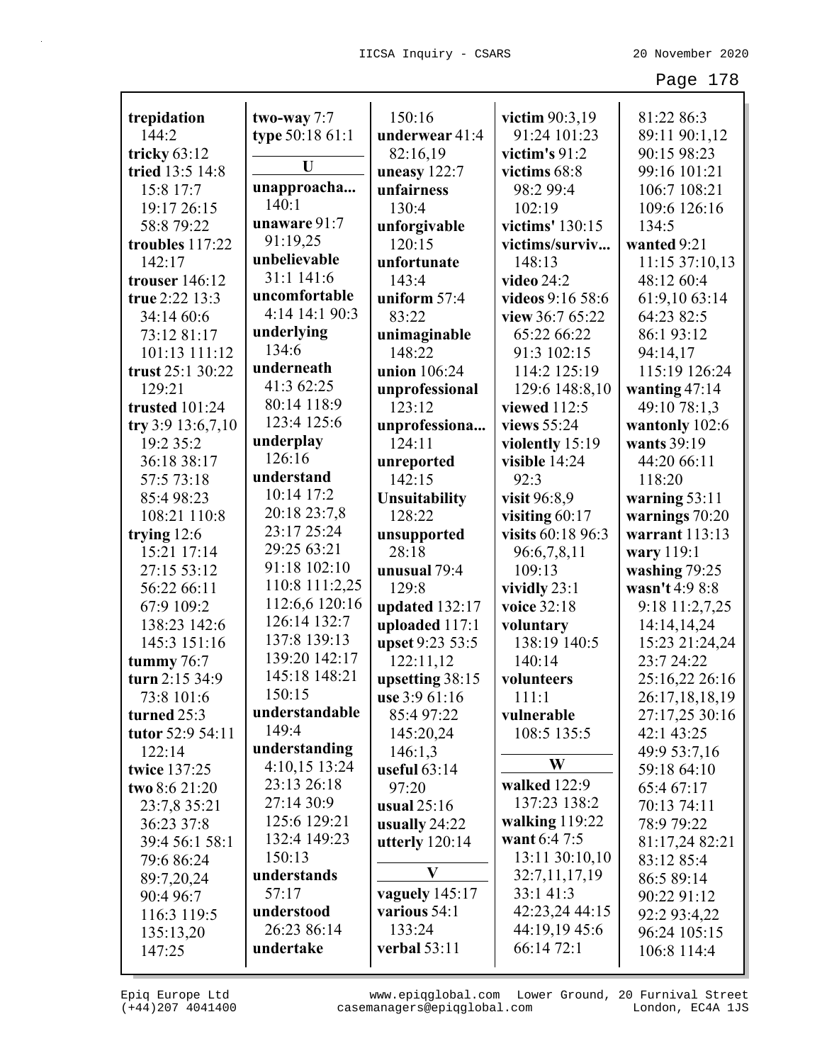**trepidation** 144:2
**tricky** 63:12
**tried** 13:5 14:8 15:8 17:7 19:17 26:15 58:8 79:22
**troubles** 117:22 142:17
**trouser** 146:12
**true** 2:22 13:3 34:14 60:6 73:12 81:17 101:13 111:12
**trust** 25:1 30:22 129:21
**trusted** 101:24
**try** 3:9 13:6,7,10 19:2 35:2 36:18 38:17 57:5 73:18 85:4 98:23 108:21 110:8
**trying** 12:6 15:21 17:14 27:15 53:12 56:22 66:11 67:9 109:2 138:23 142:6 145:3 151:16
**tummy** 76:7
**turn** 2:15 34:9 73:8 101:6
**turned** 25:3
**tutor** 52:9 54:11 122:14
**twice** 137:25
**two** 8:6 21:20 23:7,8 35:21 36:23 37:8 39:4 56:1 58:1 79:6 86:24 89:7,20,24 90:4 96:7 116:3 119:5 135:13,20 147:25
**two-way** 7:7
**type** 50:18 61:1

**U**

**unapproacha...** 140:1
**unaware** 91:7 91:19,25
**unbelievable** 31:1 141:6
**uncomfortable** 4:14 14:1 90:3
**underlying** 134:6
**underneath** 41:3 62:25 80:14 118:9 123:4 125:6
**underplay** 126:16
**understand** 10:14 17:2 20:18 23:7,8 23:17 25:24 29:25 63:21 91:18 102:10 110:8 111:2,25 112:6,6 120:16 126:14 132:7 137:8 139:13 139:20 142:17 145:18 148:21 150:15
**understandable** 149:4
**understanding** 4:10,15 13:24 23:13 26:18 27:14 30:9 125:6 129:21 132:4 149:23 150:13
**understands** 57:17
**understood** 26:23 86:14
**undertake** 150:16
**underwear** 41:4 82:16,19
**uneasy** 122:7
**unfairness** 130:4
**unforgivable** 120:15
**unfortunate** 143:4
**uniform** 57:4 83:22
**unimaginable** 148:22
**union** 106:24
**unprofessional** 123:12
**unprofessiona...** 124:11
**unreported** 142:15
**Unsuitability** 128:22
**unsupported** 28:18
**unusual** 79:4 129:8
**updated** 132:17
**uploaded** 117:1
**upset** 9:23 53:5 122:11,12
**upsetting** 38:15
**use** 3:9 61:16 85:4 97:22 145:20,24 146:1,3
**useful** 63:14 97:20
**usual** 25:16
**usually** 24:22
**utterly** 120:14

**V**

**vaguely** 145:17
**various** 54:1 133:24
**verbal** 53:11
**victim** 90:3,19 91:24 101:23
**victim's** 91:2
**victims** 68:8 98:2 99:4 102:19
**victims'** 130:15
**victims/surviv...** 148:13
**video** 24:2
**videos** 9:16 58:6
**view** 36:7 65:22 65:22 66:22 91:3 102:15 114:2 125:19 129:6 148:8,10
**viewed** 112:5
**views** 55:24
**violently** 15:19
**visible** 14:24 92:3
**visit** 96:8,9
**visiting** 60:17
**visits** 60:18 96:3 96:6,7,8,11 109:13
**vividly** 23:1
**voice** 32:18
**voluntary** 138:19 140:5 140:14
**volunteers** 111:1
**vulnerable** 108:5 135:5

**W**

**walked** 122:9 137:23 138:2
**walking** 119:22
**want** 6:4 7:5 13:11 30:10,10 32:7,11,17,19 33:1 41:3 42:23,24 44:15 44:19,19 45:6 66:14 72:1 81:22 86:3 89:11 90:1,12 90:15 98:23 99:16 101:21 106:7 108:21 109:6 126:16 134:5
**wanted** 9:21 11:15 37:10,13 48:12 60:4 61:9,10 63:14 64:23 82:5 86:1 93:12 94:14,17 115:19 126:24
**wanting** 47:14 49:10 78:1,3
**wantonly** 102:6
**wants** 39:19 44:20 66:11 118:20
**warning** 53:11
**warnings** 70:20
**warrant** 113:13
**wary** 119:1
**washing** 79:25
**wasn't** 4:9 8:8 9:18 11:2,7,25 14:14,14,24 15:23 21:24,24 23:7 24:22 25:16,22 26:16 26:17,18,18,19 27:17,25 30:16 42:1 43:25 49:9 53:7,16 59:18 64:10 65:4 67:17 70:13 74:11 78:9 79:22 81:17,24 82:21 83:12 85:4 86:5 89:14 90:22 91:12 92:2 93:4,22 96:24 105:15 106:8 114:4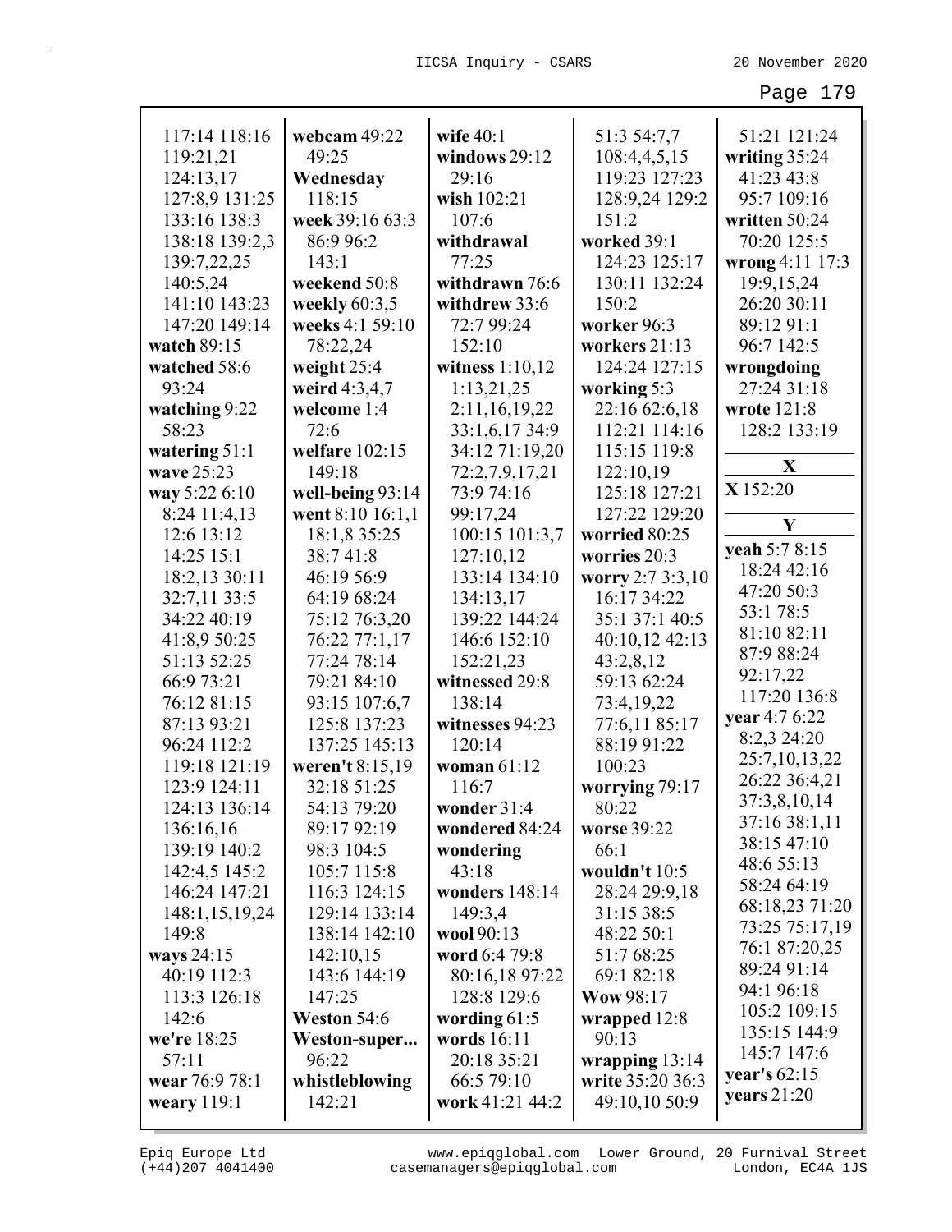117:14 118:16
119:21,21
124:13,17
127:8,9 131:25
133:16 138:3
138:18 139:2,3
139:7,22,25
140:5,24
141:10 143:23
147:20 149:14

**watch** 89:15

**watched** 58:6
93:24

**watching** 9:22
58:23

**watering** 51:1

**wave** 25:23

**way** 5:22 6:10
8:24 11:4,13
12:6 13:12
14:25 15:1
18:2,13 30:11
32:7,11 33:5
34:22 40:19
41:8,9 50:25
51:13 52:25
66:9 73:21
76:12 81:15
87:13 93:21
96:24 112:2
119:18 121:19
123:9 124:11
124:13 136:14
136:16,16
139:19 140:2
142:4,5 145:2
146:24 147:21
148:1,15,19,24
149:8

**ways** 24:15
40:19 112:3
113:3 126:18
142:6

**we're** 18:25
57:11

**wear** 76:9 78:1

**weary** 119:1

**webcam** 49:22
49:25

**Wednesday**
118:15

**week** 39:16 63:3
86:9 96:2
143:1

**weekend** 50:8

**weekly** 60:3,5

**weeks** 4:1 59:10
78:22,24

**weight** 25:4

**weird** 4:3,4,7

**welcome** 1:4
72:6

**welfare** 102:15
149:18

**well-being** 93:14

**went** 8:10 16:1,1
18:1,8 35:25
38:7 41:8
46:19 56:9
64:19 68:24
75:12 76:3,20
76:22 77:1,17
77:24 78:14
79:21 84:10
93:15 107:6,7
125:8 137:23
137:25 145:13

**weren't** 8:15,19
32:18 51:25
54:13 79:20
89:17 92:19
98:3 104:5
105:7 115:8
116:3 124:15
129:14 133:14
138:14 142:10
142:10,15
143:6 144:19
147:25

**Weston** 54:6

**Weston-super...**
96:22

**whistleblowing**
142:21

**wife** 40:1

**windows** 29:12
29:16

**wish** 102:21
107:6

**withdrawal**
77:25

**withdrawn** 76:6

**withdrew** 33:6
72:7 99:24
152:10

**witness** 1:10,12
1:13,21,25
2:11,16,19,22
33:1,6,17 34:9
34:12 71:19,20
72:2,7,9,17,21
73:9 74:16
99:17,24
100:15 101:3,7
127:10,12
133:14 134:10
134:13,17
139:22 144:24
146:6 152:10
152:21,23

**witnessed** 29:8
138:14

**witnesses** 94:23
120:14

**woman** 61:12
116:7

**wonder** 31:4

**wondered** 84:24

**wondering**
43:18

**wonders** 148:14
149:3,4

**wool** 90:13

**word** 6:4 79:8
80:16,18 97:22
128:8 129:6

**wording** 61:5

**words** 16:11
20:18 35:21
66:5 79:10

**work** 41:21 44:2
51:3 54:7,7
108:4,4,5,15
119:23 127:23
128:9,24 129:2
151:2

**worked** 39:1
124:23 125:17
130:11 132:24
150:2

**worker** 96:3

**workers** 21:13
124:24 127:15

**working** 5:3
22:16 62:6,18
112:21 114:16
115:15 119:8
122:10,19
125:18 127:21
127:22 129:20

**worried** 80:25

**worries** 20:3

**worry** 2:7 3:3,10
16:17 34:22
35:1 37:1 40:5
40:10,12 42:13
43:2,8,12
59:13 62:24
73:4,19,22
77:6,11 85:17
88:19 91:22
100:23

**worrying** 79:17
80:22

**worse** 39:22
66:1

**wouldn't** 10:5
28:24 29:9,18
31:15 38:5
48:22 50:1
51:7 68:25
69:1 82:18

**Wow** 98:17

**wrapped** 12:8
90:13

**wrapping** 13:14

**write** 35:20 36:3
49:10,10 50:9
51:21 121:24

**writing** 35:24
41:23 43:8
95:7 109:16

**written** 50:24
70:20 125:5

**wrong** 4:11 17:3
19:9,15,24
26:20 30:11
89:12 91:1
96:7 142:5

**wrongdoing**
27:24 31:18

**wrote** 121:8
128:2 133:19

## X

**X** 152:20

## Y

**yeah** 5:7 8:15
18:24 42:16
47:20 50:3
53:1 78:5
81:10 82:11
87:9 88:24
92:17,22
117:20 136:8

**year** 4:7 6:22
8:2,3 24:20
25:7,10,13,22
26:22 36:4,21
37:3,8,10,14
37:16 38:1,11
38:15 47:10
48:6 55:13
58:24 64:19
68:18,23 71:20
73:25 75:17,19
76:1 87:20,25
89:24 91:14
94:1 96:18
105:2 109:15
135:15 144:9
145:7 147:6

**year's** 62:15

**years** 21:20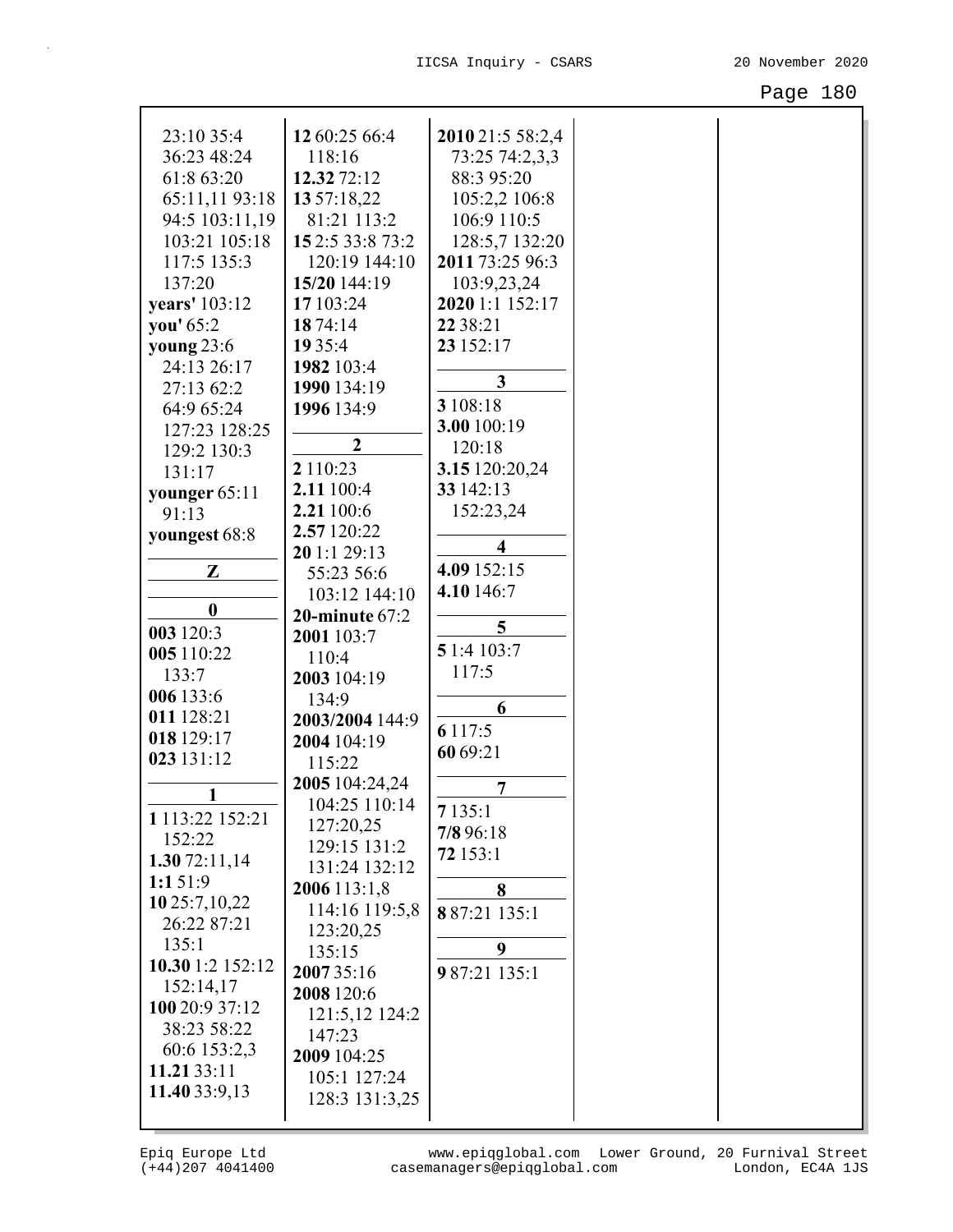23:10 35:4
36:23 48:24
61:8 63:20
65:11,11 93:18
94:5 103:11,19
103:21 105:18
117:5 135:3
137:20
**years'** 103:12
**you'** 65:2
**young** 23:6
24:13 26:17
27:13 62:2
64:9 65:24
127:23 128:25
129:2 130:3
131:17
**younger** 65:11
91:13
**youngest** 68:8

**Z**

**0**

**003** 120:3
**005** 110:22
133:7
**006** 133:6
**011** 128:21
**018** 129:17
**023** 131:12

**1**

**1** 113:22 152:21
152:22
**1.30** 72:11,14
**1:1** 51:9
**10** 25:7,10,22
26:22 87:21
135:1
**10.30** 1:2 152:12
152:14,17
**100** 20:9 37:12
38:23 58:22
60:6 153:2,3
**11.21** 33:11
**11.40** 33:9,13
**12** 60:25 66:4
118:16
**12.32** 72:12
**13** 57:18,22
81:21 113:2
**15** 2:5 33:8 73:2
120:19 144:10
**15/20** 144:19
**17** 103:24
**18** 74:14
**19** 35:4
**1982** 103:4
**1990** 134:19
**1996** 134:9

**2**

**2** 110:23
**2.11** 100:4
**2.21** 100:6
**2.57** 120:22
**20** 1:1 29:13
55:23 56:6
103:12 144:10
**20-minute** 67:2
**2001** 103:7
110:4
**2003** 104:19
134:9
**2003/2004** 144:9
**2004** 104:19
115:22
**2005** 104:24,24
104:25 110:14
127:20,25
129:15 131:2
131:24 132:12
**2006** 113:1,8
114:16 119:5,8
123:20,25
135:15
**2007** 35:16
**2008** 120:6
121:5,12 124:2
147:23
**2009** 104:25
105:1 127:24
128:3 131:3,25
**2010** 21:5 58:2,4
73:25 74:2,3,3
88:3 95:20
105:2,2 106:8
106:9 110:5
128:5,7 132:20
**2011** 73:25 96:3
103:9,23,24
**2020** 1:1 152:17
**22** 38:21
**23** 152:17

**3**

**3** 108:18
**3.00** 100:19
120:18
**3.15** 120:20,24
**33** 142:13
152:23,24

**4**

**4.09** 152:15
**4.10** 146:7

**5**

**5** 1:4 103:7
117:5

**6**

**6** 117:5
**60** 69:21

**7**

**7** 135:1
**7/8** 96:18
**72** 153:1

**8**

**8** 87:21 135:1

**9**

**9** 87:21 135:1